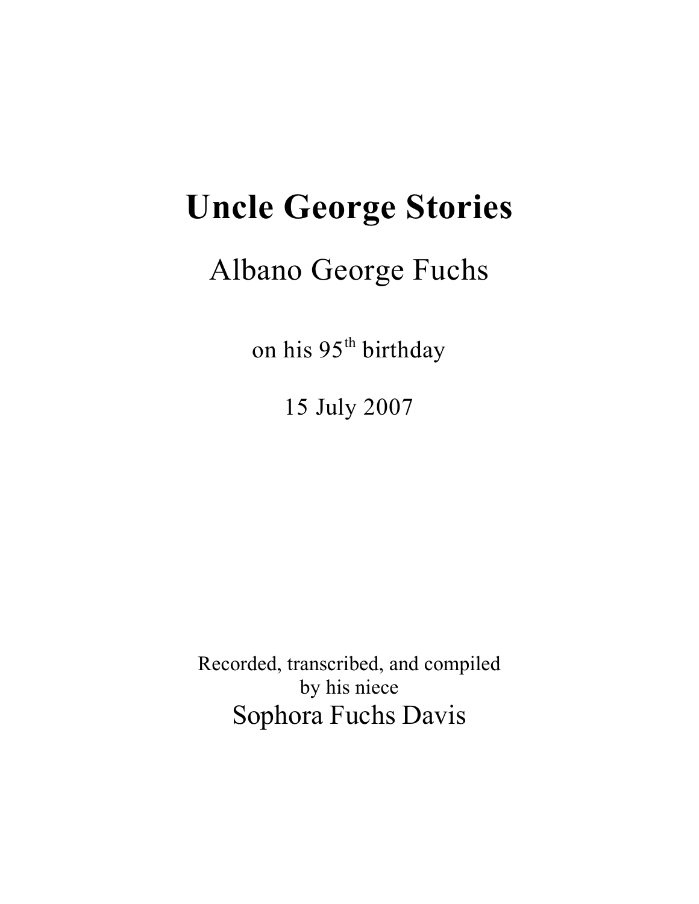# Uncle George Stories

## Albano George Fuchs

on his 95th birthday

15 July 2007

Recorded, transcribed, and compiled
by his niece

Sophora Fuchs Davis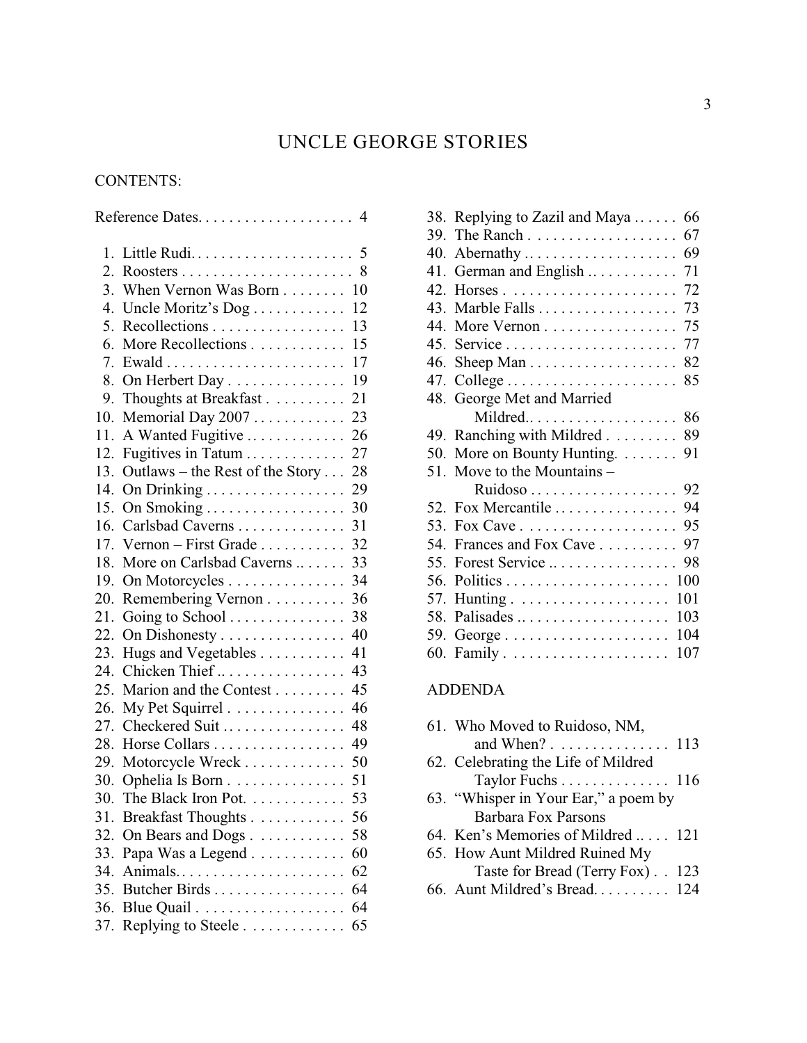# UNCLE GEORGE STORIES

CONTENTS:

Reference Dates. . . . . . . . . . . . . . . . . . . . 4

1. Little Rudi. . . . . . . . . . . . . . . . . . . . . 5
2. Roosters . . . . . . . . . . . . . . . . . . . . . . 8
3. When Vernon Was Born . . . . . . . . 10
4. Uncle Moritz's Dog . . . . . . . . . . . . 12
5. Recollections . . . . . . . . . . . . . . . . . 13
6. More Recollections . . . . . . . . . . . . 15
7. Ewald . . . . . . . . . . . . . . . . . . . . . . . 17
8. On Herbert Day . . . . . . . . . . . . . . . 19
9. Thoughts at Breakfast . . . . . . . . . . 21
10. Memorial Day 2007 . . . . . . . . . . . . 23
11. A Wanted Fugitive . . . . . . . . . . . . . 26
12. Fugitives in Tatum . . . . . . . . . . . . . 27
13. Outlaws – the Rest of the Story . . . 28
14. On Drinking . . . . . . . . . . . . . . . . . . 29
15. On Smoking . . . . . . . . . . . . . . . . . . 30
16. Carlsbad Caverns . . . . . . . . . . . . . . 31
17. Vernon – First Grade . . . . . . . . . . . 32
18. More on Carlsbad Caverns .. . . . . . 33
19. On Motorcycles . . . . . . . . . . . . . . . 34
20. Remembering Vernon . . . . . . . . . . 36
21. Going to School . . . . . . . . . . . . . . . 38
22. On Dishonesty . . . . . . . . . . . . . . . . 40
23. Hugs and Vegetables . . . . . . . . . . . 41
24. Chicken Thief .. . . . . . . . . . . . . . . . 43
25. Marion and the Contest . . . . . . . . . 45
26. My Pet Squirrel . . . . . . . . . . . . . . . 46
27. Checkered Suit . . . . . . . . . . . . . . . . 48
28. Horse Collars . . . . . . . . . . . . . . . . . 49
29. Motorcycle Wreck . . . . . . . . . . . . . 50
30. Ophelia Is Born . . . . . . . . . . . . . . . 51
30. The Black Iron Pot. . . . . . . . . . . . . 53
31. Breakfast Thoughts . . . . . . . . . . . . 56
32. On Bears and Dogs . . . . . . . . . . . . 58
33. Papa Was a Legend . . . . . . . . . . . . 60
34. Animals. . . . . . . . . . . . . . . . . . . . . . 62
35. Butcher Birds . . . . . . . . . . . . . . . . . 64
36. Blue Quail . . . . . . . . . . . . . . . . . . . 64
37. Replying to Steele . . . . . . . . . . . . . 65
38. Replying to Zazil and Maya . . . . . . 66
39. The Ranch . . . . . . . . . . . . . . . . . . . 67
40. Abernathy .. . . . . . . . . . . . . . . . . . . 69
41. German and English .. . . . . . . . . . . 71
42. Horses . . . . . . . . . . . . . . . . . . . . . . 72
43. Marble Falls . . . . . . . . . . . . . . . . . . 73
44. More Vernon . . . . . . . . . . . . . . . . . 75
45. Service . . . . . . . . . . . . . . . . . . . . . . 77
46. Sheep Man . . . . . . . . . . . . . . . . . . . 82
47. College . . . . . . . . . . . . . . . . . . . . . . 85
48. George Met and Married Mildred.. . . . . . . . . . . . . . . . . . . 86
49. Ranching with Mildred . . . . . . . . . 89
50. More on Bounty Hunting. . . . . . . . 91
51. Move to the Mountains – Ruidoso . . . . . . . . . . . . . . . . . . 92
52. Fox Mercantile . . . . . . . . . . . . . . . . 94
53. Fox Cave . . . . . . . . . . . . . . . . . . . . 95
54. Frances and Fox Cave . . . . . . . . . . 97
55. Forest Service .. . . . . . . . . . . . . . . . 98
56. Politics . . . . . . . . . . . . . . . . . . . . . 100
57. Hunting . . . . . . . . . . . . . . . . . . . . 101
58. Palisades .. . . . . . . . . . . . . . . . . . . 103
59. George . . . . . . . . . . . . . . . . . . . . . 104
60. Family . . . . . . . . . . . . . . . . . . . . . 107

ADDENDA

61. Who Moved to Ruidoso, NM, and When? . . . . . . . . . . . . . . . 113
62. Celebrating the Life of Mildred Taylor Fuchs . . . . . . . . . . . . . . 116
63. "Whisper in Your Ear," a poem by Barbara Fox Parsons
64. Ken's Memories of Mildred .. . . . 121
65. How Aunt Mildred Ruined My Taste for Bread (Terry Fox) . . 123
66. Aunt Mildred's Bread. . . . . . . . . . 124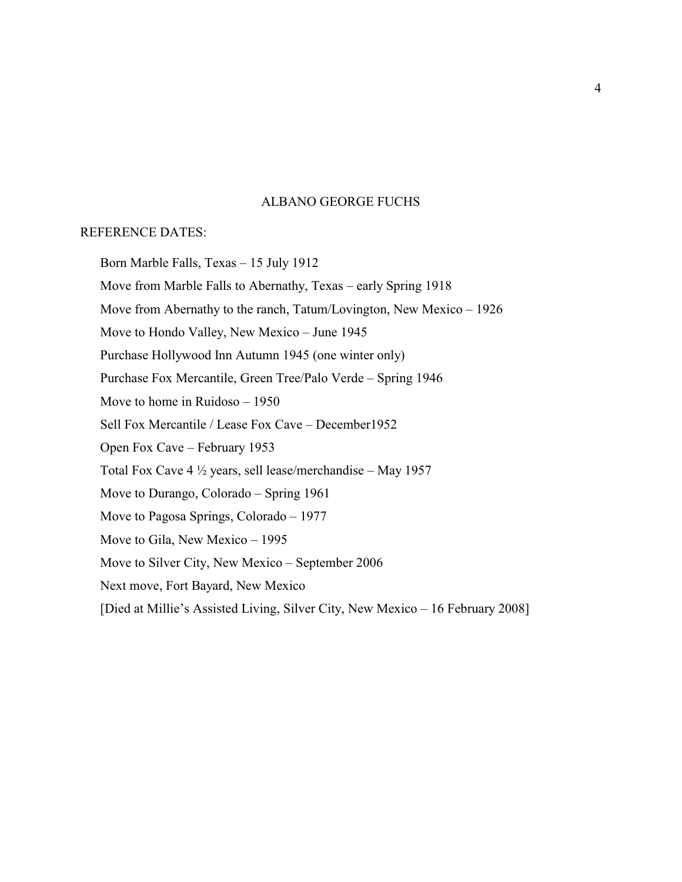# ALBANO GEORGE FUCHS

REFERENCE DATES:

Born Marble Falls, Texas – 15 July 1912

Move from Marble Falls to Abernathy, Texas – early Spring 1918

Move from Abernathy to the ranch, Tatum/Lovington, New Mexico – 1926

Move to Hondo Valley, New Mexico – June 1945

Purchase Hollywood Inn Autumn 1945 (one winter only)

Purchase Fox Mercantile, Green Tree/Palo Verde – Spring 1946

Move to home in Ruidoso – 1950

Sell Fox Mercantile / Lease Fox Cave – December1952

Open Fox Cave – February 1953

Total Fox Cave 4 ½ years, sell lease/merchandise – May 1957

Move to Durango, Colorado – Spring 1961

Move to Pagosa Springs, Colorado – 1977

Move to Gila, New Mexico – 1995

Move to Silver City, New Mexico – September 2006

Next move, Fort Bayard, New Mexico

[Died at Millie's Assisted Living, Silver City, New Mexico – 16 February 2008]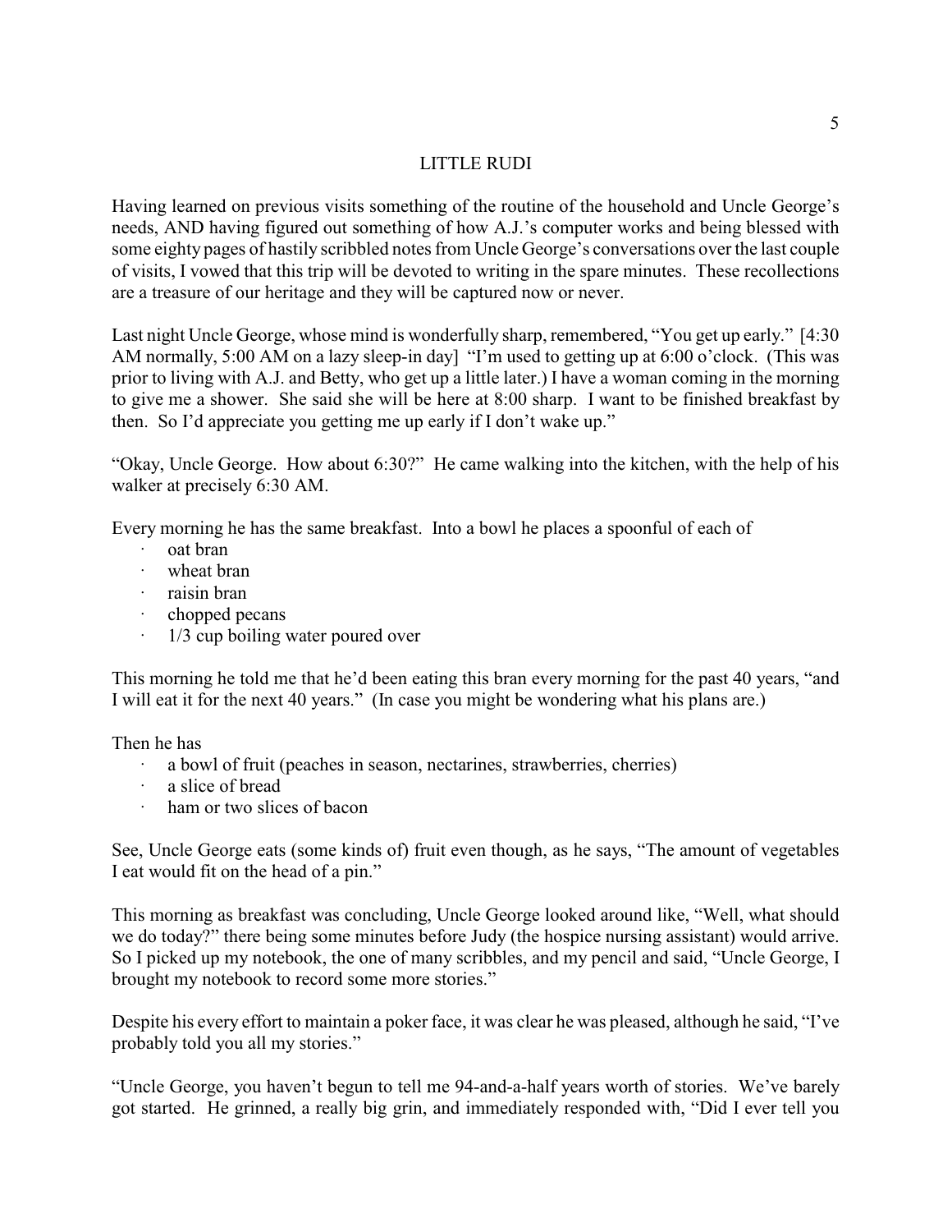## LITTLE RUDI

Having learned on previous visits something of the routine of the household and Uncle George's needs, AND having figured out something of how A.J.'s computer works and being blessed with some eighty pages of hastily scribbled notes from Uncle George's conversations over the last couple of visits, I vowed that this trip will be devoted to writing in the spare minutes. These recollections are a treasure of our heritage and they will be captured now or never.

Last night Uncle George, whose mind is wonderfully sharp, remembered, "You get up early." [4:30 AM normally, 5:00 AM on a lazy sleep-in day] "I'm used to getting up at 6:00 o'clock. (This was prior to living with A.J. and Betty, who get up a little later.) I have a woman coming in the morning to give me a shower. She said she will be here at 8:00 sharp. I want to be finished breakfast by then. So I'd appreciate you getting me up early if I don't wake up."

"Okay, Uncle George. How about 6:30?" He came walking into the kitchen, with the help of his walker at precisely 6:30 AM.

Every morning he has the same breakfast. Into a bowl he places a spoonful of each of

- oat bran
- wheat bran
- raisin bran
- chopped pecans
- 1/3 cup boiling water poured over

This morning he told me that he'd been eating this bran every morning for the past 40 years, "and I will eat it for the next 40 years." (In case you might be wondering what his plans are.)

Then he has

- a bowl of fruit (peaches in season, nectarines, strawberries, cherries)
- a slice of bread
- ham or two slices of bacon

See, Uncle George eats (some kinds of) fruit even though, as he says, "The amount of vegetables I eat would fit on the head of a pin."

This morning as breakfast was concluding, Uncle George looked around like, "Well, what should we do today?" there being some minutes before Judy (the hospice nursing assistant) would arrive. So I picked up my notebook, the one of many scribbles, and my pencil and said, "Uncle George, I brought my notebook to record some more stories."

Despite his every effort to maintain a poker face, it was clear he was pleased, although he said, "I've probably told you all my stories."

"Uncle George, you haven't begun to tell me 94-and-a-half years worth of stories. We've barely got started. He grinned, a really big grin, and immediately responded with, "Did I ever tell you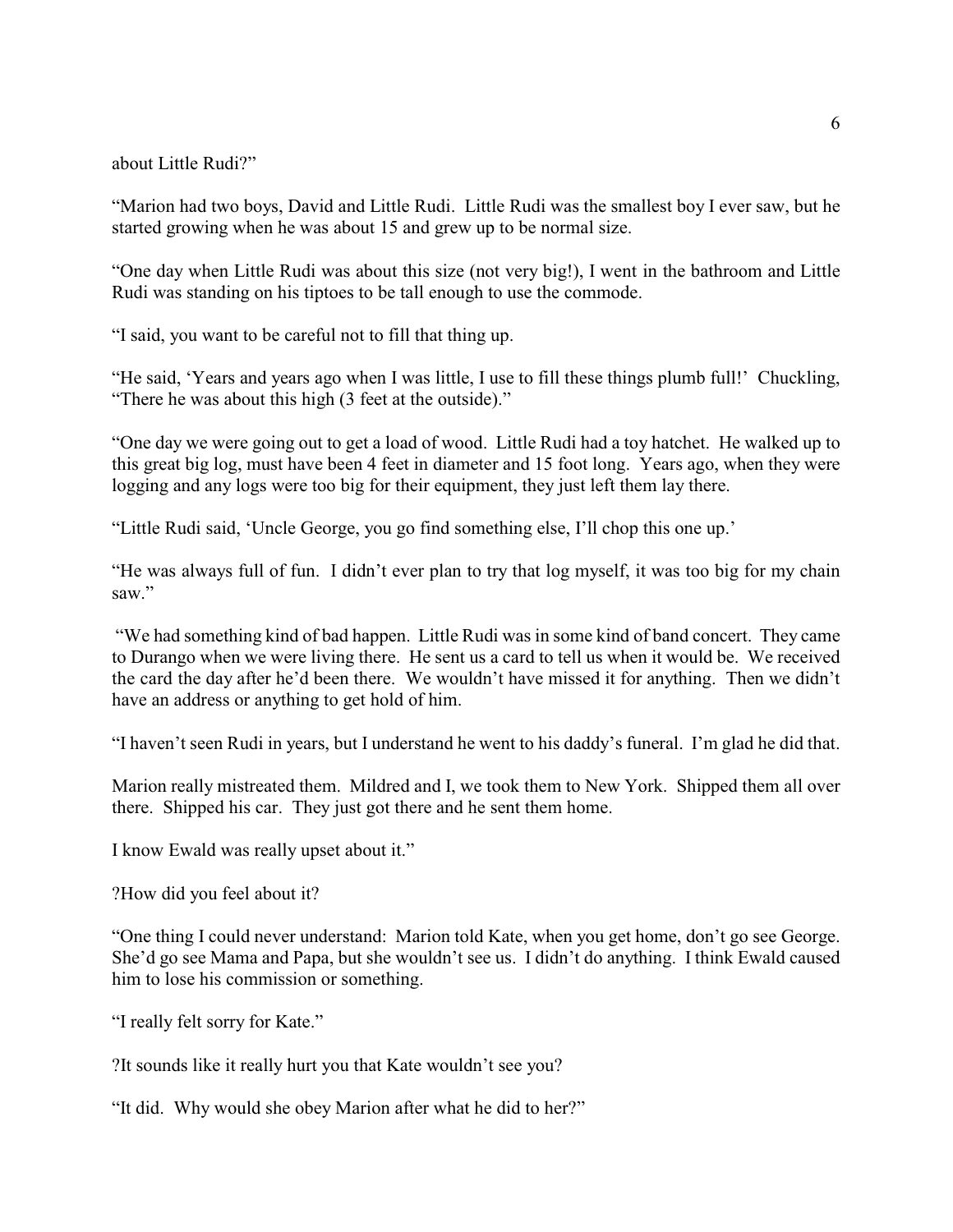about Little Rudi?"

"Marion had two boys, David and Little Rudi. Little Rudi was the smallest boy I ever saw, but he started growing when he was about 15 and grew up to be normal size.

"One day when Little Rudi was about this size (not very big!), I went in the bathroom and Little Rudi was standing on his tiptoes to be tall enough to use the commode.

"I said, you want to be careful not to fill that thing up.

"He said, 'Years and years ago when I was little, I use to fill these things plumb full!' Chuckling, "There he was about this high (3 feet at the outside)."

"One day we were going out to get a load of wood. Little Rudi had a toy hatchet. He walked up to this great big log, must have been 4 feet in diameter and 15 foot long. Years ago, when they were logging and any logs were too big for their equipment, they just left them lay there.

"Little Rudi said, 'Uncle George, you go find something else, I'll chop this one up.'

"He was always full of fun. I didn't ever plan to try that log myself, it was too big for my chain saw."

"We had something kind of bad happen. Little Rudi was in some kind of band concert. They came to Durango when we were living there. He sent us a card to tell us when it would be. We received the card the day after he'd been there. We wouldn't have missed it for anything. Then we didn't have an address or anything to get hold of him.

"I haven't seen Rudi in years, but I understand he went to his daddy's funeral. I'm glad he did that.

Marion really mistreated them. Mildred and I, we took them to New York. Shipped them all over there. Shipped his car. They just got there and he sent them home.

I know Ewald was really upset about it."

?How did you feel about it?

"One thing I could never understand: Marion told Kate, when you get home, don't go see George. She'd go see Mama and Papa, but she wouldn't see us. I didn't do anything. I think Ewald caused him to lose his commission or something.

"I really felt sorry for Kate."

?It sounds like it really hurt you that Kate wouldn't see you?

"It did. Why would she obey Marion after what he did to her?"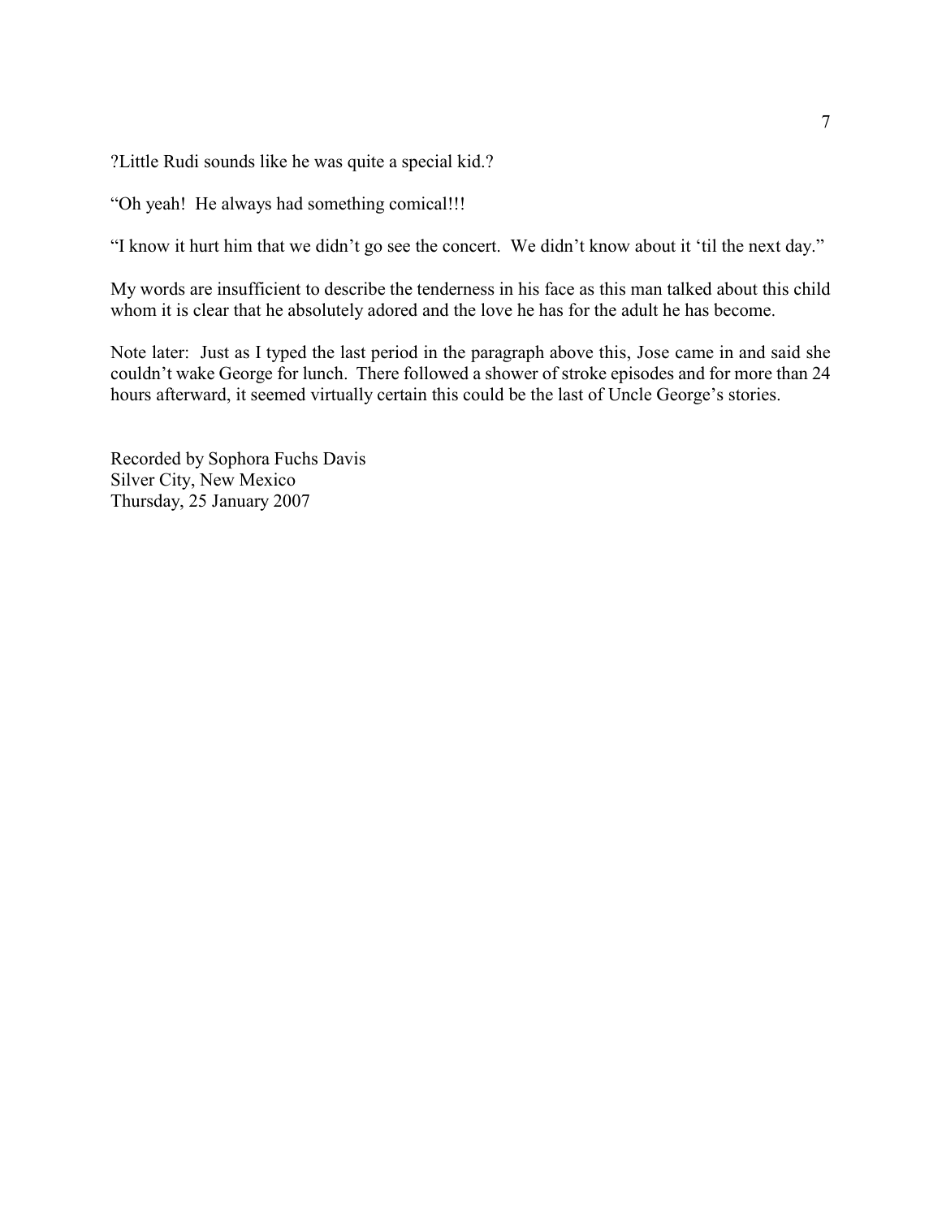?Little Rudi sounds like he was quite a special kid.?

“Oh yeah!  He always had something comical!!!

“I know it hurt him that we didn’t go see the concert.  We didn’t know about it ‘til the next day.”

My words are insufficient to describe the tenderness in his face as this man talked about this child whom it is clear that he absolutely adored and the love he has for the adult he has become.

Note later:  Just as I typed the last period in the paragraph above this, Jose came in and said she couldn’t wake George for lunch.  There followed a shower of stroke episodes and for more than 24 hours afterward, it seemed virtually certain this could be the last of Uncle George’s stories.

Recorded by Sophora Fuchs Davis  
Silver City, New Mexico  
Thursday, 25 January 2007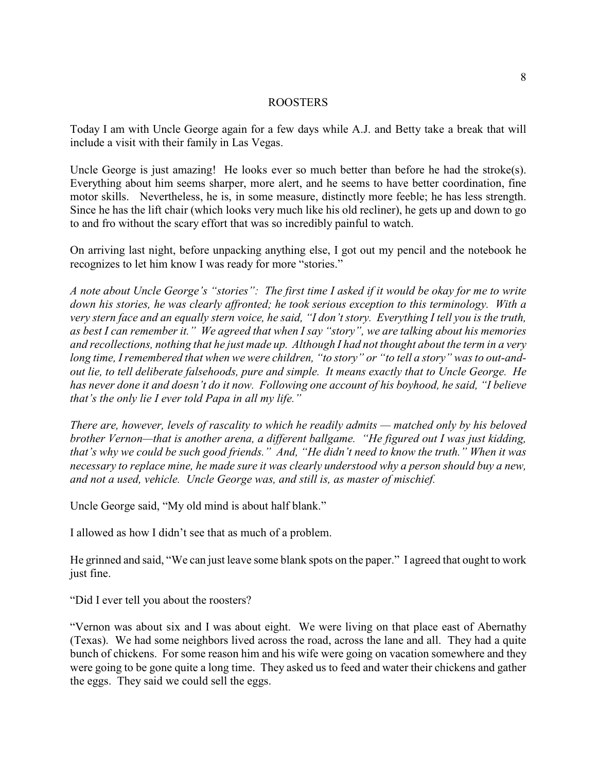# ROOSTERS

Today I am with Uncle George again for a few days while A.J. and Betty take a break that will include a visit with their family in Las Vegas.

Uncle George is just amazing! He looks ever so much better than before he had the stroke(s). Everything about him seems sharper, more alert, and he seems to have better coordination, fine motor skills. Nevertheless, he is, in some measure, distinctly more feeble; he has less strength. Since he has the lift chair (which looks very much like his old recliner), he gets up and down to go to and fro without the scary effort that was so incredibly painful to watch.

On arriving last night, before unpacking anything else, I got out my pencil and the notebook he recognizes to let him know I was ready for more "stories."

*A note about Uncle George's "stories": The first time I asked if it would be okay for me to write down his stories, he was clearly affronted; he took serious exception to this terminology. With a very stern face and an equally stern voice, he said, "I don't story. Everything I tell you is the truth, as best I can remember it." We agreed that when I say "story", we are talking about his memories and recollections, nothing that he just made up. Although I had not thought about the term in a very long time, I remembered that when we were children, "to story" or "to tell a story" was to out-and-out lie, to tell deliberate falsehoods, pure and simple. It means exactly that to Uncle George. He has never done it and doesn't do it now. Following one account of his boyhood, he said, "I believe that's the only lie I ever told Papa in all my life."*

*There are, however, levels of rascality to which he readily admits — matched only by his beloved brother Vernon—that is another arena, a different ballgame. "He figured out I was just kidding, that's why we could be such good friends." And, "He didn't need to know the truth." When it was necessary to replace mine, he made sure it was clearly understood why a person should buy a new, and not a used, vehicle. Uncle George was, and still is, as master of mischief.*

Uncle George said, "My old mind is about half blank."

I allowed as how I didn't see that as much of a problem.

He grinned and said, "We can just leave some blank spots on the paper." I agreed that ought to work just fine.

"Did I ever tell you about the roosters?

"Vernon was about six and I was about eight. We were living on that place east of Abernathy (Texas). We had some neighbors lived across the road, across the lane and all. They had a quite bunch of chickens. For some reason him and his wife were going on vacation somewhere and they were going to be gone quite a long time. They asked us to feed and water their chickens and gather the eggs. They said we could sell the eggs.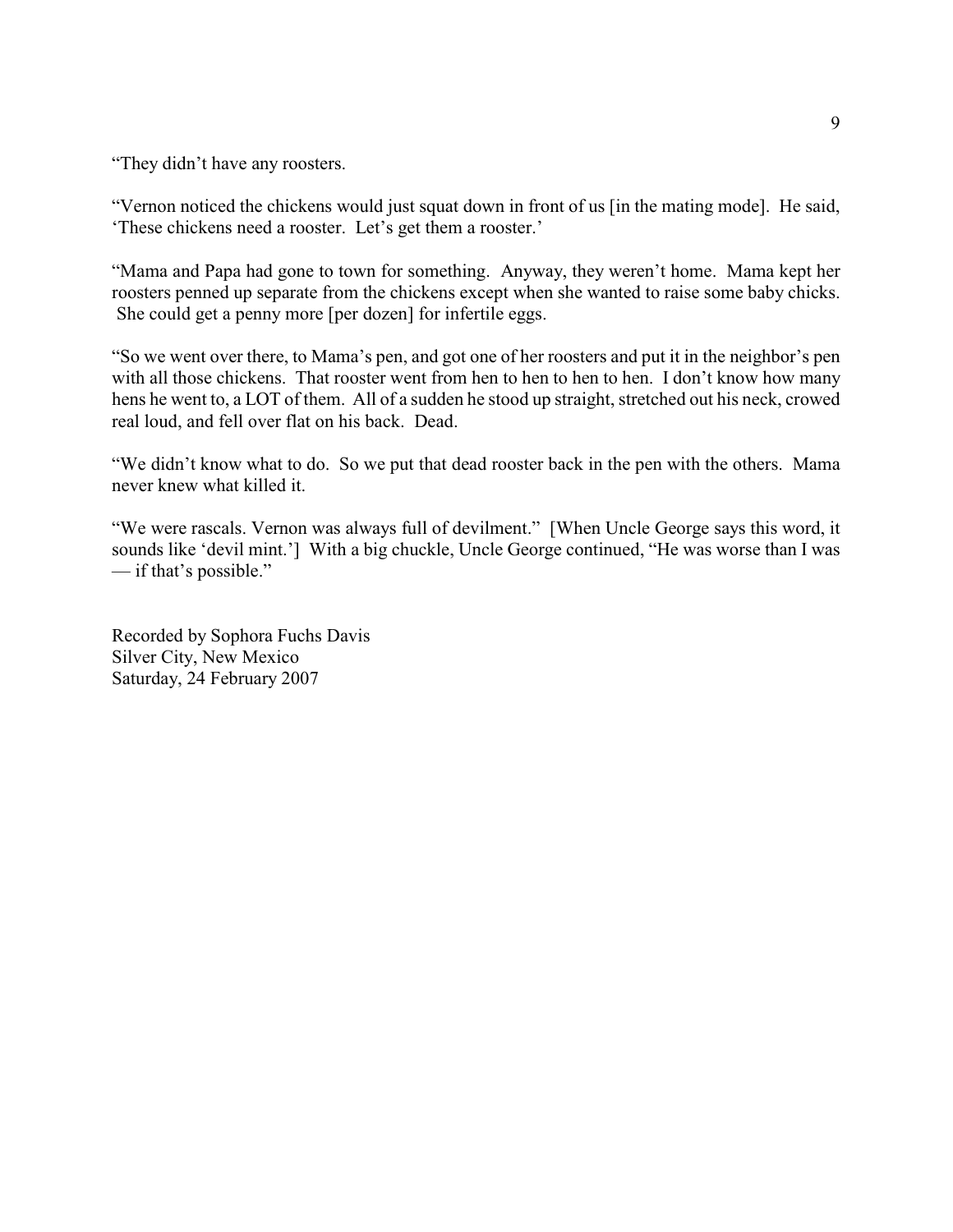"They didn't have any roosters.

"Vernon noticed the chickens would just squat down in front of us [in the mating mode]. He said, 'These chickens need a rooster. Let's get them a rooster.'

"Mama and Papa had gone to town for something. Anyway, they weren't home. Mama kept her roosters penned up separate from the chickens except when she wanted to raise some baby chicks. She could get a penny more [per dozen] for infertile eggs.

"So we went over there, to Mama's pen, and got one of her roosters and put it in the neighbor's pen with all those chickens. That rooster went from hen to hen to hen to hen. I don't know how many hens he went to, a LOT of them. All of a sudden he stood up straight, stretched out his neck, crowed real loud, and fell over flat on his back. Dead.

"We didn't know what to do. So we put that dead rooster back in the pen with the others. Mama never knew what killed it.

"We were rascals. Vernon was always full of devilment." [When Uncle George says this word, it sounds like 'devil mint.'] With a big chuckle, Uncle George continued, "He was worse than I was — if that's possible."

Recorded by Sophora Fuchs Davis
Silver City, New Mexico
Saturday, 24 February 2007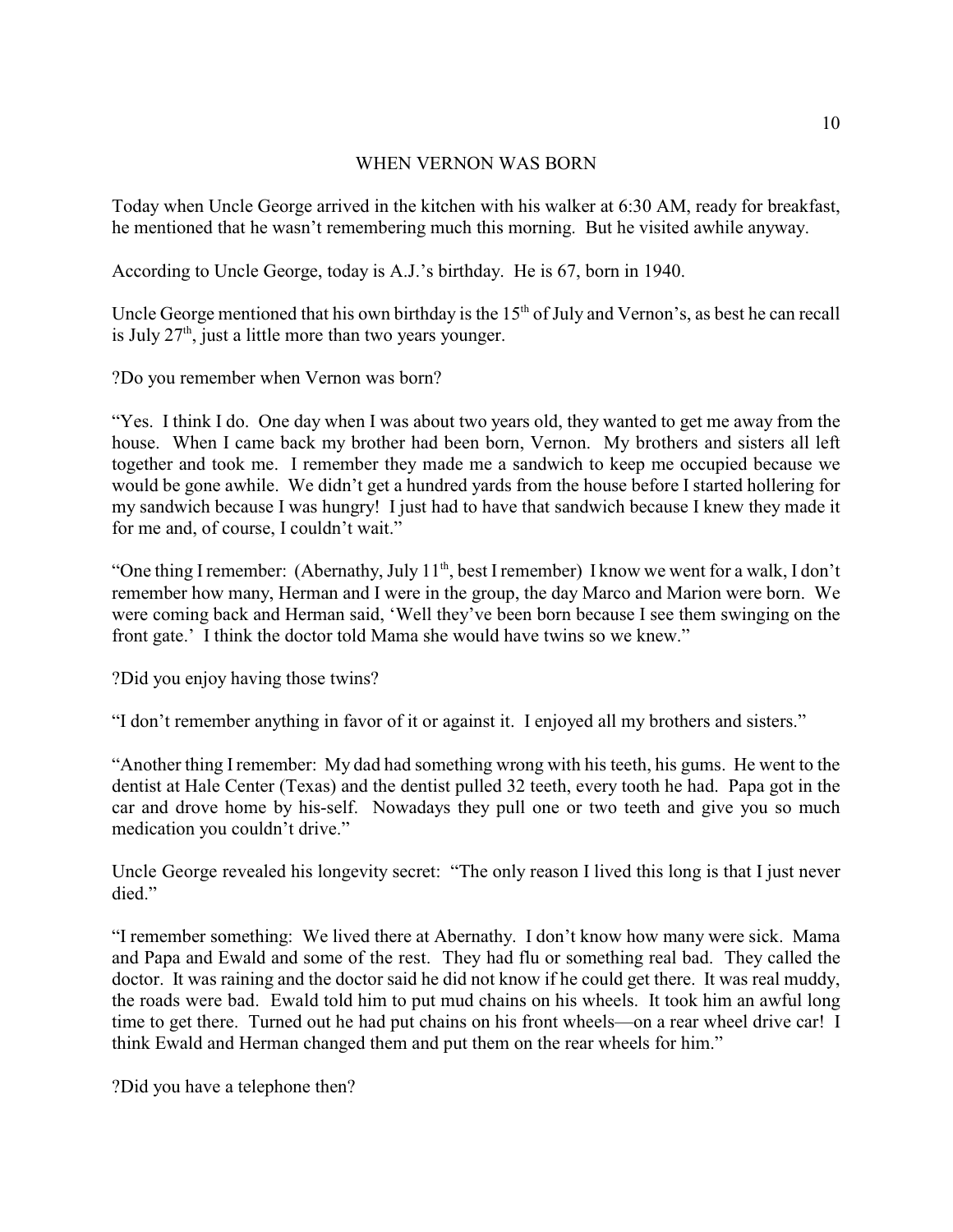## WHEN VERNON WAS BORN

Today when Uncle George arrived in the kitchen with his walker at 6:30 AM, ready for breakfast, he mentioned that he wasn't remembering much this morning. But he visited awhile anyway.

According to Uncle George, today is A.J.'s birthday. He is 67, born in 1940.

Uncle George mentioned that his own birthday is the 15th of July and Vernon's, as best he can recall is July 27th, just a little more than two years younger.

?Do you remember when Vernon was born?

"Yes. I think I do. One day when I was about two years old, they wanted to get me away from the house. When I came back my brother had been born, Vernon. My brothers and sisters all left together and took me. I remember they made me a sandwich to keep me occupied because we would be gone awhile. We didn't get a hundred yards from the house before I started hollering for my sandwich because I was hungry! I just had to have that sandwich because I knew they made it for me and, of course, I couldn't wait."

"One thing I remember: (Abernathy, July 11th, best I remember) I know we went for a walk, I don't remember how many, Herman and I were in the group, the day Marco and Marion were born. We were coming back and Herman said, 'Well they've been born because I see them swinging on the front gate.' I think the doctor told Mama she would have twins so we knew."

?Did you enjoy having those twins?

"I don't remember anything in favor of it or against it. I enjoyed all my brothers and sisters."

"Another thing I remember: My dad had something wrong with his teeth, his gums. He went to the dentist at Hale Center (Texas) and the dentist pulled 32 teeth, every tooth he had. Papa got in the car and drove home by his-self. Nowadays they pull one or two teeth and give you so much medication you couldn't drive."

Uncle George revealed his longevity secret: "The only reason I lived this long is that I just never died."

"I remember something: We lived there at Abernathy. I don't know how many were sick. Mama and Papa and Ewald and some of the rest. They had flu or something real bad. They called the doctor. It was raining and the doctor said he did not know if he could get there. It was real muddy, the roads were bad. Ewald told him to put mud chains on his wheels. It took him an awful long time to get there. Turned out he had put chains on his front wheels—on a rear wheel drive car! I think Ewald and Herman changed them and put them on the rear wheels for him."

?Did you have a telephone then?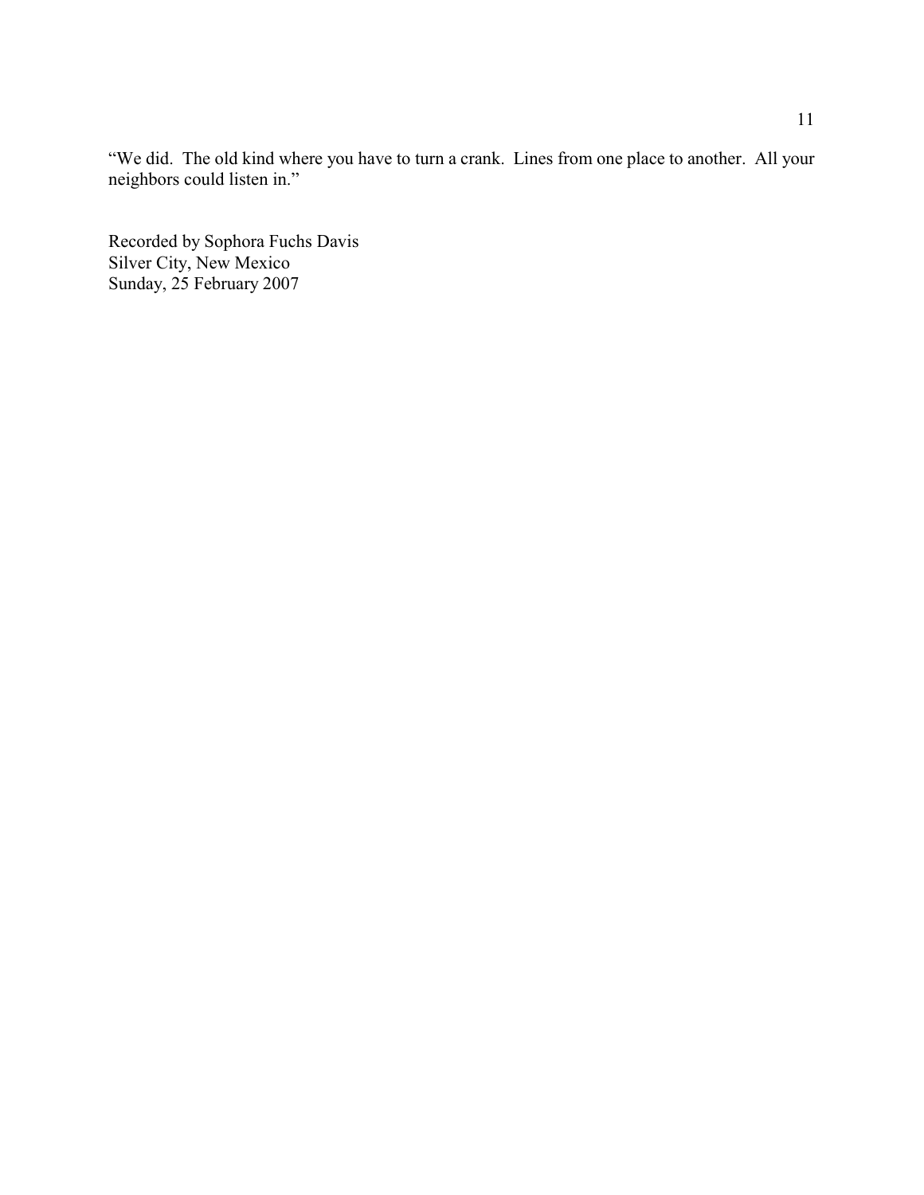"We did.  The old kind where you have to turn a crank.  Lines from one place to another.  All your neighbors could listen in."

Recorded by Sophora Fuchs Davis
Silver City, New Mexico
Sunday, 25 February 2007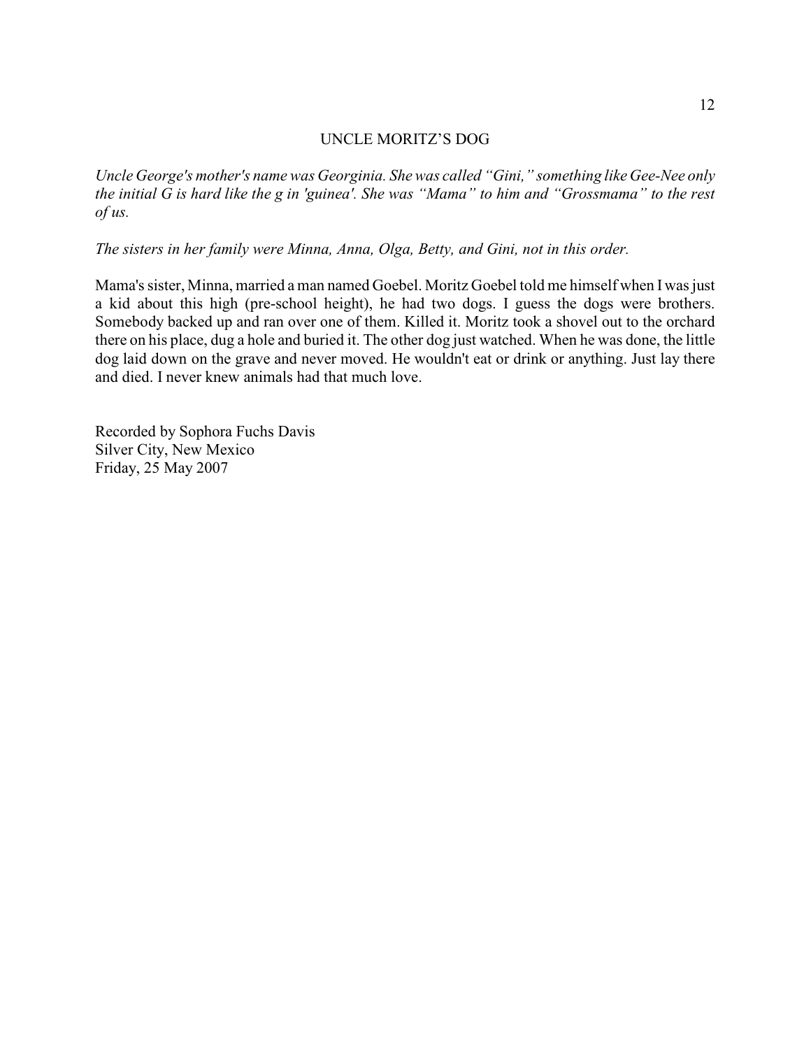# UNCLE MORITZ'S DOG

*Uncle George's mother's name was Georginia. She was called "Gini," something like Gee-Nee only the initial G is hard like the g in 'guinea'. She was "Mama" to him and "Grossmama" to the rest of us.*

*The sisters in her family were Minna, Anna, Olga, Betty, and Gini, not in this order.*

Mama's sister, Minna, married a man named Goebel. Moritz Goebel told me himself when I was just a kid about this high (pre-school height), he had two dogs. I guess the dogs were brothers. Somebody backed up and ran over one of them. Killed it. Moritz took a shovel out to the orchard there on his place, dug a hole and buried it. The other dog just watched. When he was done, the little dog laid down on the grave and never moved. He wouldn't eat or drink or anything. Just lay there and died. I never knew animals had that much love.

Recorded by Sophora Fuchs Davis
Silver City, New Mexico
Friday, 25 May 2007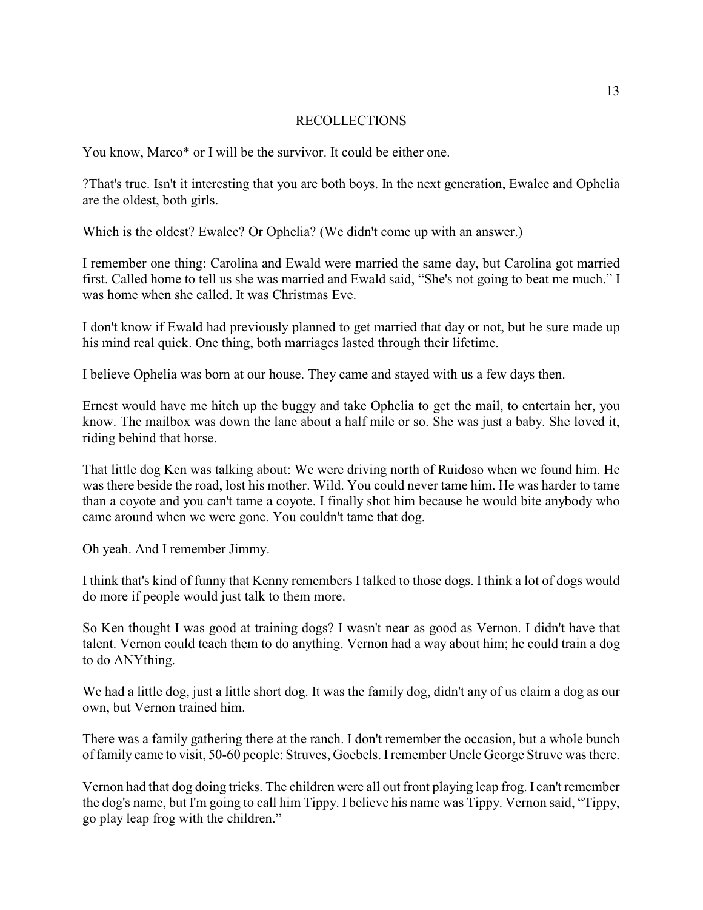## RECOLLECTIONS

You know, Marco* or I will be the survivor. It could be either one.

?That's true. Isn't it interesting that you are both boys. In the next generation, Ewalee and Ophelia are the oldest, both girls.

Which is the oldest? Ewalee? Or Ophelia? (We didn't come up with an answer.)

I remember one thing: Carolina and Ewald were married the same day, but Carolina got married first. Called home to tell us she was married and Ewald said, "She's not going to beat me much." I was home when she called. It was Christmas Eve.

I don't know if Ewald had previously planned to get married that day or not, but he sure made up his mind real quick. One thing, both marriages lasted through their lifetime.

I believe Ophelia was born at our house. They came and stayed with us a few days then.

Ernest would have me hitch up the buggy and take Ophelia to get the mail, to entertain her, you know. The mailbox was down the lane about a half mile or so. She was just a baby. She loved it, riding behind that horse.

That little dog Ken was talking about: We were driving north of Ruidoso when we found him. He was there beside the road, lost his mother. Wild. You could never tame him. He was harder to tame than a coyote and you can't tame a coyote. I finally shot him because he would bite anybody who came around when we were gone. You couldn't tame that dog.

Oh yeah. And I remember Jimmy.

I think that's kind of funny that Kenny remembers I talked to those dogs. I think a lot of dogs would do more if people would just talk to them more.

So Ken thought I was good at training dogs? I wasn't near as good as Vernon. I didn't have that talent. Vernon could teach them to do anything. Vernon had a way about him; he could train a dog to do ANYthing.

We had a little dog, just a little short dog. It was the family dog, didn't any of us claim a dog as our own, but Vernon trained him.

There was a family gathering there at the ranch. I don't remember the occasion, but a whole bunch of family came to visit, 50-60 people: Struves, Goebels. I remember Uncle George Struve was there.

Vernon had that dog doing tricks. The children were all out front playing leap frog. I can't remember the dog's name, but I'm going to call him Tippy. I believe his name was Tippy. Vernon said, "Tippy, go play leap frog with the children."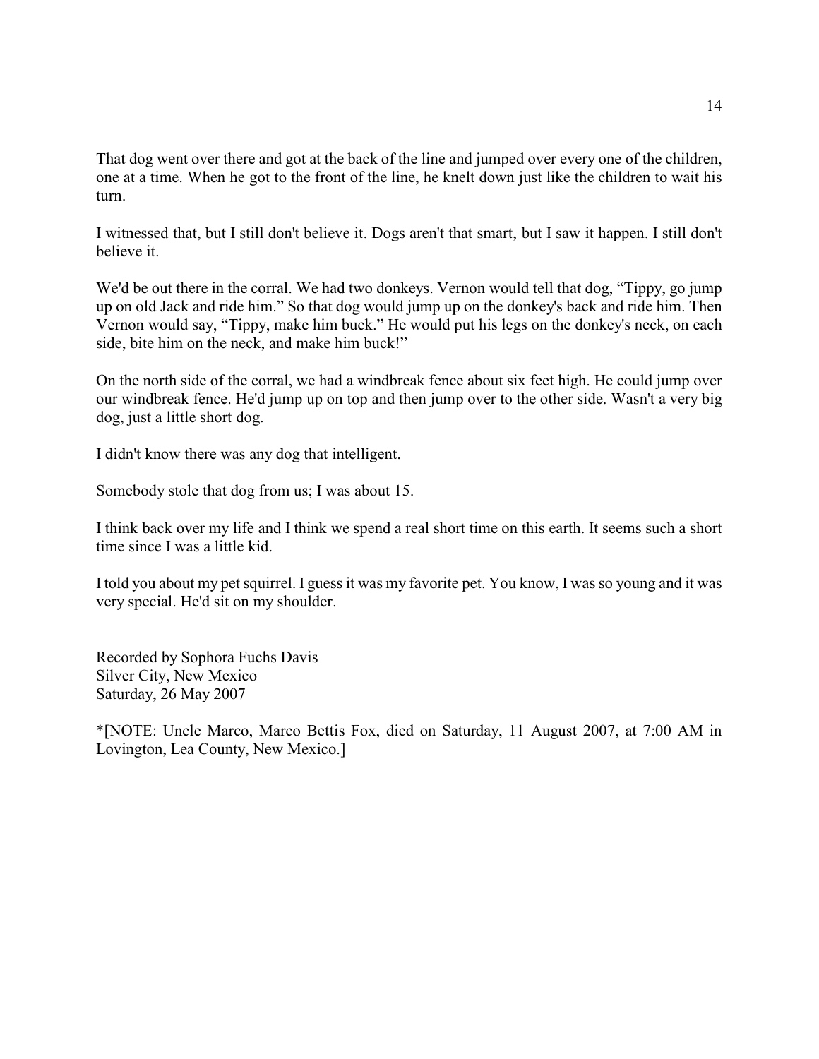That dog went over there and got at the back of the line and jumped over every one of the children, one at a time. When he got to the front of the line, he knelt down just like the children to wait his turn.

I witnessed that, but I still don't believe it. Dogs aren't that smart, but I saw it happen. I still don't believe it.

We'd be out there in the corral. We had two donkeys. Vernon would tell that dog, “Tippy, go jump up on old Jack and ride him.” So that dog would jump up on the donkey's back and ride him. Then Vernon would say, “Tippy, make him buck.” He would put his legs on the donkey's neck, on each side, bite him on the neck, and make him buck!”

On the north side of the corral, we had a windbreak fence about six feet high. He could jump over our windbreak fence. He'd jump up on top and then jump over to the other side. Wasn't a very big dog, just a little short dog.

I didn't know there was any dog that intelligent.

Somebody stole that dog from us; I was about 15.

I think back over my life and I think we spend a real short time on this earth. It seems such a short time since I was a little kid.

I told you about my pet squirrel. I guess it was my favorite pet. You know, I was so young and it was very special. He'd sit on my shoulder.

Recorded by Sophora Fuchs Davis
Silver City, New Mexico
Saturday, 26 May 2007

*[NOTE: Uncle Marco, Marco Bettis Fox, died on Saturday, 11 August 2007, at 7:00 AM in Lovington, Lea County, New Mexico.]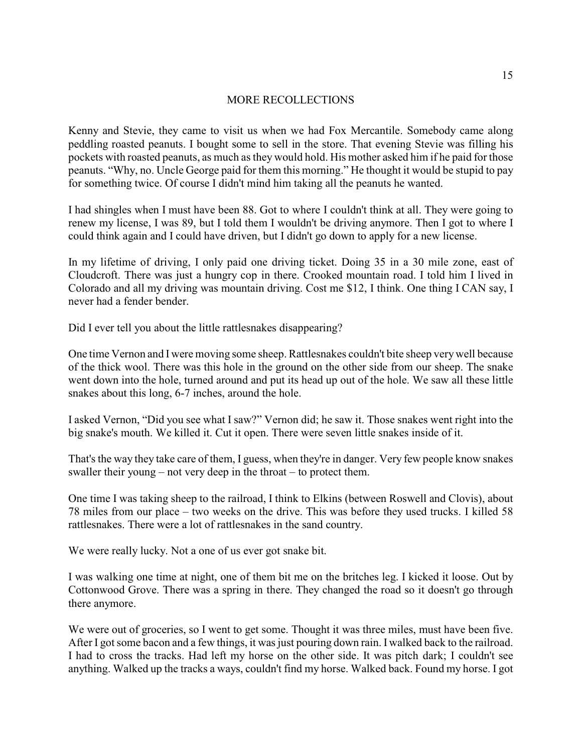## MORE RECOLLECTIONS

Kenny and Stevie, they came to visit us when we had Fox Mercantile. Somebody came along peddling roasted peanuts. I bought some to sell in the store. That evening Stevie was filling his pockets with roasted peanuts, as much as they would hold. His mother asked him if he paid for those peanuts. "Why, no. Uncle George paid for them this morning." He thought it would be stupid to pay for something twice. Of course I didn't mind him taking all the peanuts he wanted.

I had shingles when I must have been 88. Got to where I couldn't think at all. They were going to renew my license, I was 89, but I told them I wouldn't be driving anymore. Then I got to where I could think again and I could have driven, but I didn't go down to apply for a new license.

In my lifetime of driving, I only paid one driving ticket. Doing 35 in a 30 mile zone, east of Cloudcroft. There was just a hungry cop in there. Crooked mountain road. I told him I lived in Colorado and all my driving was mountain driving. Cost me $12, I think. One thing I CAN say, I never had a fender bender.

Did I ever tell you about the little rattlesnakes disappearing?

One time Vernon and I were moving some sheep. Rattlesnakes couldn't bite sheep very well because of the thick wool. There was this hole in the ground on the other side from our sheep. The snake went down into the hole, turned around and put its head up out of the hole. We saw all these little snakes about this long, 6-7 inches, around the hole.

I asked Vernon, "Did you see what I saw?" Vernon did; he saw it. Those snakes went right into the big snake's mouth. We killed it. Cut it open. There were seven little snakes inside of it.

That's the way they take care of them, I guess, when they're in danger. Very few people know snakes swaller their young – not very deep in the throat – to protect them.

One time I was taking sheep to the railroad, I think to Elkins (between Roswell and Clovis), about 78 miles from our place – two weeks on the drive. This was before they used trucks. I killed 58 rattlesnakes. There were a lot of rattlesnakes in the sand country.

We were really lucky. Not a one of us ever got snake bit.

I was walking one time at night, one of them bit me on the britches leg. I kicked it loose. Out by Cottonwood Grove. There was a spring in there. They changed the road so it doesn't go through there anymore.

We were out of groceries, so I went to get some. Thought it was three miles, must have been five. After I got some bacon and a few things, it was just pouring down rain. I walked back to the railroad. I had to cross the tracks. Had left my horse on the other side. It was pitch dark; I couldn't see anything. Walked up the tracks a ways, couldn't find my horse. Walked back. Found my horse. I got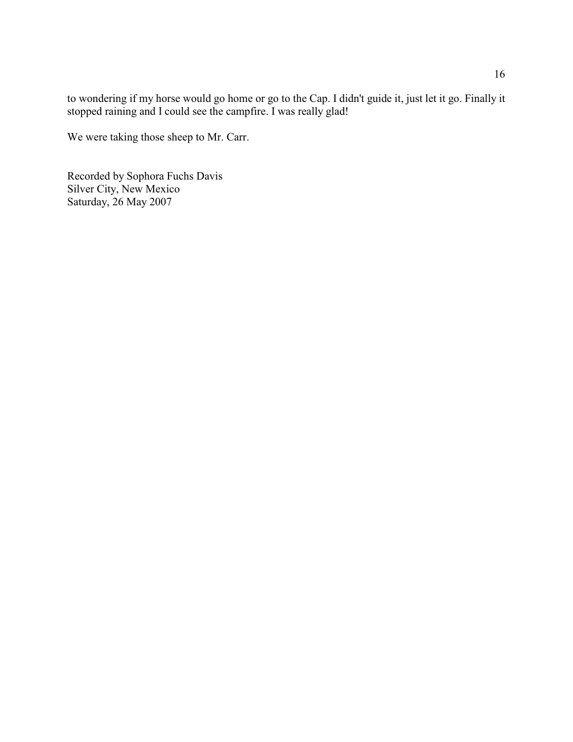to wondering if my horse would go home or go to the Cap. I didn't guide it, just let it go. Finally it stopped raining and I could see the campfire. I was really glad!

We were taking those sheep to Mr. Carr.

Recorded by Sophora Fuchs Davis  
Silver City, New Mexico  
Saturday, 26 May 2007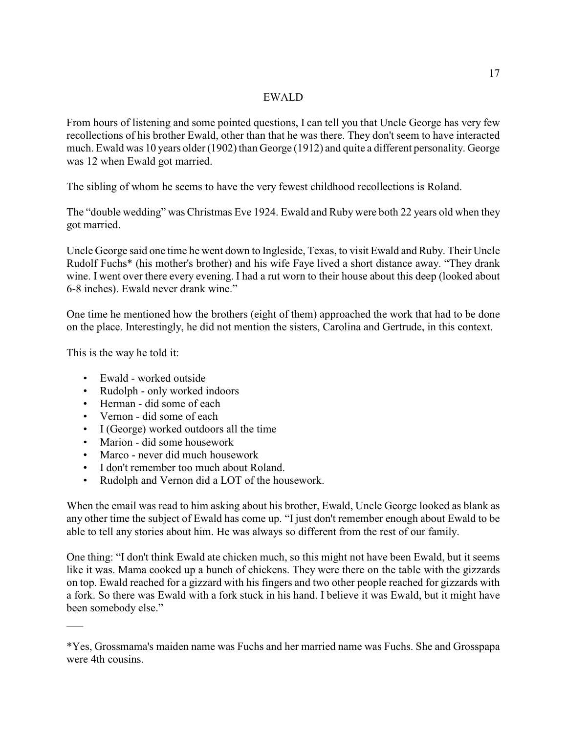# EWALD

From hours of listening and some pointed questions, I can tell you that Uncle George has very few recollections of his brother Ewald, other than that he was there. They don't seem to have interacted much. Ewald was 10 years older (1902) than George (1912) and quite a different personality. George was 12 when Ewald got married.

The sibling of whom he seems to have the very fewest childhood recollections is Roland.

The "double wedding" was Christmas Eve 1924. Ewald and Ruby were both 22 years old when they got married.

Uncle George said one time he went down to Ingleside, Texas, to visit Ewald and Ruby. Their Uncle Rudolf Fuchs* (his mother's brother) and his wife Faye lived a short distance away. "They drank wine. I went over there every evening. I had a rut worn to their house about this deep (looked about 6-8 inches). Ewald never drank wine."

One time he mentioned how the brothers (eight of them) approached the work that had to be done on the place. Interestingly, he did not mention the sisters, Carolina and Gertrude, in this context.

This is the way he told it:

- Ewald - worked outside
- Rudolph - only worked indoors
- Herman - did some of each
- Vernon - did some of each
- I (George) worked outdoors all the time
- Marion - did some housework
- Marco - never did much housework
- I don't remember too much about Roland.
- Rudolph and Vernon did a LOT of the housework.

When the email was read to him asking about his brother, Ewald, Uncle George looked as blank as any other time the subject of Ewald has come up. "I just don't remember enough about Ewald to be able to tell any stories about him. He was always so different from the rest of our family.

One thing: "I don't think Ewald ate chicken much, so this might not have been Ewald, but it seems like it was. Mama cooked up a bunch of chickens. They were there on the table with the gizzards on top. Ewald reached for a gizzard with his fingers and two other people reached for gizzards with a fork. So there was Ewald with a fork stuck in his hand. I believe it was Ewald, but it might have been somebody else."

---

*Yes, Grossmama's maiden name was Fuchs and her married name was Fuchs. She and Grosspapa were 4th cousins.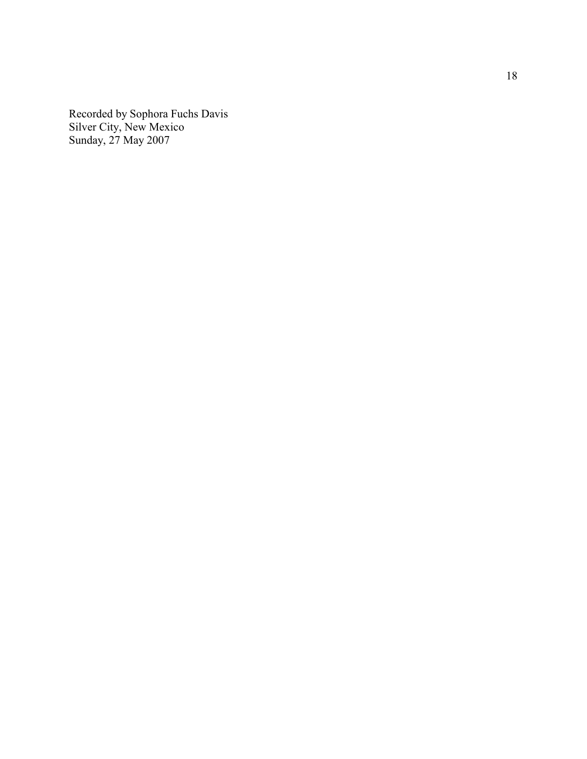Recorded by Sophora Fuchs Davis  
Silver City, New Mexico  
Sunday, 27 May 2007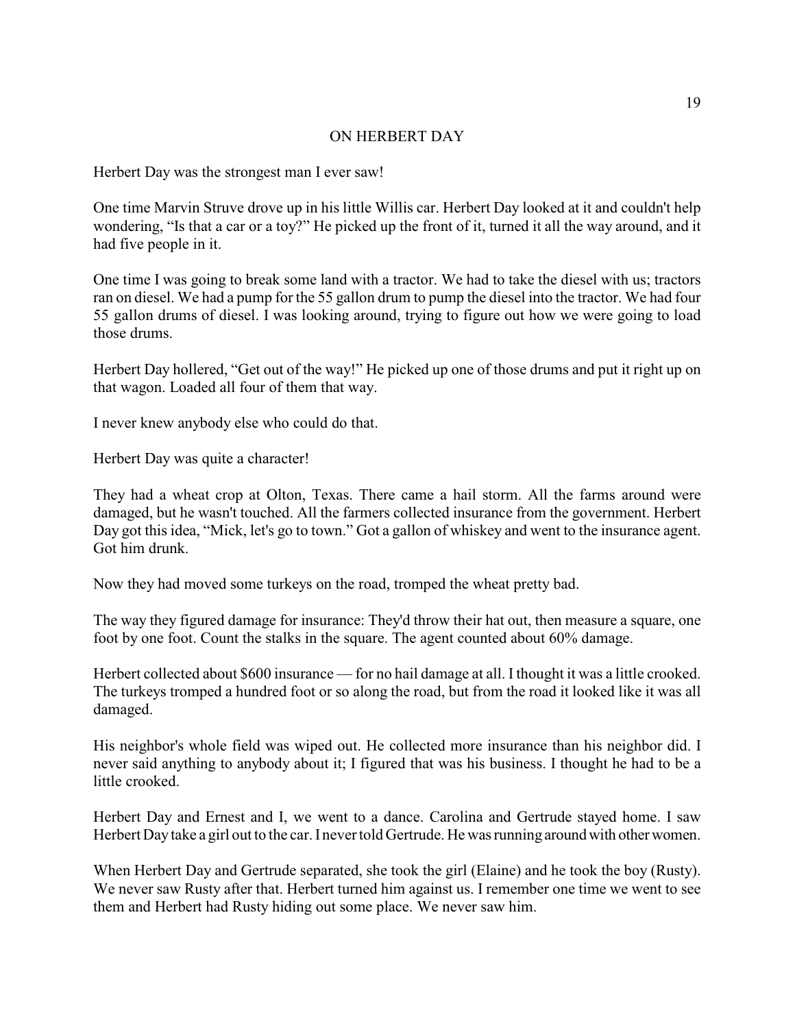## ON HERBERT DAY

Herbert Day was the strongest man I ever saw!

One time Marvin Struve drove up in his little Willis car. Herbert Day looked at it and couldn't help wondering, "Is that a car or a toy?" He picked up the front of it, turned it all the way around, and it had five people in it.

One time I was going to break some land with a tractor. We had to take the diesel with us; tractors ran on diesel. We had a pump for the 55 gallon drum to pump the diesel into the tractor. We had four 55 gallon drums of diesel. I was looking around, trying to figure out how we were going to load those drums.

Herbert Day hollered, "Get out of the way!" He picked up one of those drums and put it right up on that wagon. Loaded all four of them that way.

I never knew anybody else who could do that.

Herbert Day was quite a character!

They had a wheat crop at Olton, Texas. There came a hail storm. All the farms around were damaged, but he wasn't touched. All the farmers collected insurance from the government. Herbert Day got this idea, "Mick, let's go to town." Got a gallon of whiskey and went to the insurance agent. Got him drunk.

Now they had moved some turkeys on the road, tromped the wheat pretty bad.

The way they figured damage for insurance: They'd throw their hat out, then measure a square, one foot by one foot. Count the stalks in the square. The agent counted about 60% damage.

Herbert collected about $600 insurance — for no hail damage at all. I thought it was a little crooked. The turkeys tromped a hundred foot or so along the road, but from the road it looked like it was all damaged.

His neighbor's whole field was wiped out. He collected more insurance than his neighbor did. I never said anything to anybody about it; I figured that was his business. I thought he had to be a little crooked.

Herbert Day and Ernest and I, we went to a dance. Carolina and Gertrude stayed home. I saw Herbert Day take a girl out to the car. I never told Gertrude. He was running around with other women.

When Herbert Day and Gertrude separated, she took the girl (Elaine) and he took the boy (Rusty). We never saw Rusty after that. Herbert turned him against us. I remember one time we went to see them and Herbert had Rusty hiding out some place. We never saw him.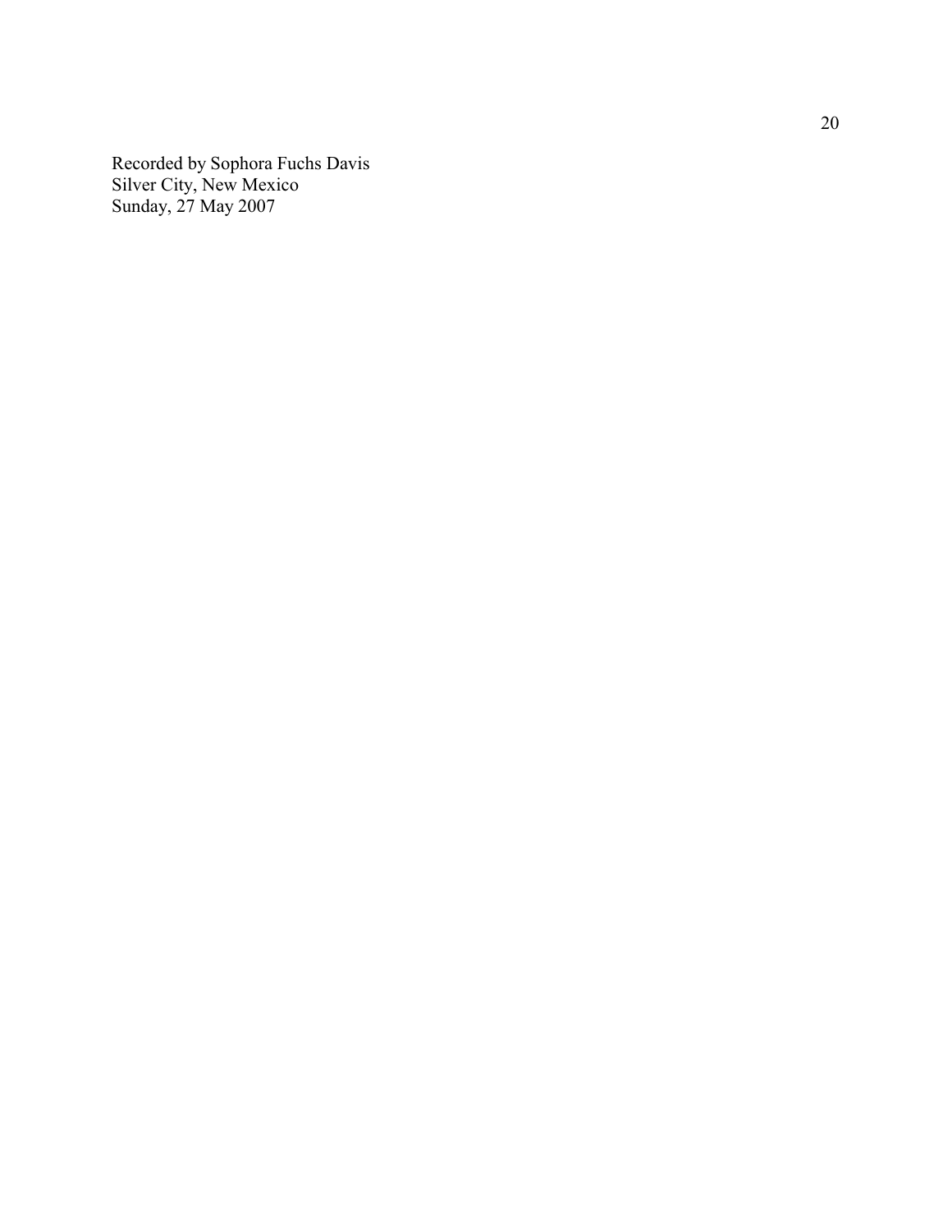Recorded by Sophora Fuchs Davis  
Silver City, New Mexico  
Sunday, 27 May 2007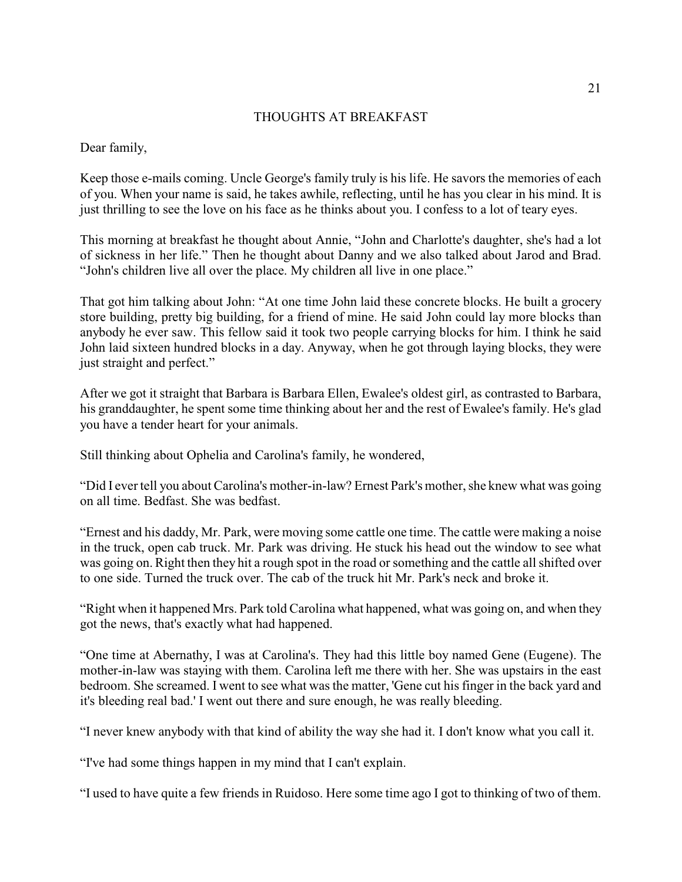## THOUGHTS AT BREAKFAST

Dear family,

Keep those e-mails coming. Uncle George's family truly is his life. He savors the memories of each of you. When your name is said, he takes awhile, reflecting, until he has you clear in his mind. It is just thrilling to see the love on his face as he thinks about you. I confess to a lot of teary eyes.

This morning at breakfast he thought about Annie, "John and Charlotte's daughter, she's had a lot of sickness in her life." Then he thought about Danny and we also talked about Jarod and Brad. "John's children live all over the place. My children all live in one place."

That got him talking about John: "At one time John laid these concrete blocks. He built a grocery store building, pretty big building, for a friend of mine. He said John could lay more blocks than anybody he ever saw. This fellow said it took two people carrying blocks for him. I think he said John laid sixteen hundred blocks in a day. Anyway, when he got through laying blocks, they were just straight and perfect."

After we got it straight that Barbara is Barbara Ellen, Ewalee's oldest girl, as contrasted to Barbara, his granddaughter, he spent some time thinking about her and the rest of Ewalee's family. He's glad you have a tender heart for your animals.

Still thinking about Ophelia and Carolina's family, he wondered,

"Did I ever tell you about Carolina's mother-in-law? Ernest Park's mother, she knew what was going on all time. Bedfast. She was bedfast.

"Ernest and his daddy, Mr. Park, were moving some cattle one time. The cattle were making a noise in the truck, open cab truck. Mr. Park was driving. He stuck his head out the window to see what was going on. Right then they hit a rough spot in the road or something and the cattle all shifted over to one side. Turned the truck over. The cab of the truck hit Mr. Park's neck and broke it.

"Right when it happened Mrs. Park told Carolina what happened, what was going on, and when they got the news, that's exactly what had happened.

"One time at Abernathy, I was at Carolina's. They had this little boy named Gene (Eugene). The mother-in-law was staying with them. Carolina left me there with her. She was upstairs in the east bedroom. She screamed. I went to see what was the matter, 'Gene cut his finger in the back yard and it's bleeding real bad.' I went out there and sure enough, he was really bleeding.

"I never knew anybody with that kind of ability the way she had it. I don't know what you call it.

"I've had some things happen in my mind that I can't explain.

"I used to have quite a few friends in Ruidoso. Here some time ago I got to thinking of two of them.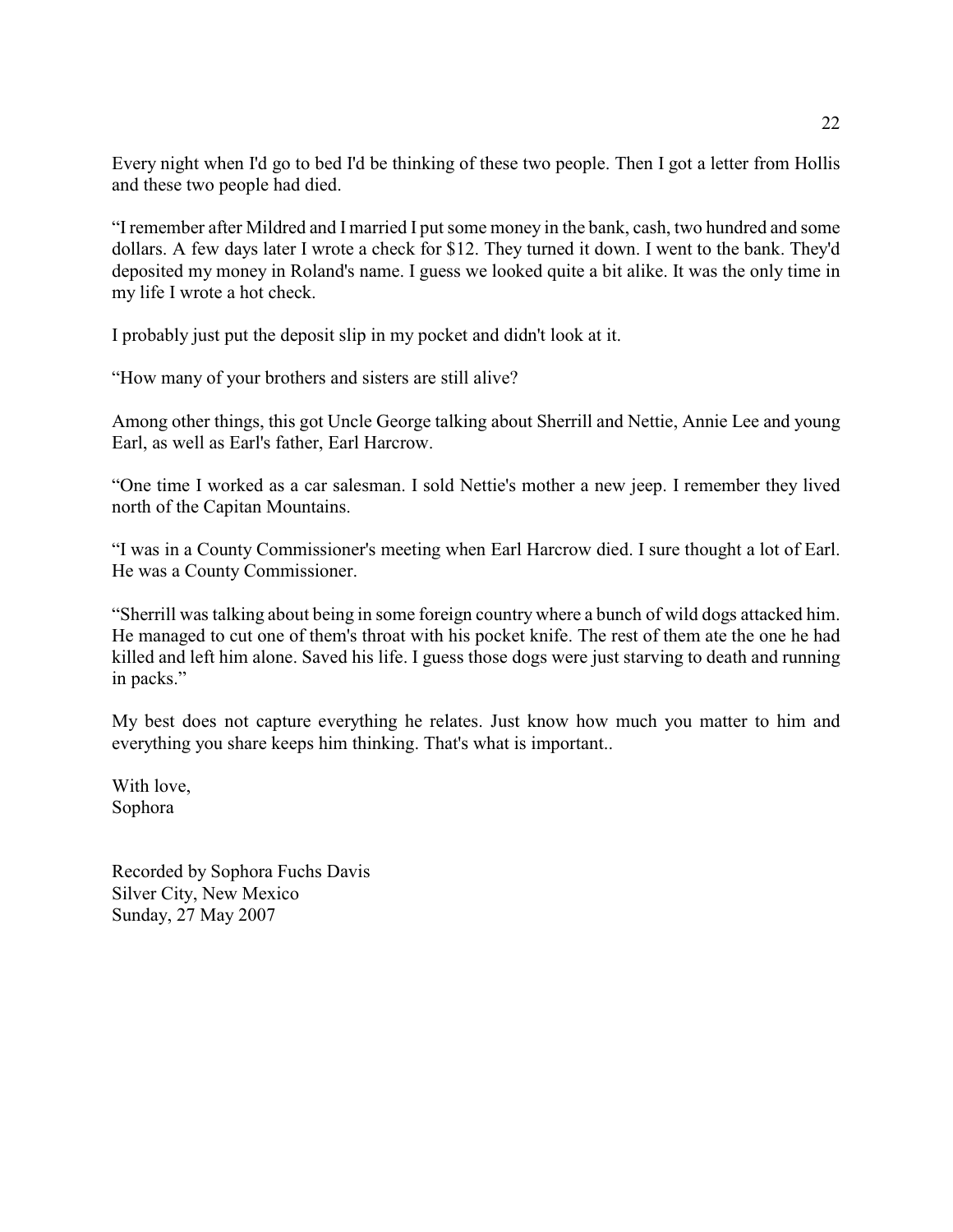Every night when I'd go to bed I'd be thinking of these two people. Then I got a letter from Hollis and these two people had died.

“I remember after Mildred and I married I put some money in the bank, cash, two hundred and some dollars. A few days later I wrote a check for $12. They turned it down. I went to the bank. They'd deposited my money in Roland's name. I guess we looked quite a bit alike. It was the only time in my life I wrote a hot check.

I probably just put the deposit slip in my pocket and didn't look at it.

“How many of your brothers and sisters are still alive?

Among other things, this got Uncle George talking about Sherrill and Nettie, Annie Lee and young Earl, as well as Earl's father, Earl Harcrow.

“One time I worked as a car salesman. I sold Nettie's mother a new jeep. I remember they lived north of the Capitan Mountains.

“I was in a County Commissioner's meeting when Earl Harcrow died. I sure thought a lot of Earl. He was a County Commissioner.

“Sherrill was talking about being in some foreign country where a bunch of wild dogs attacked him. He managed to cut one of them's throat with his pocket knife. The rest of them ate the one he had killed and left him alone. Saved his life. I guess those dogs were just starving to death and running in packs.”

My best does not capture everything he relates. Just know how much you matter to him and everything you share keeps him thinking. That's what is important..

With love,  
Sophora

Recorded by Sophora Fuchs Davis  
Silver City, New Mexico  
Sunday, 27 May 2007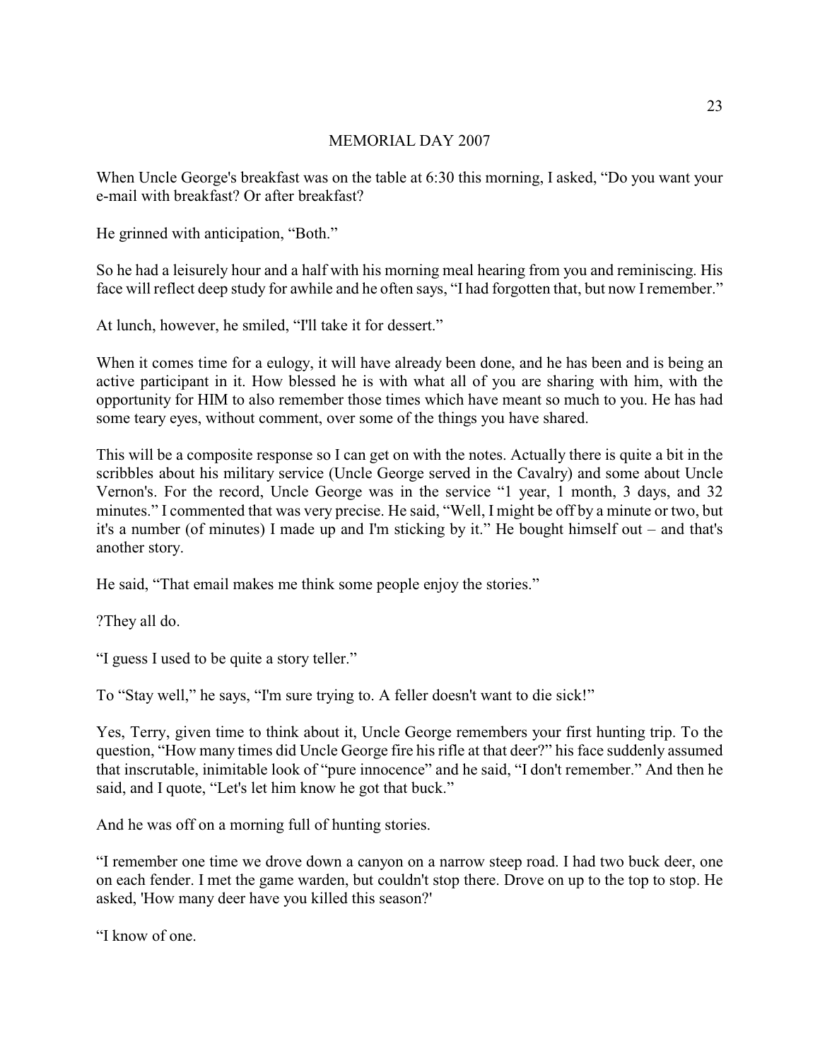## MEMORIAL DAY 2007

When Uncle George's breakfast was on the table at 6:30 this morning, I asked, “Do you want your e-mail with breakfast? Or after breakfast?

He grinned with anticipation, “Both.”

So he had a leisurely hour and a half with his morning meal hearing from you and reminiscing. His face will reflect deep study for awhile and he often says, “I had forgotten that, but now I remember.”

At lunch, however, he smiled, “I'll take it for dessert.”

When it comes time for a eulogy, it will have already been done, and he has been and is being an active participant in it. How blessed he is with what all of you are sharing with him, with the opportunity for HIM to also remember those times which have meant so much to you. He has had some teary eyes, without comment, over some of the things you have shared.

This will be a composite response so I can get on with the notes. Actually there is quite a bit in the scribbles about his military service (Uncle George served in the Cavalry) and some about Uncle Vernon's. For the record, Uncle George was in the service “1 year, 1 month, 3 days, and 32 minutes.” I commented that was very precise. He said, “Well, I might be off by a minute or two, but it's a number (of minutes) I made up and I'm sticking by it.” He bought himself out – and that's another story.

He said, “That email makes me think some people enjoy the stories.”

?They all do.

“I guess I used to be quite a story teller.”

To “Stay well,” he says, “I'm sure trying to. A feller doesn't want to die sick!”

Yes, Terry, given time to think about it, Uncle George remembers your first hunting trip. To the question, “How many times did Uncle George fire his rifle at that deer?” his face suddenly assumed that inscrutable, inimitable look of “pure innocence” and he said, “I don't remember.” And then he said, and I quote, “Let's let him know he got that buck.”

And he was off on a morning full of hunting stories.

“I remember one time we drove down a canyon on a narrow steep road. I had two buck deer, one on each fender. I met the game warden, but couldn't stop there. Drove on up to the top to stop. He asked, 'How many deer have you killed this season?'

“I know of one.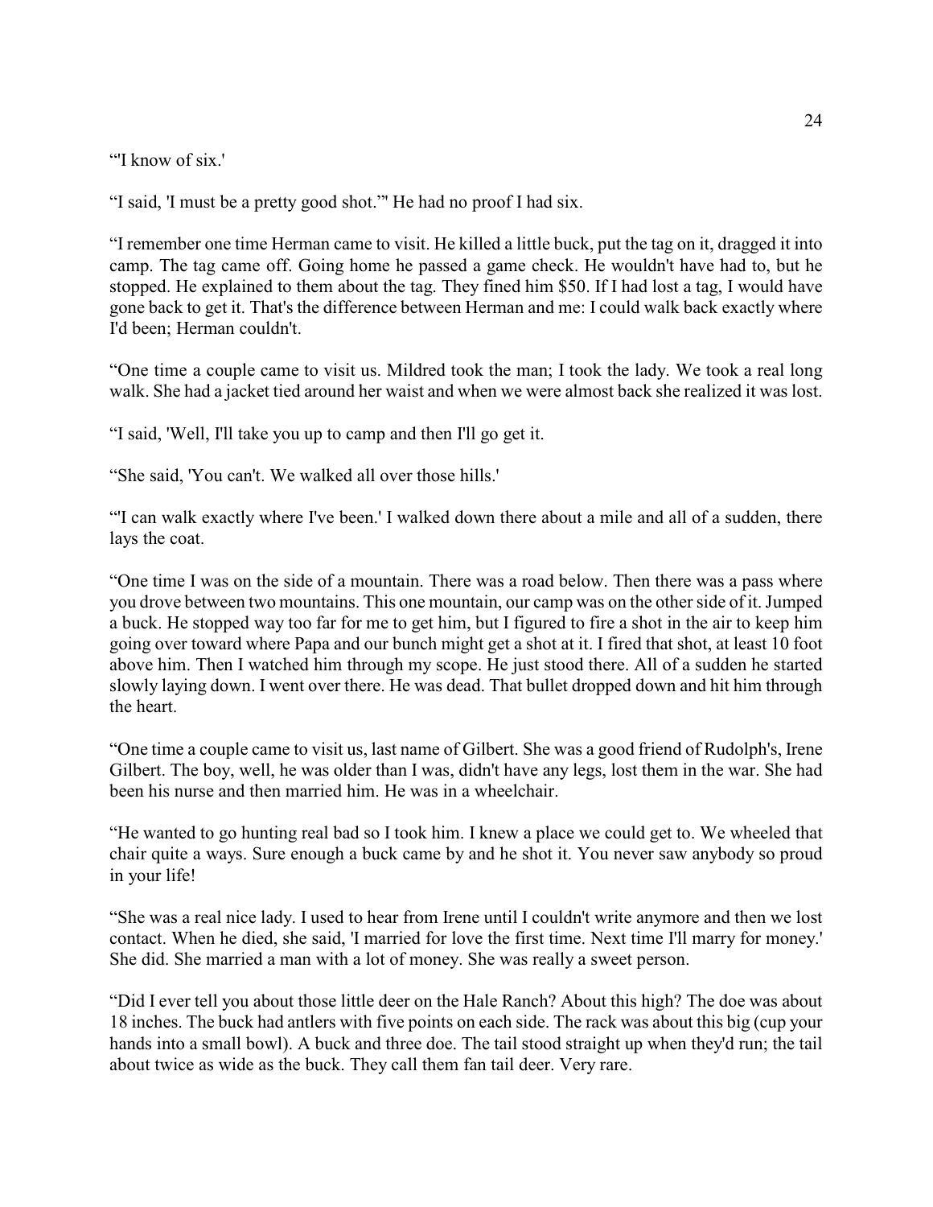“'I know of six.'

“I said, 'I must be a pretty good shot.'” He had no proof I had six.

“I remember one time Herman came to visit. He killed a little buck, put the tag on it, dragged it into camp. The tag came off. Going home he passed a game check. He wouldn't have had to, but he stopped. He explained to them about the tag. They fined him $50. If I had lost a tag, I would have gone back to get it. That's the difference between Herman and me: I could walk back exactly where I'd been; Herman couldn't.

“One time a couple came to visit us. Mildred took the man; I took the lady. We took a real long walk. She had a jacket tied around her waist and when we were almost back she realized it was lost.

“I said, 'Well, I'll take you up to camp and then I'll go get it.

“She said, 'You can't. We walked all over those hills.'

“'I can walk exactly where I've been.' I walked down there about a mile and all of a sudden, there lays the coat.

“One time I was on the side of a mountain. There was a road below. Then there was a pass where you drove between two mountains. This one mountain, our camp was on the other side of it. Jumped a buck. He stopped way too far for me to get him, but I figured to fire a shot in the air to keep him going over toward where Papa and our bunch might get a shot at it. I fired that shot, at least 10 foot above him. Then I watched him through my scope. He just stood there. All of a sudden he started slowly laying down. I went over there. He was dead. That bullet dropped down and hit him through the heart.

“One time a couple came to visit us, last name of Gilbert. She was a good friend of Rudolph's, Irene Gilbert. The boy, well, he was older than I was, didn't have any legs, lost them in the war. She had been his nurse and then married him. He was in a wheelchair.

“He wanted to go hunting real bad so I took him. I knew a place we could get to. We wheeled that chair quite a ways. Sure enough a buck came by and he shot it. You never saw anybody so proud in your life!

“She was a real nice lady. I used to hear from Irene until I couldn't write anymore and then we lost contact. When he died, she said, 'I married for love the first time. Next time I'll marry for money.' She did. She married a man with a lot of money. She was really a sweet person.

“Did I ever tell you about those little deer on the Hale Ranch? About this high? The doe was about 18 inches. The buck had antlers with five points on each side. The rack was about this big (cup your hands into a small bowl). A buck and three doe. The tail stood straight up when they'd run; the tail about twice as wide as the buck. They call them fan tail deer. Very rare.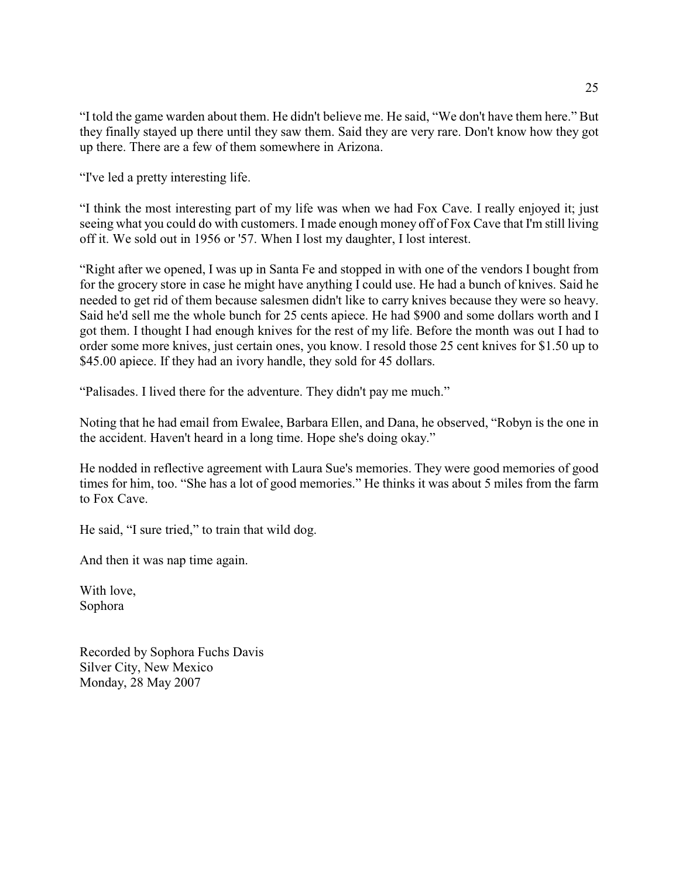"I told the game warden about them. He didn't believe me. He said, "We don't have them here." But they finally stayed up there until they saw them. Said they are very rare. Don't know how they got up there. There are a few of them somewhere in Arizona.

"I've led a pretty interesting life.

"I think the most interesting part of my life was when we had Fox Cave. I really enjoyed it; just seeing what you could do with customers. I made enough money off of Fox Cave that I'm still living off it. We sold out in 1956 or '57. When I lost my daughter, I lost interest.

"Right after we opened, I was up in Santa Fe and stopped in with one of the vendors I bought from for the grocery store in case he might have anything I could use. He had a bunch of knives. Said he needed to get rid of them because salesmen didn't like to carry knives because they were so heavy. Said he'd sell me the whole bunch for 25 cents apiece. He had $900 and some dollars worth and I got them. I thought I had enough knives for the rest of my life. Before the month was out I had to order some more knives, just certain ones, you know. I resold those 25 cent knives for $1.50 up to $45.00 apiece. If they had an ivory handle, they sold for 45 dollars.

"Palisades. I lived there for the adventure. They didn't pay me much."

Noting that he had email from Ewalee, Barbara Ellen, and Dana, he observed, "Robyn is the one in the accident. Haven't heard in a long time. Hope she's doing okay."

He nodded in reflective agreement with Laura Sue's memories. They were good memories of good times for him, too. "She has a lot of good memories." He thinks it was about 5 miles from the farm to Fox Cave.

He said, "I sure tried," to train that wild dog.

And then it was nap time again.

With love,
Sophora

Recorded by Sophora Fuchs Davis
Silver City, New Mexico
Monday, 28 May 2007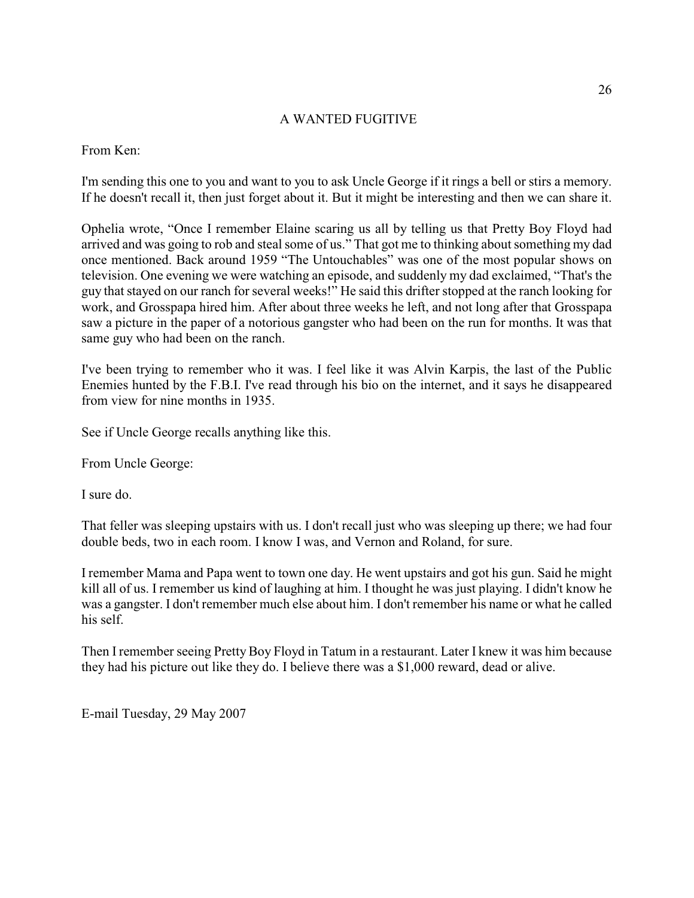# A WANTED FUGITIVE

From Ken:

I'm sending this one to you and want to you to ask Uncle George if it rings a bell or stirs a memory. If he doesn't recall it, then just forget about it. But it might be interesting and then we can share it.

Ophelia wrote, "Once I remember Elaine scaring us all by telling us that Pretty Boy Floyd had arrived and was going to rob and steal some of us." That got me to thinking about something my dad once mentioned. Back around 1959 "The Untouchables" was one of the most popular shows on television. One evening we were watching an episode, and suddenly my dad exclaimed, "That's the guy that stayed on our ranch for several weeks!" He said this drifter stopped at the ranch looking for work, and Grosspapa hired him. After about three weeks he left, and not long after that Grosspapa saw a picture in the paper of a notorious gangster who had been on the run for months. It was that same guy who had been on the ranch.

I've been trying to remember who it was. I feel like it was Alvin Karpis, the last of the Public Enemies hunted by the F.B.I. I've read through his bio on the internet, and it says he disappeared from view for nine months in 1935.

See if Uncle George recalls anything like this.

From Uncle George:

I sure do.

That feller was sleeping upstairs with us. I don't recall just who was sleeping up there; we had four double beds, two in each room. I know I was, and Vernon and Roland, for sure.

I remember Mama and Papa went to town one day. He went upstairs and got his gun. Said he might kill all of us. I remember us kind of laughing at him. I thought he was just playing. I didn't know he was a gangster. I don't remember much else about him. I don't remember his name or what he called his self.

Then I remember seeing Pretty Boy Floyd in Tatum in a restaurant. Later I knew it was him because they had his picture out like they do. I believe there was a $1,000 reward, dead or alive.

E-mail Tuesday, 29 May 2007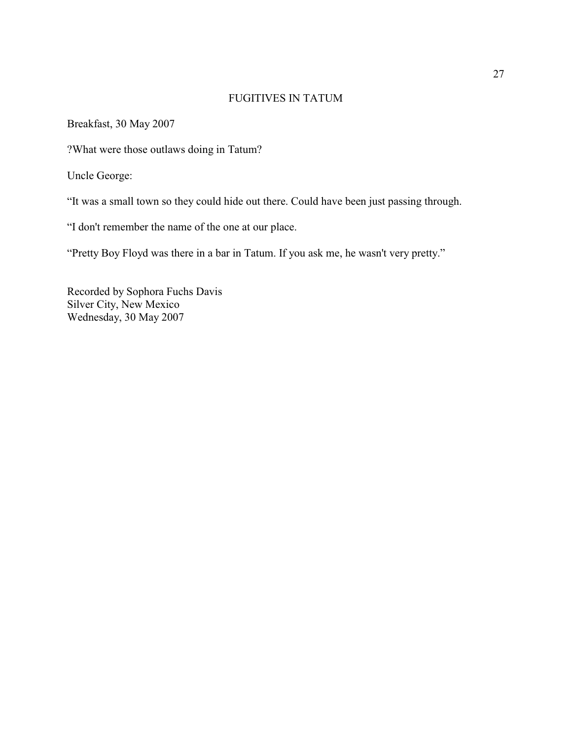# FUGITIVES IN TATUM

Breakfast, 30 May 2007

?What were those outlaws doing in Tatum?

Uncle George:

"It was a small town so they could hide out there. Could have been just passing through.

"I don't remember the name of the one at our place.

"Pretty Boy Floyd was there in a bar in Tatum. If you ask me, he wasn't very pretty."

Recorded by Sophora Fuchs Davis  
Silver City, New Mexico  
Wednesday, 30 May 2007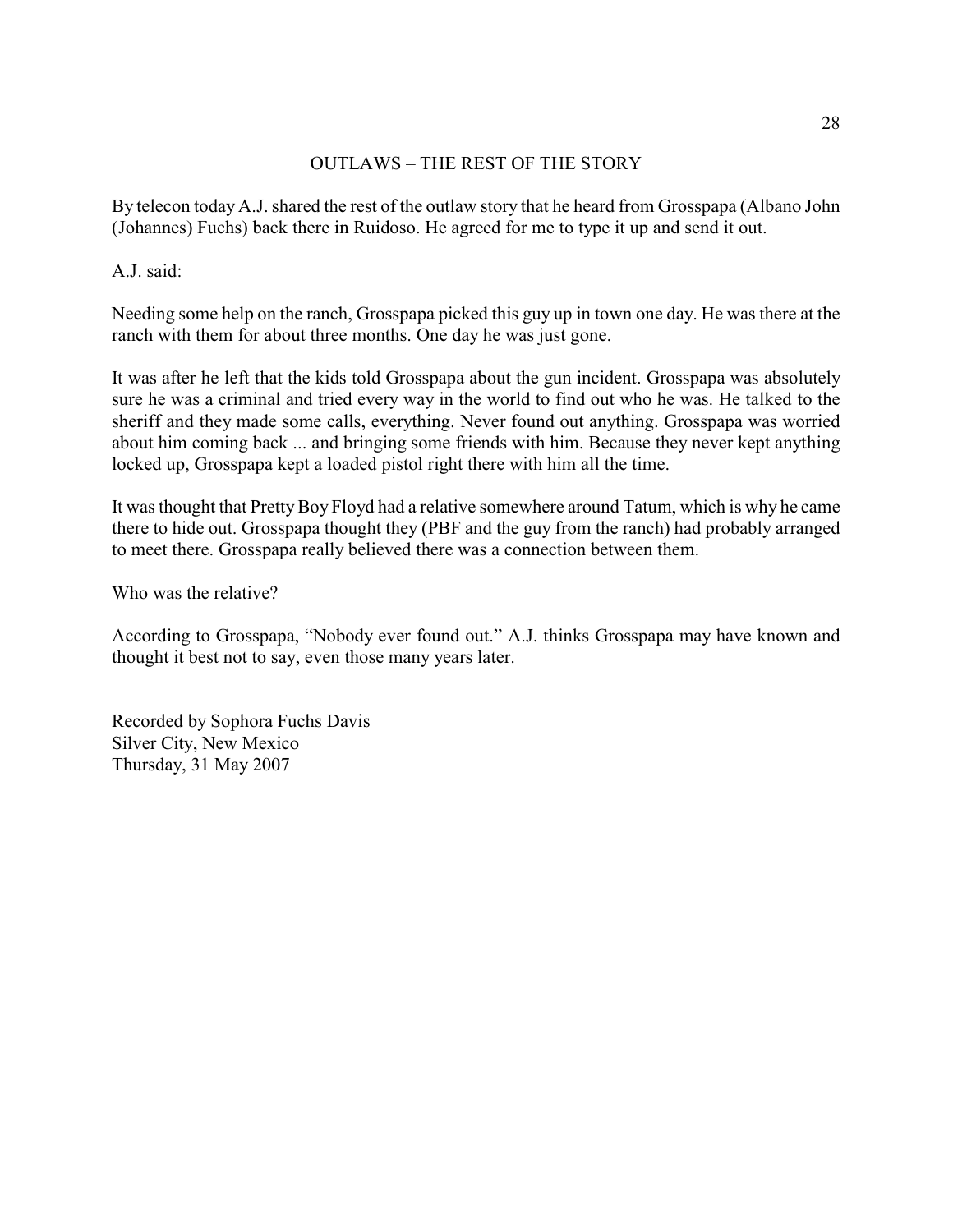## OUTLAWS – THE REST OF THE STORY

By telecon today A.J. shared the rest of the outlaw story that he heard from Grosspapa (Albano John (Johannes) Fuchs) back there in Ruidoso. He agreed for me to type it up and send it out.

A.J. said:

Needing some help on the ranch, Grosspapa picked this guy up in town one day. He was there at the ranch with them for about three months. One day he was just gone.

It was after he left that the kids told Grosspapa about the gun incident. Grosspapa was absolutely sure he was a criminal and tried every way in the world to find out who he was. He talked to the sheriff and they made some calls, everything. Never found out anything. Grosspapa was worried about him coming back ... and bringing some friends with him. Because they never kept anything locked up, Grosspapa kept a loaded pistol right there with him all the time.

It was thought that Pretty Boy Floyd had a relative somewhere around Tatum, which is why he came there to hide out. Grosspapa thought they (PBF and the guy from the ranch) had probably arranged to meet there. Grosspapa really believed there was a connection between them.

Who was the relative?

According to Grosspapa, "Nobody ever found out." A.J. thinks Grosspapa may have known and thought it best not to say, even those many years later.

Recorded by Sophora Fuchs Davis
Silver City, New Mexico
Thursday, 31 May 2007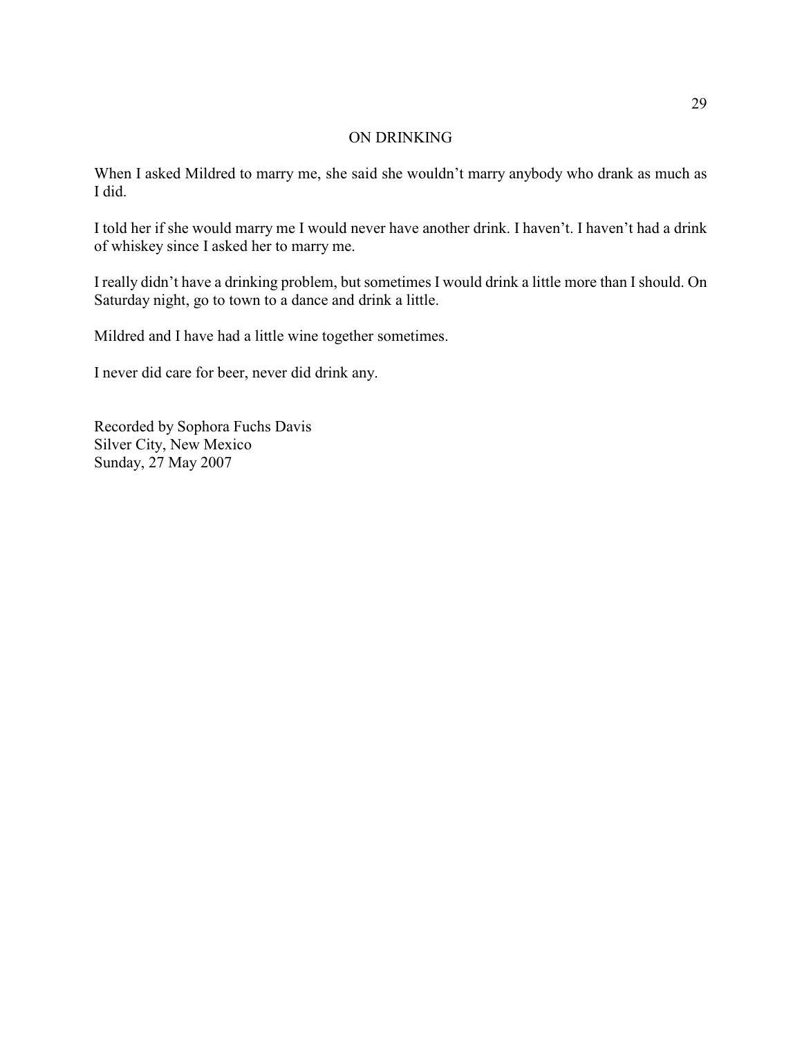## ON DRINKING

When I asked Mildred to marry me, she said she wouldn’t marry anybody who drank as much as I did.

I told her if she would marry me I would never have another drink. I haven’t. I haven’t had a drink of whiskey since I asked her to marry me.

I really didn’t have a drinking problem, but sometimes I would drink a little more than I should. On Saturday night, go to town to a dance and drink a little.

Mildred and I have had a little wine together sometimes.

I never did care for beer, never did drink any.

Recorded by Sophora Fuchs Davis
Silver City, New Mexico
Sunday, 27 May 2007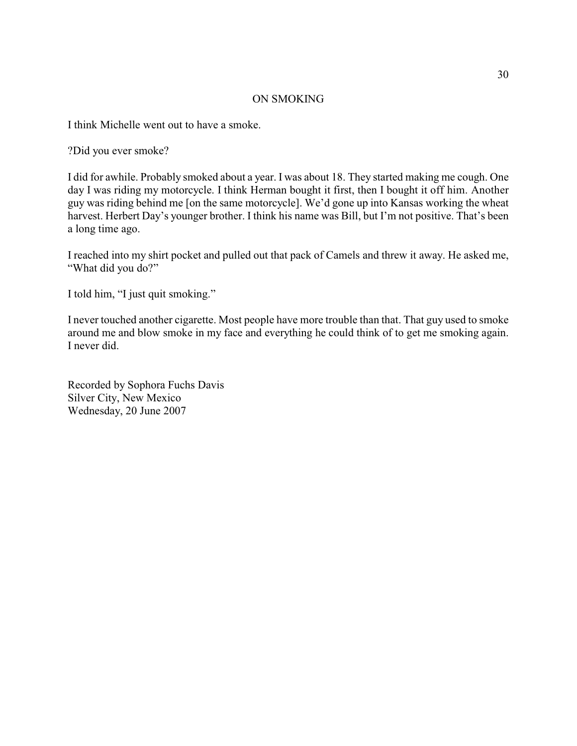## ON SMOKING

I think Michelle went out to have a smoke.

?Did you ever smoke?

I did for awhile. Probably smoked about a year. I was about 18. They started making me cough. One day I was riding my motorcycle. I think Herman bought it first, then I bought it off him. Another guy was riding behind me [on the same motorcycle]. We'd gone up into Kansas working the wheat harvest. Herbert Day's younger brother. I think his name was Bill, but I'm not positive. That's been a long time ago.

I reached into my shirt pocket and pulled out that pack of Camels and threw it away. He asked me, "What did you do?"

I told him, "I just quit smoking."

I never touched another cigarette. Most people have more trouble than that. That guy used to smoke around me and blow smoke in my face and everything he could think of to get me smoking again. I never did.

Recorded by Sophora Fuchs Davis
Silver City, New Mexico
Wednesday, 20 June 2007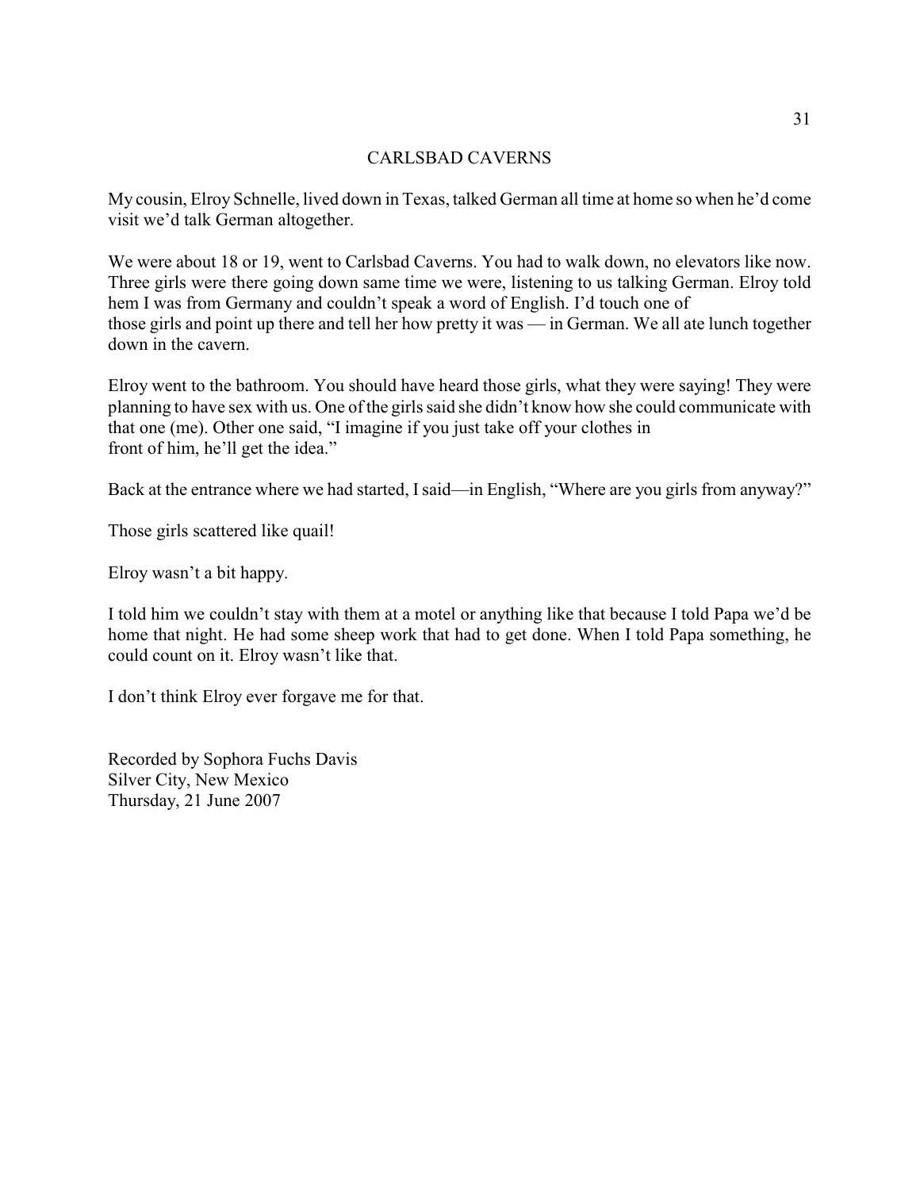# CARLSBAD CAVERNS

My cousin, Elroy Schnelle, lived down in Texas, talked German all time at home so when he'd come visit we'd talk German altogether.

We were about 18 or 19, went to Carlsbad Caverns. You had to walk down, no elevators like now. Three girls were there going down same time we were, listening to us talking German. Elroy told hem I was from Germany and couldn't speak a word of English. I'd touch one of those girls and point up there and tell her how pretty it was — in German. We all ate lunch together down in the cavern.

Elroy went to the bathroom. You should have heard those girls, what they were saying! They were planning to have sex with us. One of the girls said she didn't know how she could communicate with that one (me). Other one said, "I imagine if you just take off your clothes in front of him, he'll get the idea."

Back at the entrance where we had started, I said—in English, "Where are you girls from anyway?"

Those girls scattered like quail!

Elroy wasn't a bit happy.

I told him we couldn't stay with them at a motel or anything like that because I told Papa we'd be home that night. He had some sheep work that had to get done. When I told Papa something, he could count on it. Elroy wasn't like that.

I don't think Elroy ever forgave me for that.

Recorded by Sophora Fuchs Davis
Silver City, New Mexico
Thursday, 21 June 2007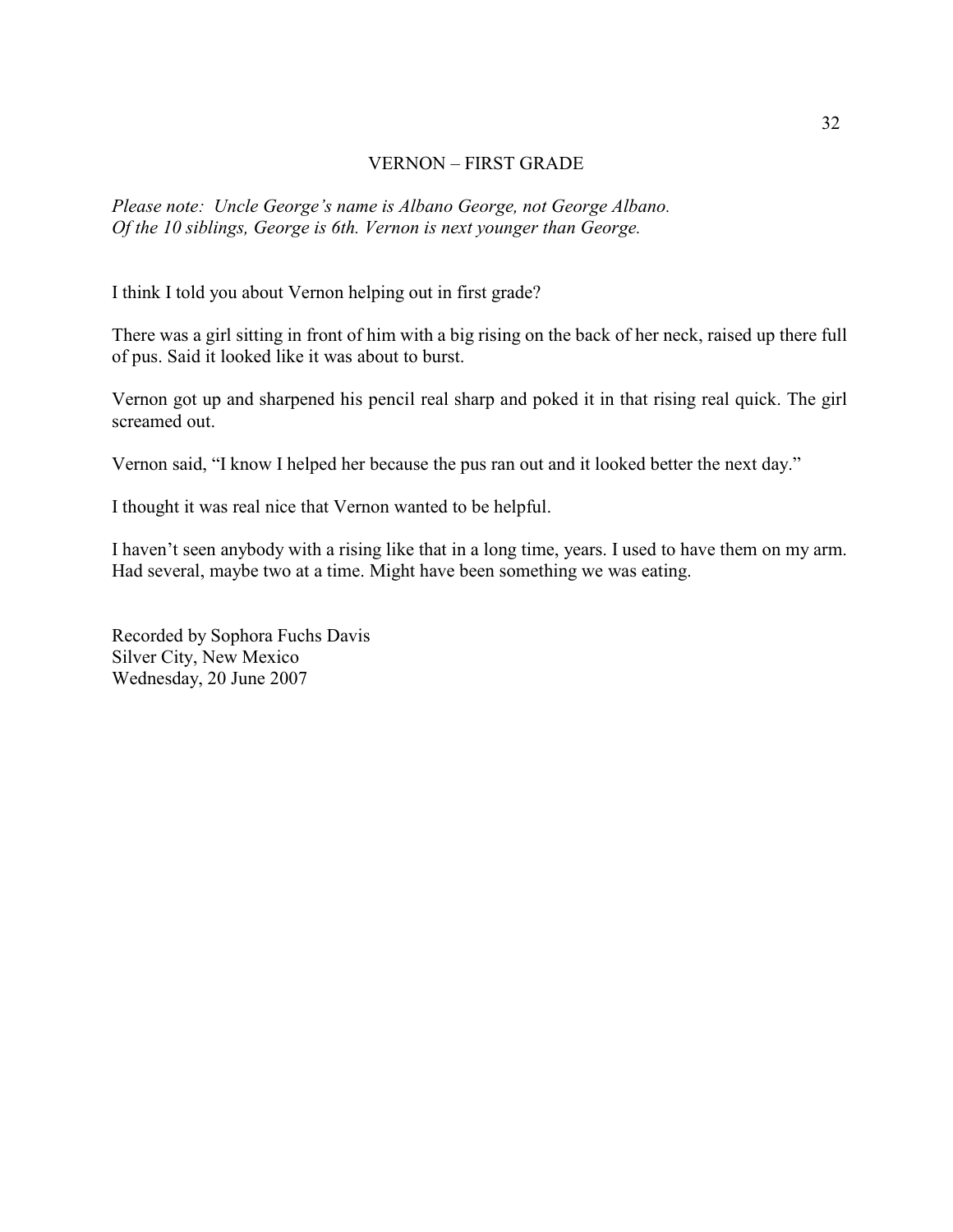## VERNON – FIRST GRADE

*Please note: Uncle George's name is Albano George, not George Albano.*
*Of the 10 siblings, George is 6th. Vernon is next younger than George.*

I think I told you about Vernon helping out in first grade?

There was a girl sitting in front of him with a big rising on the back of her neck, raised up there full of pus. Said it looked like it was about to burst.

Vernon got up and sharpened his pencil real sharp and poked it in that rising real quick. The girl screamed out.

Vernon said, "I know I helped her because the pus ran out and it looked better the next day."

I thought it was real nice that Vernon wanted to be helpful.

I haven't seen anybody with a rising like that in a long time, years. I used to have them on my arm. Had several, maybe two at a time. Might have been something we was eating.

Recorded by Sophora Fuchs Davis
Silver City, New Mexico
Wednesday, 20 June 2007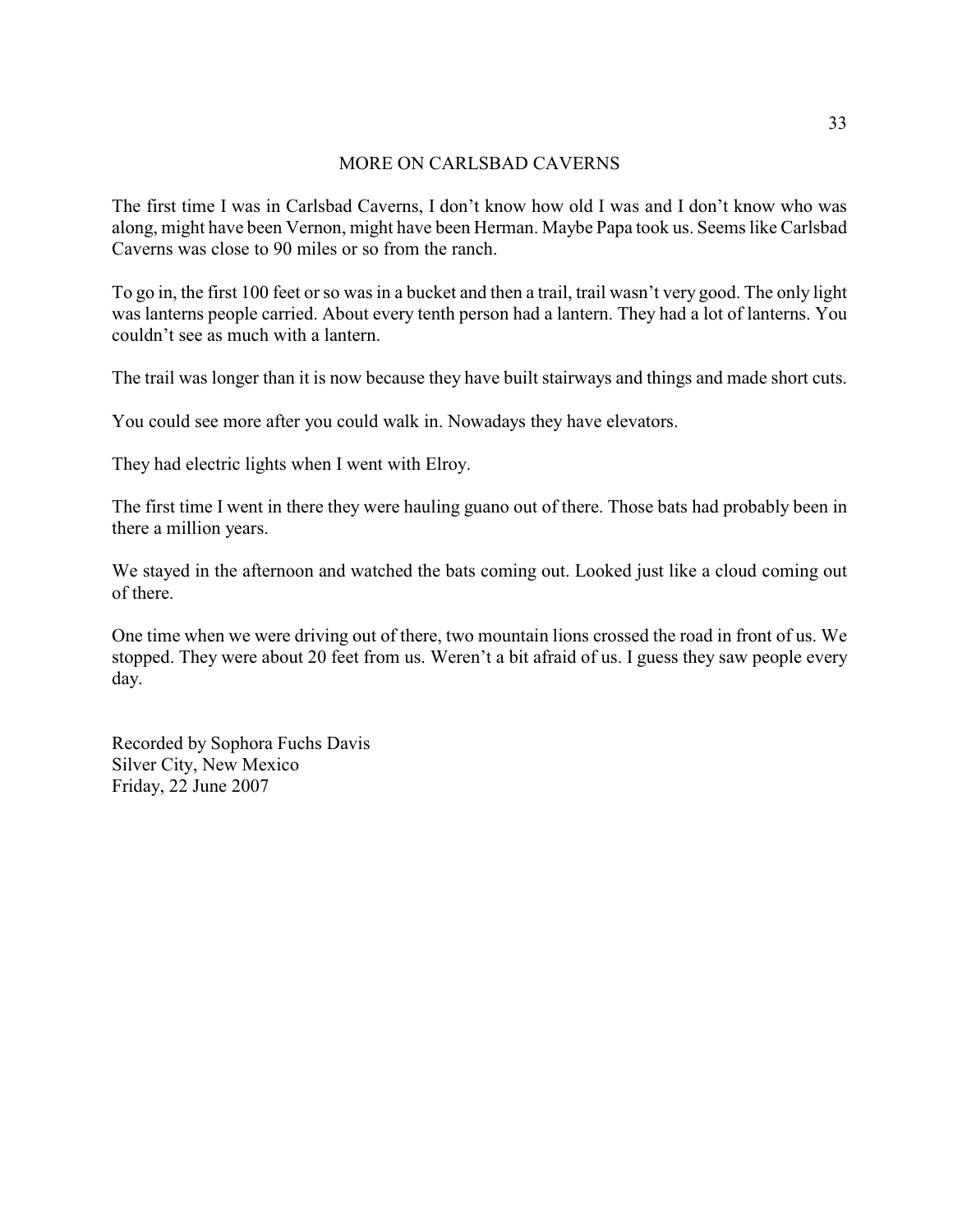# MORE ON CARLSBAD CAVERNS

The first time I was in Carlsbad Caverns, I don't know how old I was and I don't know who was along, might have been Vernon, might have been Herman. Maybe Papa took us. Seems like Carlsbad Caverns was close to 90 miles or so from the ranch.

To go in, the first 100 feet or so was in a bucket and then a trail, trail wasn't very good. The only light was lanterns people carried. About every tenth person had a lantern. They had a lot of lanterns. You couldn't see as much with a lantern.

The trail was longer than it is now because they have built stairways and things and made short cuts.

You could see more after you could walk in. Nowadays they have elevators.

They had electric lights when I went with Elroy.

The first time I went in there they were hauling guano out of there. Those bats had probably been in there a million years.

We stayed in the afternoon and watched the bats coming out. Looked just like a cloud coming out of there.

One time when we were driving out of there, two mountain lions crossed the road in front of us. We stopped. They were about 20 feet from us. Weren't a bit afraid of us. I guess they saw people every day.

Recorded by Sophora Fuchs Davis
Silver City, New Mexico
Friday, 22 June 2007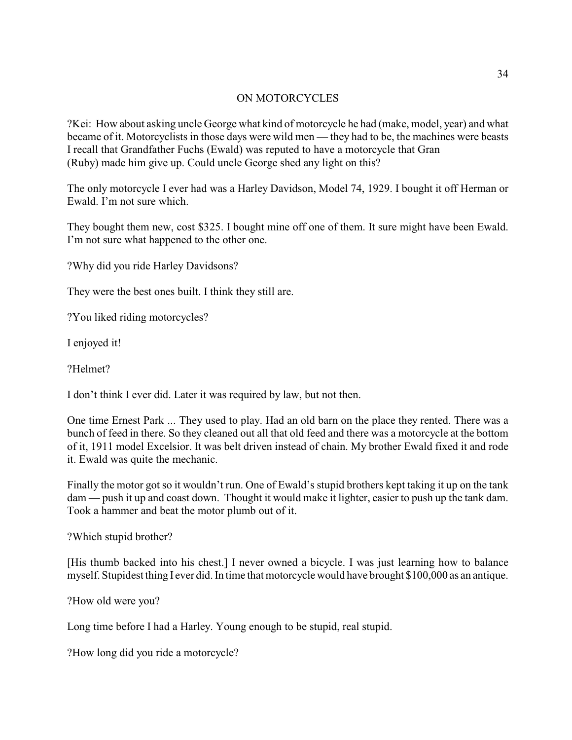## ON MOTORCYCLES

?Kei: How about asking uncle George what kind of motorcycle he had (make, model, year) and what became of it. Motorcyclists in those days were wild men — they had to be, the machines were beasts I recall that Grandfather Fuchs (Ewald) was reputed to have a motorcycle that Gran (Ruby) made him give up. Could uncle George shed any light on this?

The only motorcycle I ever had was a Harley Davidson, Model 74, 1929. I bought it off Herman or Ewald. I'm not sure which.

They bought them new, cost $325. I bought mine off one of them. It sure might have been Ewald. I'm not sure what happened to the other one.

?Why did you ride Harley Davidsons?

They were the best ones built. I think they still are.

?You liked riding motorcycles?

I enjoyed it!

?Helmet?

I don't think I ever did. Later it was required by law, but not then.

One time Ernest Park ... They used to play. Had an old barn on the place they rented. There was a bunch of feed in there. So they cleaned out all that old feed and there was a motorcycle at the bottom of it, 1911 model Excelsior. It was belt driven instead of chain. My brother Ewald fixed it and rode it. Ewald was quite the mechanic.

Finally the motor got so it wouldn't run. One of Ewald's stupid brothers kept taking it up on the tank dam — push it up and coast down. Thought it would make it lighter, easier to push up the tank dam. Took a hammer and beat the motor plumb out of it.

?Which stupid brother?

[His thumb backed into his chest.] I never owned a bicycle. I was just learning how to balance myself. Stupidest thing I ever did. In time that motorcycle would have brought $100,000 as an antique.

?How old were you?

Long time before I had a Harley. Young enough to be stupid, real stupid.

?How long did you ride a motorcycle?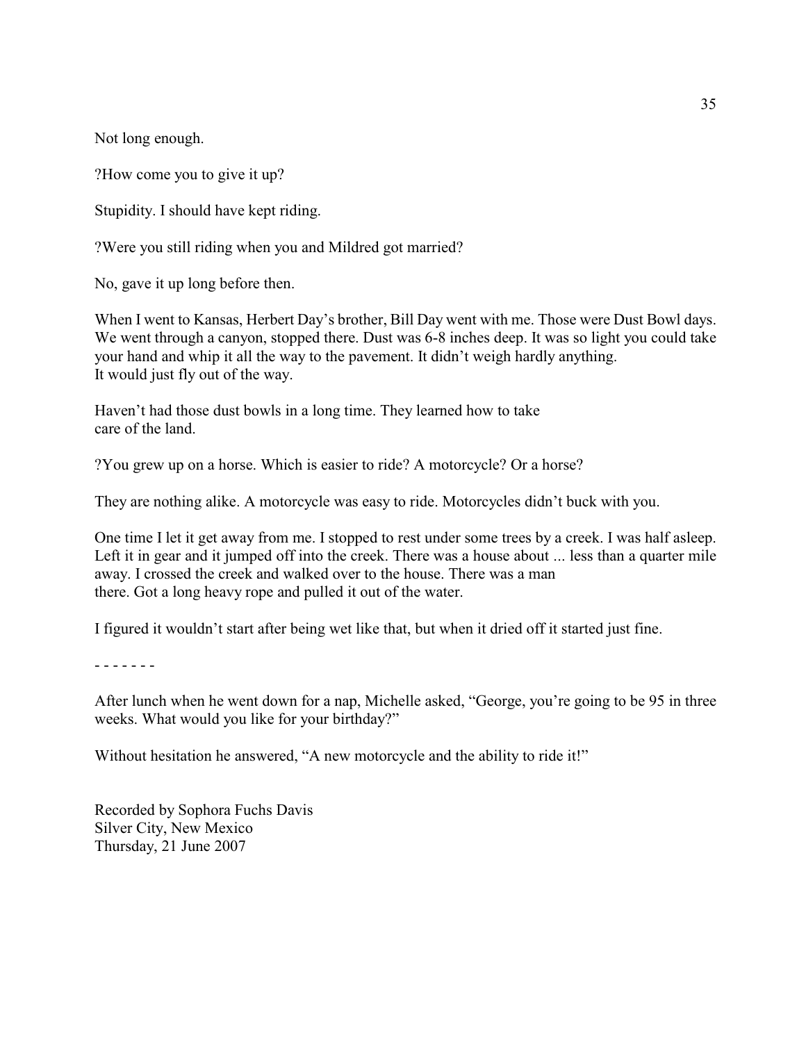Not long enough.

?How come you to give it up?

Stupidity. I should have kept riding.

?Were you still riding when you and Mildred got married?

No, gave it up long before then.

When I went to Kansas, Herbert Day's brother, Bill Day went with me. Those were Dust Bowl days. We went through a canyon, stopped there. Dust was 6-8 inches deep. It was so light you could take your hand and whip it all the way to the pavement. It didn't weigh hardly anything. It would just fly out of the way.

Haven't had those dust bowls in a long time. They learned how to take care of the land.

?You grew up on a horse. Which is easier to ride? A motorcycle? Or a horse?

They are nothing alike. A motorcycle was easy to ride. Motorcycles didn't buck with you.

One time I let it get away from me. I stopped to rest under some trees by a creek. I was half asleep. Left it in gear and it jumped off into the creek. There was a house about ... less than a quarter mile away. I crossed the creek and walked over to the house. There was a man there. Got a long heavy rope and pulled it out of the water.

I figured it wouldn't start after being wet like that, but when it dried off it started just fine.

\- - - - - - -

After lunch when he went down for a nap, Michelle asked, "George, you're going to be 95 in three weeks. What would you like for your birthday?"

Without hesitation he answered, "A new motorcycle and the ability to ride it!"

Recorded by Sophora Fuchs Davis
Silver City, New Mexico
Thursday, 21 June 2007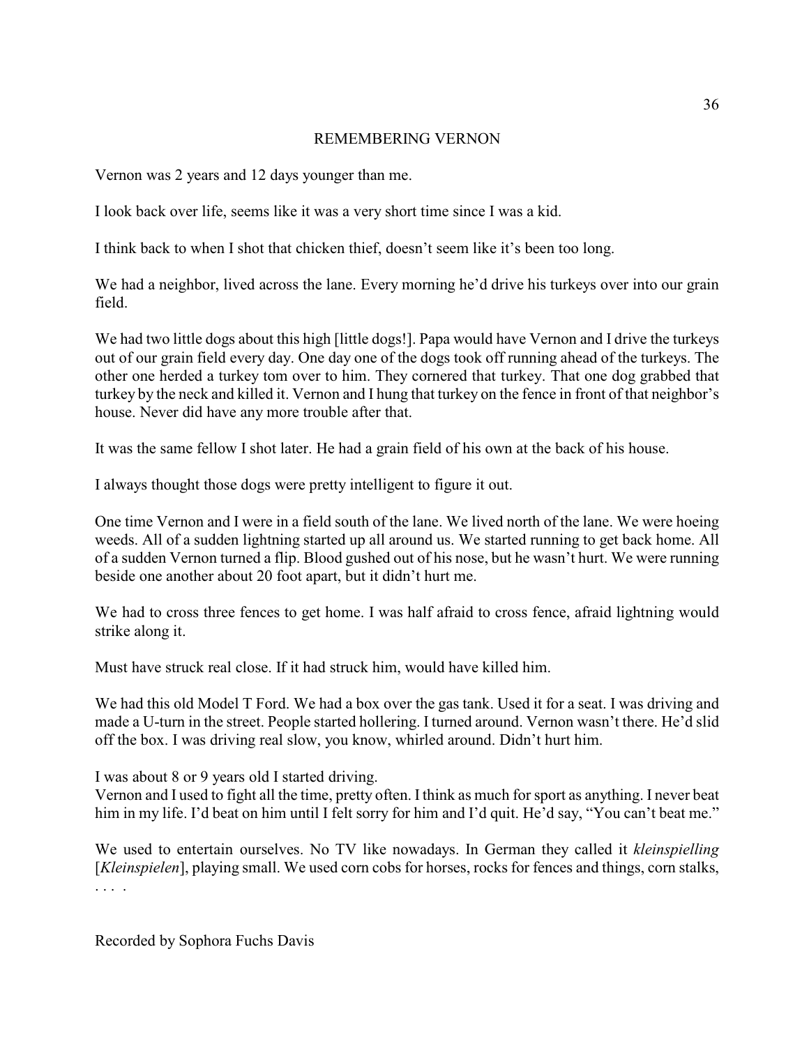# REMEMBERING VERNON

Vernon was 2 years and 12 days younger than me.

I look back over life, seems like it was a very short time since I was a kid.

I think back to when I shot that chicken thief, doesn't seem like it's been too long.

We had a neighbor, lived across the lane. Every morning he'd drive his turkeys over into our grain field.

We had two little dogs about this high [little dogs!]. Papa would have Vernon and I drive the turkeys out of our grain field every day. One day one of the dogs took off running ahead of the turkeys. The other one herded a turkey tom over to him. They cornered that turkey. That one dog grabbed that turkey by the neck and killed it. Vernon and I hung that turkey on the fence in front of that neighbor's house. Never did have any more trouble after that.

It was the same fellow I shot later. He had a grain field of his own at the back of his house.

I always thought those dogs were pretty intelligent to figure it out.

One time Vernon and I were in a field south of the lane. We lived north of the lane. We were hoeing weeds. All of a sudden lightning started up all around us. We started running to get back home. All of a sudden Vernon turned a flip. Blood gushed out of his nose, but he wasn't hurt. We were running beside one another about 20 foot apart, but it didn't hurt me.

We had to cross three fences to get home. I was half afraid to cross fence, afraid lightning would strike along it.

Must have struck real close. If it had struck him, would have killed him.

We had this old Model T Ford. We had a box over the gas tank. Used it for a seat. I was driving and made a U-turn in the street. People started hollering. I turned around. Vernon wasn't there. He'd slid off the box. I was driving real slow, you know, whirled around. Didn't hurt him.

I was about 8 or 9 years old I started driving.
Vernon and I used to fight all the time, pretty often. I think as much for sport as anything. I never beat him in my life. I'd beat on him until I felt sorry for him and I'd quit. He'd say, "You can't beat me."

We used to entertain ourselves. No TV like nowadays. In German they called it *kleinspielling* [*Kleinspielen*], playing small. We used corn cobs for horses, rocks for fences and things, corn stalks, . . . .

Recorded by Sophora Fuchs Davis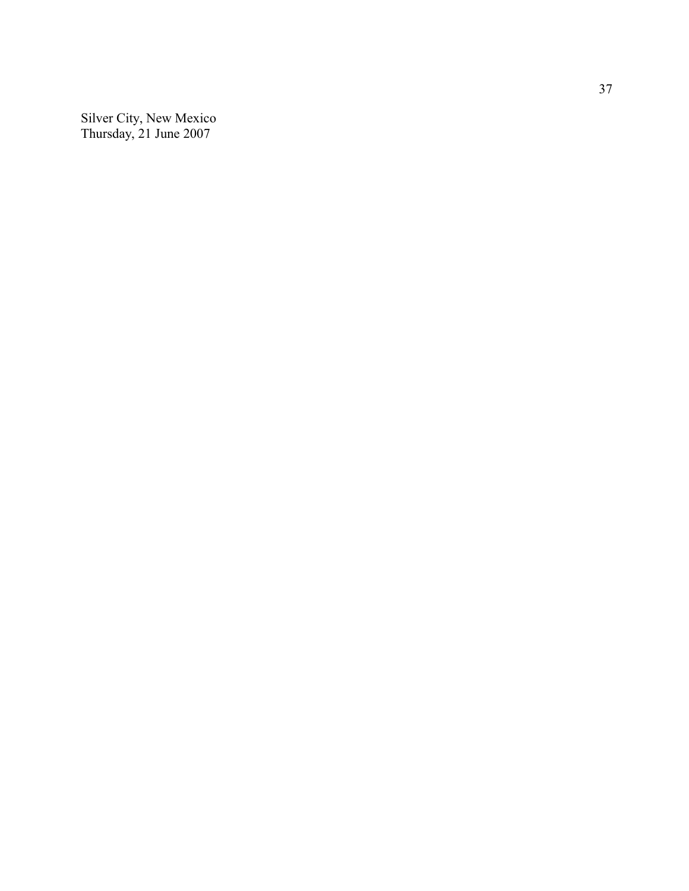Silver City, New Mexico
Thursday, 21 June 2007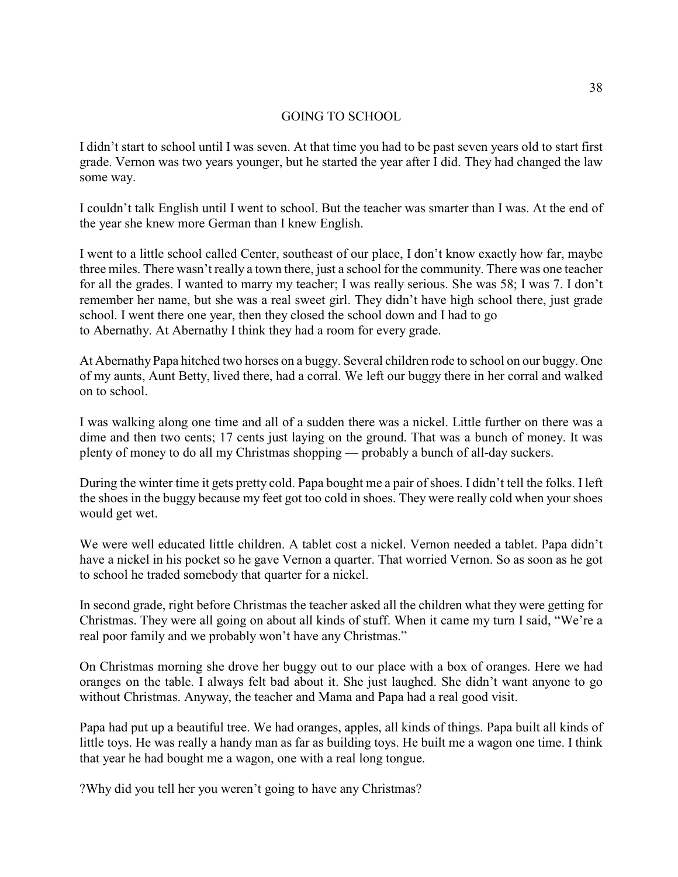## GOING TO SCHOOL

I didn't start to school until I was seven. At that time you had to be past seven years old to start first grade. Vernon was two years younger, but he started the year after I did. They had changed the law some way.

I couldn't talk English until I went to school. But the teacher was smarter than I was. At the end of the year she knew more German than I knew English.

I went to a little school called Center, southeast of our place, I don't know exactly how far, maybe three miles. There wasn't really a town there, just a school for the community. There was one teacher for all the grades. I wanted to marry my teacher; I was really serious. She was 58; I was 7. I don't remember her name, but she was a real sweet girl. They didn't have high school there, just grade school. I went there one year, then they closed the school down and I had to go to Abernathy. At Abernathy I think they had a room for every grade.

At Abernathy Papa hitched two horses on a buggy. Several children rode to school on our buggy. One of my aunts, Aunt Betty, lived there, had a corral. We left our buggy there in her corral and walked on to school.

I was walking along one time and all of a sudden there was a nickel. Little further on there was a dime and then two cents; 17 cents just laying on the ground. That was a bunch of money. It was plenty of money to do all my Christmas shopping — probably a bunch of all-day suckers.

During the winter time it gets pretty cold. Papa bought me a pair of shoes. I didn't tell the folks. I left the shoes in the buggy because my feet got too cold in shoes. They were really cold when your shoes would get wet.

We were well educated little children. A tablet cost a nickel. Vernon needed a tablet. Papa didn't have a nickel in his pocket so he gave Vernon a quarter. That worried Vernon. So as soon as he got to school he traded somebody that quarter for a nickel.

In second grade, right before Christmas the teacher asked all the children what they were getting for Christmas. They were all going on about all kinds of stuff. When it came my turn I said, "We're a real poor family and we probably won't have any Christmas."

On Christmas morning she drove her buggy out to our place with a box of oranges. Here we had oranges on the table. I always felt bad about it. She just laughed. She didn't want anyone to go without Christmas. Anyway, the teacher and Mama and Papa had a real good visit.

Papa had put up a beautiful tree. We had oranges, apples, all kinds of things. Papa built all kinds of little toys. He was really a handy man as far as building toys. He built me a wagon one time. I think that year he had bought me a wagon, one with a real long tongue.

?Why did you tell her you weren't going to have any Christmas?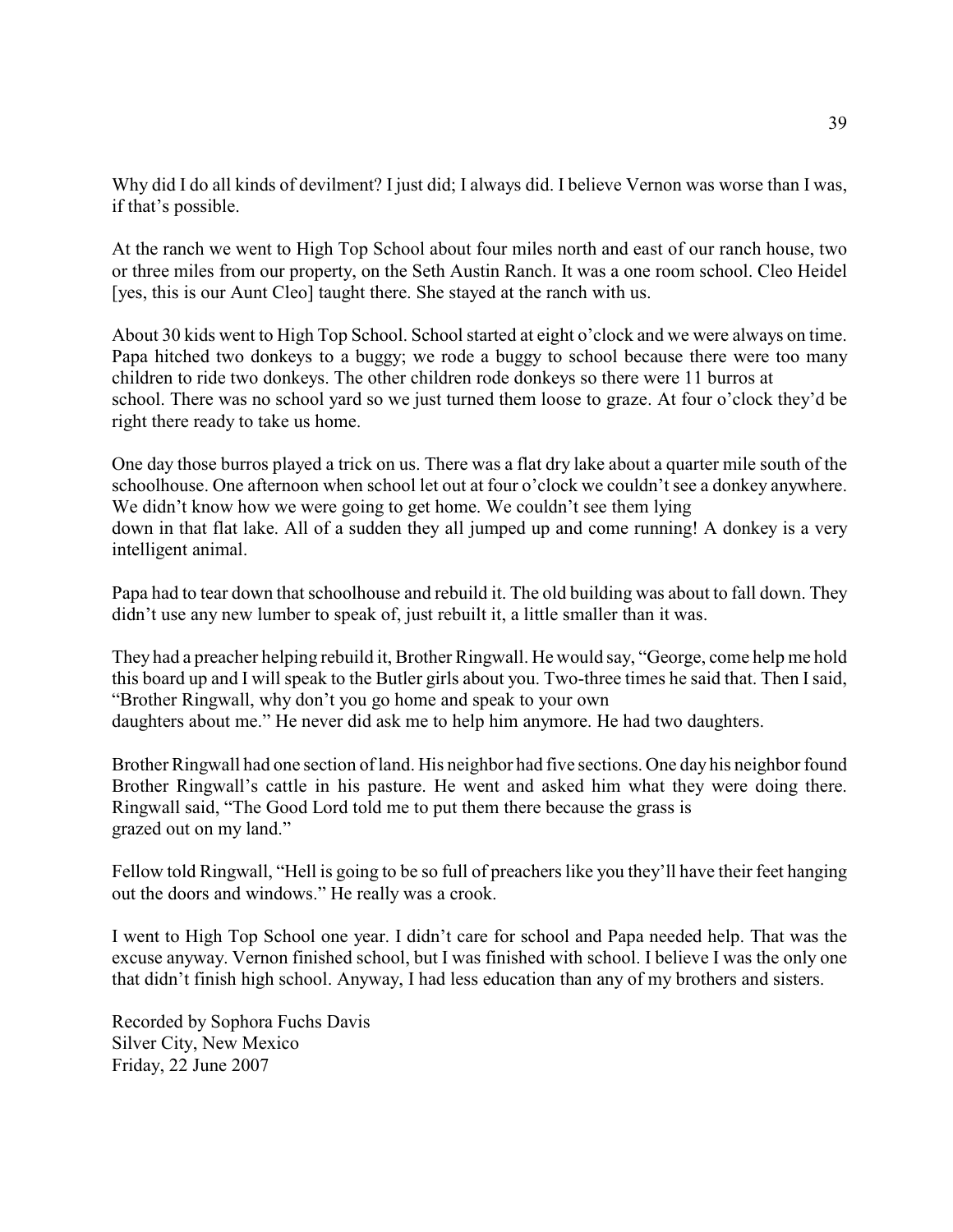Why did I do all kinds of devilment? I just did; I always did. I believe Vernon was worse than I was, if that's possible.

At the ranch we went to High Top School about four miles north and east of our ranch house, two or three miles from our property, on the Seth Austin Ranch. It was a one room school. Cleo Heidel [yes, this is our Aunt Cleo] taught there. She stayed at the ranch with us.

About 30 kids went to High Top School. School started at eight o'clock and we were always on time. Papa hitched two donkeys to a buggy; we rode a buggy to school because there were too many children to ride two donkeys. The other children rode donkeys so there were 11 burros at school. There was no school yard so we just turned them loose to graze. At four o'clock they'd be right there ready to take us home.

One day those burros played a trick on us. There was a flat dry lake about a quarter mile south of the schoolhouse. One afternoon when school let out at four o'clock we couldn't see a donkey anywhere. We didn't know how we were going to get home. We couldn't see them lying down in that flat lake. All of a sudden they all jumped up and come running! A donkey is a very intelligent animal.

Papa had to tear down that schoolhouse and rebuild it. The old building was about to fall down. They didn't use any new lumber to speak of, just rebuilt it, a little smaller than it was.

They had a preacher helping rebuild it, Brother Ringwall. He would say, "George, come help me hold this board up and I will speak to the Butler girls about you. Two-three times he said that. Then I said, "Brother Ringwall, why don't you go home and speak to your own daughters about me." He never did ask me to help him anymore. He had two daughters.

Brother Ringwall had one section of land. His neighbor had five sections. One day his neighbor found Brother Ringwall's cattle in his pasture. He went and asked him what they were doing there. Ringwall said, "The Good Lord told me to put them there because the grass is grazed out on my land."

Fellow told Ringwall, "Hell is going to be so full of preachers like you they'll have their feet hanging out the doors and windows." He really was a crook.

I went to High Top School one year. I didn't care for school and Papa needed help. That was the excuse anyway. Vernon finished school, but I was finished with school. I believe I was the only one that didn't finish high school. Anyway, I had less education than any of my brothers and sisters.

Recorded by Sophora Fuchs Davis
Silver City, New Mexico
Friday, 22 June 2007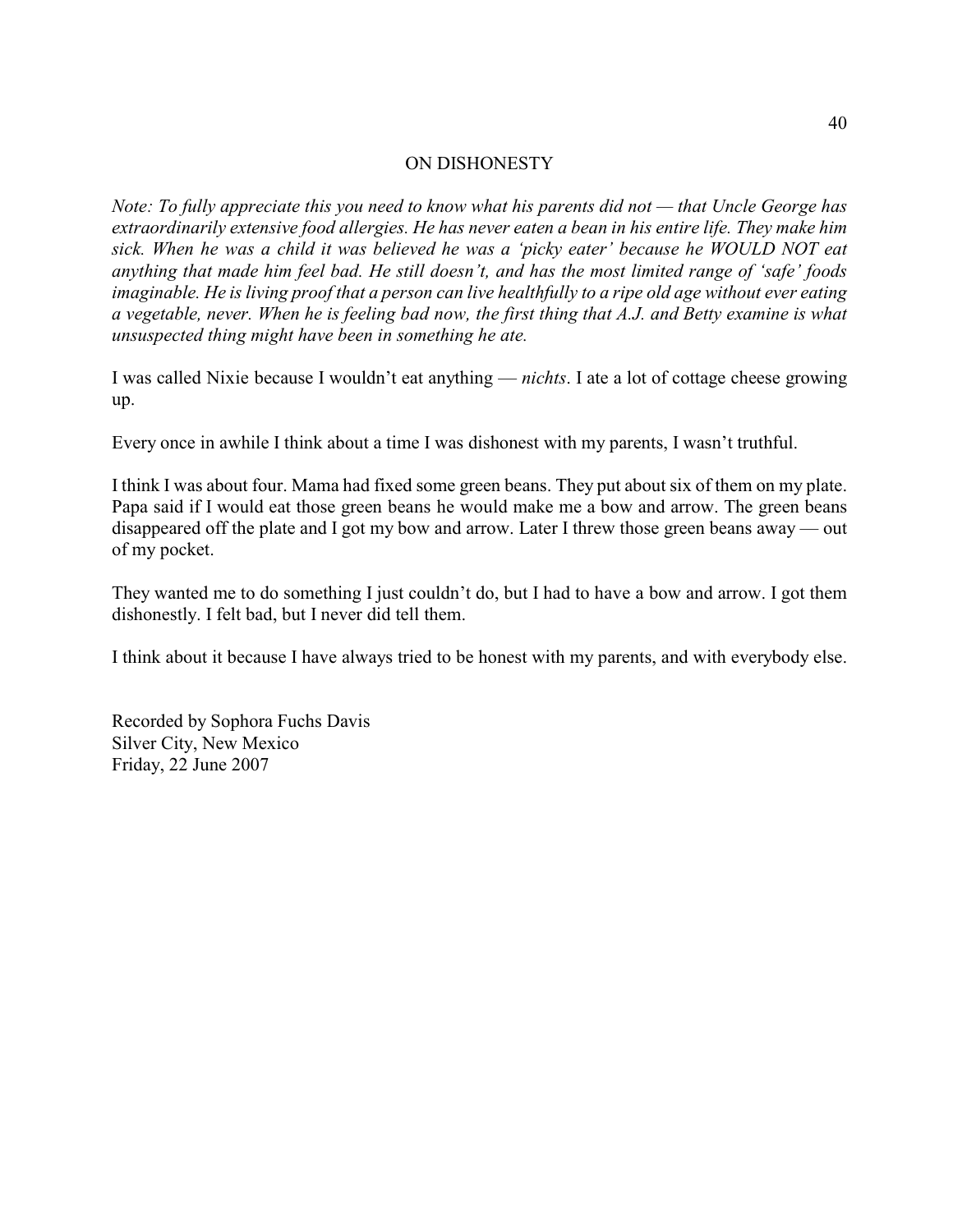# ON DISHONESTY

*Note: To fully appreciate this you need to know what his parents did not — that Uncle George has extraordinarily extensive food allergies. He has never eaten a bean in his entire life. They make him sick. When he was a child it was believed he was a 'picky eater' because he WOULD NOT eat anything that made him feel bad. He still doesn't, and has the most limited range of 'safe' foods imaginable. He is living proof that a person can live healthfully to a ripe old age without ever eating a vegetable, never. When he is feeling bad now, the first thing that A.J. and Betty examine is what unsuspected thing might have been in something he ate.*

I was called Nixie because I wouldn't eat anything — *nichts*. I ate a lot of cottage cheese growing up.

Every once in awhile I think about a time I was dishonest with my parents, I wasn't truthful.

I think I was about four. Mama had fixed some green beans. They put about six of them on my plate. Papa said if I would eat those green beans he would make me a bow and arrow. The green beans disappeared off the plate and I got my bow and arrow. Later I threw those green beans away — out of my pocket.

They wanted me to do something I just couldn't do, but I had to have a bow and arrow. I got them dishonestly. I felt bad, but I never did tell them.

I think about it because I have always tried to be honest with my parents, and with everybody else.

Recorded by Sophora Fuchs Davis
Silver City, New Mexico
Friday, 22 June 2007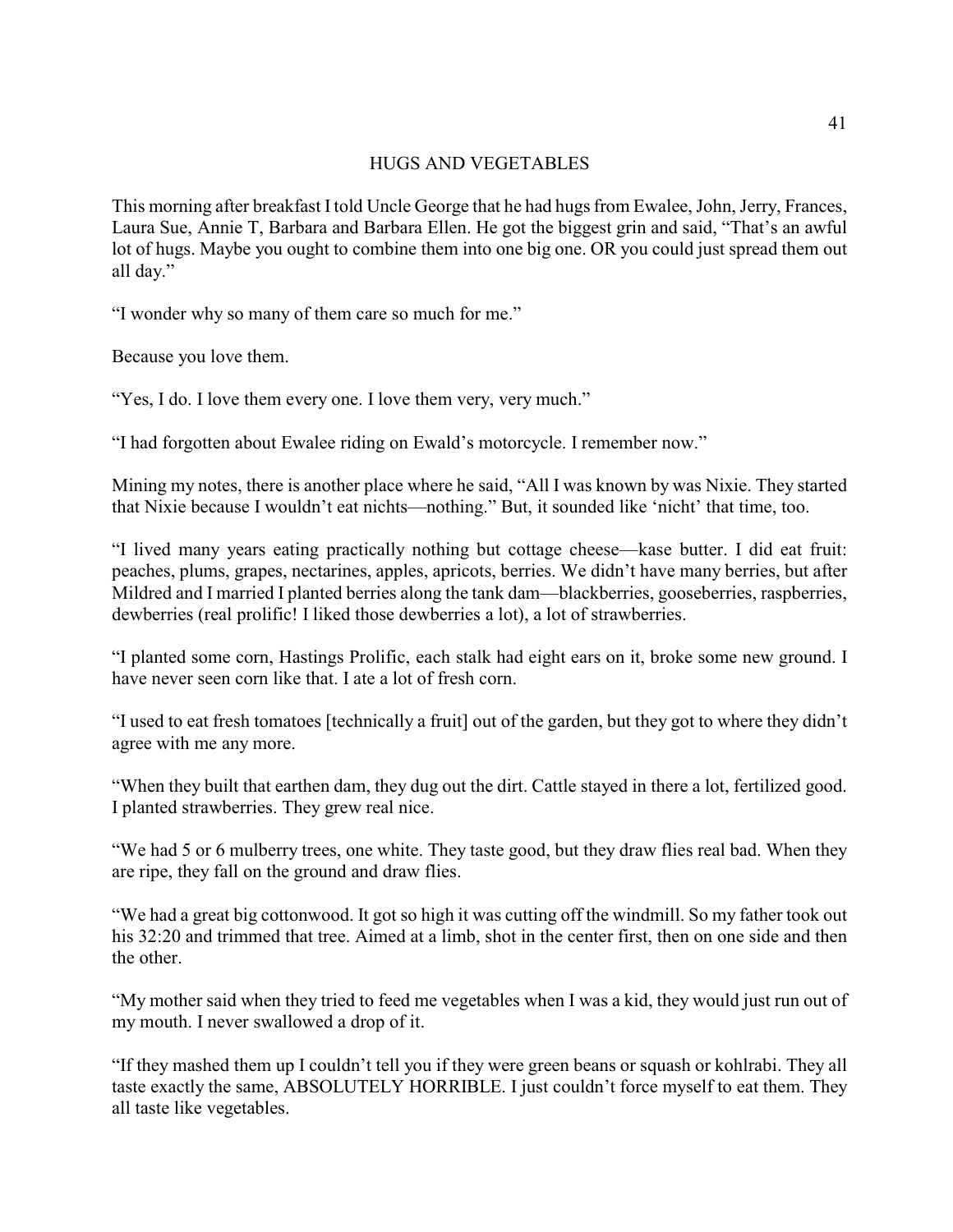# HUGS AND VEGETABLES

This morning after breakfast I told Uncle George that he had hugs from Ewalee, John, Jerry, Frances, Laura Sue, Annie T, Barbara and Barbara Ellen. He got the biggest grin and said, "That's an awful lot of hugs. Maybe you ought to combine them into one big one. OR you could just spread them out all day."

"I wonder why so many of them care so much for me."

Because you love them.

"Yes, I do. I love them every one. I love them very, very much."

"I had forgotten about Ewalee riding on Ewald's motorcycle. I remember now."

Mining my notes, there is another place where he said, "All I was known by was Nixie. They started that Nixie because I wouldn't eat nichts—nothing." But, it sounded like 'nicht' that time, too.

"I lived many years eating practically nothing but cottage cheese—kase butter. I did eat fruit: peaches, plums, grapes, nectarines, apples, apricots, berries. We didn't have many berries, but after Mildred and I married I planted berries along the tank dam—blackberries, gooseberries, raspberries, dewberries (real prolific! I liked those dewberries a lot), a lot of strawberries.

"I planted some corn, Hastings Prolific, each stalk had eight ears on it, broke some new ground. I have never seen corn like that. I ate a lot of fresh corn.

"I used to eat fresh tomatoes [technically a fruit] out of the garden, but they got to where they didn't agree with me any more.

"When they built that earthen dam, they dug out the dirt. Cattle stayed in there a lot, fertilized good. I planted strawberries. They grew real nice.

"We had 5 or 6 mulberry trees, one white. They taste good, but they draw flies real bad. When they are ripe, they fall on the ground and draw flies.

"We had a great big cottonwood. It got so high it was cutting off the windmill. So my father took out his 32:20 and trimmed that tree. Aimed at a limb, shot in the center first, then on one side and then the other.

"My mother said when they tried to feed me vegetables when I was a kid, they would just run out of my mouth. I never swallowed a drop of it.

"If they mashed them up I couldn't tell you if they were green beans or squash or kohlrabi. They all taste exactly the same, ABSOLUTELY HORRIBLE. I just couldn't force myself to eat them. They all taste like vegetables.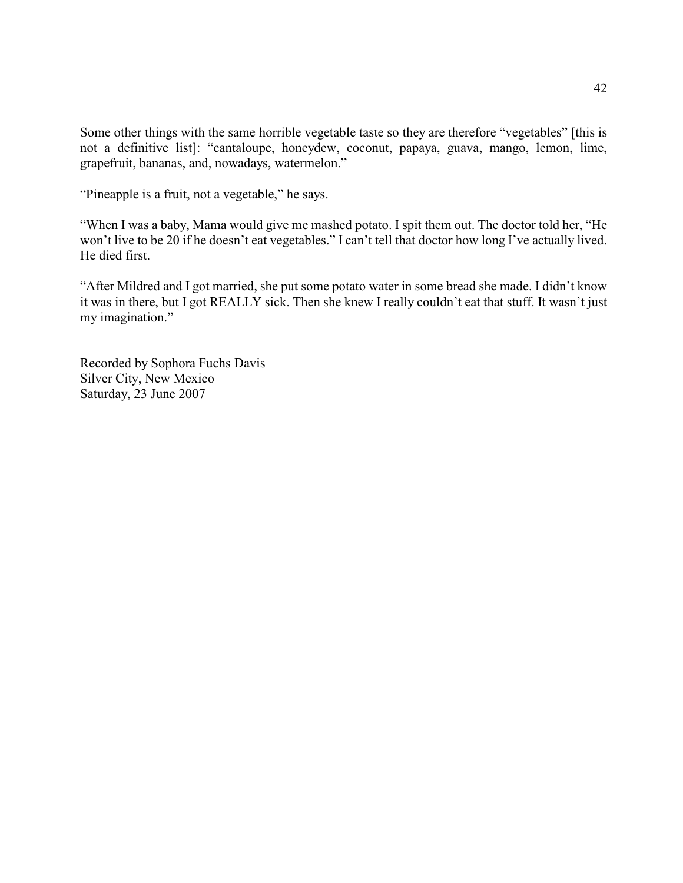Some other things with the same horrible vegetable taste so they are therefore "vegetables" [this is not a definitive list]: "cantaloupe, honeydew, coconut, papaya, guava, mango, lemon, lime, grapefruit, bananas, and, nowadays, watermelon."

"Pineapple is a fruit, not a vegetable," he says.

"When I was a baby, Mama would give me mashed potato. I spit them out. The doctor told her, "He won't live to be 20 if he doesn't eat vegetables." I can't tell that doctor how long I've actually lived. He died first.

"After Mildred and I got married, she put some potato water in some bread she made. I didn't know it was in there, but I got REALLY sick. Then she knew I really couldn't eat that stuff. It wasn't just my imagination."

Recorded by Sophora Fuchs Davis
Silver City, New Mexico
Saturday, 23 June 2007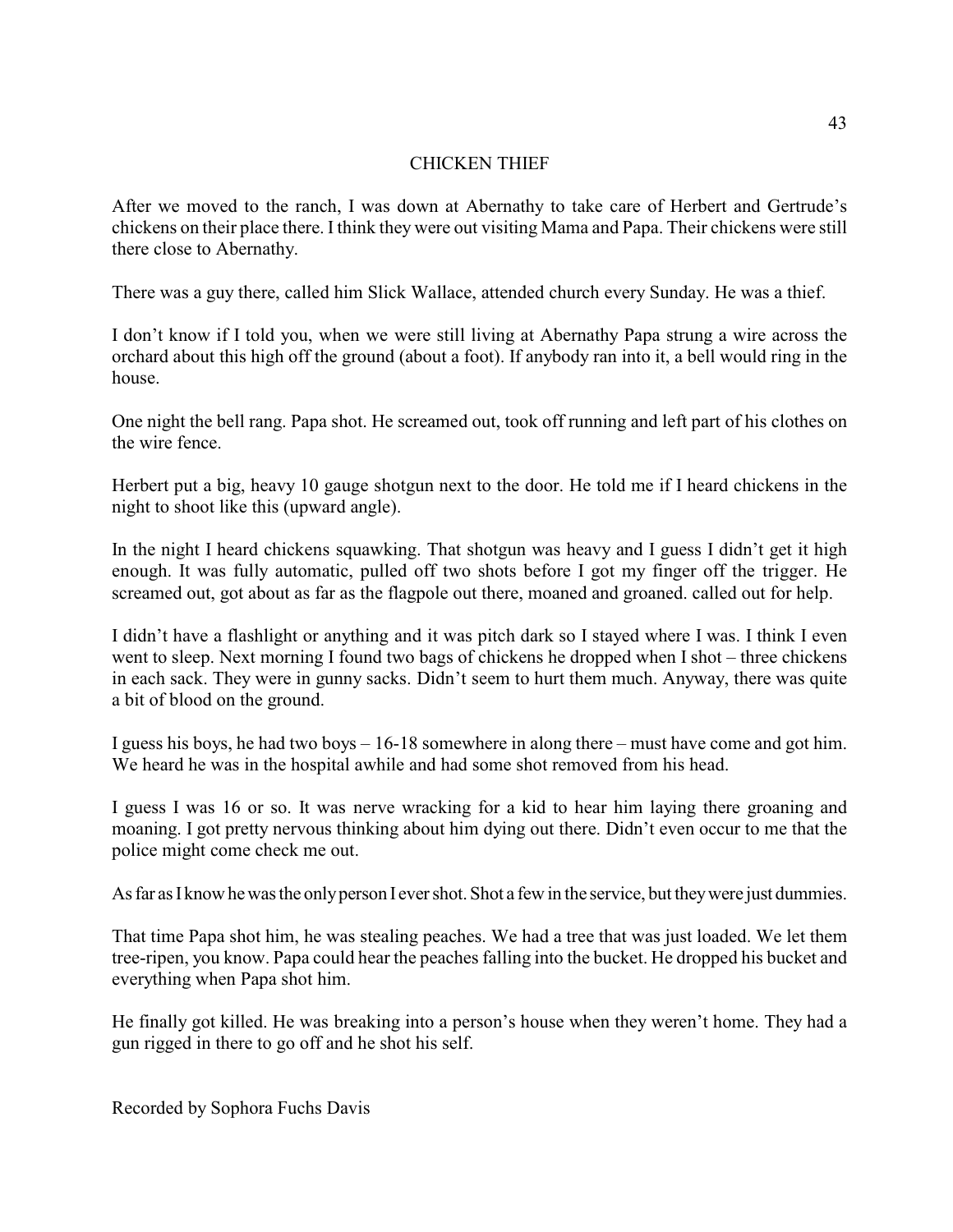# CHICKEN THIEF

After we moved to the ranch, I was down at Abernathy to take care of Herbert and Gertrude's chickens on their place there. I think they were out visiting Mama and Papa. Their chickens were still there close to Abernathy.

There was a guy there, called him Slick Wallace, attended church every Sunday. He was a thief.

I don't know if I told you, when we were still living at Abernathy Papa strung a wire across the orchard about this high off the ground (about a foot). If anybody ran into it, a bell would ring in the house.

One night the bell rang. Papa shot. He screamed out, took off running and left part of his clothes on the wire fence.

Herbert put a big, heavy 10 gauge shotgun next to the door. He told me if I heard chickens in the night to shoot like this (upward angle).

In the night I heard chickens squawking. That shotgun was heavy and I guess I didn't get it high enough. It was fully automatic, pulled off two shots before I got my finger off the trigger. He screamed out, got about as far as the flagpole out there, moaned and groaned. called out for help.

I didn't have a flashlight or anything and it was pitch dark so I stayed where I was. I think I even went to sleep. Next morning I found two bags of chickens he dropped when I shot – three chickens in each sack. They were in gunny sacks. Didn't seem to hurt them much. Anyway, there was quite a bit of blood on the ground.

I guess his boys, he had two boys – 16-18 somewhere in along there – must have come and got him. We heard he was in the hospital awhile and had some shot removed from his head.

I guess I was 16 or so. It was nerve wracking for a kid to hear him laying there groaning and moaning. I got pretty nervous thinking about him dying out there. Didn't even occur to me that the police might come check me out.

As far as I know he was the only person I ever shot. Shot a few in the service, but they were just dummies.

That time Papa shot him, he was stealing peaches. We had a tree that was just loaded. We let them tree-ripen, you know. Papa could hear the peaches falling into the bucket. He dropped his bucket and everything when Papa shot him.

He finally got killed. He was breaking into a person's house when they weren't home. They had a gun rigged in there to go off and he shot his self.

Recorded by Sophora Fuchs Davis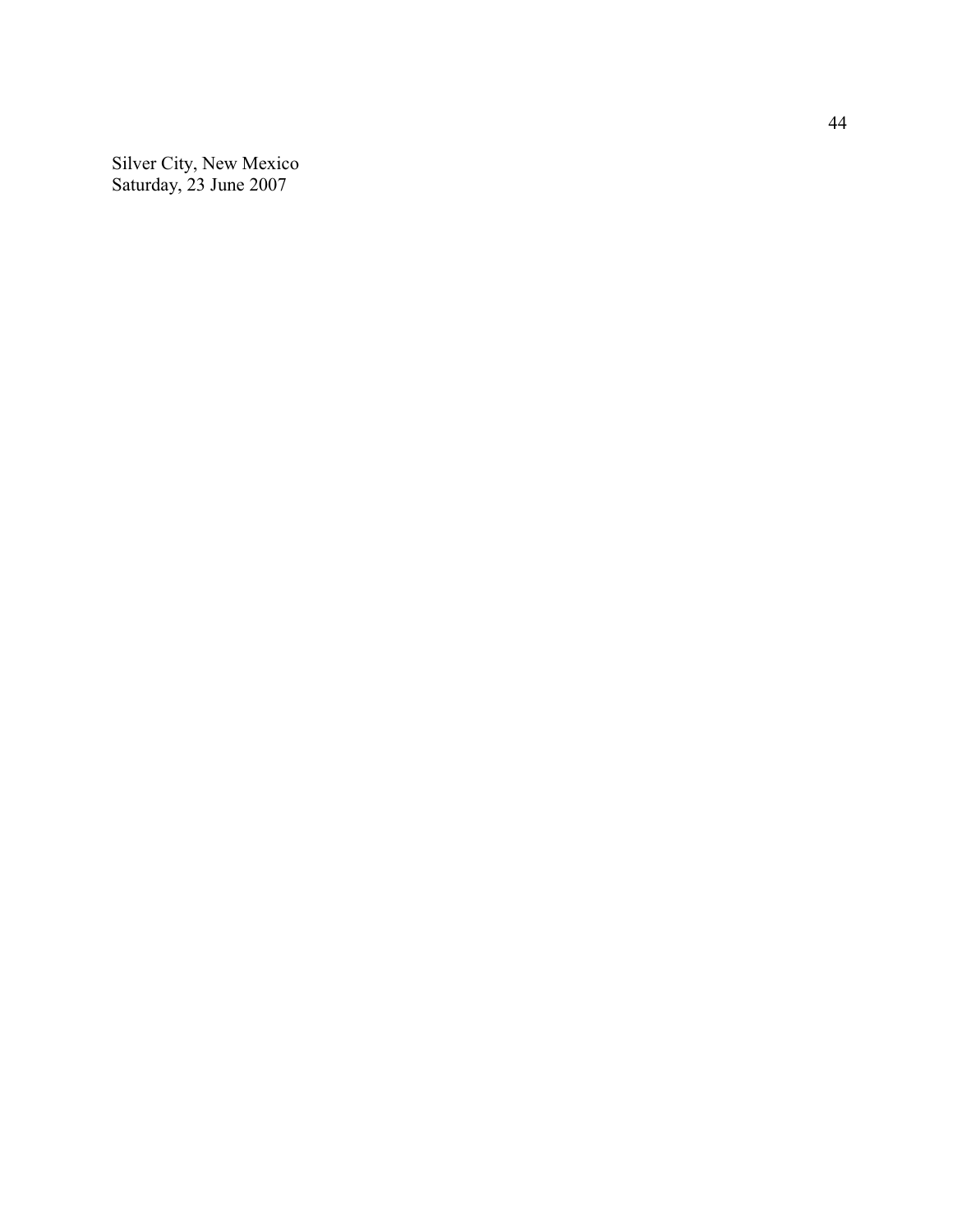Silver City, New Mexico
Saturday, 23 June 2007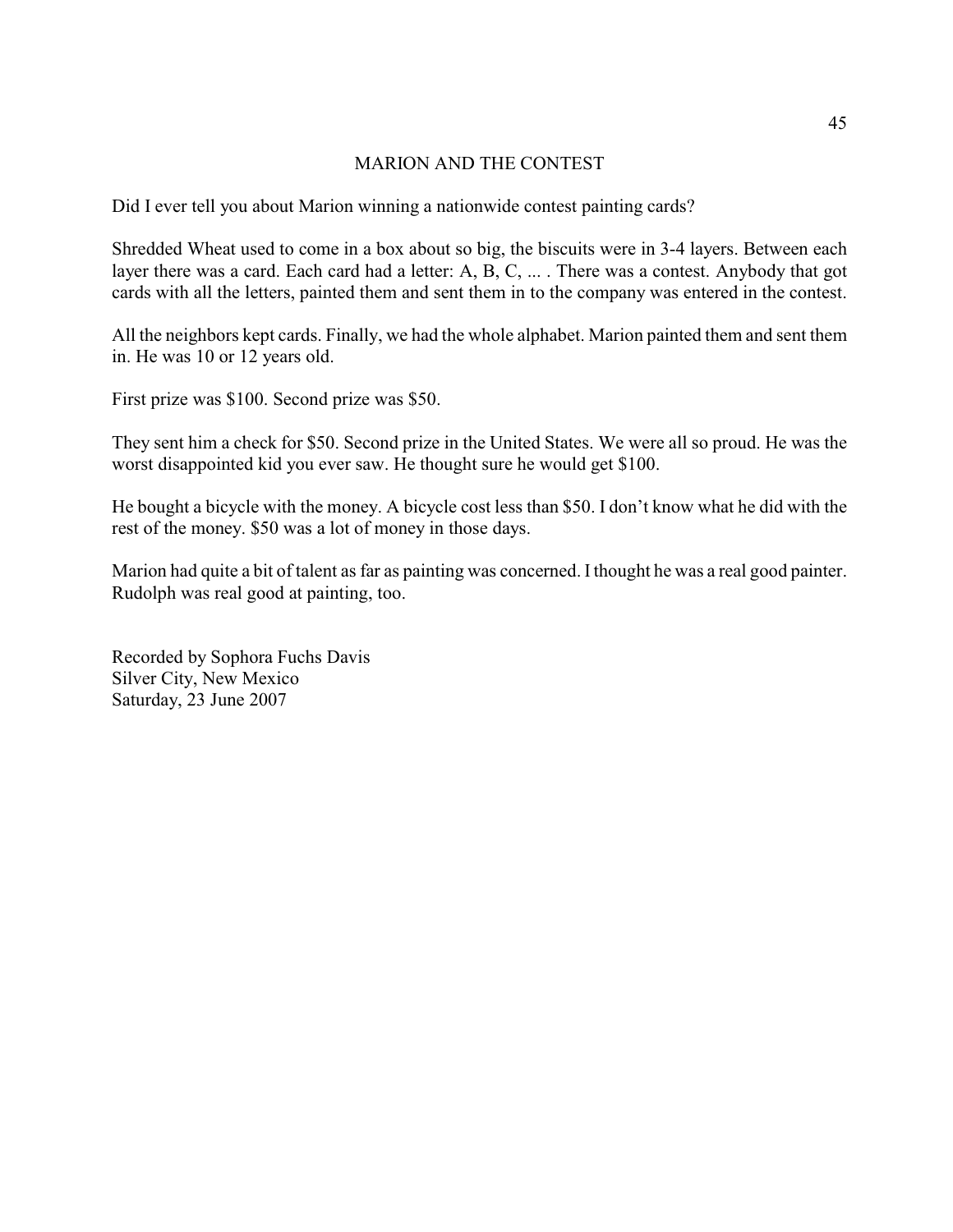# MARION AND THE CONTEST

Did I ever tell you about Marion winning a nationwide contest painting cards?

Shredded Wheat used to come in a box about so big, the biscuits were in 3-4 layers. Between each layer there was a card. Each card had a letter: A, B, C, ... . There was a contest. Anybody that got cards with all the letters, painted them and sent them in to the company was entered in the contest.

All the neighbors kept cards. Finally, we had the whole alphabet. Marion painted them and sent them in. He was 10 or 12 years old.

First prize was $100. Second prize was $50.

They sent him a check for $50. Second prize in the United States. We were all so proud. He was the worst disappointed kid you ever saw. He thought sure he would get $100.

He bought a bicycle with the money. A bicycle cost less than $50. I don't know what he did with the rest of the money. $50 was a lot of money in those days.

Marion had quite a bit of talent as far as painting was concerned. I thought he was a real good painter. Rudolph was real good at painting, too.

Recorded by Sophora Fuchs Davis
Silver City, New Mexico
Saturday, 23 June 2007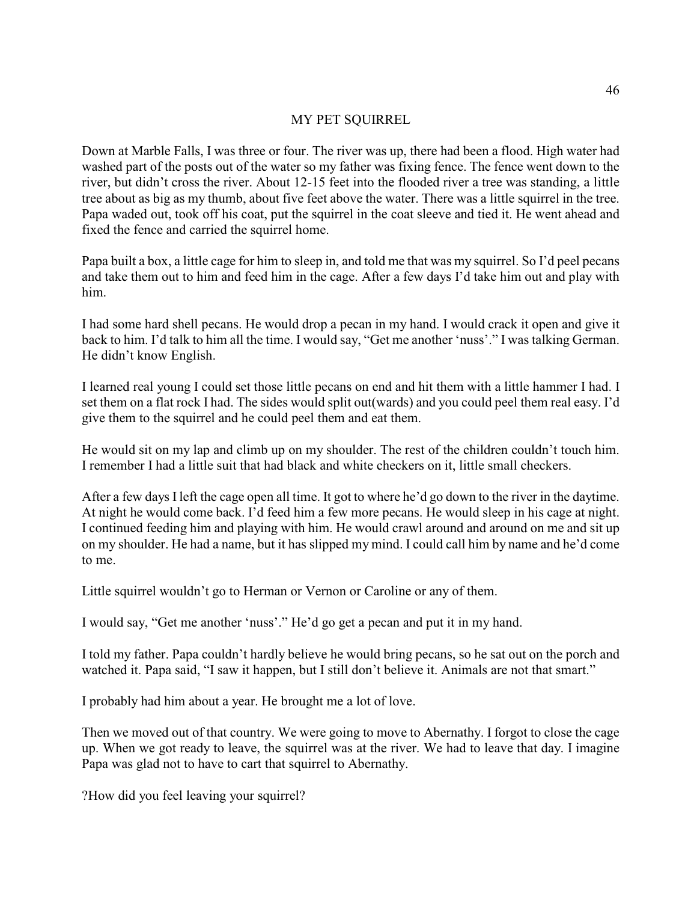# MY PET SQUIRREL

Down at Marble Falls, I was three or four. The river was up, there had been a flood. High water had washed part of the posts out of the water so my father was fixing fence. The fence went down to the river, but didn't cross the river. About 12-15 feet into the flooded river a tree was standing, a little tree about as big as my thumb, about five feet above the water. There was a little squirrel in the tree. Papa waded out, took off his coat, put the squirrel in the coat sleeve and tied it. He went ahead and fixed the fence and carried the squirrel home.

Papa built a box, a little cage for him to sleep in, and told me that was my squirrel. So I'd peel pecans and take them out to him and feed him in the cage. After a few days I'd take him out and play with him.

I had some hard shell pecans. He would drop a pecan in my hand. I would crack it open and give it back to him. I'd talk to him all the time. I would say, "Get me another 'nuss'." I was talking German. He didn't know English.

I learned real young I could set those little pecans on end and hit them with a little hammer I had. I set them on a flat rock I had. The sides would split out(wards) and you could peel them real easy. I'd give them to the squirrel and he could peel them and eat them.

He would sit on my lap and climb up on my shoulder. The rest of the children couldn't touch him. I remember I had a little suit that had black and white checkers on it, little small checkers.

After a few days I left the cage open all time. It got to where he'd go down to the river in the daytime. At night he would come back. I'd feed him a few more pecans. He would sleep in his cage at night. I continued feeding him and playing with him. He would crawl around and around on me and sit up on my shoulder. He had a name, but it has slipped my mind. I could call him by name and he'd come to me.

Little squirrel wouldn't go to Herman or Vernon or Caroline or any of them.

I would say, "Get me another 'nuss'." He'd go get a pecan and put it in my hand.

I told my father. Papa couldn't hardly believe he would bring pecans, so he sat out on the porch and watched it. Papa said, "I saw it happen, but I still don't believe it. Animals are not that smart."

I probably had him about a year. He brought me a lot of love.

Then we moved out of that country. We were going to move to Abernathy. I forgot to close the cage up. When we got ready to leave, the squirrel was at the river. We had to leave that day. I imagine Papa was glad not to have to cart that squirrel to Abernathy.

?How did you feel leaving your squirrel?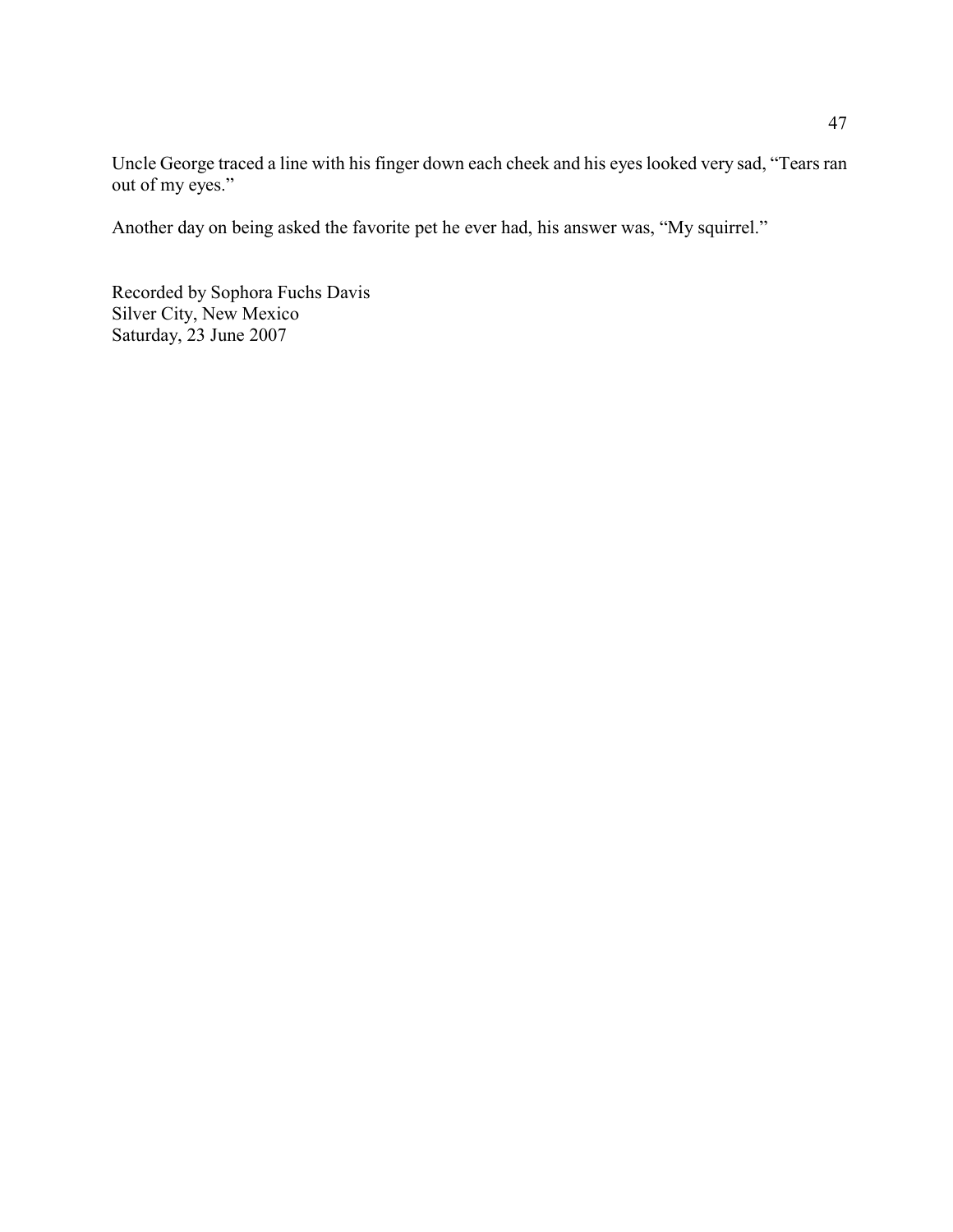Uncle George traced a line with his finger down each cheek and his eyes looked very sad, “Tears ran out of my eyes.”

Another day on being asked the favorite pet he ever had, his answer was, “My squirrel.”

Recorded by Sophora Fuchs Davis
Silver City, New Mexico
Saturday, 23 June 2007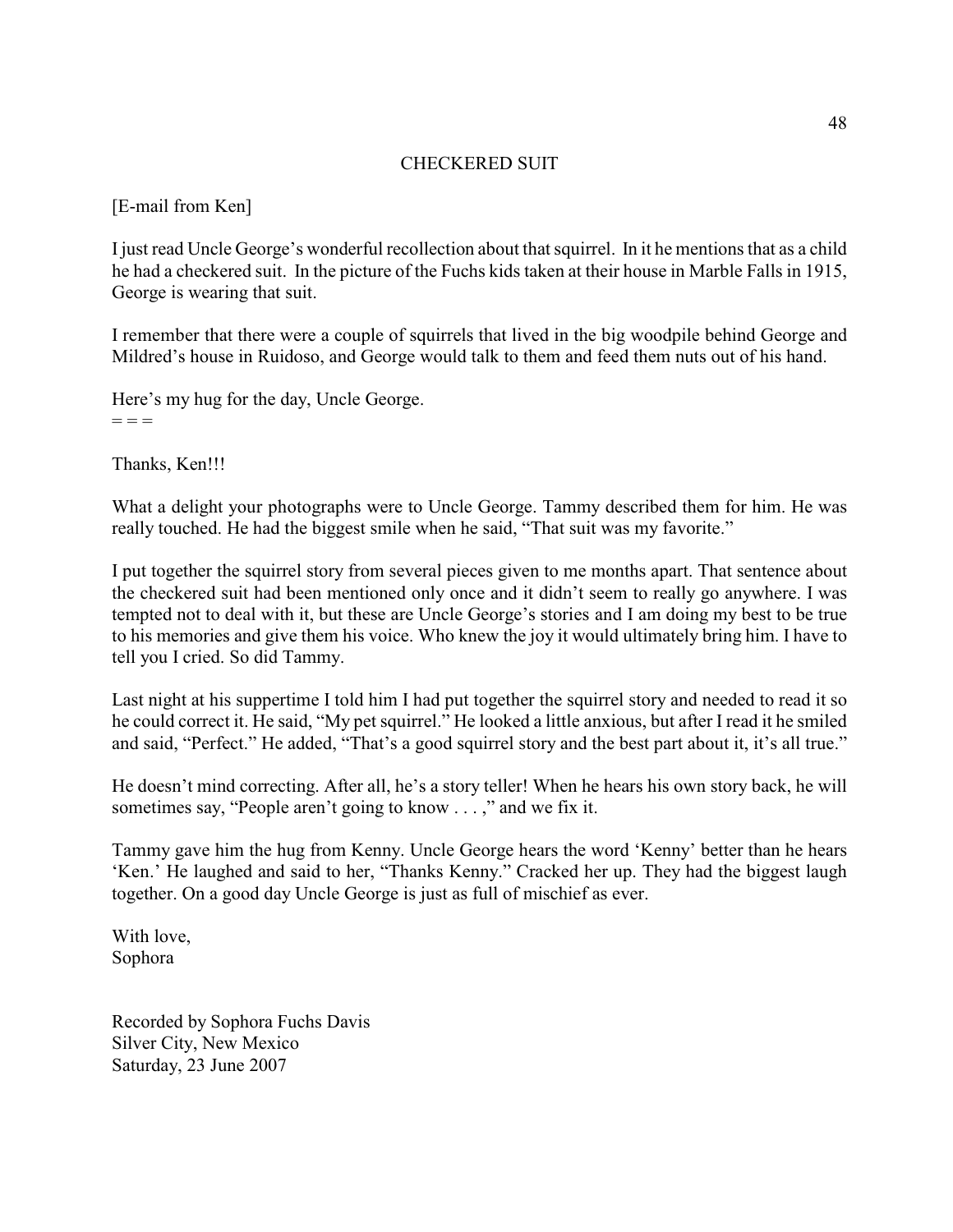# CHECKERED SUIT

[E-mail from Ken]

I just read Uncle George's wonderful recollection about that squirrel. In it he mentions that as a child he had a checkered suit. In the picture of the Fuchs kids taken at their house in Marble Falls in 1915, George is wearing that suit.

I remember that there were a couple of squirrels that lived in the big woodpile behind George and Mildred's house in Ruidoso, and George would talk to them and feed them nuts out of his hand.

Here's my hug for the day, Uncle George.
= = =

Thanks, Ken!!!

What a delight your photographs were to Uncle George. Tammy described them for him. He was really touched. He had the biggest smile when he said, "That suit was my favorite."

I put together the squirrel story from several pieces given to me months apart. That sentence about the checkered suit had been mentioned only once and it didn't seem to really go anywhere. I was tempted not to deal with it, but these are Uncle George's stories and I am doing my best to be true to his memories and give them his voice. Who knew the joy it would ultimately bring him. I have to tell you I cried. So did Tammy.

Last night at his suppertime I told him I had put together the squirrel story and needed to read it so he could correct it. He said, "My pet squirrel." He looked a little anxious, but after I read it he smiled and said, "Perfect." He added, "That's a good squirrel story and the best part about it, it's all true."

He doesn't mind correcting. After all, he's a story teller! When he hears his own story back, he will sometimes say, "People aren't going to know . . . ," and we fix it.

Tammy gave him the hug from Kenny. Uncle George hears the word 'Kenny' better than he hears 'Ken.' He laughed and said to her, "Thanks Kenny." Cracked her up. They had the biggest laugh together. On a good day Uncle George is just as full of mischief as ever.

With love,
Sophora

Recorded by Sophora Fuchs Davis
Silver City, New Mexico
Saturday, 23 June 2007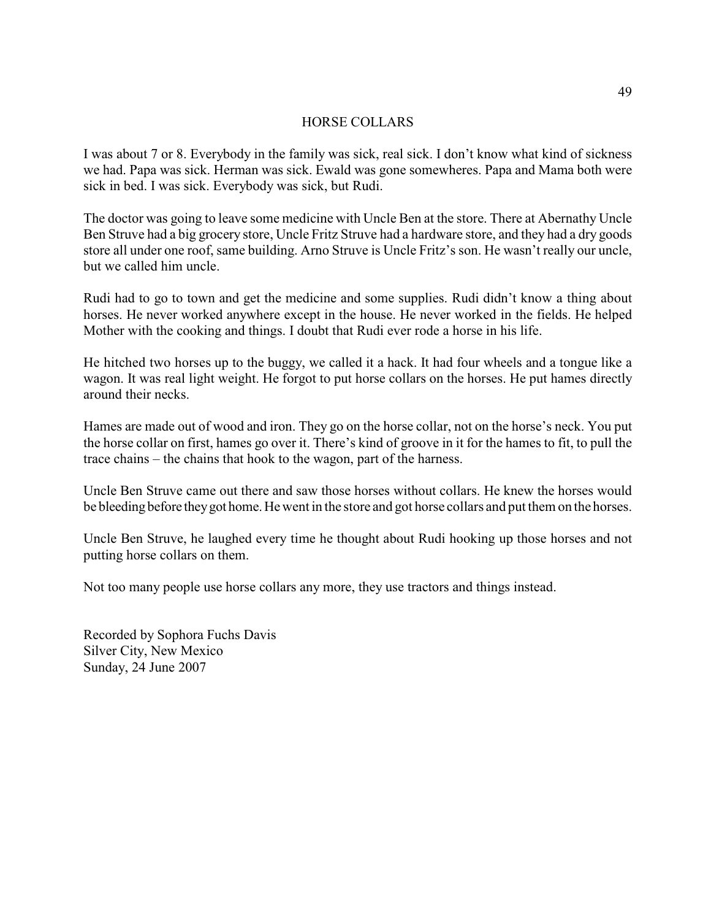# HORSE COLLARS

I was about 7 or 8. Everybody in the family was sick, real sick. I don't know what kind of sickness we had. Papa was sick. Herman was sick. Ewald was gone somewheres. Papa and Mama both were sick in bed. I was sick. Everybody was sick, but Rudi.

The doctor was going to leave some medicine with Uncle Ben at the store. There at Abernathy Uncle Ben Struve had a big grocery store, Uncle Fritz Struve had a hardware store, and they had a dry goods store all under one roof, same building. Arno Struve is Uncle Fritz's son. He wasn't really our uncle, but we called him uncle.

Rudi had to go to town and get the medicine and some supplies. Rudi didn't know a thing about horses. He never worked anywhere except in the house. He never worked in the fields. He helped Mother with the cooking and things. I doubt that Rudi ever rode a horse in his life.

He hitched two horses up to the buggy, we called it a hack. It had four wheels and a tongue like a wagon. It was real light weight. He forgot to put horse collars on the horses. He put hames directly around their necks.

Hames are made out of wood and iron. They go on the horse collar, not on the horse's neck. You put the horse collar on first, hames go over it. There's kind of groove in it for the hames to fit, to pull the trace chains – the chains that hook to the wagon, part of the harness.

Uncle Ben Struve came out there and saw those horses without collars. He knew the horses would be bleeding before they got home. He went in the store and got horse collars and put them on the horses.

Uncle Ben Struve, he laughed every time he thought about Rudi hooking up those horses and not putting horse collars on them.

Not too many people use horse collars any more, they use tractors and things instead.

Recorded by Sophora Fuchs Davis
Silver City, New Mexico
Sunday, 24 June 2007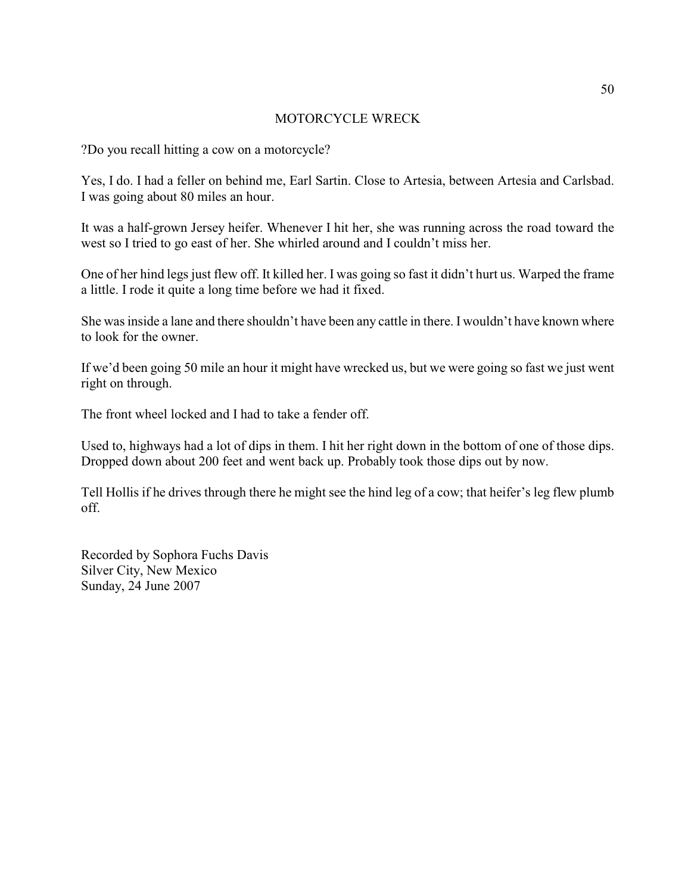## MOTORCYCLE WRECK

?Do you recall hitting a cow on a motorcycle?

Yes, I do. I had a feller on behind me, Earl Sartin. Close to Artesia, between Artesia and Carlsbad. I was going about 80 miles an hour.

It was a half-grown Jersey heifer. Whenever I hit her, she was running across the road toward the west so I tried to go east of her. She whirled around and I couldn't miss her.

One of her hind legs just flew off. It killed her. I was going so fast it didn't hurt us. Warped the frame a little. I rode it quite a long time before we had it fixed.

She was inside a lane and there shouldn't have been any cattle in there. I wouldn't have known where to look for the owner.

If we'd been going 50 mile an hour it might have wrecked us, but we were going so fast we just went right on through.

The front wheel locked and I had to take a fender off.

Used to, highways had a lot of dips in them. I hit her right down in the bottom of one of those dips. Dropped down about 200 feet and went back up. Probably took those dips out by now.

Tell Hollis if he drives through there he might see the hind leg of a cow; that heifer's leg flew plumb off.

Recorded by Sophora Fuchs Davis
Silver City, New Mexico
Sunday, 24 June 2007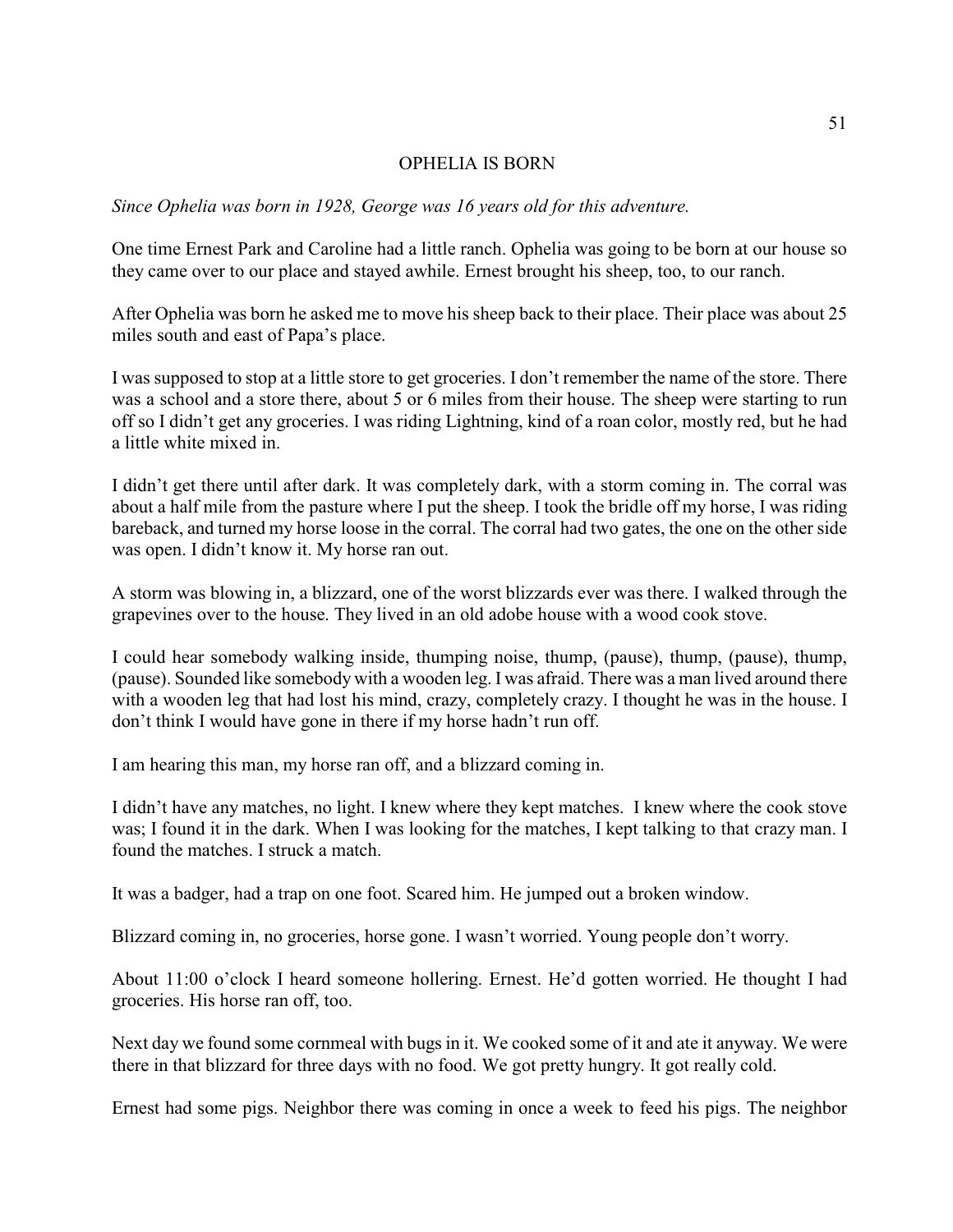# OPHELIA IS BORN

*Since Ophelia was born in 1928, George was 16 years old for this adventure.*

One time Ernest Park and Caroline had a little ranch. Ophelia was going to be born at our house so they came over to our place and stayed awhile. Ernest brought his sheep, too, to our ranch.

After Ophelia was born he asked me to move his sheep back to their place. Their place was about 25 miles south and east of Papa's place.

I was supposed to stop at a little store to get groceries. I don't remember the name of the store. There was a school and a store there, about 5 or 6 miles from their house. The sheep were starting to run off so I didn't get any groceries. I was riding Lightning, kind of a roan color, mostly red, but he had a little white mixed in.

I didn't get there until after dark. It was completely dark, with a storm coming in. The corral was about a half mile from the pasture where I put the sheep. I took the bridle off my horse, I was riding bareback, and turned my horse loose in the corral. The corral had two gates, the one on the other side was open. I didn't know it. My horse ran out.

A storm was blowing in, a blizzard, one of the worst blizzards ever was there. I walked through the grapevines over to the house. They lived in an old adobe house with a wood cook stove.

I could hear somebody walking inside, thumping noise, thump, (pause), thump, (pause), thump, (pause). Sounded like somebody with a wooden leg. I was afraid. There was a man lived around there with a wooden leg that had lost his mind, crazy, completely crazy. I thought he was in the house. I don't think I would have gone in there if my horse hadn't run off.

I am hearing this man, my horse ran off, and a blizzard coming in.

I didn't have any matches, no light. I knew where they kept matches. I knew where the cook stove was; I found it in the dark. When I was looking for the matches, I kept talking to that crazy man. I found the matches. I struck a match.

It was a badger, had a trap on one foot. Scared him. He jumped out a broken window.

Blizzard coming in, no groceries, horse gone. I wasn't worried. Young people don't worry.

About 11:00 o'clock I heard someone hollering. Ernest. He'd gotten worried. He thought I had groceries. His horse ran off, too.

Next day we found some cornmeal with bugs in it. We cooked some of it and ate it anyway. We were there in that blizzard for three days with no food. We got pretty hungry. It got really cold.

Ernest had some pigs. Neighbor there was coming in once a week to feed his pigs. The neighbor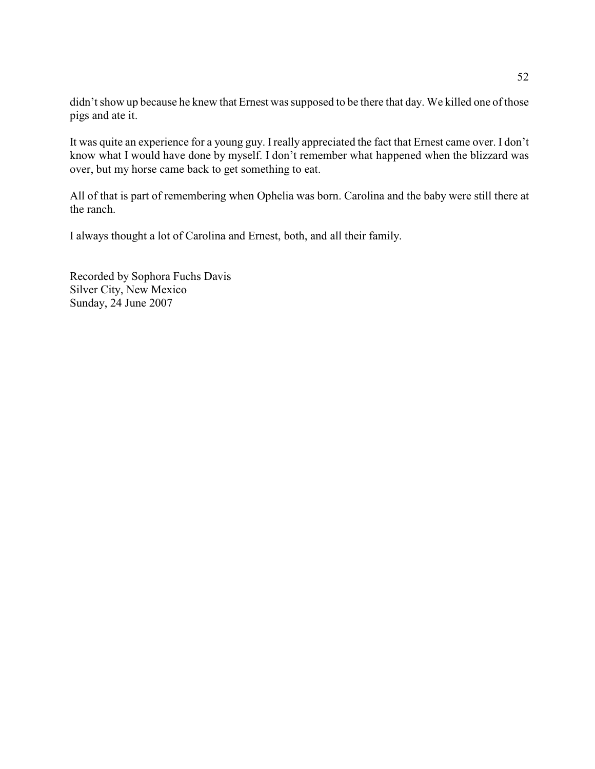didn't show up because he knew that Ernest was supposed to be there that day. We killed one of those pigs and ate it.

It was quite an experience for a young guy. I really appreciated the fact that Ernest came over. I don't know what I would have done by myself. I don't remember what happened when the blizzard was over, but my horse came back to get something to eat.

All of that is part of remembering when Ophelia was born. Carolina and the baby were still there at the ranch.

I always thought a lot of Carolina and Ernest, both, and all their family.

Recorded by Sophora Fuchs Davis  
Silver City, New Mexico  
Sunday, 24 June 2007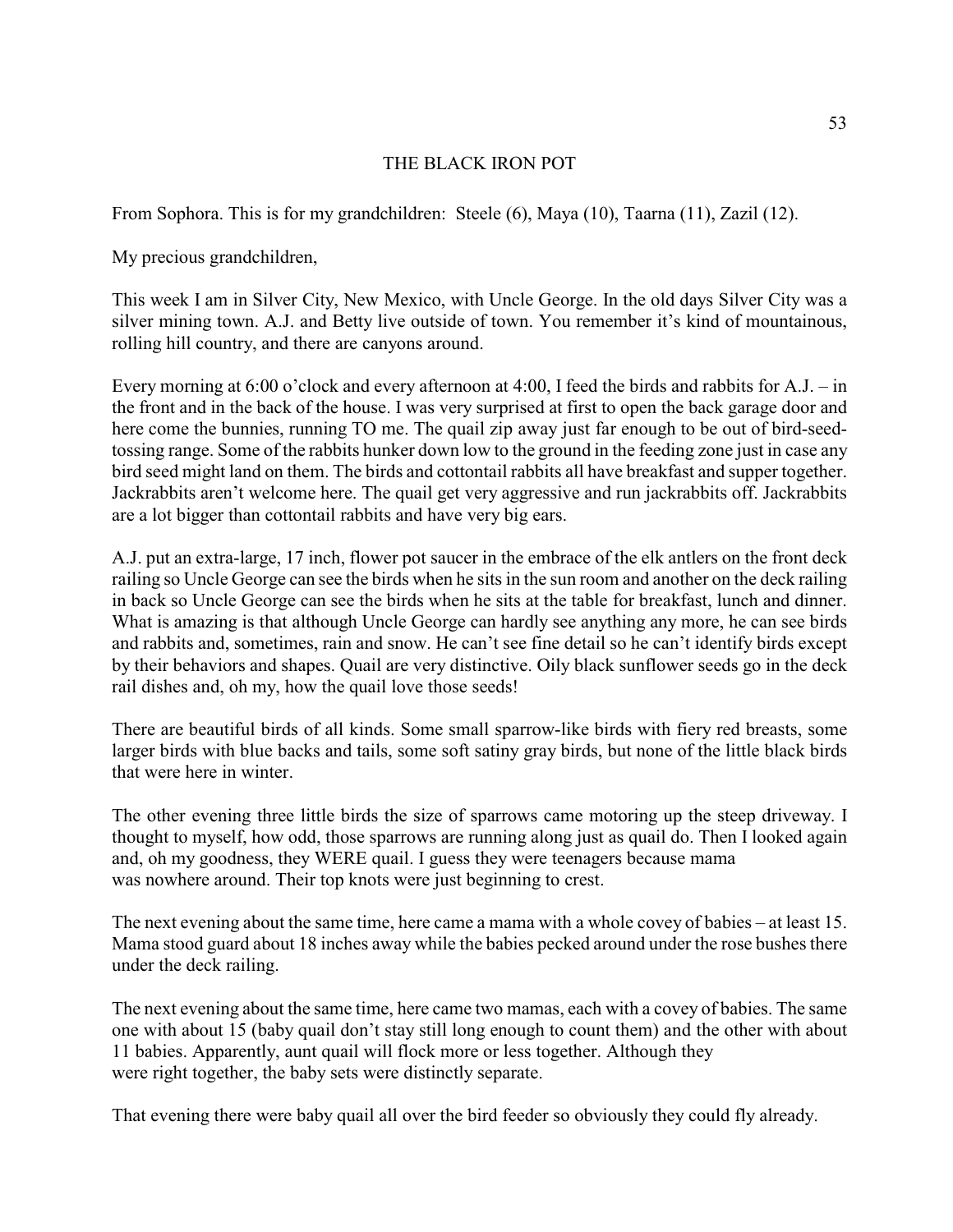# THE BLACK IRON POT

From Sophora. This is for my grandchildren: Steele (6), Maya (10), Taarna (11), Zazil (12).

My precious grandchildren,

This week I am in Silver City, New Mexico, with Uncle George. In the old days Silver City was a silver mining town. A.J. and Betty live outside of town. You remember it's kind of mountainous, rolling hill country, and there are canyons around.

Every morning at 6:00 o'clock and every afternoon at 4:00, I feed the birds and rabbits for A.J. – in the front and in the back of the house. I was very surprised at first to open the back garage door and here come the bunnies, running TO me. The quail zip away just far enough to be out of bird-seed-tossing range. Some of the rabbits hunker down low to the ground in the feeding zone just in case any bird seed might land on them. The birds and cottontail rabbits all have breakfast and supper together. Jackrabbits aren't welcome here. The quail get very aggressive and run jackrabbits off. Jackrabbits are a lot bigger than cottontail rabbits and have very big ears.

A.J. put an extra-large, 17 inch, flower pot saucer in the embrace of the elk antlers on the front deck railing so Uncle George can see the birds when he sits in the sun room and another on the deck railing in back so Uncle George can see the birds when he sits at the table for breakfast, lunch and dinner. What is amazing is that although Uncle George can hardly see anything any more, he can see birds and rabbits and, sometimes, rain and snow. He can't see fine detail so he can't identify birds except by their behaviors and shapes. Quail are very distinctive. Oily black sunflower seeds go in the deck rail dishes and, oh my, how the quail love those seeds!

There are beautiful birds of all kinds. Some small sparrow-like birds with fiery red breasts, some larger birds with blue backs and tails, some soft satiny gray birds, but none of the little black birds that were here in winter.

The other evening three little birds the size of sparrows came motoring up the steep driveway. I thought to myself, how odd, those sparrows are running along just as quail do. Then I looked again and, oh my goodness, they WERE quail. I guess they were teenagers because mama was nowhere around. Their top knots were just beginning to crest.

The next evening about the same time, here came a mama with a whole covey of babies – at least 15. Mama stood guard about 18 inches away while the babies pecked around under the rose bushes there under the deck railing.

The next evening about the same time, here came two mamas, each with a covey of babies. The same one with about 15 (baby quail don't stay still long enough to count them) and the other with about 11 babies. Apparently, aunt quail will flock more or less together. Although they were right together, the baby sets were distinctly separate.

That evening there were baby quail all over the bird feeder so obviously they could fly already.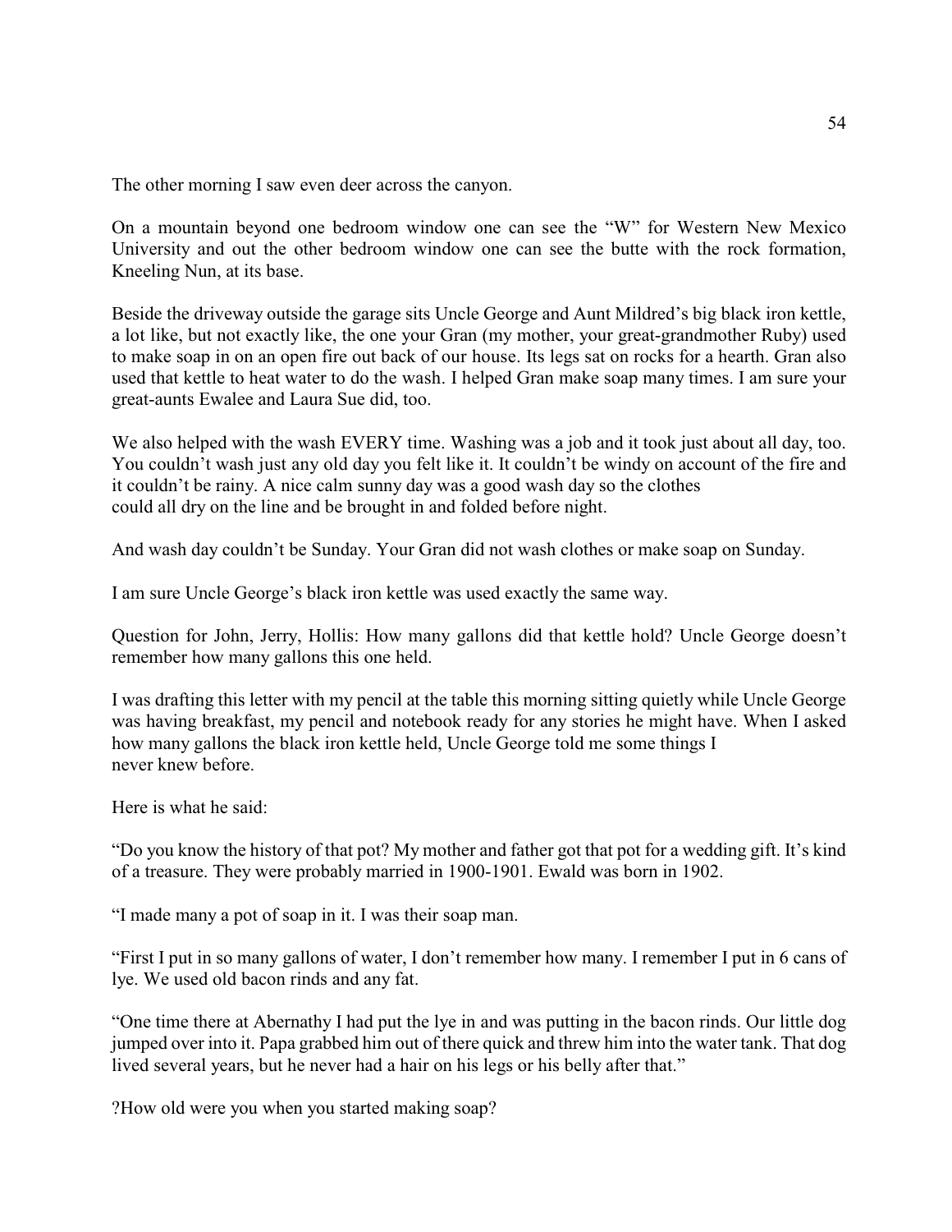The other morning I saw even deer across the canyon.

On a mountain beyond one bedroom window one can see the "W" for Western New Mexico University and out the other bedroom window one can see the butte with the rock formation, Kneeling Nun, at its base.

Beside the driveway outside the garage sits Uncle George and Aunt Mildred's big black iron kettle, a lot like, but not exactly like, the one your Gran (my mother, your great-grandmother Ruby) used to make soap in on an open fire out back of our house. Its legs sat on rocks for a hearth. Gran also used that kettle to heat water to do the wash. I helped Gran make soap many times. I am sure your great-aunts Ewalee and Laura Sue did, too.

We also helped with the wash EVERY time. Washing was a job and it took just about all day, too. You couldn't wash just any old day you felt like it. It couldn't be windy on account of the fire and it couldn't be rainy. A nice calm sunny day was a good wash day so the clothes could all dry on the line and be brought in and folded before night.

And wash day couldn't be Sunday. Your Gran did not wash clothes or make soap on Sunday.

I am sure Uncle George's black iron kettle was used exactly the same way.

Question for John, Jerry, Hollis: How many gallons did that kettle hold? Uncle George doesn't remember how many gallons this one held.

I was drafting this letter with my pencil at the table this morning sitting quietly while Uncle George was having breakfast, my pencil and notebook ready for any stories he might have. When I asked how many gallons the black iron kettle held, Uncle George told me some things I never knew before.

Here is what he said:

"Do you know the history of that pot? My mother and father got that pot for a wedding gift. It's kind of a treasure. They were probably married in 1900-1901. Ewald was born in 1902.

"I made many a pot of soap in it. I was their soap man.

"First I put in so many gallons of water, I don't remember how many. I remember I put in 6 cans of lye. We used old bacon rinds and any fat.

"One time there at Abernathy I had put the lye in and was putting in the bacon rinds. Our little dog jumped over into it. Papa grabbed him out of there quick and threw him into the water tank. That dog lived several years, but he never had a hair on his legs or his belly after that."

?How old were you when you started making soap?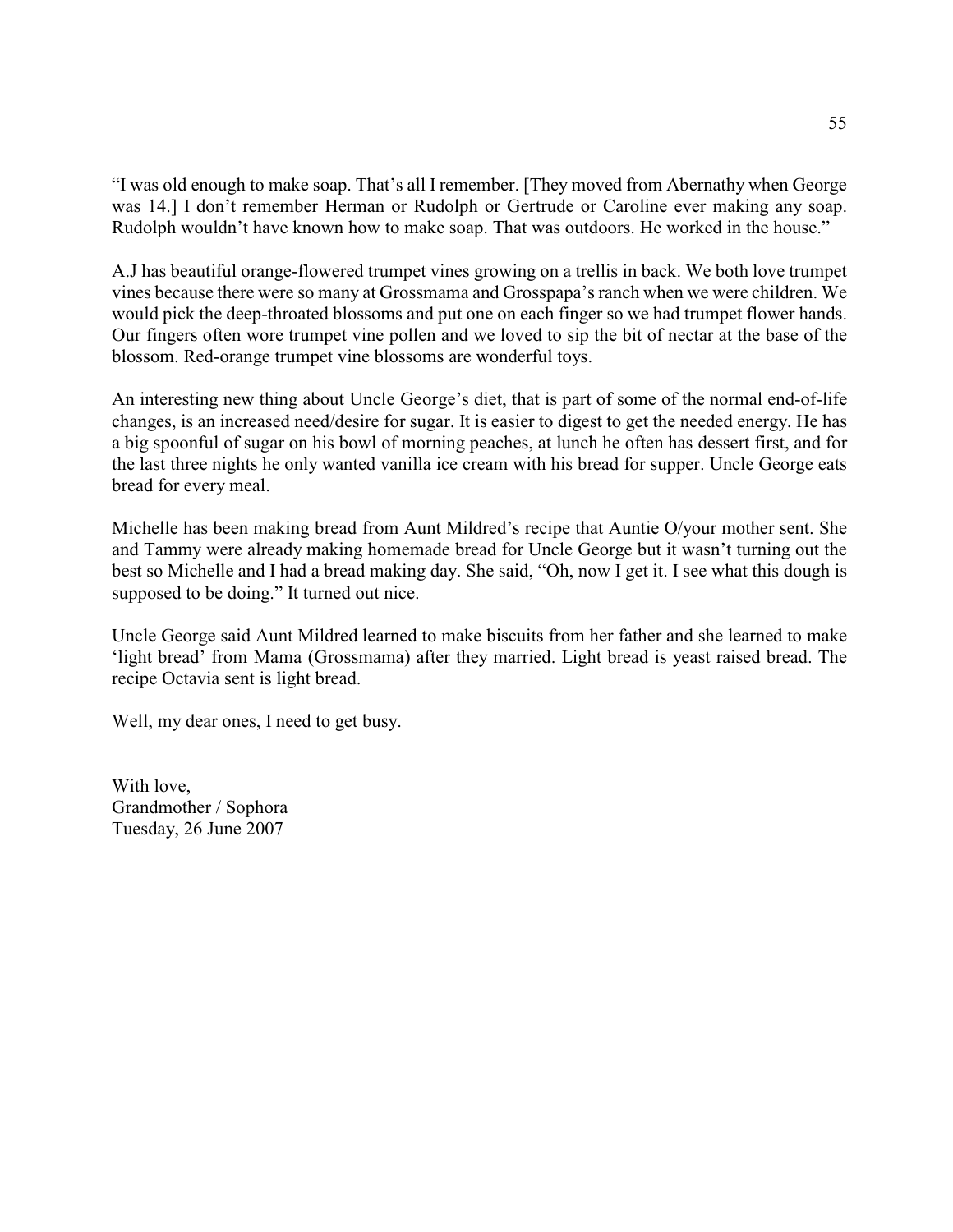"I was old enough to make soap. That's all I remember. [They moved from Abernathy when George was 14.] I don't remember Herman or Rudolph or Gertrude or Caroline ever making any soap. Rudolph wouldn't have known how to make soap. That was outdoors. He worked in the house."

A.J has beautiful orange-flowered trumpet vines growing on a trellis in back. We both love trumpet vines because there were so many at Grossmama and Grosspapa's ranch when we were children. We would pick the deep-throated blossoms and put one on each finger so we had trumpet flower hands. Our fingers often wore trumpet vine pollen and we loved to sip the bit of nectar at the base of the blossom. Red-orange trumpet vine blossoms are wonderful toys.

An interesting new thing about Uncle George's diet, that is part of some of the normal end-of-life changes, is an increased need/desire for sugar. It is easier to digest to get the needed energy. He has a big spoonful of sugar on his bowl of morning peaches, at lunch he often has dessert first, and for the last three nights he only wanted vanilla ice cream with his bread for supper. Uncle George eats bread for every meal.

Michelle has been making bread from Aunt Mildred's recipe that Auntie O/your mother sent. She and Tammy were already making homemade bread for Uncle George but it wasn't turning out the best so Michelle and I had a bread making day. She said, "Oh, now I get it. I see what this dough is supposed to be doing." It turned out nice.

Uncle George said Aunt Mildred learned to make biscuits from her father and she learned to make 'light bread' from Mama (Grossmama) after they married. Light bread is yeast raised bread. The recipe Octavia sent is light bread.

Well, my dear ones, I need to get busy.

With love,  
Grandmother / Sophora  
Tuesday, 26 June 2007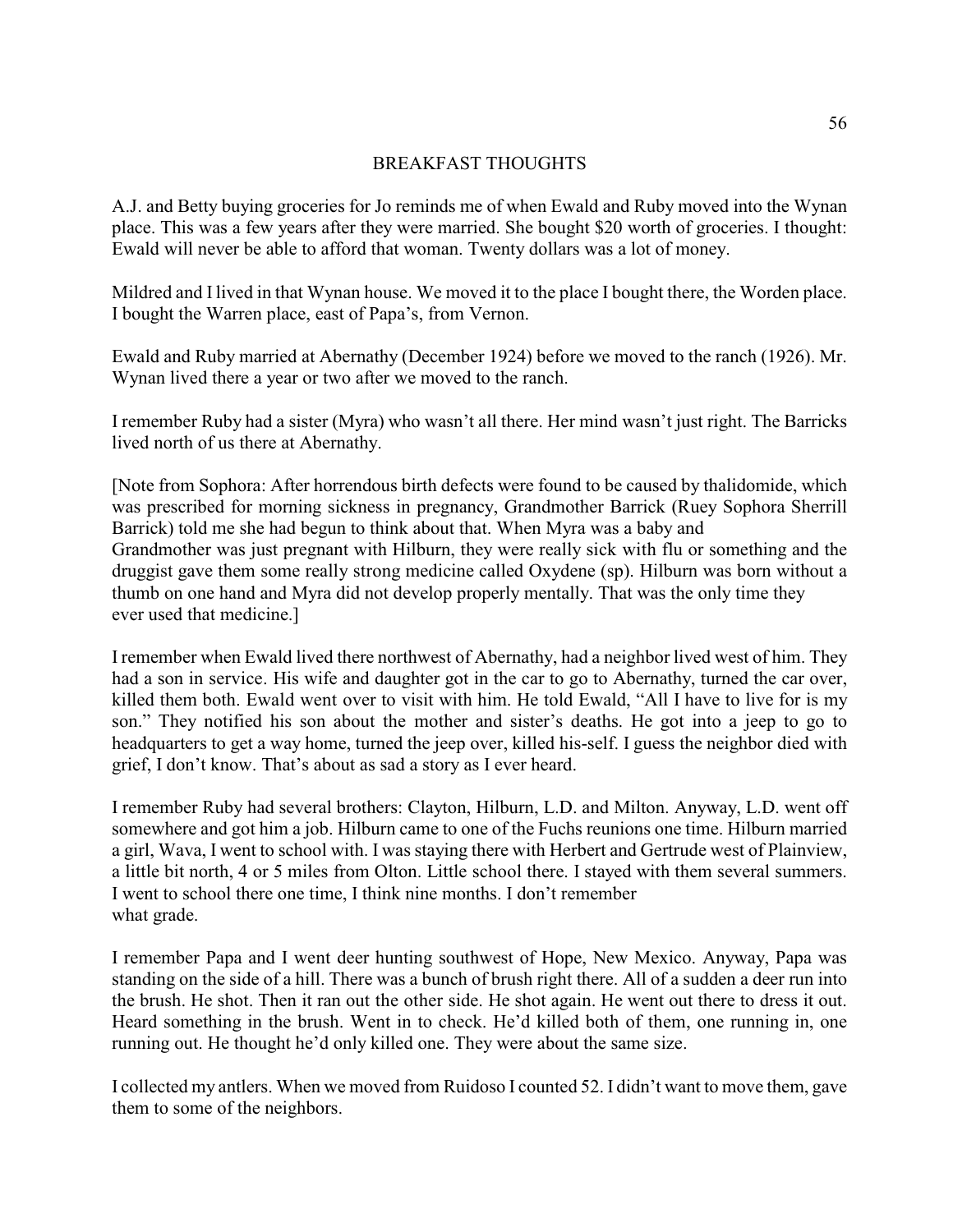## BREAKFAST THOUGHTS

A.J. and Betty buying groceries for Jo reminds me of when Ewald and Ruby moved into the Wynan place. This was a few years after they were married. She bought $20 worth of groceries. I thought: Ewald will never be able to afford that woman. Twenty dollars was a lot of money.

Mildred and I lived in that Wynan house. We moved it to the place I bought there, the Worden place. I bought the Warren place, east of Papa's, from Vernon.

Ewald and Ruby married at Abernathy (December 1924) before we moved to the ranch (1926). Mr. Wynan lived there a year or two after we moved to the ranch.

I remember Ruby had a sister (Myra) who wasn't all there. Her mind wasn't just right. The Barricks lived north of us there at Abernathy.

[Note from Sophora: After horrendous birth defects were found to be caused by thalidomide, which was prescribed for morning sickness in pregnancy, Grandmother Barrick (Ruey Sophora Sherrill Barrick) told me she had begun to think about that. When Myra was a baby and Grandmother was just pregnant with Hilburn, they were really sick with flu or something and the druggist gave them some really strong medicine called Oxydene (sp). Hilburn was born without a thumb on one hand and Myra did not develop properly mentally. That was the only time they ever used that medicine.]

I remember when Ewald lived there northwest of Abernathy, had a neighbor lived west of him. They had a son in service. His wife and daughter got in the car to go to Abernathy, turned the car over, killed them both. Ewald went over to visit with him. He told Ewald, "All I have to live for is my son." They notified his son about the mother and sister's deaths. He got into a jeep to go to headquarters to get a way home, turned the jeep over, killed his-self. I guess the neighbor died with grief, I don't know. That's about as sad a story as I ever heard.

I remember Ruby had several brothers: Clayton, Hilburn, L.D. and Milton. Anyway, L.D. went off somewhere and got him a job. Hilburn came to one of the Fuchs reunions one time. Hilburn married a girl, Wava, I went to school with. I was staying there with Herbert and Gertrude west of Plainview, a little bit north, 4 or 5 miles from Olton. Little school there. I stayed with them several summers. I went to school there one time, I think nine months. I don't remember what grade.

I remember Papa and I went deer hunting southwest of Hope, New Mexico. Anyway, Papa was standing on the side of a hill. There was a bunch of brush right there. All of a sudden a deer run into the brush. He shot. Then it ran out the other side. He shot again. He went out there to dress it out. Heard something in the brush. Went in to check. He'd killed both of them, one running in, one running out. He thought he'd only killed one. They were about the same size.

I collected my antlers. When we moved from Ruidoso I counted 52. I didn't want to move them, gave them to some of the neighbors.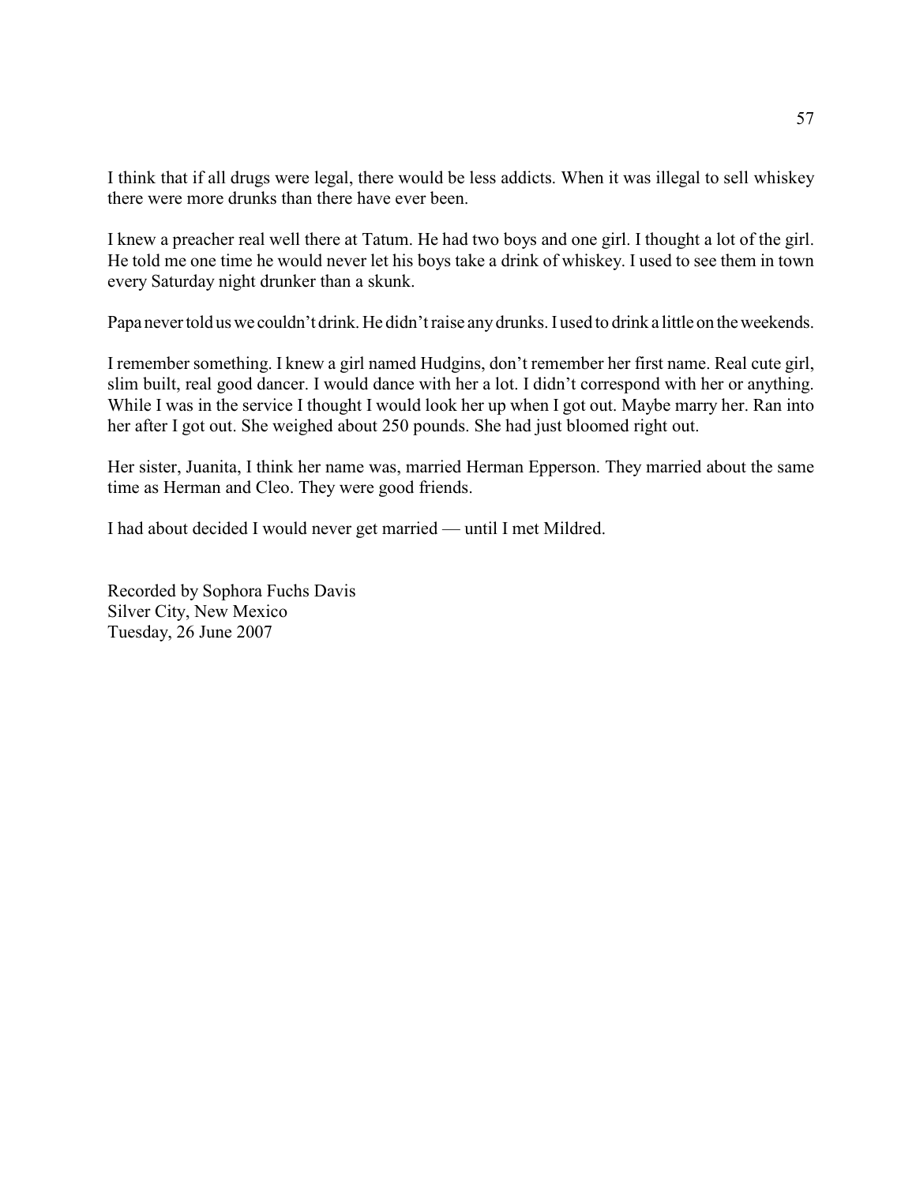I think that if all drugs were legal, there would be less addicts. When it was illegal to sell whiskey there were more drunks than there have ever been.

I knew a preacher real well there at Tatum. He had two boys and one girl. I thought a lot of the girl. He told me one time he would never let his boys take a drink of whiskey. I used to see them in town every Saturday night drunker than a skunk.

Papa never told us we couldn't drink. He didn't raise any drunks. I used to drink a little on the weekends.

I remember something. I knew a girl named Hudgins, don't remember her first name. Real cute girl, slim built, real good dancer. I would dance with her a lot. I didn't correspond with her or anything. While I was in the service I thought I would look her up when I got out. Maybe marry her. Ran into her after I got out. She weighed about 250 pounds. She had just bloomed right out.

Her sister, Juanita, I think her name was, married Herman Epperson. They married about the same time as Herman and Cleo. They were good friends.

I had about decided I would never get married — until I met Mildred.

Recorded by Sophora Fuchs Davis
Silver City, New Mexico
Tuesday, 26 June 2007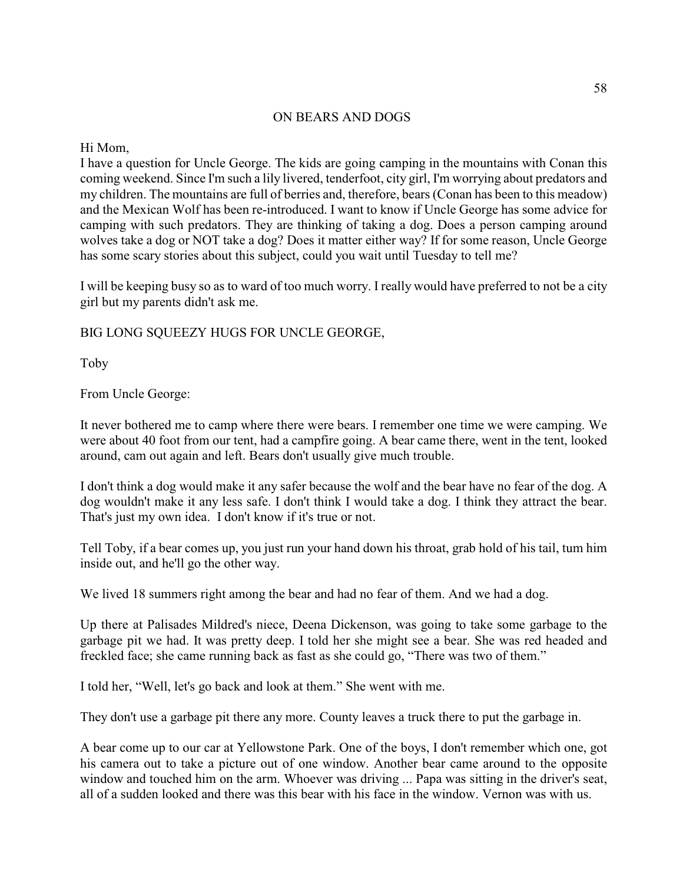# ON BEARS AND DOGS

Hi Mom,

I have a question for Uncle George. The kids are going camping in the mountains with Conan this coming weekend. Since I'm such a lily livered, tenderfoot, city girl, I'm worrying about predators and my children. The mountains are full of berries and, therefore, bears (Conan has been to this meadow) and the Mexican Wolf has been re-introduced. I want to know if Uncle George has some advice for camping with such predators. They are thinking of taking a dog. Does a person camping around wolves take a dog or NOT take a dog? Does it matter either way? If for some reason, Uncle George has some scary stories about this subject, could you wait until Tuesday to tell me?

I will be keeping busy so as to ward of too much worry. I really would have preferred to not be a city girl but my parents didn't ask me.

BIG LONG SQUEEZY HUGS FOR UNCLE GEORGE,

Toby

From Uncle George:

It never bothered me to camp where there were bears. I remember one time we were camping. We were about 40 foot from our tent, had a campfire going. A bear came there, went in the tent, looked around, cam out again and left. Bears don't usually give much trouble.

I don't think a dog would make it any safer because the wolf and the bear have no fear of the dog. A dog wouldn't make it any less safe. I don't think I would take a dog. I think they attract the bear. That's just my own idea. I don't know if it's true or not.

Tell Toby, if a bear comes up, you just run your hand down his throat, grab hold of his tail, tum him inside out, and he'll go the other way.

We lived 18 summers right among the bear and had no fear of them. And we had a dog.

Up there at Palisades Mildred's niece, Deena Dickenson, was going to take some garbage to the garbage pit we had. It was pretty deep. I told her she might see a bear. She was red headed and freckled face; she came running back as fast as she could go, "There was two of them."

I told her, "Well, let's go back and look at them." She went with me.

They don't use a garbage pit there any more. County leaves a truck there to put the garbage in.

A bear come up to our car at Yellowstone Park. One of the boys, I don't remember which one, got his camera out to take a picture out of one window. Another bear came around to the opposite window and touched him on the arm. Whoever was driving ... Papa was sitting in the driver's seat, all of a sudden looked and there was this bear with his face in the window. Vernon was with us.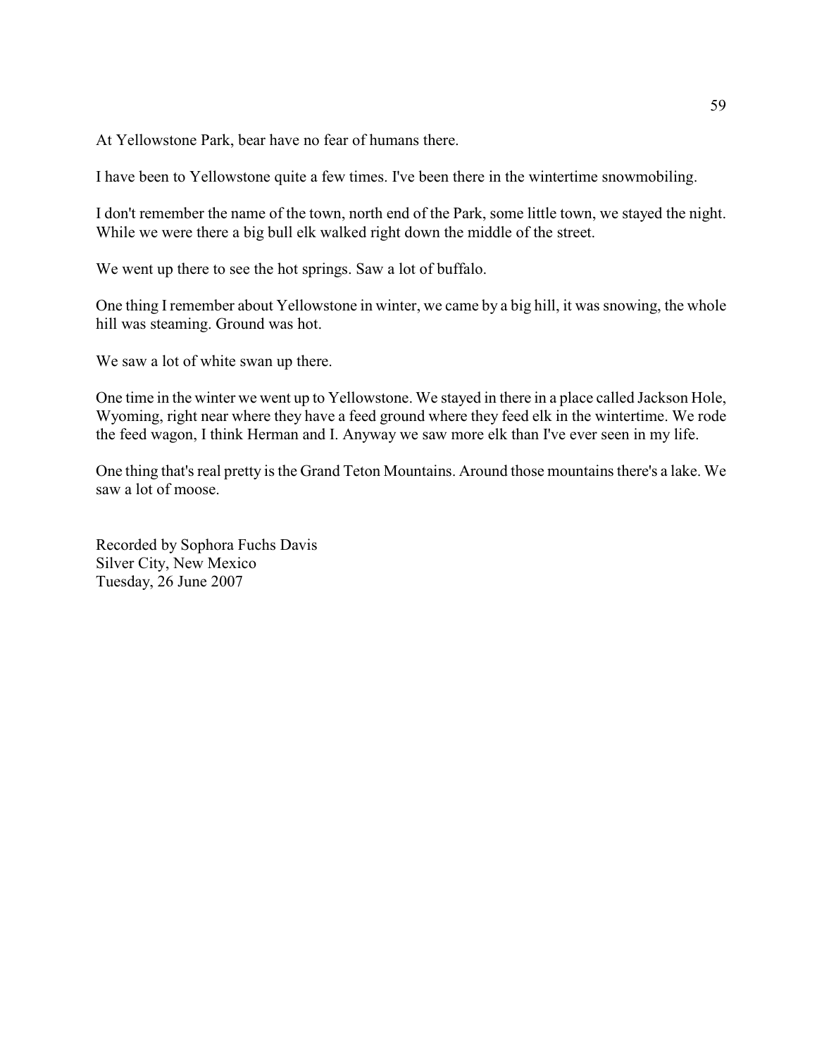At Yellowstone Park, bear have no fear of humans there.

I have been to Yellowstone quite a few times. I've been there in the wintertime snowmobiling.

I don't remember the name of the town, north end of the Park, some little town, we stayed the night. While we were there a big bull elk walked right down the middle of the street.

We went up there to see the hot springs. Saw a lot of buffalo.

One thing I remember about Yellowstone in winter, we came by a big hill, it was snowing, the whole hill was steaming. Ground was hot.

We saw a lot of white swan up there.

One time in the winter we went up to Yellowstone. We stayed in there in a place called Jackson Hole, Wyoming, right near where they have a feed ground where they feed elk in the wintertime. We rode the feed wagon, I think Herman and I. Anyway we saw more elk than I've ever seen in my life.

One thing that's real pretty is the Grand Teton Mountains. Around those mountains there's a lake. We saw a lot of moose.

Recorded by Sophora Fuchs Davis
Silver City, New Mexico
Tuesday, 26 June 2007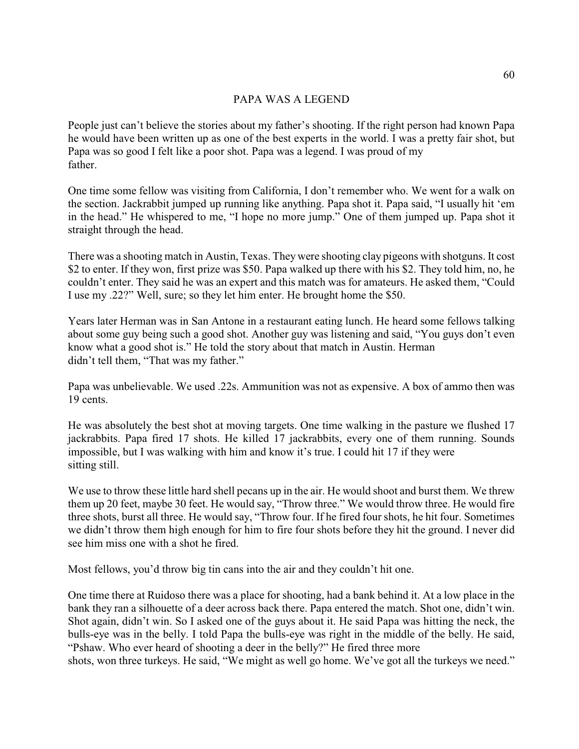# PAPA WAS A LEGEND

People just can't believe the stories about my father's shooting. If the right person had known Papa he would have been written up as one of the best experts in the world. I was a pretty fair shot, but Papa was so good I felt like a poor shot. Papa was a legend. I was proud of my father.

One time some fellow was visiting from California, I don't remember who. We went for a walk on the section. Jackrabbit jumped up running like anything. Papa shot it. Papa said, "I usually hit 'em in the head." He whispered to me, "I hope no more jump." One of them jumped up. Papa shot it straight through the head.

There was a shooting match in Austin, Texas. They were shooting clay pigeons with shotguns. It cost $2 to enter. If they won, first prize was $50. Papa walked up there with his $2. They told him, no, he couldn't enter. They said he was an expert and this match was for amateurs. He asked them, "Could I use my .22?" Well, sure; so they let him enter. He brought home the $50.

Years later Herman was in San Antone in a restaurant eating lunch. He heard some fellows talking about some guy being such a good shot. Another guy was listening and said, "You guys don't even know what a good shot is." He told the story about that match in Austin. Herman didn't tell them, "That was my father."

Papa was unbelievable. We used .22s. Ammunition was not as expensive. A box of ammo then was 19 cents.

He was absolutely the best shot at moving targets. One time walking in the pasture we flushed 17 jackrabbits. Papa fired 17 shots. He killed 17 jackrabbits, every one of them running. Sounds impossible, but I was walking with him and know it's true. I could hit 17 if they were sitting still.

We use to throw these little hard shell pecans up in the air. He would shoot and burst them. We threw them up 20 feet, maybe 30 feet. He would say, "Throw three." We would throw three. He would fire three shots, burst all three. He would say, "Throw four. If he fired four shots, he hit four. Sometimes we didn't throw them high enough for him to fire four shots before they hit the ground. I never did see him miss one with a shot he fired.

Most fellows, you'd throw big tin cans into the air and they couldn't hit one.

One time there at Ruidoso there was a place for shooting, had a bank behind it. At a low place in the bank they ran a silhouette of a deer across back there. Papa entered the match. Shot one, didn't win. Shot again, didn't win. So I asked one of the guys about it. He said Papa was hitting the neck, the bulls-eye was in the belly. I told Papa the bulls-eye was right in the middle of the belly. He said, "Pshaw. Who ever heard of shooting a deer in the belly?" He fired three more shots, won three turkeys. He said, "We might as well go home. We've got all the turkeys we need."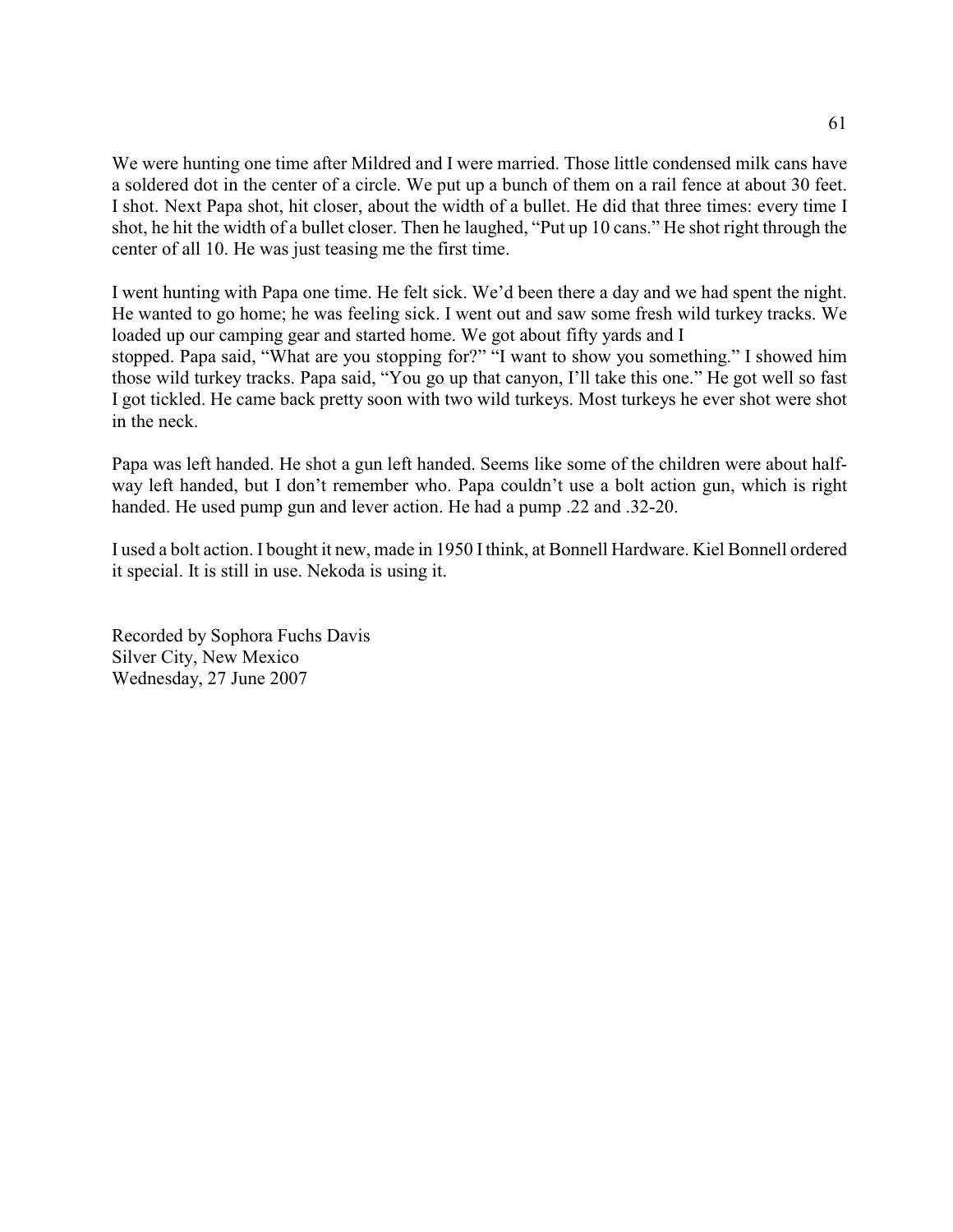We were hunting one time after Mildred and I were married. Those little condensed milk cans have a soldered dot in the center of a circle. We put up a bunch of them on a rail fence at about 30 feet. I shot. Next Papa shot, hit closer, about the width of a bullet. He did that three times: every time I shot, he hit the width of a bullet closer. Then he laughed, "Put up 10 cans." He shot right through the center of all 10. He was just teasing me the first time.

I went hunting with Papa one time. He felt sick. We'd been there a day and we had spent the night. He wanted to go home; he was feeling sick. I went out and saw some fresh wild turkey tracks. We loaded up our camping gear and started home. We got about fifty yards and I stopped. Papa said, "What are you stopping for?" "I want to show you something." I showed him those wild turkey tracks. Papa said, "You go up that canyon, I'll take this one." He got well so fast I got tickled. He came back pretty soon with two wild turkeys. Most turkeys he ever shot were shot in the neck.

Papa was left handed. He shot a gun left handed. Seems like some of the children were about half-way left handed, but I don't remember who. Papa couldn't use a bolt action gun, which is right handed. He used pump gun and lever action. He had a pump .22 and .32-20.

I used a bolt action. I bought it new, made in 1950 I think, at Bonnell Hardware. Kiel Bonnell ordered it special. It is still in use. Nekoda is using it.

Recorded by Sophora Fuchs Davis
Silver City, New Mexico
Wednesday, 27 June 2007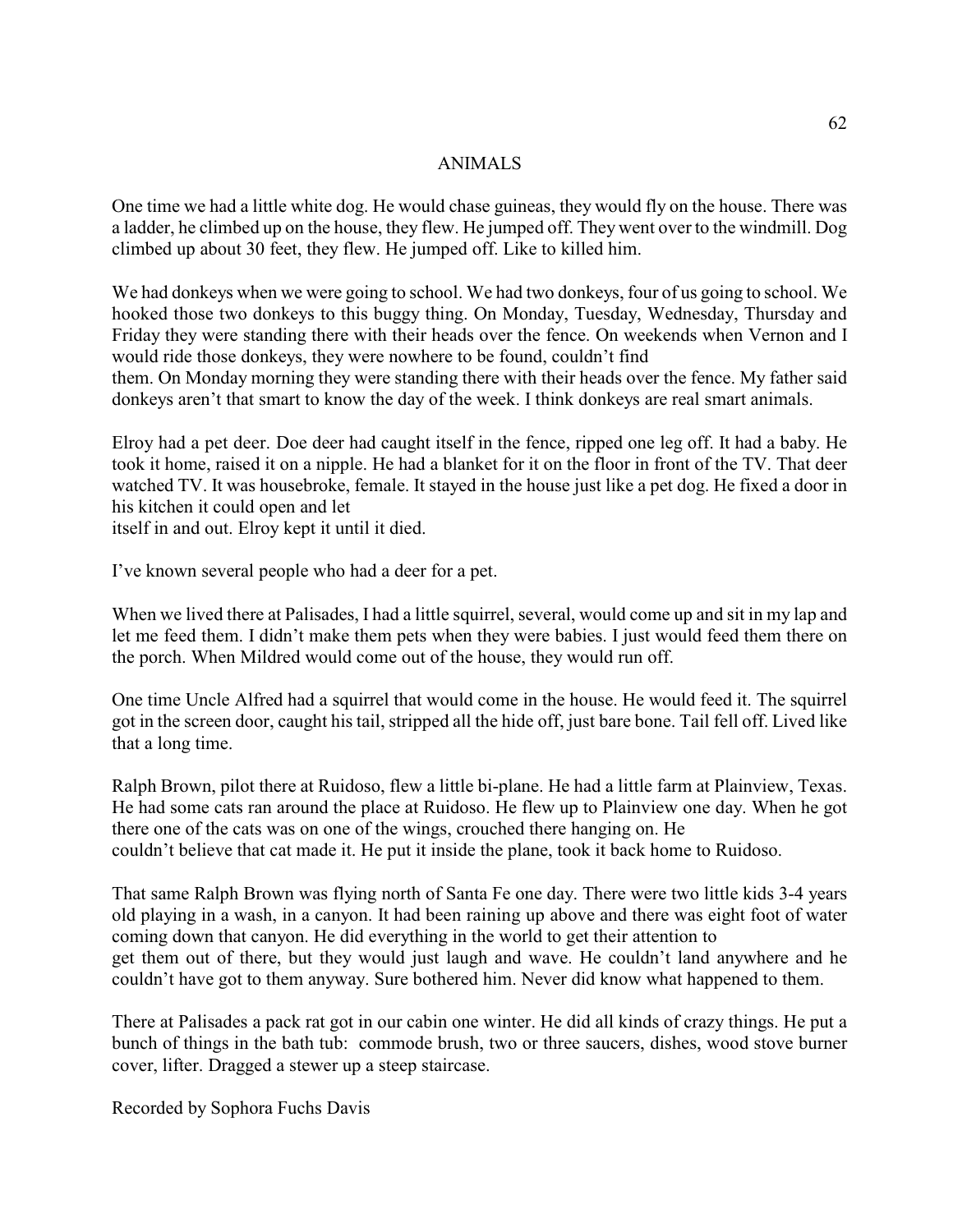# ANIMALS

One time we had a little white dog. He would chase guineas, they would fly on the house. There was a ladder, he climbed up on the house, they flew. He jumped off. They went over to the windmill. Dog climbed up about 30 feet, they flew. He jumped off. Like to killed him.

We had donkeys when we were going to school. We had two donkeys, four of us going to school. We hooked those two donkeys to this buggy thing. On Monday, Tuesday, Wednesday, Thursday and Friday they were standing there with their heads over the fence. On weekends when Vernon and I would ride those donkeys, they were nowhere to be found, couldn't find them. On Monday morning they were standing there with their heads over the fence. My father said donkeys aren't that smart to know the day of the week. I think donkeys are real smart animals.

Elroy had a pet deer. Doe deer had caught itself in the fence, ripped one leg off. It had a baby. He took it home, raised it on a nipple. He had a blanket for it on the floor in front of the TV. That deer watched TV. It was housebroke, female. It stayed in the house just like a pet dog. He fixed a door in his kitchen it could open and let itself in and out. Elroy kept it until it died.

I've known several people who had a deer for a pet.

When we lived there at Palisades, I had a little squirrel, several, would come up and sit in my lap and let me feed them. I didn't make them pets when they were babies. I just would feed them there on the porch. When Mildred would come out of the house, they would run off.

One time Uncle Alfred had a squirrel that would come in the house. He would feed it. The squirrel got in the screen door, caught his tail, stripped all the hide off, just bare bone. Tail fell off. Lived like that a long time.

Ralph Brown, pilot there at Ruidoso, flew a little bi-plane. He had a little farm at Plainview, Texas. He had some cats ran around the place at Ruidoso. He flew up to Plainview one day. When he got there one of the cats was on one of the wings, crouched there hanging on. He couldn't believe that cat made it. He put it inside the plane, took it back home to Ruidoso.

That same Ralph Brown was flying north of Santa Fe one day. There were two little kids 3-4 years old playing in a wash, in a canyon. It had been raining up above and there was eight foot of water coming down that canyon. He did everything in the world to get their attention to get them out of there, but they would just laugh and wave. He couldn't land anywhere and he couldn't have got to them anyway. Sure bothered him. Never did know what happened to them.

There at Palisades a pack rat got in our cabin one winter. He did all kinds of crazy things. He put a bunch of things in the bath tub: commode brush, two or three saucers, dishes, wood stove burner cover, lifter. Dragged a stewer up a steep staircase.

Recorded by Sophora Fuchs Davis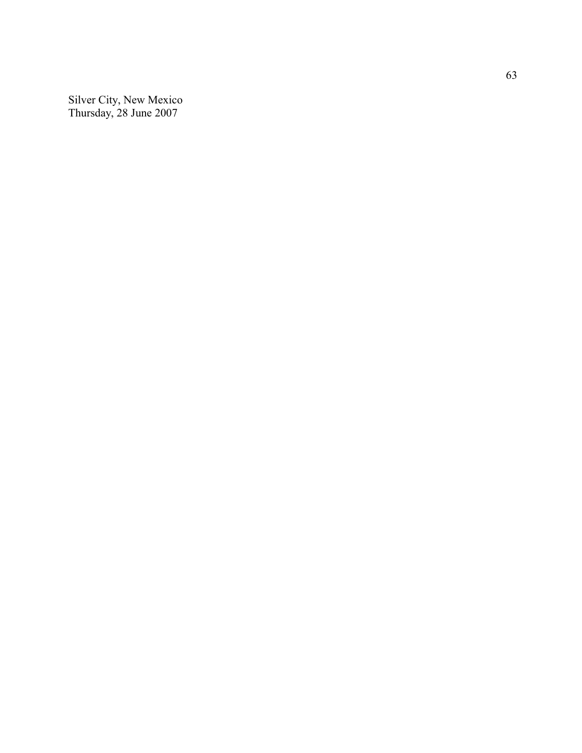Silver City, New Mexico
Thursday, 28 June 2007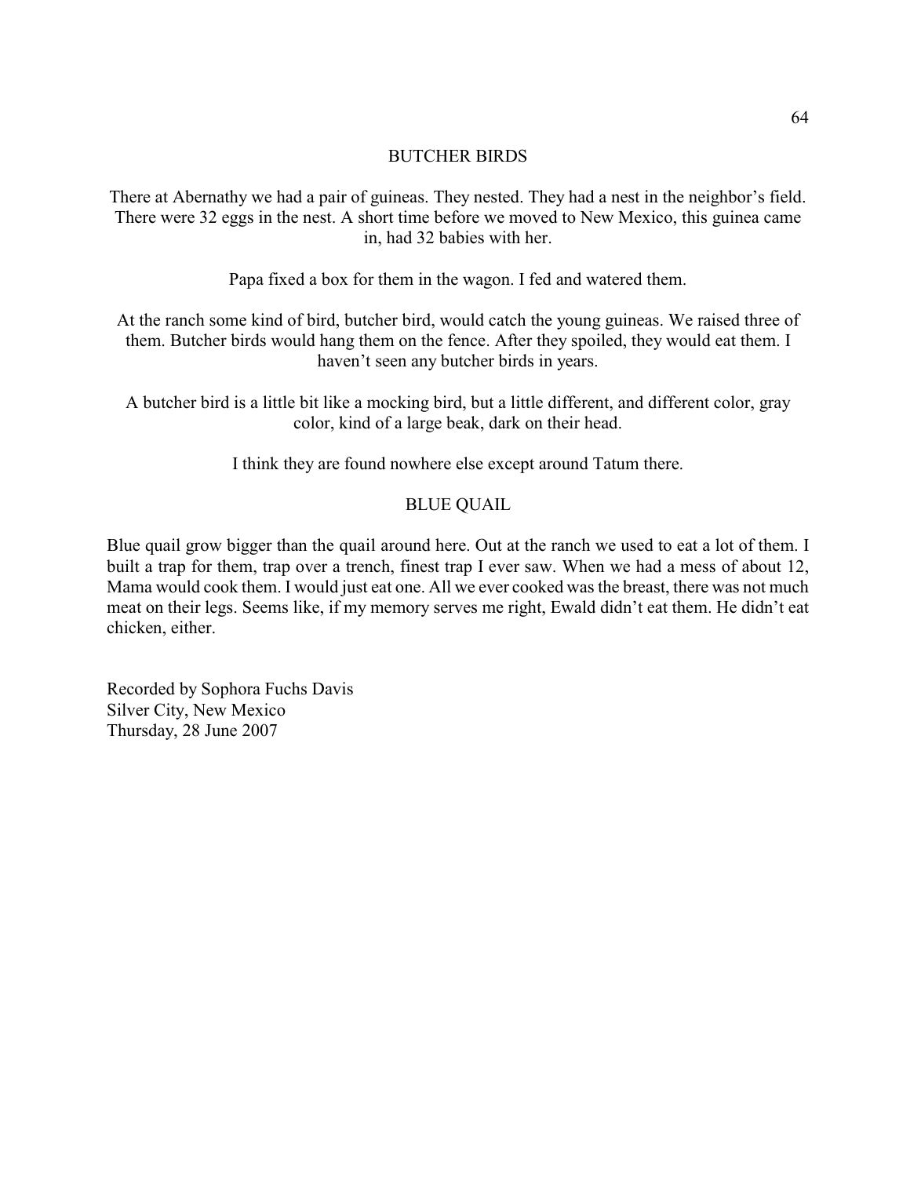## BUTCHER BIRDS

There at Abernathy we had a pair of guineas. They nested. They had a nest in the neighbor's field. There were 32 eggs in the nest. A short time before we moved to New Mexico, this guinea came in, had 32 babies with her.

Papa fixed a box for them in the wagon. I fed and watered them.

At the ranch some kind of bird, butcher bird, would catch the young guineas. We raised three of them. Butcher birds would hang them on the fence. After they spoiled, they would eat them. I haven't seen any butcher birds in years.

A butcher bird is a little bit like a mocking bird, but a little different, and different color, gray color, kind of a large beak, dark on their head.

I think they are found nowhere else except around Tatum there.

## BLUE QUAIL

Blue quail grow bigger than the quail around here. Out at the ranch we used to eat a lot of them. I built a trap for them, trap over a trench, finest trap I ever saw. When we had a mess of about 12, Mama would cook them. I would just eat one. All we ever cooked was the breast, there was not much meat on their legs. Seems like, if my memory serves me right, Ewald didn't eat them. He didn't eat chicken, either.

Recorded by Sophora Fuchs Davis
Silver City, New Mexico
Thursday, 28 June 2007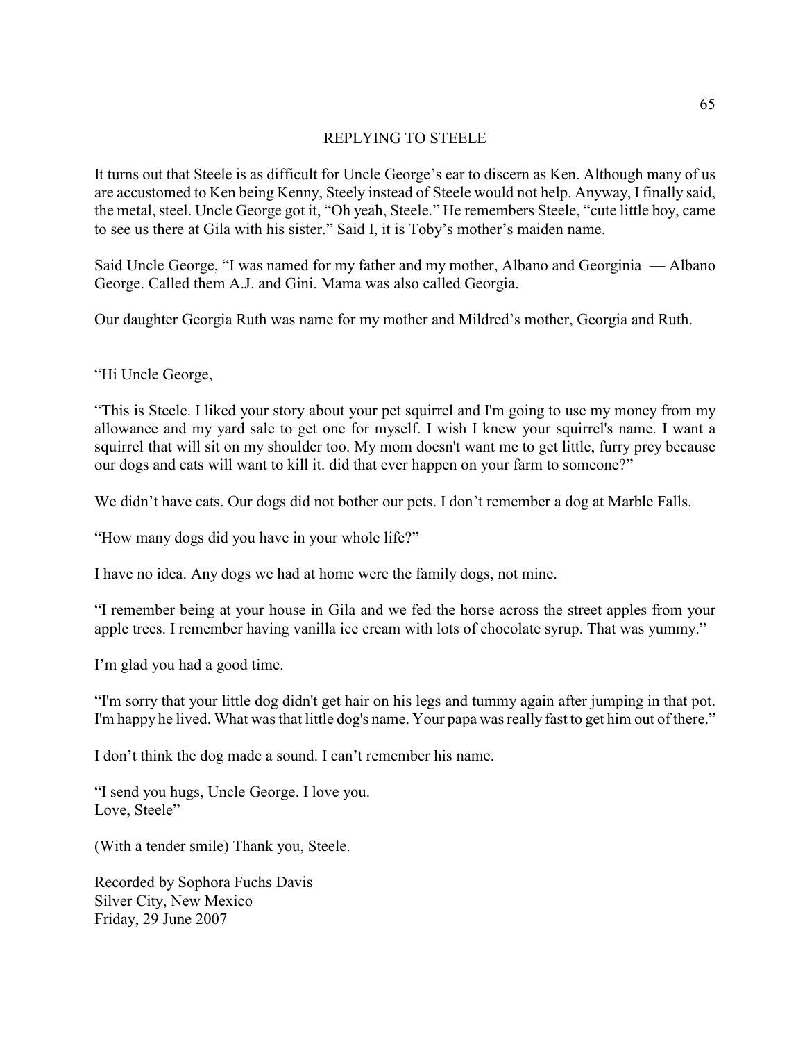# REPLYING TO STEELE

It turns out that Steele is as difficult for Uncle George's ear to discern as Ken. Although many of us are accustomed to Ken being Kenny, Steely instead of Steele would not help. Anyway, I finally said, the metal, steel. Uncle George got it, "Oh yeah, Steele." He remembers Steele, "cute little boy, came to see us there at Gila with his sister." Said I, it is Toby's mother's maiden name.

Said Uncle George, "I was named for my father and my mother, Albano and Georginia — Albano George. Called them A.J. and Gini. Mama was also called Georgia.

Our daughter Georgia Ruth was name for my mother and Mildred's mother, Georgia and Ruth.

"Hi Uncle George,

"This is Steele. I liked your story about your pet squirrel and I'm going to use my money from my allowance and my yard sale to get one for myself. I wish I knew your squirrel's name. I want a squirrel that will sit on my shoulder too. My mom doesn't want me to get little, furry prey because our dogs and cats will want to kill it. did that ever happen on your farm to someone?"

We didn't have cats. Our dogs did not bother our pets. I don't remember a dog at Marble Falls.

"How many dogs did you have in your whole life?"

I have no idea. Any dogs we had at home were the family dogs, not mine.

"I remember being at your house in Gila and we fed the horse across the street apples from your apple trees. I remember having vanilla ice cream with lots of chocolate syrup. That was yummy."

I'm glad you had a good time.

"I'm sorry that your little dog didn't get hair on his legs and tummy again after jumping in that pot. I'm happy he lived. What was that little dog's name. Your papa was really fast to get him out of there."

I don't think the dog made a sound. I can't remember his name.

"I send you hugs, Uncle George. I love you.
Love, Steele"

(With a tender smile) Thank you, Steele.

Recorded by Sophora Fuchs Davis
Silver City, New Mexico
Friday, 29 June 2007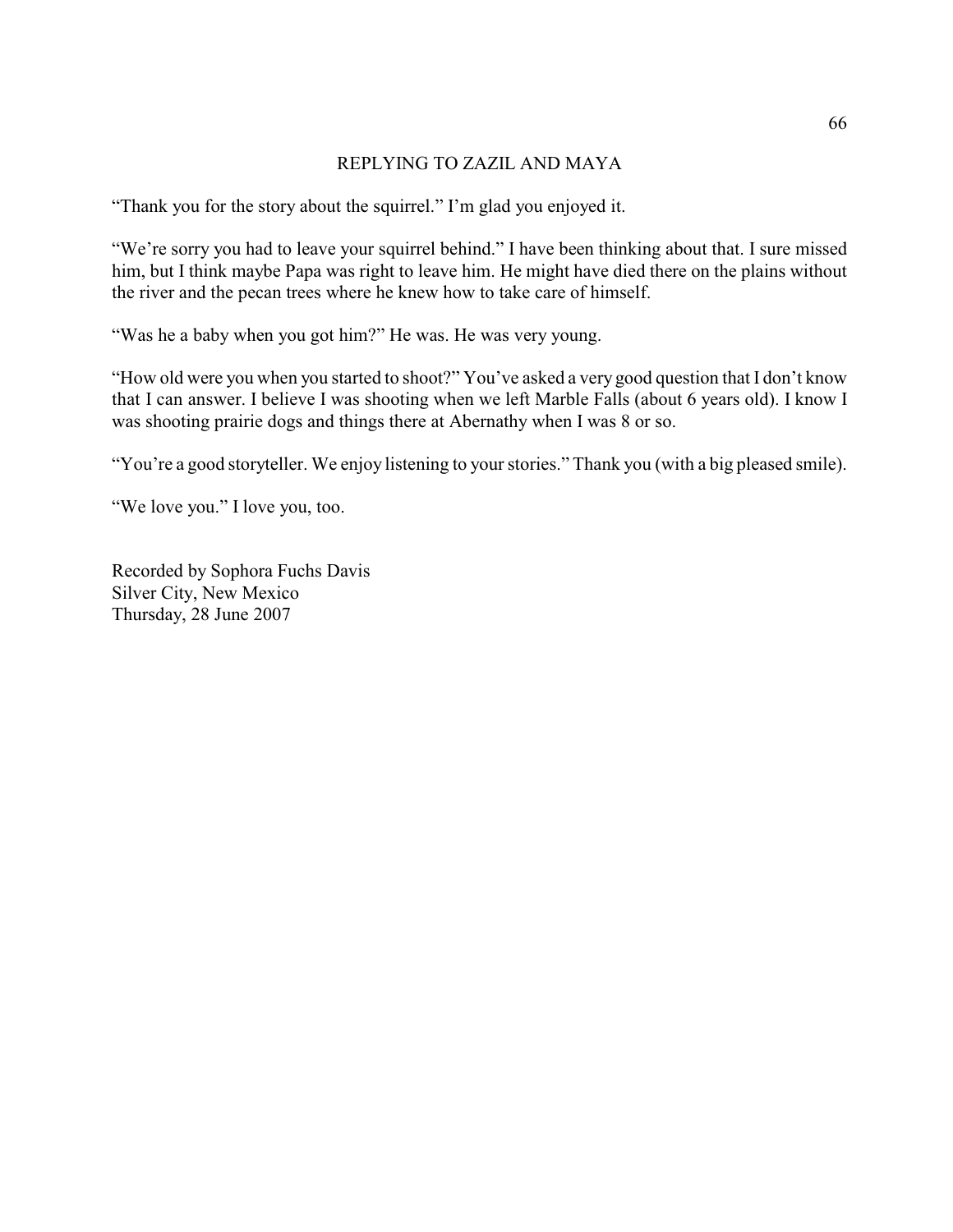## REPLYING TO ZAZIL AND MAYA

"Thank you for the story about the squirrel." I'm glad you enjoyed it.

"We're sorry you had to leave your squirrel behind." I have been thinking about that. I sure missed him, but I think maybe Papa was right to leave him. He might have died there on the plains without the river and the pecan trees where he knew how to take care of himself.

"Was he a baby when you got him?" He was. He was very young.

"How old were you when you started to shoot?" You've asked a very good question that I don't know that I can answer. I believe I was shooting when we left Marble Falls (about 6 years old). I know I was shooting prairie dogs and things there at Abernathy when I was 8 or so.

"You're a good storyteller. We enjoy listening to your stories." Thank you (with a big pleased smile).

"We love you." I love you, too.

Recorded by Sophora Fuchs Davis
Silver City, New Mexico
Thursday, 28 June 2007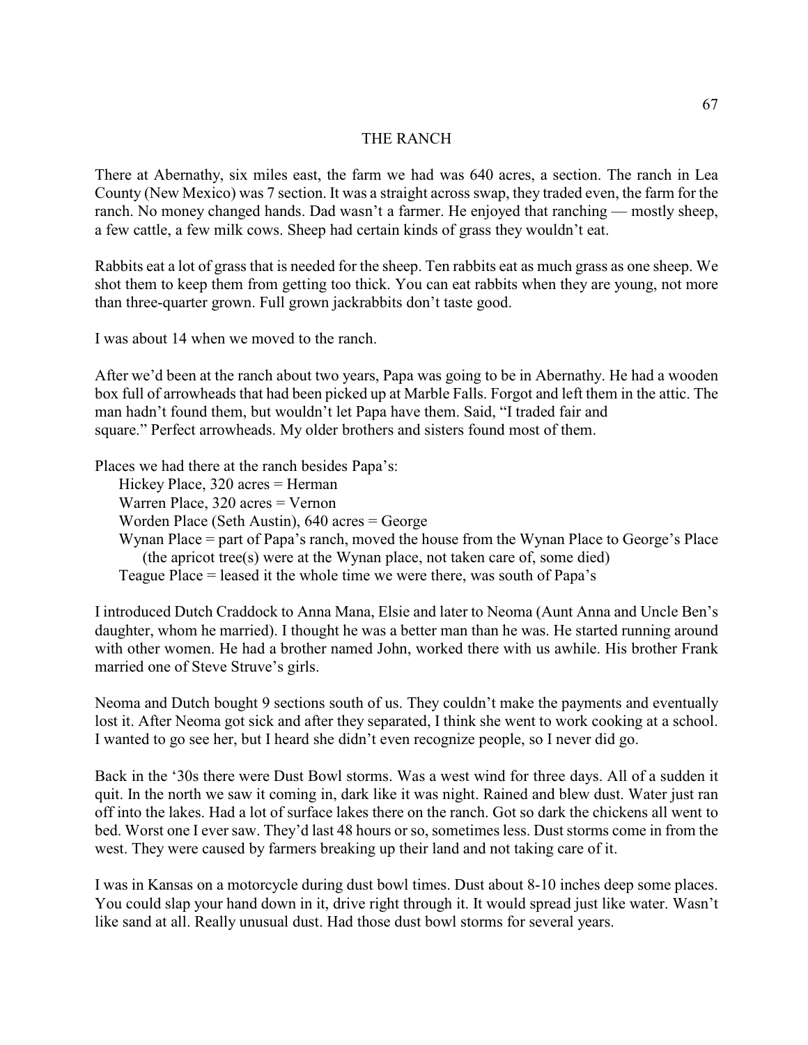# THE RANCH

There at Abernathy, six miles east, the farm we had was 640 acres, a section. The ranch in Lea County (New Mexico) was 7 section. It was a straight across swap, they traded even, the farm for the ranch. No money changed hands. Dad wasn't a farmer. He enjoyed that ranching — mostly sheep, a few cattle, a few milk cows. Sheep had certain kinds of grass they wouldn't eat.

Rabbits eat a lot of grass that is needed for the sheep. Ten rabbits eat as much grass as one sheep. We shot them to keep them from getting too thick. You can eat rabbits when they are young, not more than three-quarter grown. Full grown jackrabbits don't taste good.

I was about 14 when we moved to the ranch.

After we'd been at the ranch about two years, Papa was going to be in Abernathy. He had a wooden box full of arrowheads that had been picked up at Marble Falls. Forgot and left them in the attic. The man hadn't found them, but wouldn't let Papa have them. Said, "I traded fair and square." Perfect arrowheads. My older brothers and sisters found most of them.

Places we had there at the ranch besides Papa's:

- Hickey Place, 320 acres = Herman
- Warren Place, 320 acres = Vernon
- Worden Place (Seth Austin), 640 acres = George
- Wynan Place = part of Papa's ranch, moved the house from the Wynan Place to George's Place (the apricot tree(s) were at the Wynan place, not taken care of, some died)
- Teague Place = leased it the whole time we were there, was south of Papa's

I introduced Dutch Craddock to Anna Mana, Elsie and later to Neoma (Aunt Anna and Uncle Ben's daughter, whom he married). I thought he was a better man than he was. He started running around with other women. He had a brother named John, worked there with us awhile. His brother Frank married one of Steve Struve's girls.

Neoma and Dutch bought 9 sections south of us. They couldn't make the payments and eventually lost it. After Neoma got sick and after they separated, I think she went to work cooking at a school. I wanted to go see her, but I heard she didn't even recognize people, so I never did go.

Back in the '30s there were Dust Bowl storms. Was a west wind for three days. All of a sudden it quit. In the north we saw it coming in, dark like it was night. Rained and blew dust. Water just ran off into the lakes. Had a lot of surface lakes there on the ranch. Got so dark the chickens all went to bed. Worst one I ever saw. They'd last 48 hours or so, sometimes less. Dust storms come in from the west. They were caused by farmers breaking up their land and not taking care of it.

I was in Kansas on a motorcycle during dust bowl times. Dust about 8-10 inches deep some places. You could slap your hand down in it, drive right through it. It would spread just like water. Wasn't like sand at all. Really unusual dust. Had those dust bowl storms for several years.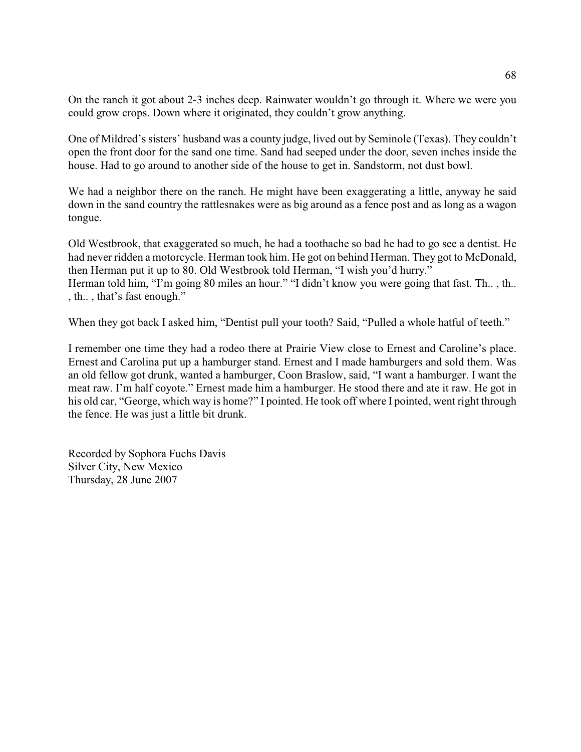On the ranch it got about 2-3 inches deep. Rainwater wouldn't go through it. Where we were you could grow crops. Down where it originated, they couldn't grow anything.

One of Mildred's sisters' husband was a county judge, lived out by Seminole (Texas). They couldn't open the front door for the sand one time. Sand had seeped under the door, seven inches inside the house. Had to go around to another side of the house to get in. Sandstorm, not dust bowl.

We had a neighbor there on the ranch. He might have been exaggerating a little, anyway he said down in the sand country the rattlesnakes were as big around as a fence post and as long as a wagon tongue.

Old Westbrook, that exaggerated so much, he had a toothache so bad he had to go see a dentist. He had never ridden a motorcycle. Herman took him. He got on behind Herman. They got to McDonald, then Herman put it up to 80. Old Westbrook told Herman, "I wish you'd hurry."
Herman told him, "I'm going 80 miles an hour." "I didn't know you were going that fast. Th.. , th.. , th.. , that's fast enough."

When they got back I asked him, "Dentist pull your tooth? Said, "Pulled a whole hatful of teeth."

I remember one time they had a rodeo there at Prairie View close to Ernest and Caroline's place. Ernest and Carolina put up a hamburger stand. Ernest and I made hamburgers and sold them. Was an old fellow got drunk, wanted a hamburger, Coon Braslow, said, "I want a hamburger. I want the meat raw. I'm half coyote." Ernest made him a hamburger. He stood there and ate it raw. He got in his old car, "George, which way is home?" I pointed. He took off where I pointed, went right through the fence. He was just a little bit drunk.

Recorded by Sophora Fuchs Davis
Silver City, New Mexico
Thursday, 28 June 2007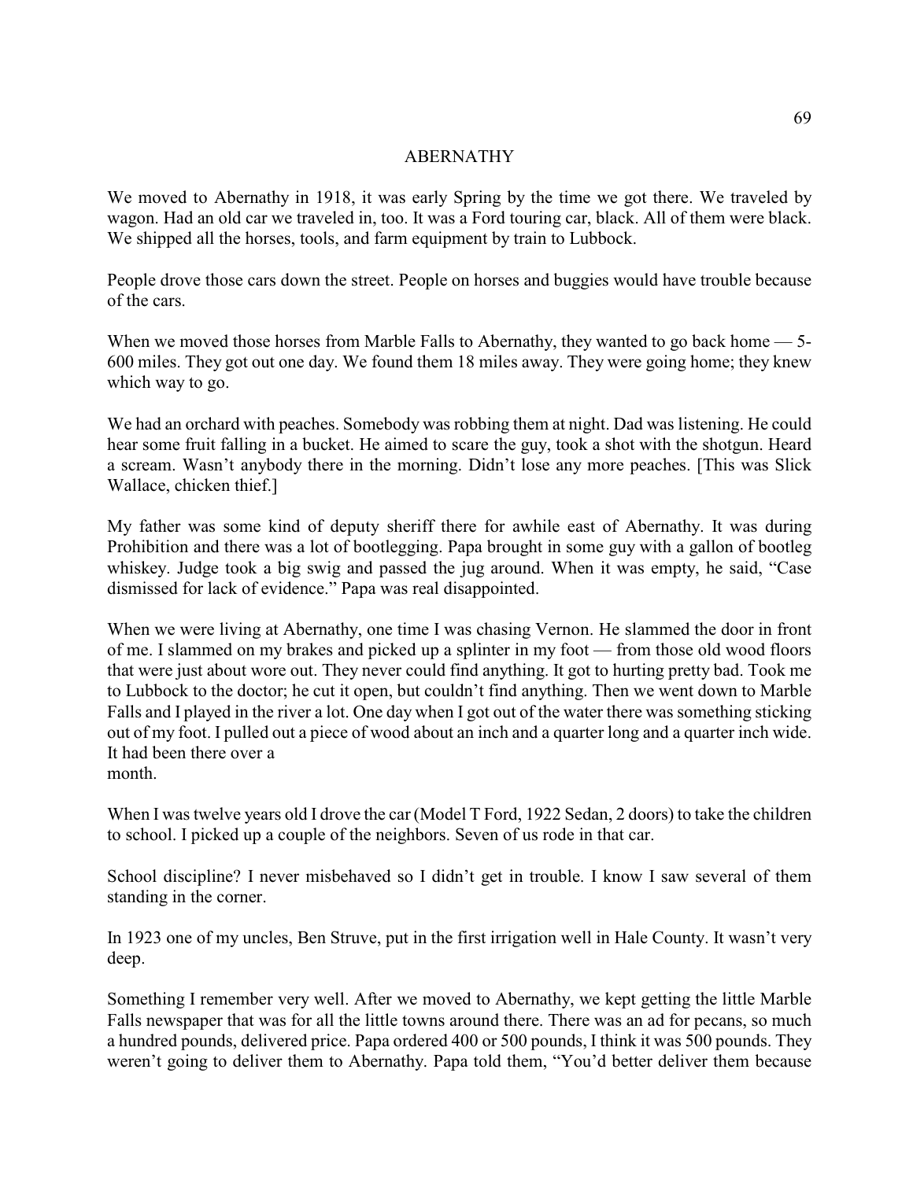# ABERNATHY

We moved to Abernathy in 1918, it was early Spring by the time we got there. We traveled by wagon. Had an old car we traveled in, too. It was a Ford touring car, black. All of them were black. We shipped all the horses, tools, and farm equipment by train to Lubbock.

People drove those cars down the street. People on horses and buggies would have trouble because of the cars.

When we moved those horses from Marble Falls to Abernathy, they wanted to go back home — 5-600 miles. They got out one day. We found them 18 miles away. They were going home; they knew which way to go.

We had an orchard with peaches. Somebody was robbing them at night. Dad was listening. He could hear some fruit falling in a bucket. He aimed to scare the guy, took a shot with the shotgun. Heard a scream. Wasn't anybody there in the morning. Didn't lose any more peaches. [This was Slick Wallace, chicken thief.]

My father was some kind of deputy sheriff there for awhile east of Abernathy. It was during Prohibition and there was a lot of bootlegging. Papa brought in some guy with a gallon of bootleg whiskey. Judge took a big swig and passed the jug around. When it was empty, he said, "Case dismissed for lack of evidence." Papa was real disappointed.

When we were living at Abernathy, one time I was chasing Vernon. He slammed the door in front of me. I slammed on my brakes and picked up a splinter in my foot — from those old wood floors that were just about wore out. They never could find anything. It got to hurting pretty bad. Took me to Lubbock to the doctor; he cut it open, but couldn't find anything. Then we went down to Marble Falls and I played in the river a lot. One day when I got out of the water there was something sticking out of my foot. I pulled out a piece of wood about an inch and a quarter long and a quarter inch wide. It had been there over a month.

When I was twelve years old I drove the car (Model T Ford, 1922 Sedan, 2 doors) to take the children to school. I picked up a couple of the neighbors. Seven of us rode in that car.

School discipline? I never misbehaved so I didn't get in trouble. I know I saw several of them standing in the corner.

In 1923 one of my uncles, Ben Struve, put in the first irrigation well in Hale County. It wasn't very deep.

Something I remember very well. After we moved to Abernathy, we kept getting the little Marble Falls newspaper that was for all the little towns around there. There was an ad for pecans, so much a hundred pounds, delivered price. Papa ordered 400 or 500 pounds, I think it was 500 pounds. They weren't going to deliver them to Abernathy. Papa told them, "You'd better deliver them because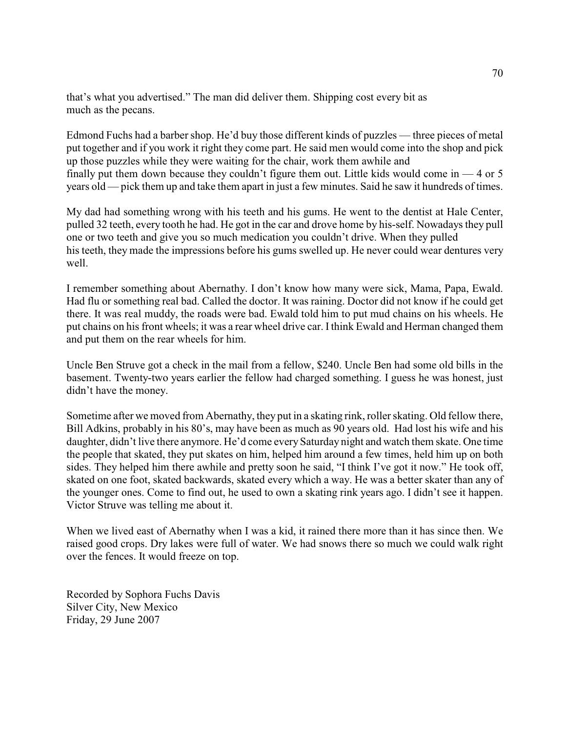that's what you advertised." The man did deliver them. Shipping cost every bit as much as the pecans.

Edmond Fuchs had a barber shop. He'd buy those different kinds of puzzles — three pieces of metal put together and if you work it right they come part. He said men would come into the shop and pick up those puzzles while they were waiting for the chair, work them awhile and finally put them down because they couldn't figure them out. Little kids would come in — 4 or 5 years old — pick them up and take them apart in just a few minutes. Said he saw it hundreds of times.

My dad had something wrong with his teeth and his gums. He went to the dentist at Hale Center, pulled 32 teeth, every tooth he had. He got in the car and drove home by his-self. Nowadays they pull one or two teeth and give you so much medication you couldn't drive. When they pulled his teeth, they made the impressions before his gums swelled up. He never could wear dentures very well.

I remember something about Abernathy. I don't know how many were sick, Mama, Papa, Ewald. Had flu or something real bad. Called the doctor. It was raining. Doctor did not know if he could get there. It was real muddy, the roads were bad. Ewald told him to put mud chains on his wheels. He put chains on his front wheels; it was a rear wheel drive car. I think Ewald and Herman changed them and put them on the rear wheels for him.

Uncle Ben Struve got a check in the mail from a fellow, $240. Uncle Ben had some old bills in the basement. Twenty-two years earlier the fellow had charged something. I guess he was honest, just didn't have the money.

Sometime after we moved from Abernathy, they put in a skating rink, roller skating. Old fellow there, Bill Adkins, probably in his 80's, may have been as much as 90 years old. Had lost his wife and his daughter, didn't live there anymore. He'd come every Saturday night and watch them skate. One time the people that skated, they put skates on him, helped him around a few times, held him up on both sides. They helped him there awhile and pretty soon he said, "I think I've got it now." He took off, skated on one foot, skated backwards, skated every which a way. He was a better skater than any of the younger ones. Come to find out, he used to own a skating rink years ago. I didn't see it happen. Victor Struve was telling me about it.

When we lived east of Abernathy when I was a kid, it rained there more than it has since then. We raised good crops. Dry lakes were full of water. We had snows there so much we could walk right over the fences. It would freeze on top.

Recorded by Sophora Fuchs Davis
Silver City, New Mexico
Friday, 29 June 2007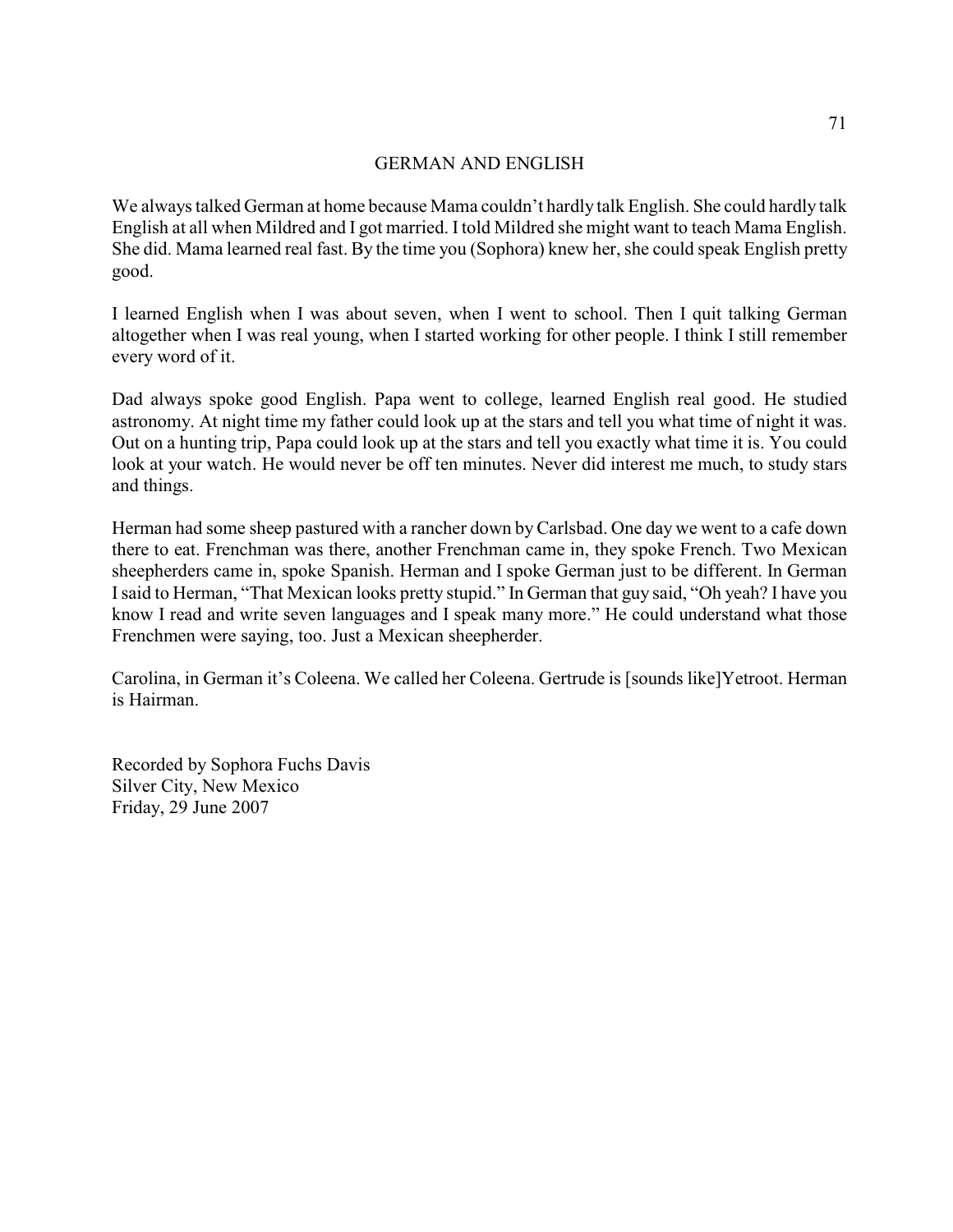## GERMAN AND ENGLISH

We always talked German at home because Mama couldn't hardly talk English. She could hardly talk English at all when Mildred and I got married. I told Mildred she might want to teach Mama English. She did. Mama learned real fast. By the time you (Sophora) knew her, she could speak English pretty good.

I learned English when I was about seven, when I went to school. Then I quit talking German altogether when I was real young, when I started working for other people. I think I still remember every word of it.

Dad always spoke good English. Papa went to college, learned English real good. He studied astronomy. At night time my father could look up at the stars and tell you what time of night it was. Out on a hunting trip, Papa could look up at the stars and tell you exactly what time it is. You could look at your watch. He would never be off ten minutes. Never did interest me much, to study stars and things.

Herman had some sheep pastured with a rancher down by Carlsbad. One day we went to a cafe down there to eat. Frenchman was there, another Frenchman came in, they spoke French. Two Mexican sheepherders came in, spoke Spanish. Herman and I spoke German just to be different. In German I said to Herman, "That Mexican looks pretty stupid." In German that guy said, "Oh yeah? I have you know I read and write seven languages and I speak many more." He could understand what those Frenchmen were saying, too. Just a Mexican sheepherder.

Carolina, in German it's Coleena. We called her Coleena. Gertrude is [sounds like]Yetroot. Herman is Hairman.

Recorded by Sophora Fuchs Davis
Silver City, New Mexico
Friday, 29 June 2007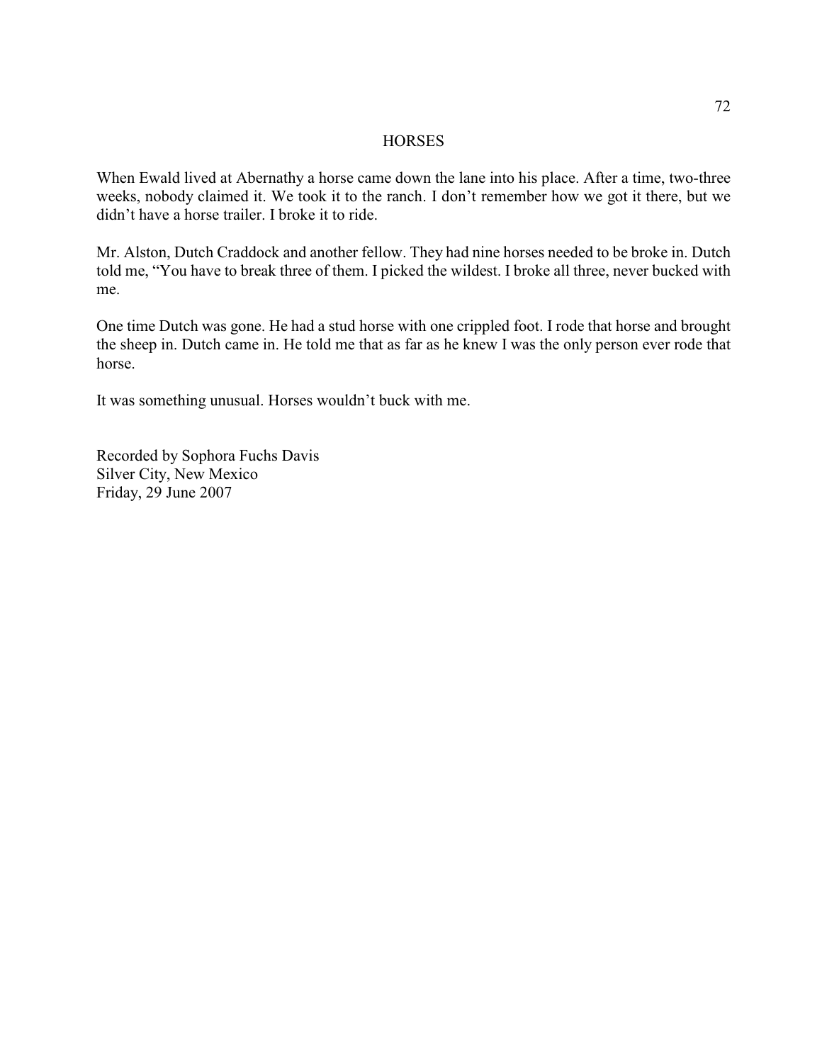# HORSES

When Ewald lived at Abernathy a horse came down the lane into his place. After a time, two-three weeks, nobody claimed it. We took it to the ranch. I don't remember how we got it there, but we didn't have a horse trailer. I broke it to ride.

Mr. Alston, Dutch Craddock and another fellow. They had nine horses needed to be broke in. Dutch told me, "You have to break three of them. I picked the wildest. I broke all three, never bucked with me.

One time Dutch was gone. He had a stud horse with one crippled foot. I rode that horse and brought the sheep in. Dutch came in. He told me that as far as he knew I was the only person ever rode that horse.

It was something unusual. Horses wouldn't buck with me.

Recorded by Sophora Fuchs Davis
Silver City, New Mexico
Friday, 29 June 2007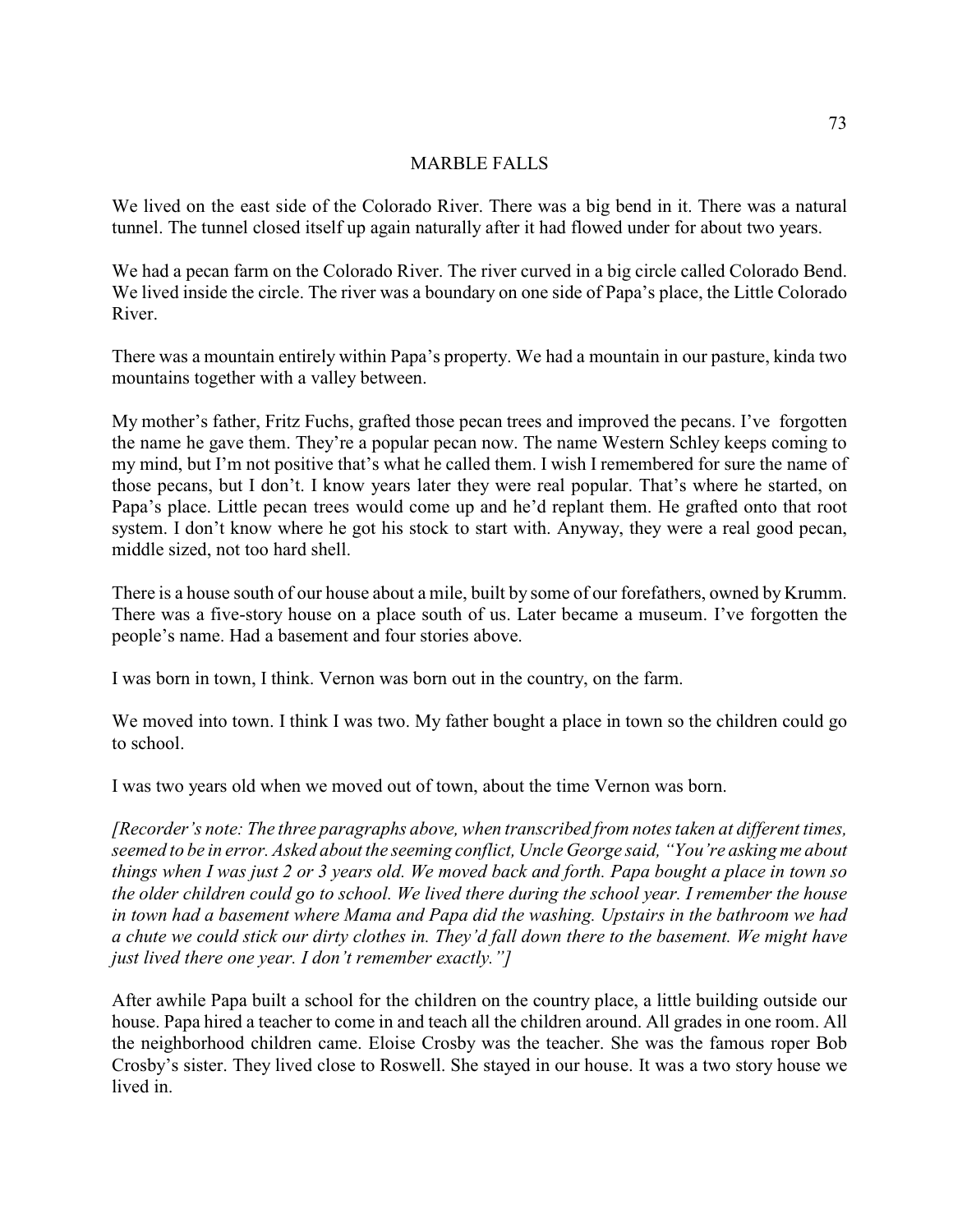## MARBLE FALLS

We lived on the east side of the Colorado River. There was a big bend in it. There was a natural tunnel. The tunnel closed itself up again naturally after it had flowed under for about two years.

We had a pecan farm on the Colorado River. The river curved in a big circle called Colorado Bend. We lived inside the circle. The river was a boundary on one side of Papa's place, the Little Colorado River.

There was a mountain entirely within Papa's property. We had a mountain in our pasture, kinda two mountains together with a valley between.

My mother's father, Fritz Fuchs, grafted those pecan trees and improved the pecans. I've forgotten the name he gave them. They're a popular pecan now. The name Western Schley keeps coming to my mind, but I'm not positive that's what he called them. I wish I remembered for sure the name of those pecans, but I don't. I know years later they were real popular. That's where he started, on Papa's place. Little pecan trees would come up and he'd replant them. He grafted onto that root system. I don't know where he got his stock to start with. Anyway, they were a real good pecan, middle sized, not too hard shell.

There is a house south of our house about a mile, built by some of our forefathers, owned by Krumm. There was a five-story house on a place south of us. Later became a museum. I've forgotten the people's name. Had a basement and four stories above.

I was born in town, I think. Vernon was born out in the country, on the farm.

We moved into town. I think I was two. My father bought a place in town so the children could go to school.

I was two years old when we moved out of town, about the time Vernon was born.

*[Recorder's note: The three paragraphs above, when transcribed from notes taken at different times, seemed to be in error. Asked about the seeming conflict, Uncle George said, "You're asking me about things when I was just 2 or 3 years old. We moved back and forth. Papa bought a place in town so the older children could go to school. We lived there during the school year. I remember the house in town had a basement where Mama and Papa did the washing. Upstairs in the bathroom we had a chute we could stick our dirty clothes in. They'd fall down there to the basement. We might have just lived there one year. I don't remember exactly."]*

After awhile Papa built a school for the children on the country place, a little building outside our house. Papa hired a teacher to come in and teach all the children around. All grades in one room. All the neighborhood children came. Eloise Crosby was the teacher. She was the famous roper Bob Crosby's sister. They lived close to Roswell. She stayed in our house. It was a two story house we lived in.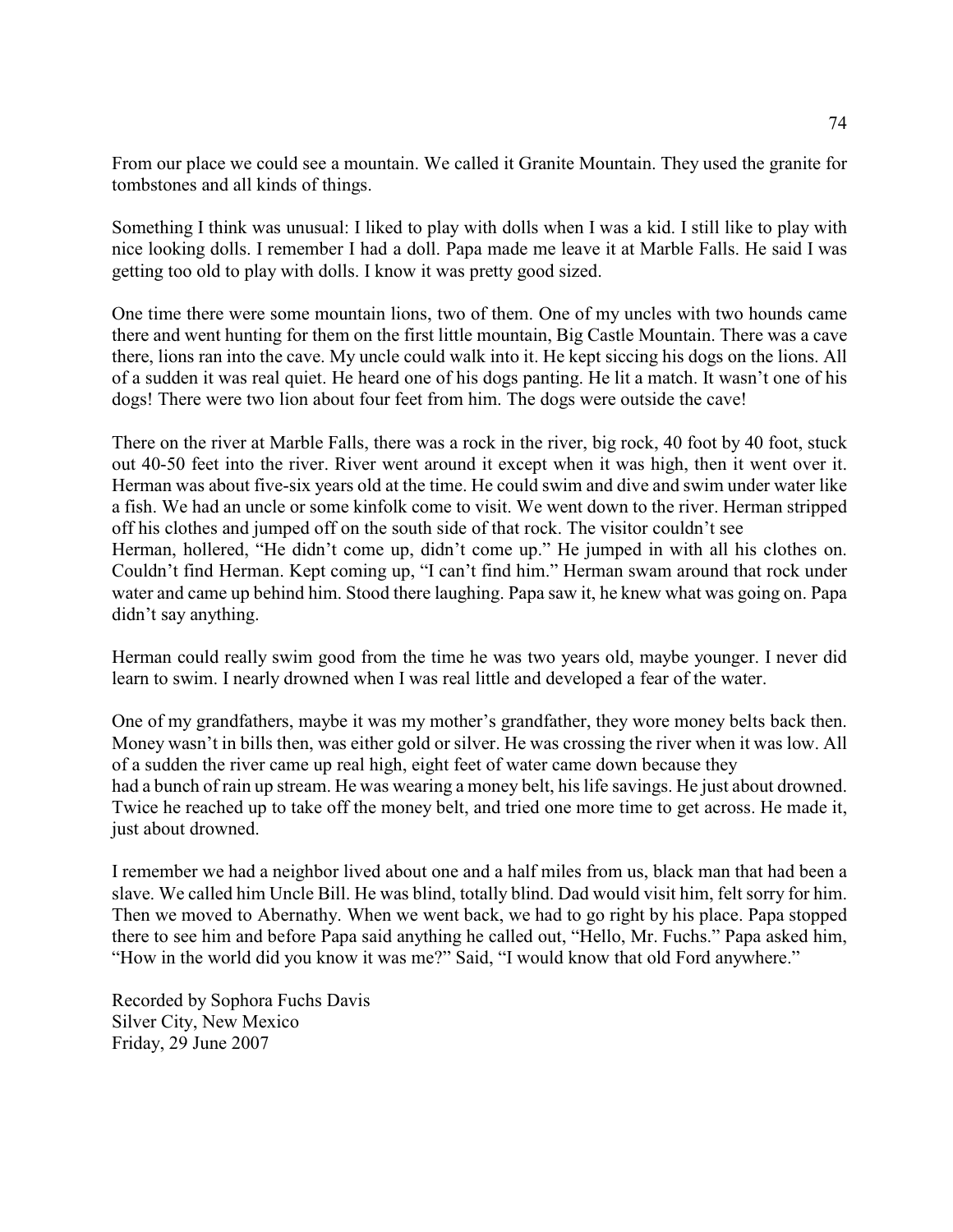From our place we could see a mountain. We called it Granite Mountain. They used the granite for tombstones and all kinds of things.

Something I think was unusual: I liked to play with dolls when I was a kid. I still like to play with nice looking dolls. I remember I had a doll. Papa made me leave it at Marble Falls. He said I was getting too old to play with dolls. I know it was pretty good sized.

One time there were some mountain lions, two of them. One of my uncles with two hounds came there and went hunting for them on the first little mountain, Big Castle Mountain. There was a cave there, lions ran into the cave. My uncle could walk into it. He kept siccing his dogs on the lions. All of a sudden it was real quiet. He heard one of his dogs panting. He lit a match. It wasn't one of his dogs! There were two lion about four feet from him. The dogs were outside the cave!

There on the river at Marble Falls, there was a rock in the river, big rock, 40 foot by 40 foot, stuck out 40-50 feet into the river. River went around it except when it was high, then it went over it. Herman was about five-six years old at the time. He could swim and dive and swim under water like a fish. We had an uncle or some kinfolk come to visit. We went down to the river. Herman stripped off his clothes and jumped off on the south side of that rock. The visitor couldn't see Herman, hollered, "He didn't come up, didn't come up." He jumped in with all his clothes on. Couldn't find Herman. Kept coming up, "I can't find him." Herman swam around that rock under water and came up behind him. Stood there laughing. Papa saw it, he knew what was going on. Papa didn't say anything.

Herman could really swim good from the time he was two years old, maybe younger. I never did learn to swim. I nearly drowned when I was real little and developed a fear of the water.

One of my grandfathers, maybe it was my mother's grandfather, they wore money belts back then. Money wasn't in bills then, was either gold or silver. He was crossing the river when it was low. All of a sudden the river came up real high, eight feet of water came down because they had a bunch of rain up stream. He was wearing a money belt, his life savings. He just about drowned. Twice he reached up to take off the money belt, and tried one more time to get across. He made it, just about drowned.

I remember we had a neighbor lived about one and a half miles from us, black man that had been a slave. We called him Uncle Bill. He was blind, totally blind. Dad would visit him, felt sorry for him. Then we moved to Abernathy. When we went back, we had to go right by his place. Papa stopped there to see him and before Papa said anything he called out, "Hello, Mr. Fuchs." Papa asked him, "How in the world did you know it was me?" Said, "I would know that old Ford anywhere."

Recorded by Sophora Fuchs Davis
Silver City, New Mexico
Friday, 29 June 2007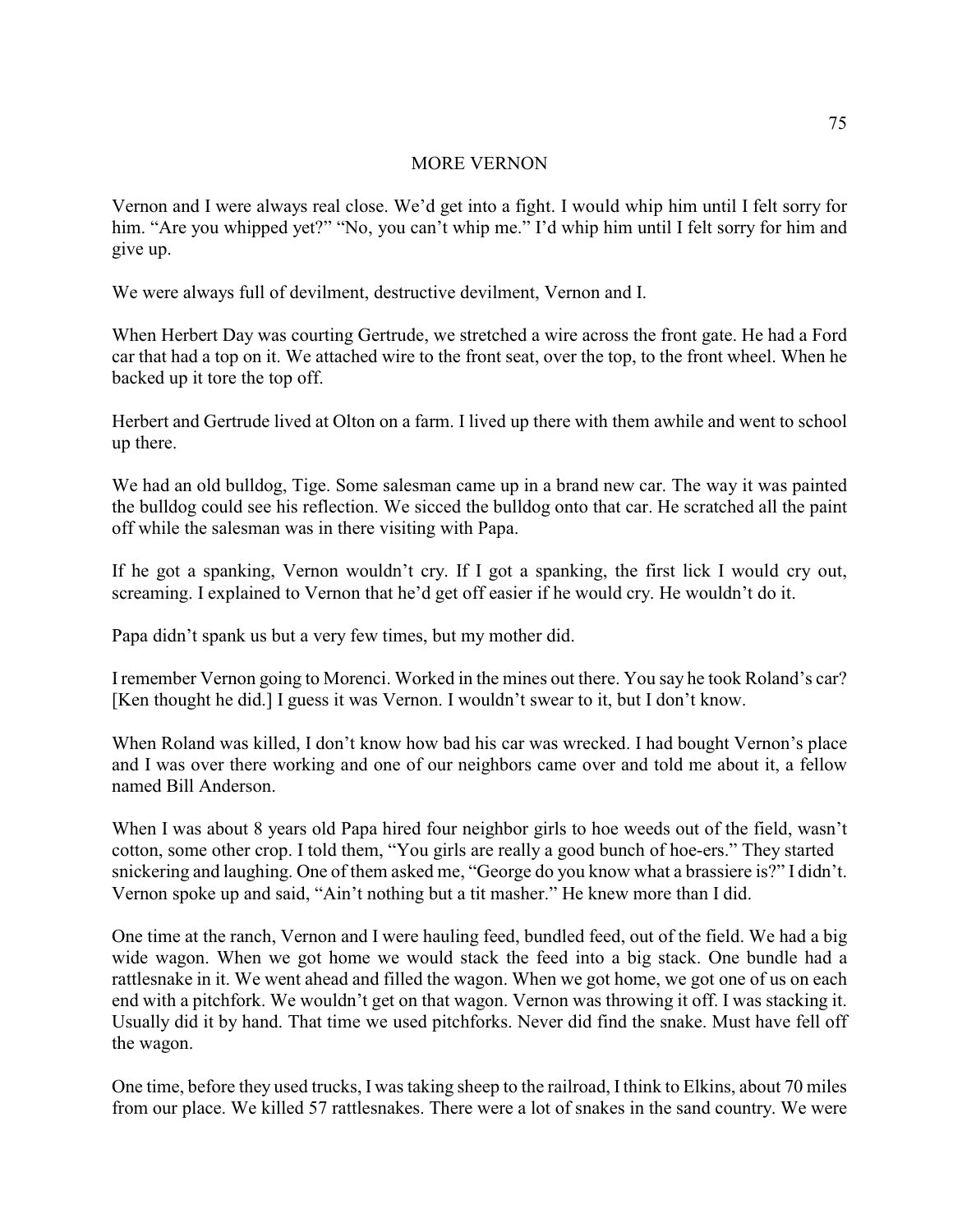## MORE VERNON

Vernon and I were always real close. We'd get into a fight. I would whip him until I felt sorry for him. "Are you whipped yet?" "No, you can't whip me." I'd whip him until I felt sorry for him and give up.

We were always full of devilment, destructive devilment, Vernon and I.

When Herbert Day was courting Gertrude, we stretched a wire across the front gate. He had a Ford car that had a top on it. We attached wire to the front seat, over the top, to the front wheel. When he backed up it tore the top off.

Herbert and Gertrude lived at Olton on a farm. I lived up there with them awhile and went to school up there.

We had an old bulldog, Tige. Some salesman came up in a brand new car. The way it was painted the bulldog could see his reflection. We sicced the bulldog onto that car. He scratched all the paint off while the salesman was in there visiting with Papa.

If he got a spanking, Vernon wouldn't cry. If I got a spanking, the first lick I would cry out, screaming. I explained to Vernon that he'd get off easier if he would cry. He wouldn't do it.

Papa didn't spank us but a very few times, but my mother did.

I remember Vernon going to Morenci. Worked in the mines out there. You say he took Roland's car? [Ken thought he did.] I guess it was Vernon. I wouldn't swear to it, but I don't know.

When Roland was killed, I don't know how bad his car was wrecked. I had bought Vernon's place and I was over there working and one of our neighbors came over and told me about it, a fellow named Bill Anderson.

When I was about 8 years old Papa hired four neighbor girls to hoe weeds out of the field, wasn't cotton, some other crop. I told them, "You girls are really a good bunch of hoe-ers." They started snickering and laughing. One of them asked me, "George do you know what a brassiere is?" I didn't. Vernon spoke up and said, "Ain't nothing but a tit masher." He knew more than I did.

One time at the ranch, Vernon and I were hauling feed, bundled feed, out of the field. We had a big wide wagon. When we got home we would stack the feed into a big stack. One bundle had a rattlesnake in it. We went ahead and filled the wagon. When we got home, we got one of us on each end with a pitchfork. We wouldn't get on that wagon. Vernon was throwing it off. I was stacking it. Usually did it by hand. That time we used pitchforks. Never did find the snake. Must have fell off the wagon.

One time, before they used trucks, I was taking sheep to the railroad, I think to Elkins, about 70 miles from our place. We killed 57 rattlesnakes. There were a lot of snakes in the sand country. We were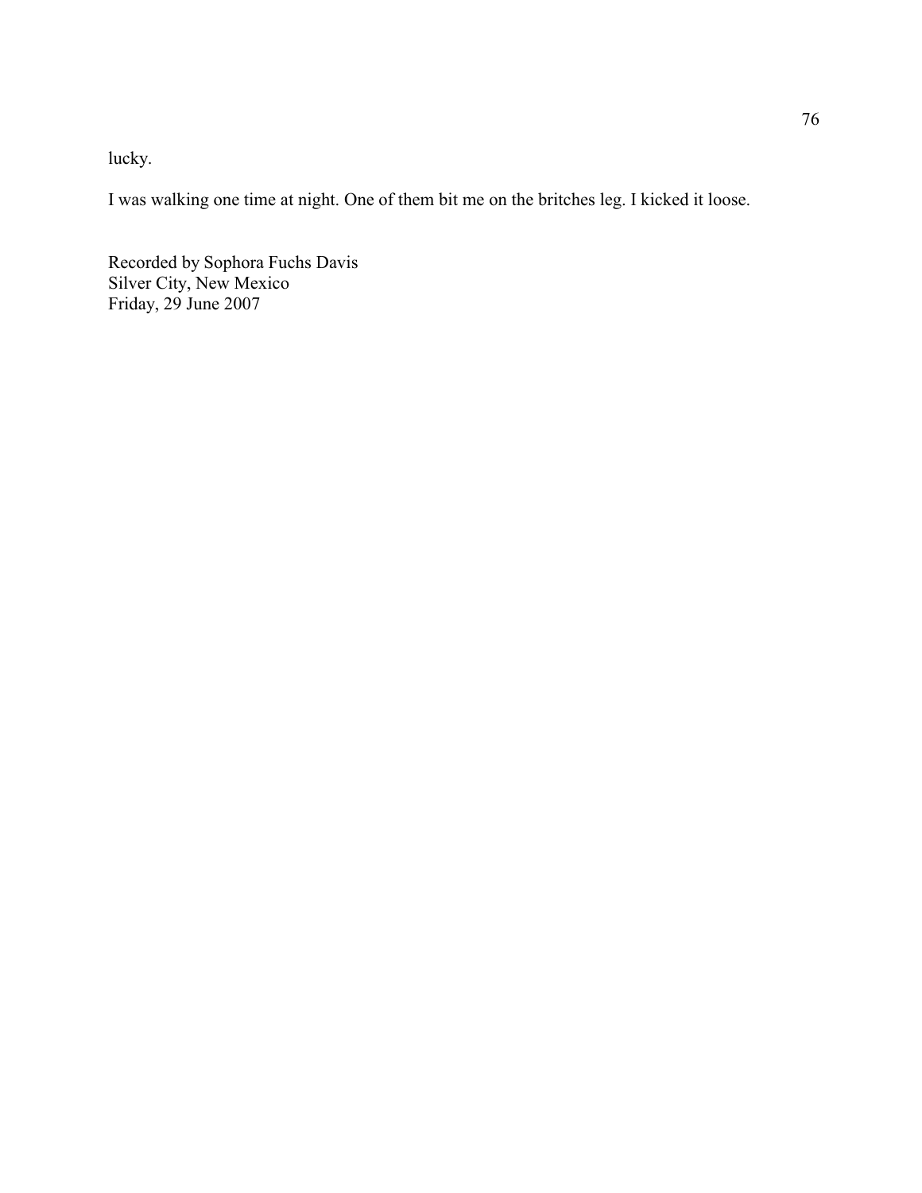lucky.

I was walking one time at night. One of them bit me on the britches leg. I kicked it loose.

Recorded by Sophora Fuchs Davis
Silver City, New Mexico
Friday, 29 June 2007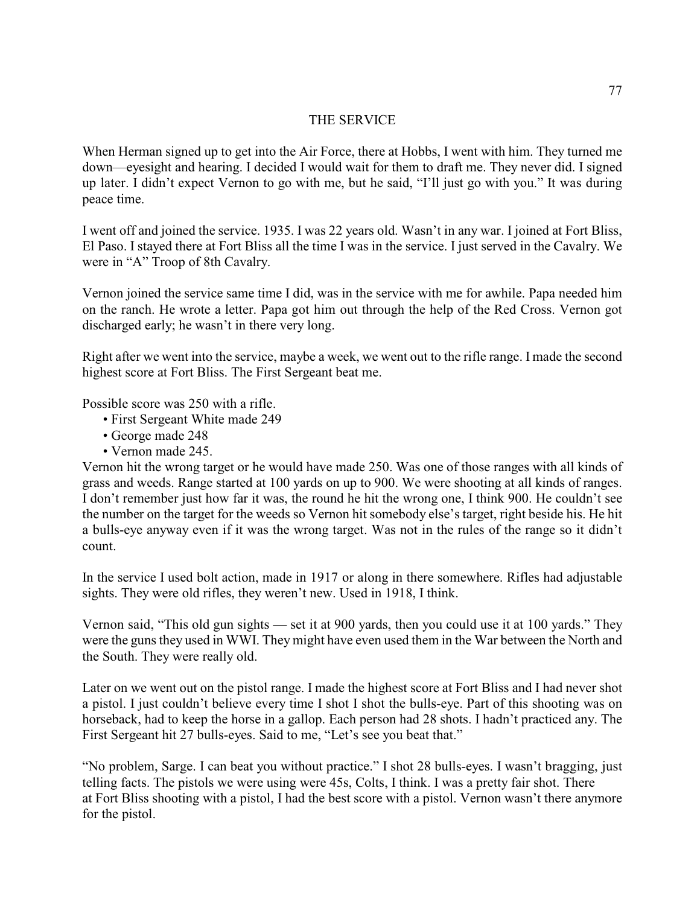# THE SERVICE

When Herman signed up to get into the Air Force, there at Hobbs, I went with him. They turned me down—eyesight and hearing. I decided I would wait for them to draft me. They never did. I signed up later. I didn't expect Vernon to go with me, but he said, "I'll just go with you." It was during peace time.

I went off and joined the service. 1935. I was 22 years old. Wasn't in any war. I joined at Fort Bliss, El Paso. I stayed there at Fort Bliss all the time I was in the service. I just served in the Cavalry. We were in "A" Troop of 8th Cavalry.

Vernon joined the service same time I did, was in the service with me for awhile. Papa needed him on the ranch. He wrote a letter. Papa got him out through the help of the Red Cross. Vernon got discharged early; he wasn't in there very long.

Right after we went into the service, maybe a week, we went out to the rifle range. I made the second highest score at Fort Bliss. The First Sergeant beat me.

Possible score was 250 with a rifle.

- First Sergeant White made 249
- George made 248
- Vernon made 245.

Vernon hit the wrong target or he would have made 250. Was one of those ranges with all kinds of grass and weeds. Range started at 100 yards on up to 900. We were shooting at all kinds of ranges. I don't remember just how far it was, the round he hit the wrong one, I think 900. He couldn't see the number on the target for the weeds so Vernon hit somebody else's target, right beside his. He hit a bulls-eye anyway even if it was the wrong target. Was not in the rules of the range so it didn't count.

In the service I used bolt action, made in 1917 or along in there somewhere. Rifles had adjustable sights. They were old rifles, they weren't new. Used in 1918, I think.

Vernon said, "This old gun sights — set it at 900 yards, then you could use it at 100 yards." They were the guns they used in WWI. They might have even used them in the War between the North and the South. They were really old.

Later on we went out on the pistol range. I made the highest score at Fort Bliss and I had never shot a pistol. I just couldn't believe every time I shot I shot the bulls-eye. Part of this shooting was on horseback, had to keep the horse in a gallop. Each person had 28 shots. I hadn't practiced any. The First Sergeant hit 27 bulls-eyes. Said to me, "Let's see you beat that."

"No problem, Sarge. I can beat you without practice." I shot 28 bulls-eyes. I wasn't bragging, just telling facts. The pistols we were using were 45s, Colts, I think. I was a pretty fair shot. There at Fort Bliss shooting with a pistol, I had the best score with a pistol. Vernon wasn't there anymore for the pistol.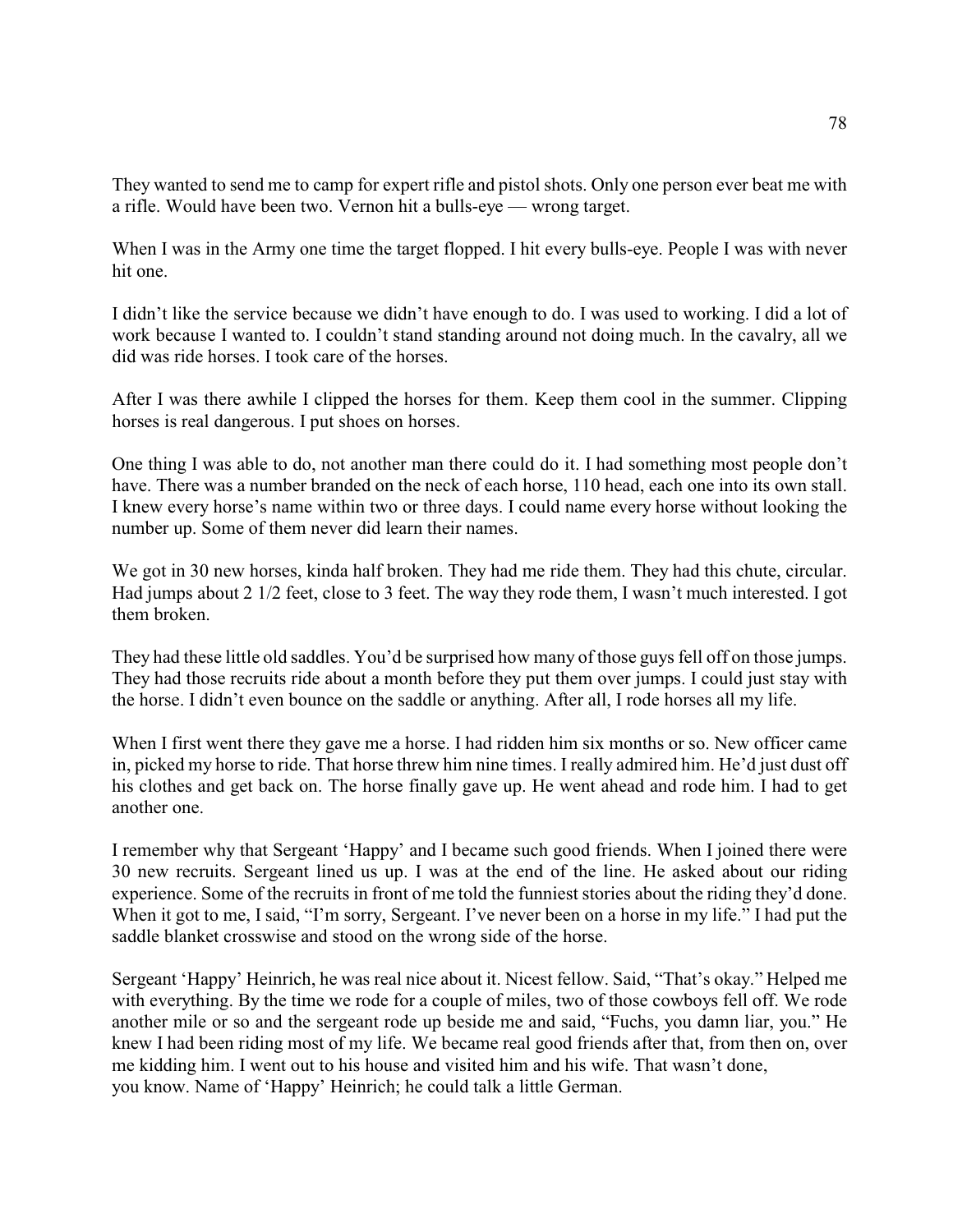They wanted to send me to camp for expert rifle and pistol shots. Only one person ever beat me with a rifle. Would have been two. Vernon hit a bulls-eye — wrong target.

When I was in the Army one time the target flopped. I hit every bulls-eye. People I was with never hit one.

I didn't like the service because we didn't have enough to do. I was used to working. I did a lot of work because I wanted to. I couldn't stand standing around not doing much. In the cavalry, all we did was ride horses. I took care of the horses.

After I was there awhile I clipped the horses for them. Keep them cool in the summer. Clipping horses is real dangerous. I put shoes on horses.

One thing I was able to do, not another man there could do it. I had something most people don't have. There was a number branded on the neck of each horse, 110 head, each one into its own stall. I knew every horse's name within two or three days. I could name every horse without looking the number up. Some of them never did learn their names.

We got in 30 new horses, kinda half broken. They had me ride them. They had this chute, circular. Had jumps about 2 1/2 feet, close to 3 feet. The way they rode them, I wasn't much interested. I got them broken.

They had these little old saddles. You'd be surprised how many of those guys fell off on those jumps. They had those recruits ride about a month before they put them over jumps. I could just stay with the horse. I didn't even bounce on the saddle or anything. After all, I rode horses all my life.

When I first went there they gave me a horse. I had ridden him six months or so. New officer came in, picked my horse to ride. That horse threw him nine times. I really admired him. He'd just dust off his clothes and get back on. The horse finally gave up. He went ahead and rode him. I had to get another one.

I remember why that Sergeant 'Happy' and I became such good friends. When I joined there were 30 new recruits. Sergeant lined us up. I was at the end of the line. He asked about our riding experience. Some of the recruits in front of me told the funniest stories about the riding they'd done. When it got to me, I said, "I'm sorry, Sergeant. I've never been on a horse in my life." I had put the saddle blanket crosswise and stood on the wrong side of the horse.

Sergeant 'Happy' Heinrich, he was real nice about it. Nicest fellow. Said, "That's okay." Helped me with everything. By the time we rode for a couple of miles, two of those cowboys fell off. We rode another mile or so and the sergeant rode up beside me and said, "Fuchs, you damn liar, you." He knew I had been riding most of my life. We became real good friends after that, from then on, over me kidding him. I went out to his house and visited him and his wife. That wasn't done, you know. Name of 'Happy' Heinrich; he could talk a little German.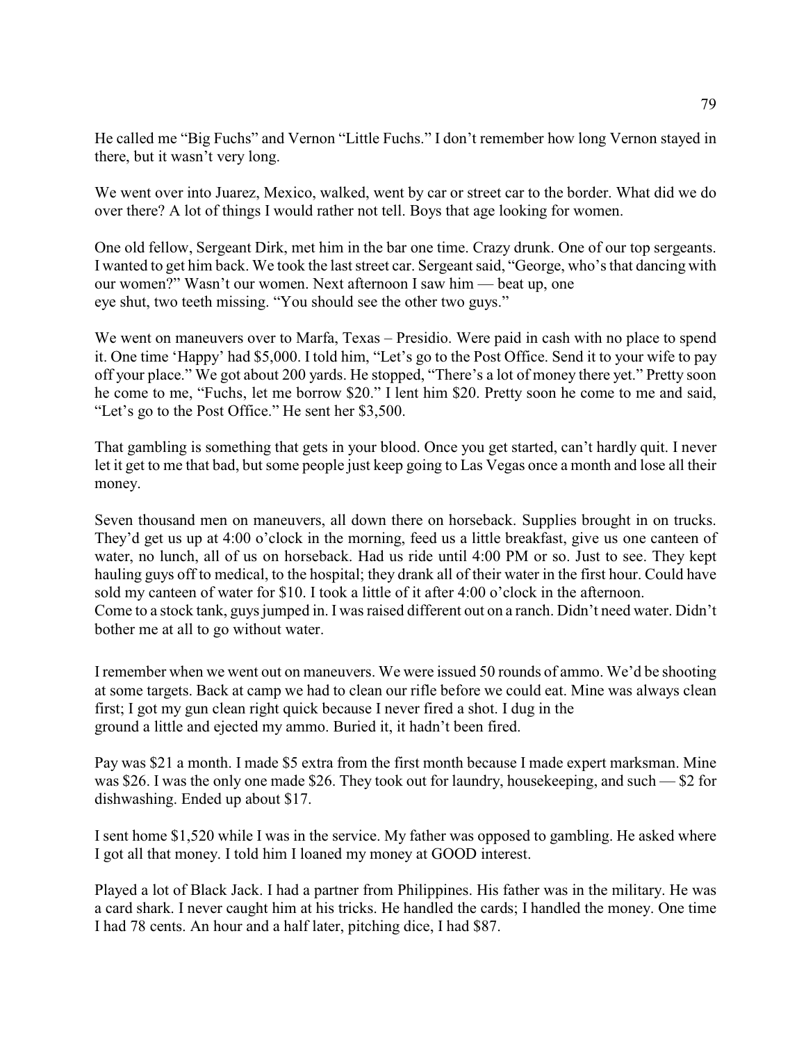He called me "Big Fuchs" and Vernon "Little Fuchs." I don't remember how long Vernon stayed in there, but it wasn't very long.

We went over into Juarez, Mexico, walked, went by car or street car to the border. What did we do over there? A lot of things I would rather not tell. Boys that age looking for women.

One old fellow, Sergeant Dirk, met him in the bar one time. Crazy drunk. One of our top sergeants. I wanted to get him back. We took the last street car. Sergeant said, "George, who's that dancing with our women?" Wasn't our women. Next afternoon I saw him — beat up, one eye shut, two teeth missing. "You should see the other two guys."

We went on maneuvers over to Marfa, Texas – Presidio. Were paid in cash with no place to spend it. One time 'Happy' had $5,000. I told him, "Let's go to the Post Office. Send it to your wife to pay off your place." We got about 200 yards. He stopped, "There's a lot of money there yet." Pretty soon he come to me, "Fuchs, let me borrow $20." I lent him $20. Pretty soon he come to me and said, "Let's go to the Post Office." He sent her $3,500.

That gambling is something that gets in your blood. Once you get started, can't hardly quit. I never let it get to me that bad, but some people just keep going to Las Vegas once a month and lose all their money.

Seven thousand men on maneuvers, all down there on horseback. Supplies brought in on trucks. They'd get us up at 4:00 o'clock in the morning, feed us a little breakfast, give us one canteen of water, no lunch, all of us on horseback. Had us ride until 4:00 PM or so. Just to see. They kept hauling guys off to medical, to the hospital; they drank all of their water in the first hour. Could have sold my canteen of water for $10. I took a little of it after 4:00 o'clock in the afternoon. Come to a stock tank, guys jumped in. I was raised different out on a ranch. Didn't need water. Didn't bother me at all to go without water.

I remember when we went out on maneuvers. We were issued 50 rounds of ammo. We'd be shooting at some targets. Back at camp we had to clean our rifle before we could eat. Mine was always clean first; I got my gun clean right quick because I never fired a shot. I dug in the ground a little and ejected my ammo. Buried it, it hadn't been fired.

Pay was $21 a month. I made $5 extra from the first month because I made expert marksman. Mine was $26. I was the only one made $26. They took out for laundry, housekeeping, and such — $2 for dishwashing. Ended up about $17.

I sent home $1,520 while I was in the service. My father was opposed to gambling. He asked where I got all that money. I told him I loaned my money at GOOD interest.

Played a lot of Black Jack. I had a partner from Philippines. His father was in the military. He was a card shark. I never caught him at his tricks. He handled the cards; I handled the money. One time I had 78 cents. An hour and a half later, pitching dice, I had $87.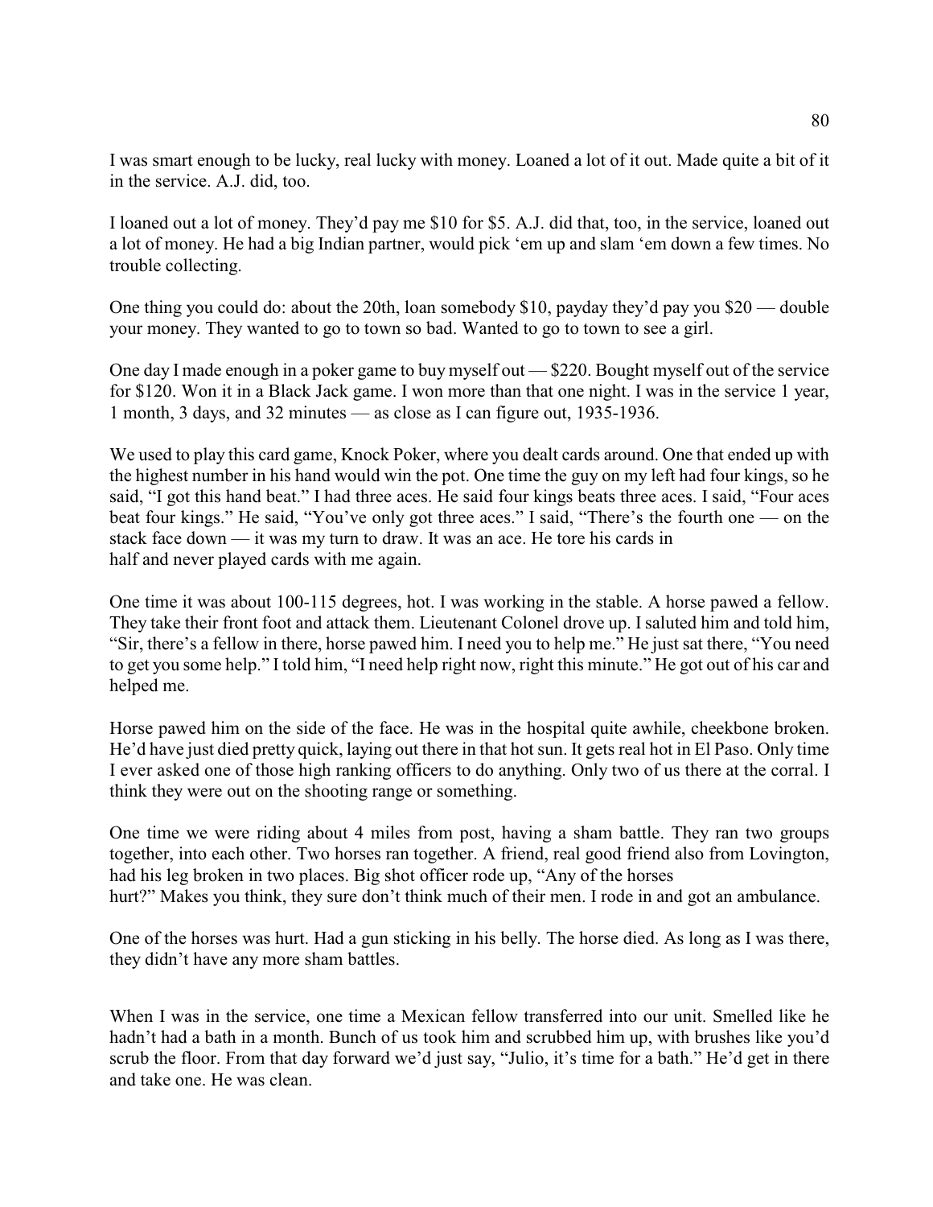I was smart enough to be lucky, real lucky with money. Loaned a lot of it out. Made quite a bit of it in the service. A.J. did, too.

I loaned out a lot of money. They'd pay me $10 for $5. A.J. did that, too, in the service, loaned out a lot of money. He had a big Indian partner, would pick 'em up and slam 'em down a few times. No trouble collecting.

One thing you could do: about the 20th, loan somebody $10, payday they'd pay you $20 — double your money. They wanted to go to town so bad. Wanted to go to town to see a girl.

One day I made enough in a poker game to buy myself out — $220. Bought myself out of the service for $120. Won it in a Black Jack game. I won more than that one night. I was in the service 1 year, 1 month, 3 days, and 32 minutes — as close as I can figure out, 1935-1936.

We used to play this card game, Knock Poker, where you dealt cards around. One that ended up with the highest number in his hand would win the pot. One time the guy on my left had four kings, so he said, "I got this hand beat." I had three aces. He said four kings beats three aces. I said, "Four aces beat four kings." He said, "You've only got three aces." I said, "There's the fourth one — on the stack face down — it was my turn to draw. It was an ace. He tore his cards in half and never played cards with me again.

One time it was about 100-115 degrees, hot. I was working in the stable. A horse pawed a fellow. They take their front foot and attack them. Lieutenant Colonel drove up. I saluted him and told him, "Sir, there's a fellow in there, horse pawed him. I need you to help me." He just sat there, "You need to get you some help." I told him, "I need help right now, right this minute." He got out of his car and helped me.

Horse pawed him on the side of the face. He was in the hospital quite awhile, cheekbone broken. He'd have just died pretty quick, laying out there in that hot sun. It gets real hot in El Paso. Only time I ever asked one of those high ranking officers to do anything. Only two of us there at the corral. I think they were out on the shooting range or something.

One time we were riding about 4 miles from post, having a sham battle. They ran two groups together, into each other. Two horses ran together. A friend, real good friend also from Lovington, had his leg broken in two places. Big shot officer rode up, "Any of the horses hurt?" Makes you think, they sure don't think much of their men. I rode in and got an ambulance.

One of the horses was hurt. Had a gun sticking in his belly. The horse died. As long as I was there, they didn't have any more sham battles.

When I was in the service, one time a Mexican fellow transferred into our unit. Smelled like he hadn't had a bath in a month. Bunch of us took him and scrubbed him up, with brushes like you'd scrub the floor. From that day forward we'd just say, "Julio, it's time for a bath." He'd get in there and take one. He was clean.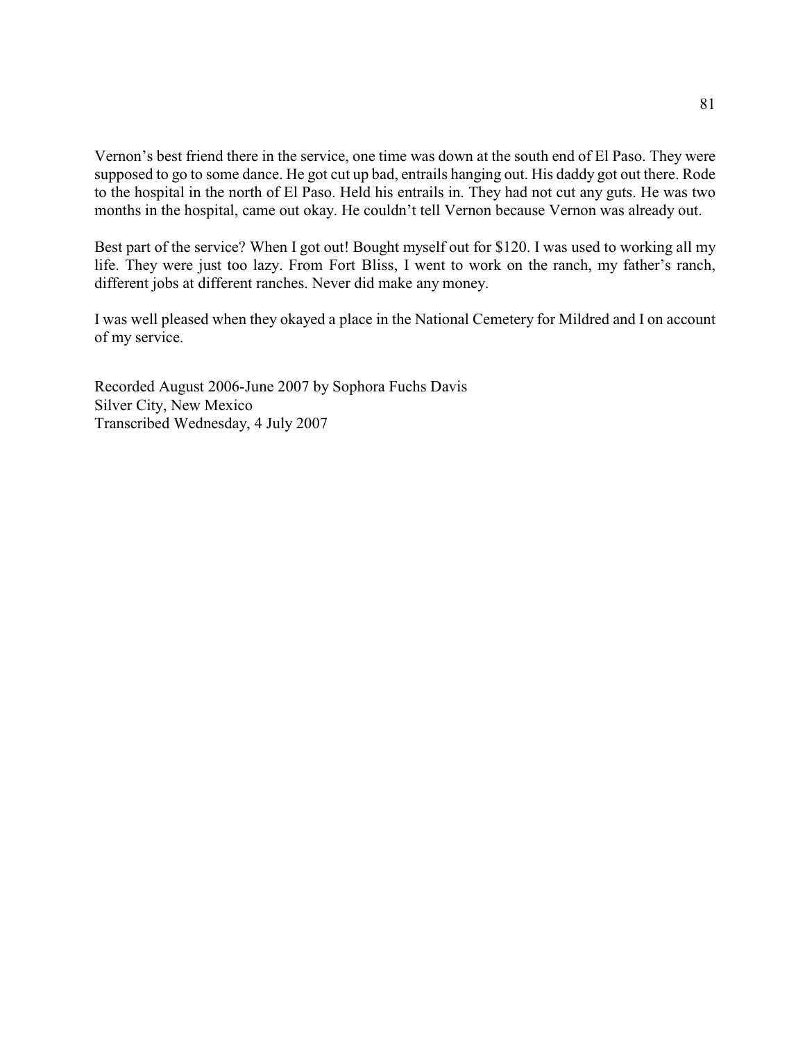Vernon's best friend there in the service, one time was down at the south end of El Paso. They were supposed to go to some dance. He got cut up bad, entrails hanging out. His daddy got out there. Rode to the hospital in the north of El Paso. Held his entrails in. They had not cut any guts. He was two months in the hospital, came out okay. He couldn't tell Vernon because Vernon was already out.

Best part of the service? When I got out! Bought myself out for $120. I was used to working all my life. They were just too lazy. From Fort Bliss, I went to work on the ranch, my father's ranch, different jobs at different ranches. Never did make any money.

I was well pleased when they okayed a place in the National Cemetery for Mildred and I on account of my service.

Recorded August 2006-June 2007 by Sophora Fuchs Davis
Silver City, New Mexico
Transcribed Wednesday, 4 July 2007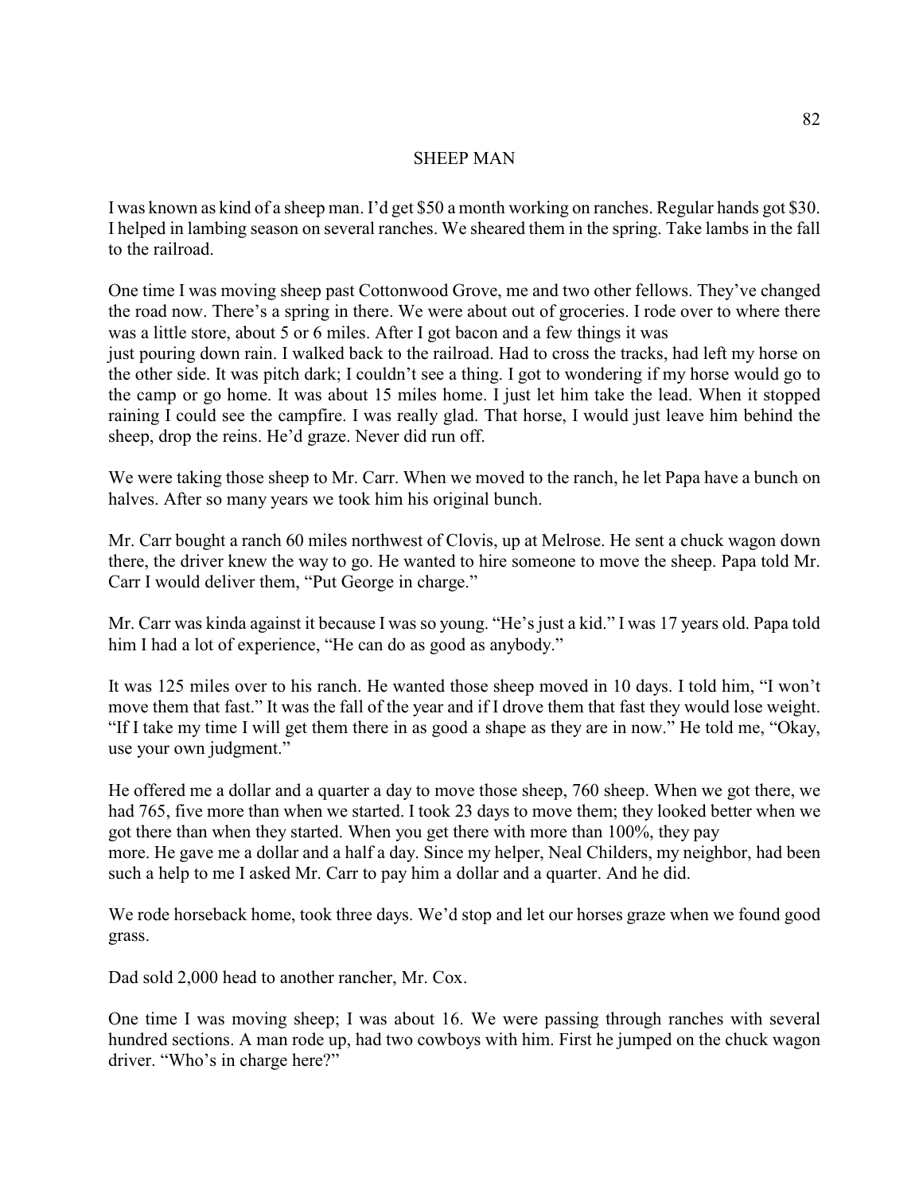# SHEEP MAN

I was known as kind of a sheep man. I'd get $50 a month working on ranches. Regular hands got $30. I helped in lambing season on several ranches. We sheared them in the spring. Take lambs in the fall to the railroad.

One time I was moving sheep past Cottonwood Grove, me and two other fellows. They've changed the road now. There's a spring in there. We were about out of groceries. I rode over to where there was a little store, about 5 or 6 miles. After I got bacon and a few things it was just pouring down rain. I walked back to the railroad. Had to cross the tracks, had left my horse on the other side. It was pitch dark; I couldn't see a thing. I got to wondering if my horse would go to the camp or go home. It was about 15 miles home. I just let him take the lead. When it stopped raining I could see the campfire. I was really glad. That horse, I would just leave him behind the sheep, drop the reins. He'd graze. Never did run off.

We were taking those sheep to Mr. Carr. When we moved to the ranch, he let Papa have a bunch on halves. After so many years we took him his original bunch.

Mr. Carr bought a ranch 60 miles northwest of Clovis, up at Melrose. He sent a chuck wagon down there, the driver knew the way to go. He wanted to hire someone to move the sheep. Papa told Mr. Carr I would deliver them, "Put George in charge."

Mr. Carr was kinda against it because I was so young. "He's just a kid." I was 17 years old. Papa told him I had a lot of experience, "He can do as good as anybody."

It was 125 miles over to his ranch. He wanted those sheep moved in 10 days. I told him, "I won't move them that fast." It was the fall of the year and if I drove them that fast they would lose weight. "If I take my time I will get them there in as good a shape as they are in now." He told me, "Okay, use your own judgment."

He offered me a dollar and a quarter a day to move those sheep, 760 sheep. When we got there, we had 765, five more than when we started. I took 23 days to move them; they looked better when we got there than when they started. When you get there with more than 100%, they pay more. He gave me a dollar and a half a day. Since my helper, Neal Childers, my neighbor, had been such a help to me I asked Mr. Carr to pay him a dollar and a quarter. And he did.

We rode horseback home, took three days. We'd stop and let our horses graze when we found good grass.

Dad sold 2,000 head to another rancher, Mr. Cox.

One time I was moving sheep; I was about 16. We were passing through ranches with several hundred sections. A man rode up, had two cowboys with him. First he jumped on the chuck wagon driver. "Who's in charge here?"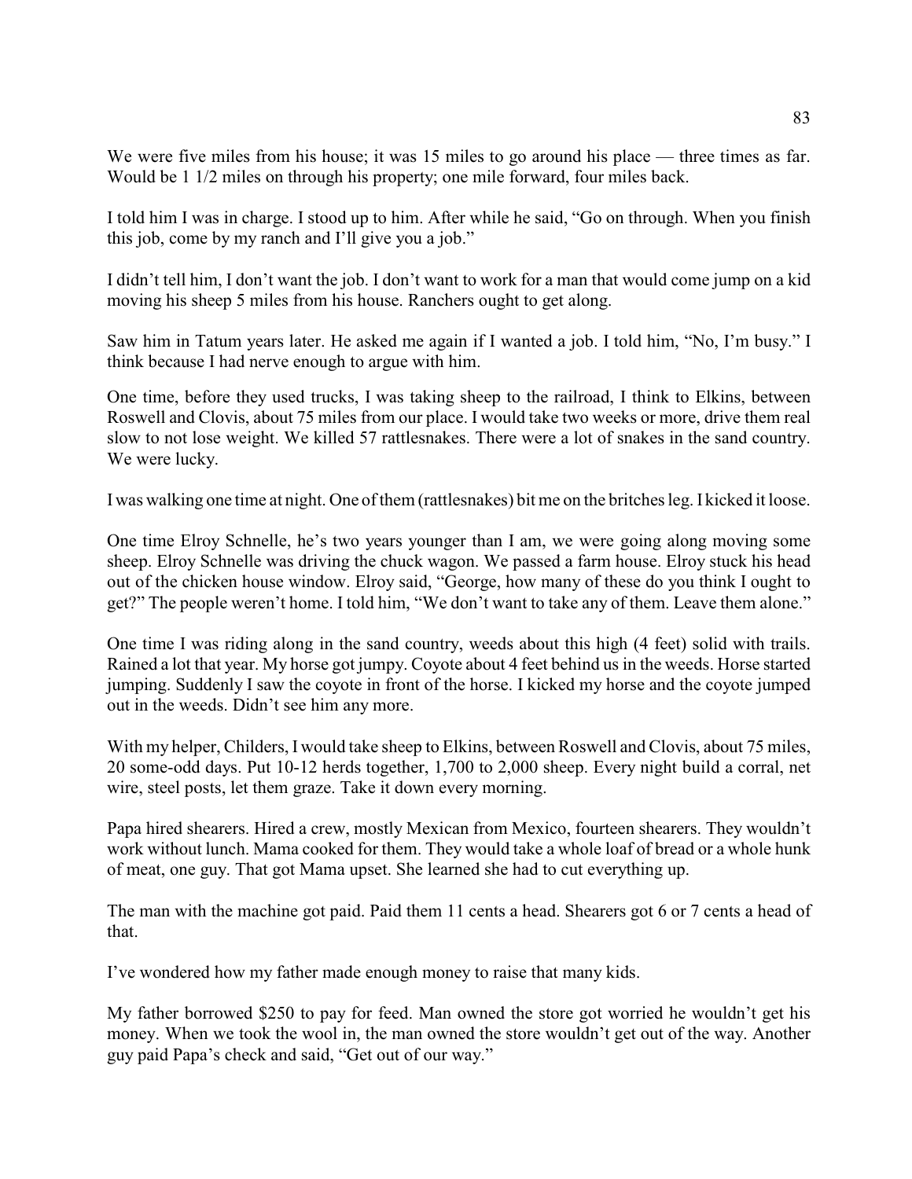We were five miles from his house; it was 15 miles to go around his place — three times as far. Would be 1 1/2 miles on through his property; one mile forward, four miles back.

I told him I was in charge. I stood up to him. After while he said, "Go on through. When you finish this job, come by my ranch and I'll give you a job."

I didn't tell him, I don't want the job. I don't want to work for a man that would come jump on a kid moving his sheep 5 miles from his house. Ranchers ought to get along.

Saw him in Tatum years later. He asked me again if I wanted a job. I told him, "No, I'm busy." I think because I had nerve enough to argue with him.

One time, before they used trucks, I was taking sheep to the railroad, I think to Elkins, between Roswell and Clovis, about 75 miles from our place. I would take two weeks or more, drive them real slow to not lose weight. We killed 57 rattlesnakes. There were a lot of snakes in the sand country. We were lucky.

I was walking one time at night. One of them (rattlesnakes) bit me on the britches leg. I kicked it loose.

One time Elroy Schnelle, he's two years younger than I am, we were going along moving some sheep. Elroy Schnelle was driving the chuck wagon. We passed a farm house. Elroy stuck his head out of the chicken house window. Elroy said, "George, how many of these do you think I ought to get?" The people weren't home. I told him, "We don't want to take any of them. Leave them alone."

One time I was riding along in the sand country, weeds about this high (4 feet) solid with trails. Rained a lot that year. My horse got jumpy. Coyote about 4 feet behind us in the weeds. Horse started jumping. Suddenly I saw the coyote in front of the horse. I kicked my horse and the coyote jumped out in the weeds. Didn't see him any more.

With my helper, Childers, I would take sheep to Elkins, between Roswell and Clovis, about 75 miles, 20 some-odd days. Put 10-12 herds together, 1,700 to 2,000 sheep. Every night build a corral, net wire, steel posts, let them graze. Take it down every morning.

Papa hired shearers. Hired a crew, mostly Mexican from Mexico, fourteen shearers. They wouldn't work without lunch. Mama cooked for them. They would take a whole loaf of bread or a whole hunk of meat, one guy. That got Mama upset. She learned she had to cut everything up.

The man with the machine got paid. Paid them 11 cents a head. Shearers got 6 or 7 cents a head of that.

I've wondered how my father made enough money to raise that many kids.

My father borrowed $250 to pay for feed. Man owned the store got worried he wouldn't get his money. When we took the wool in, the man owned the store wouldn't get out of the way. Another guy paid Papa's check and said, "Get out of our way."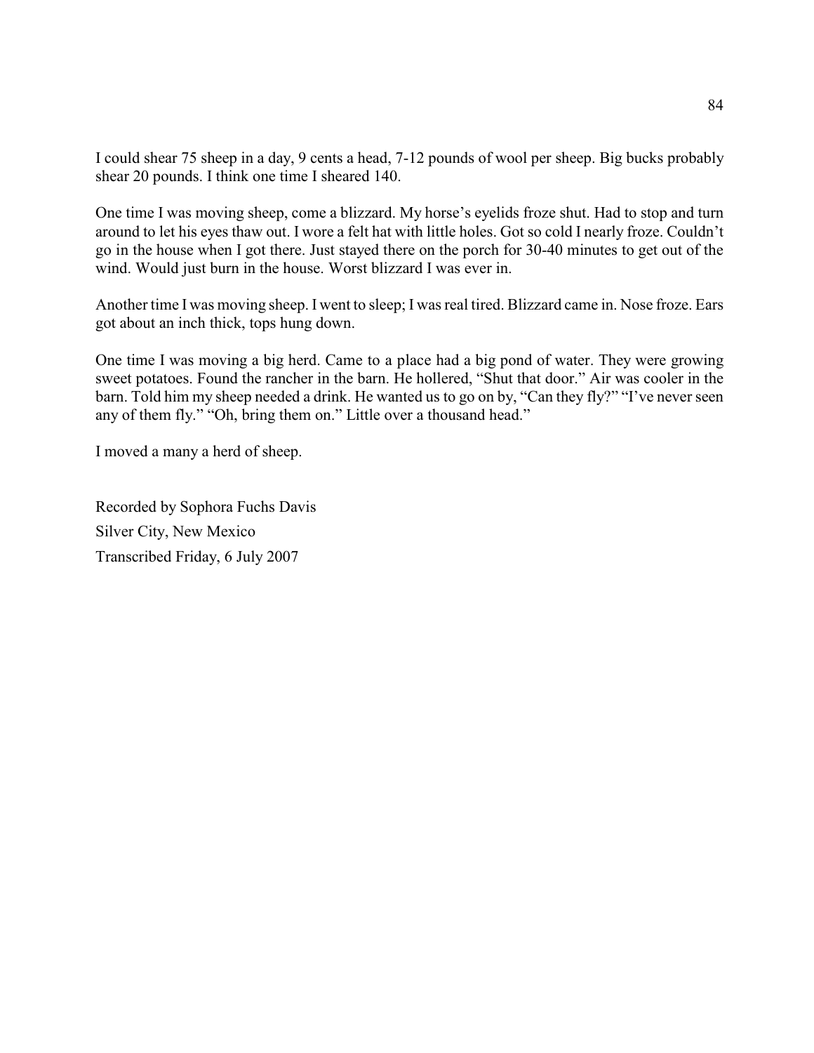I could shear 75 sheep in a day, 9 cents a head, 7-12 pounds of wool per sheep. Big bucks probably shear 20 pounds. I think one time I sheared 140.

One time I was moving sheep, come a blizzard. My horse's eyelids froze shut. Had to stop and turn around to let his eyes thaw out. I wore a felt hat with little holes. Got so cold I nearly froze. Couldn't go in the house when I got there. Just stayed there on the porch for 30-40 minutes to get out of the wind. Would just burn in the house. Worst blizzard I was ever in.

Another time I was moving sheep. I went to sleep; I was real tired. Blizzard came in. Nose froze. Ears got about an inch thick, tops hung down.

One time I was moving a big herd. Came to a place had a big pond of water. They were growing sweet potatoes. Found the rancher in the barn. He hollered, "Shut that door." Air was cooler in the barn. Told him my sheep needed a drink. He wanted us to go on by, "Can they fly?" "I've never seen any of them fly." "Oh, bring them on." Little over a thousand head."

I moved a many a herd of sheep.

Recorded by Sophora Fuchs Davis
Silver City, New Mexico
Transcribed Friday, 6 July 2007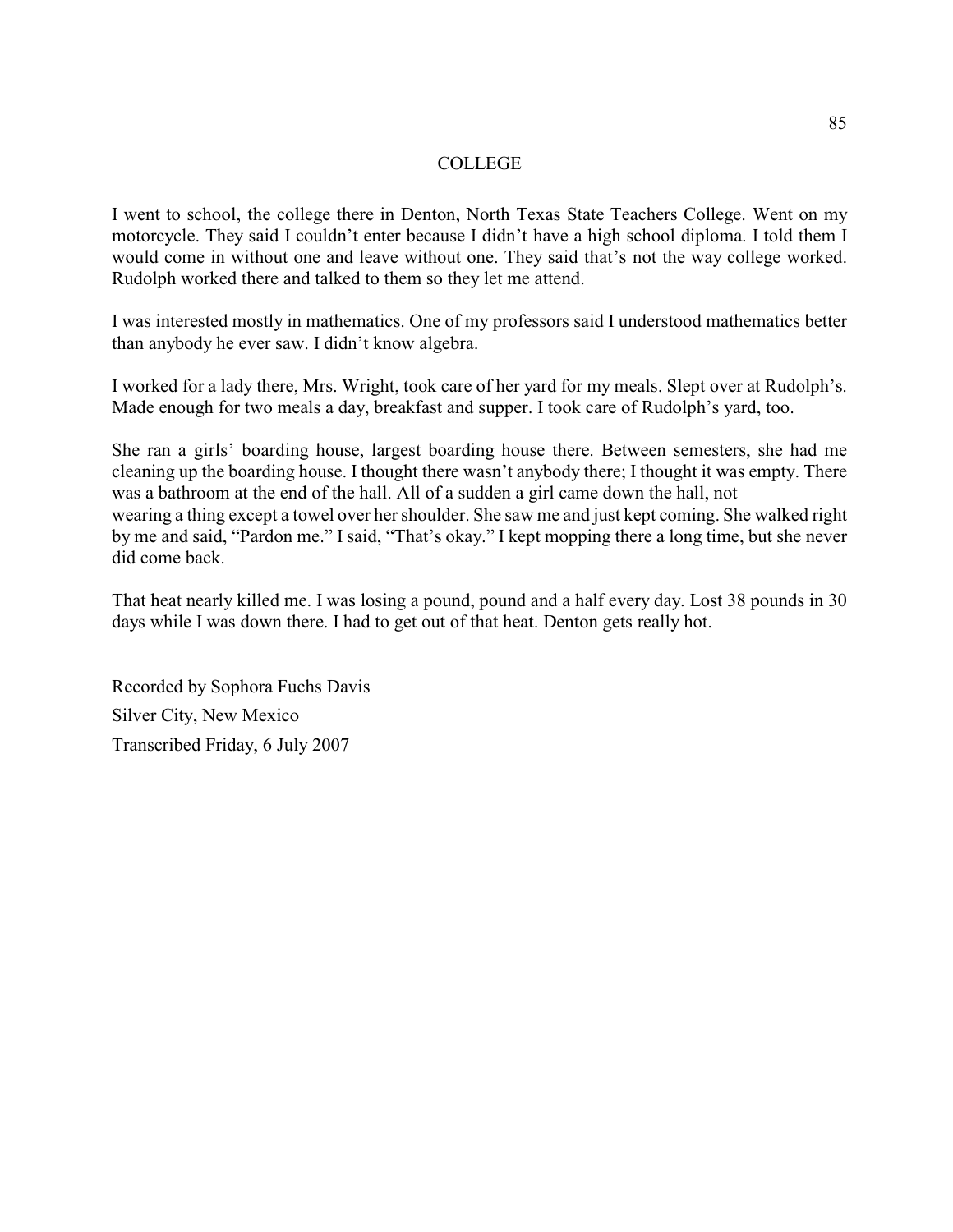## COLLEGE

I went to school, the college there in Denton, North Texas State Teachers College. Went on my motorcycle. They said I couldn't enter because I didn't have a high school diploma. I told them I would come in without one and leave without one. They said that's not the way college worked. Rudolph worked there and talked to them so they let me attend.

I was interested mostly in mathematics. One of my professors said I understood mathematics better than anybody he ever saw. I didn't know algebra.

I worked for a lady there, Mrs. Wright, took care of her yard for my meals. Slept over at Rudolph's. Made enough for two meals a day, breakfast and supper. I took care of Rudolph's yard, too.

She ran a girls' boarding house, largest boarding house there. Between semesters, she had me cleaning up the boarding house. I thought there wasn't anybody there; I thought it was empty. There was a bathroom at the end of the hall. All of a sudden a girl came down the hall, not wearing a thing except a towel over her shoulder. She saw me and just kept coming. She walked right by me and said, "Pardon me." I said, "That's okay." I kept mopping there a long time, but she never did come back.

That heat nearly killed me. I was losing a pound, pound and a half every day. Lost 38 pounds in 30 days while I was down there. I had to get out of that heat. Denton gets really hot.

Recorded by Sophora Fuchs Davis
Silver City, New Mexico
Transcribed Friday, 6 July 2007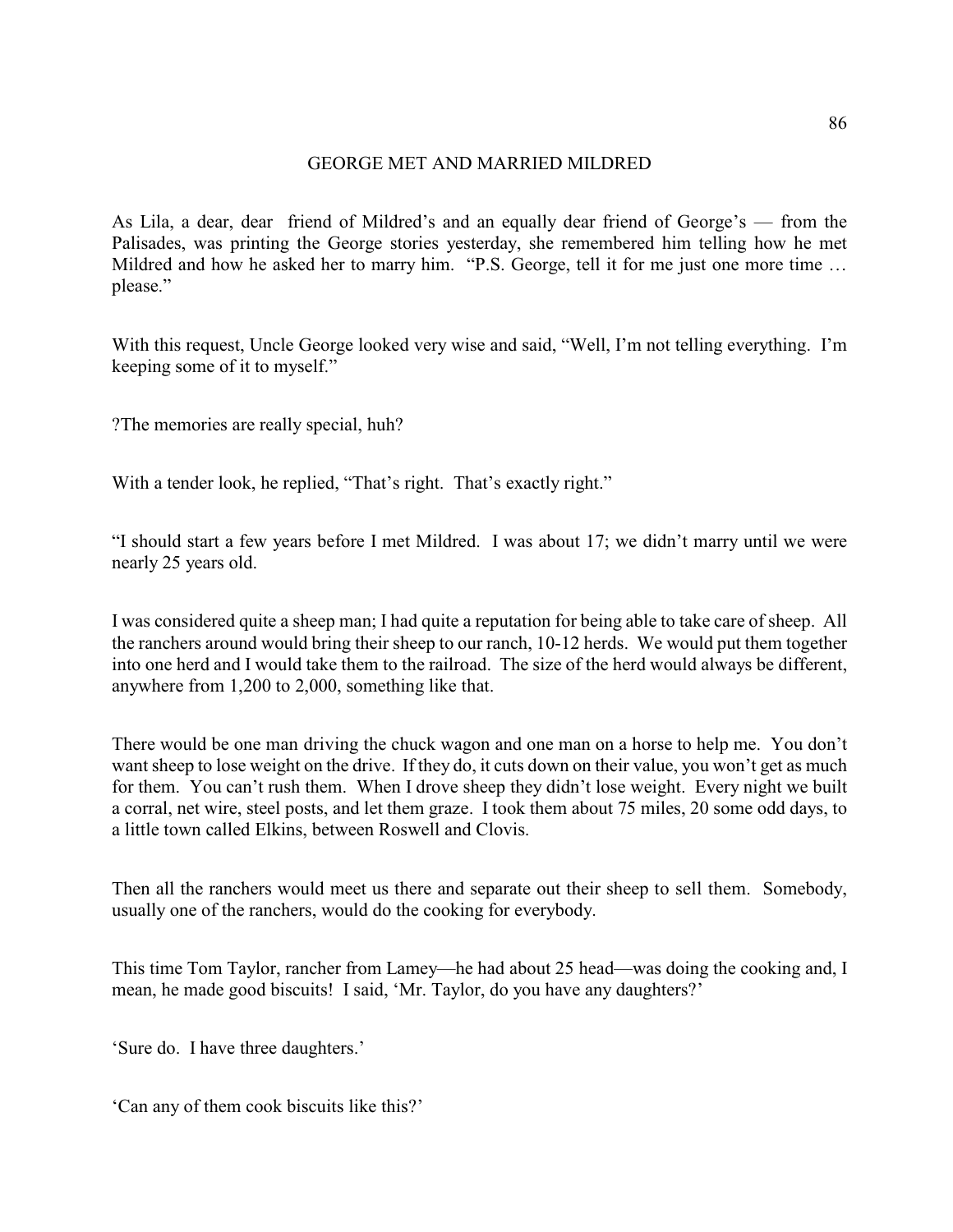## GEORGE MET AND MARRIED MILDRED

As Lila, a dear, dear friend of Mildred's and an equally dear friend of George's — from the Palisades, was printing the George stories yesterday, she remembered him telling how he met Mildred and how he asked her to marry him. "P.S. George, tell it for me just one more time … please."

With this request, Uncle George looked very wise and said, "Well, I'm not telling everything. I'm keeping some of it to myself."

?The memories are really special, huh?

With a tender look, he replied, "That's right. That's exactly right."

"I should start a few years before I met Mildred. I was about 17; we didn't marry until we were nearly 25 years old.

I was considered quite a sheep man; I had quite a reputation for being able to take care of sheep. All the ranchers around would bring their sheep to our ranch, 10-12 herds. We would put them together into one herd and I would take them to the railroad. The size of the herd would always be different, anywhere from 1,200 to 2,000, something like that.

There would be one man driving the chuck wagon and one man on a horse to help me. You don't want sheep to lose weight on the drive. If they do, it cuts down on their value, you won't get as much for them. You can't rush them. When I drove sheep they didn't lose weight. Every night we built a corral, net wire, steel posts, and let them graze. I took them about 75 miles, 20 some odd days, to a little town called Elkins, between Roswell and Clovis.

Then all the ranchers would meet us there and separate out their sheep to sell them. Somebody, usually one of the ranchers, would do the cooking for everybody.

This time Tom Taylor, rancher from Lamey—he had about 25 head—was doing the cooking and, I mean, he made good biscuits! I said, 'Mr. Taylor, do you have any daughters?'

'Sure do. I have three daughters.'

'Can any of them cook biscuits like this?'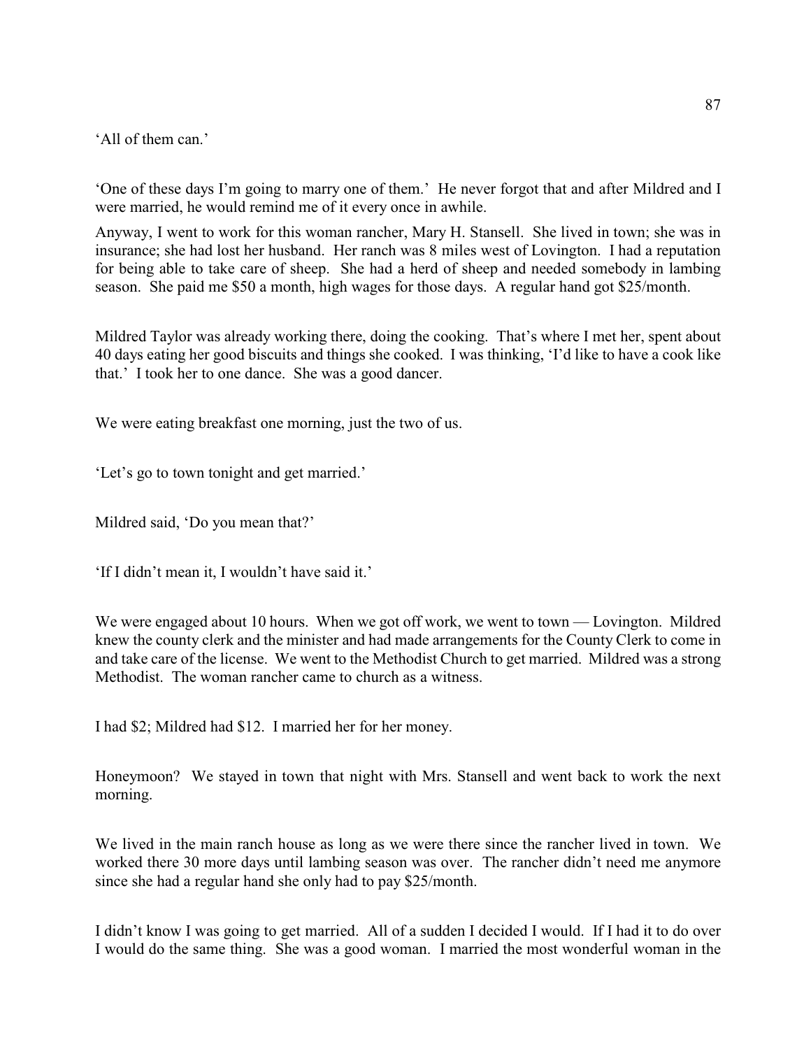'All of them can.'

'One of these days I'm going to marry one of them.' He never forgot that and after Mildred and I were married, he would remind me of it every once in awhile.

Anyway, I went to work for this woman rancher, Mary H. Stansell. She lived in town; she was in insurance; she had lost her husband. Her ranch was 8 miles west of Lovington. I had a reputation for being able to take care of sheep. She had a herd of sheep and needed somebody in lambing season. She paid me $50 a month, high wages for those days. A regular hand got $25/month.

Mildred Taylor was already working there, doing the cooking. That's where I met her, spent about 40 days eating her good biscuits and things she cooked. I was thinking, 'I'd like to have a cook like that.' I took her to one dance. She was a good dancer.

We were eating breakfast one morning, just the two of us.

'Let's go to town tonight and get married.'

Mildred said, 'Do you mean that?'

'If I didn't mean it, I wouldn't have said it.'

We were engaged about 10 hours. When we got off work, we went to town — Lovington. Mildred knew the county clerk and the minister and had made arrangements for the County Clerk to come in and take care of the license. We went to the Methodist Church to get married. Mildred was a strong Methodist. The woman rancher came to church as a witness.

I had $2; Mildred had $12. I married her for her money.

Honeymoon? We stayed in town that night with Mrs. Stansell and went back to work the next morning.

We lived in the main ranch house as long as we were there since the rancher lived in town. We worked there 30 more days until lambing season was over. The rancher didn't need me anymore since she had a regular hand she only had to pay $25/month.

I didn't know I was going to get married. All of a sudden I decided I would. If I had it to do over I would do the same thing. She was a good woman. I married the most wonderful woman in the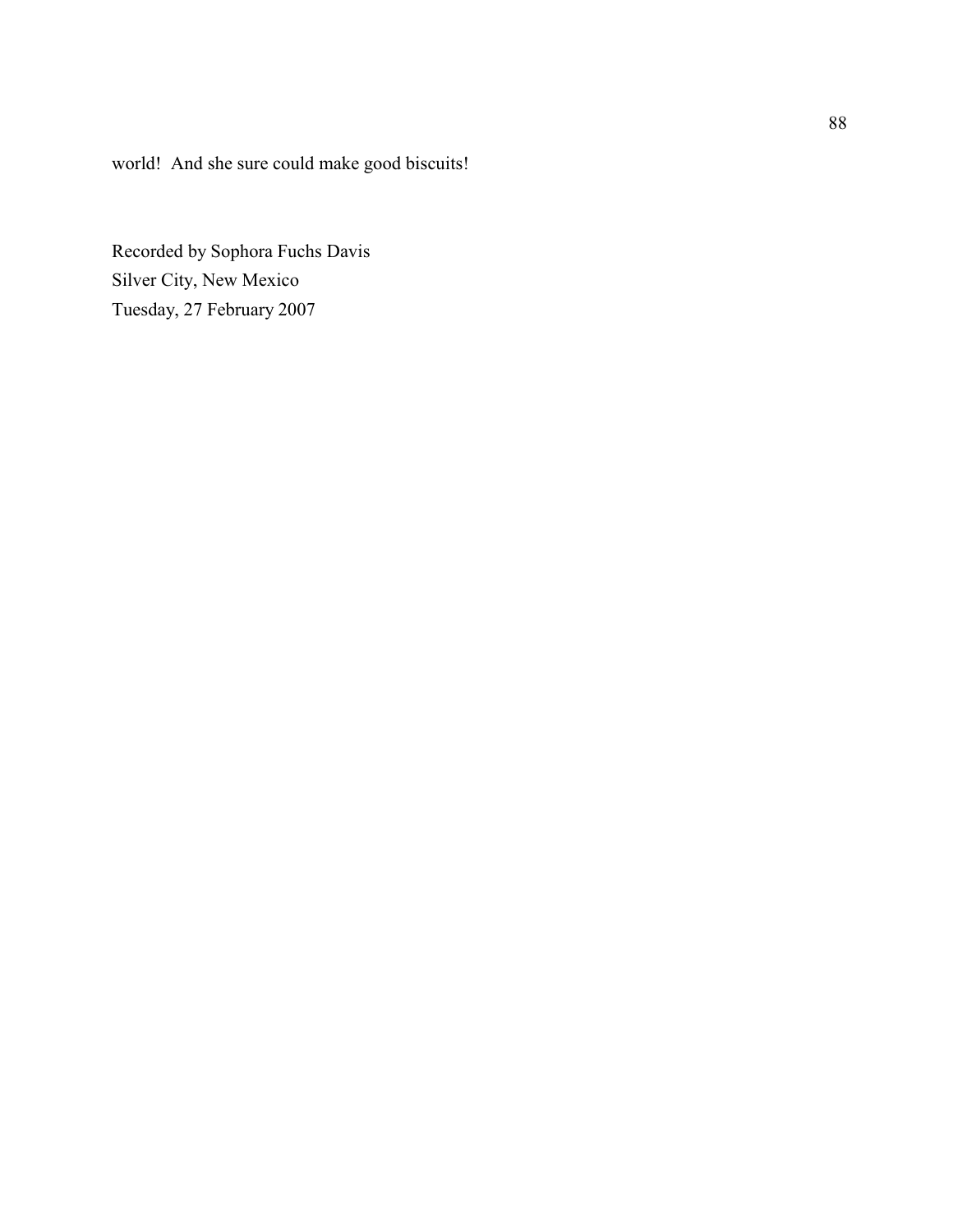world!  And she sure could make good biscuits!

Recorded by Sophora Fuchs Davis  
Silver City, New Mexico  
Tuesday, 27 February 2007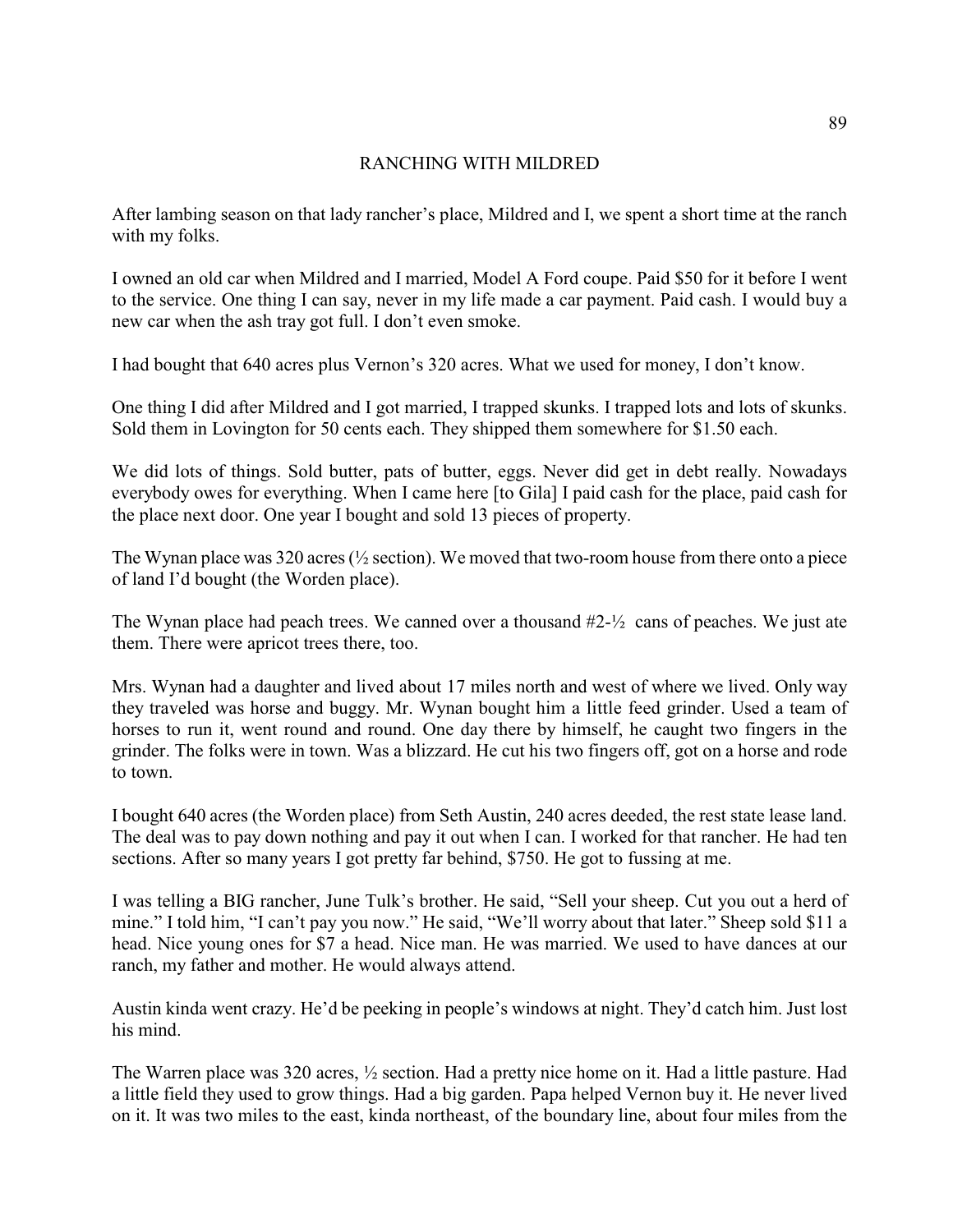# RANCHING WITH MILDRED

After lambing season on that lady rancher's place, Mildred and I, we spent a short time at the ranch with my folks.

I owned an old car when Mildred and I married, Model A Ford coupe. Paid $50 for it before I went to the service. One thing I can say, never in my life made a car payment. Paid cash. I would buy a new car when the ash tray got full. I don't even smoke.

I had bought that 640 acres plus Vernon's 320 acres. What we used for money, I don't know.

One thing I did after Mildred and I got married, I trapped skunks. I trapped lots and lots of skunks. Sold them in Lovington for 50 cents each. They shipped them somewhere for $1.50 each.

We did lots of things. Sold butter, pats of butter, eggs. Never did get in debt really. Nowadays everybody owes for everything. When I came here [to Gila] I paid cash for the place, paid cash for the place next door. One year I bought and sold 13 pieces of property.

The Wynan place was 320 acres (½ section). We moved that two-room house from there onto a piece of land I'd bought (the Worden place).

The Wynan place had peach trees. We canned over a thousand #2-½ cans of peaches. We just ate them. There were apricot trees there, too.

Mrs. Wynan had a daughter and lived about 17 miles north and west of where we lived. Only way they traveled was horse and buggy. Mr. Wynan bought him a little feed grinder. Used a team of horses to run it, went round and round. One day there by himself, he caught two fingers in the grinder. The folks were in town. Was a blizzard. He cut his two fingers off, got on a horse and rode to town.

I bought 640 acres (the Worden place) from Seth Austin, 240 acres deeded, the rest state lease land. The deal was to pay down nothing and pay it out when I can. I worked for that rancher. He had ten sections. After so many years I got pretty far behind, $750. He got to fussing at me.

I was telling a BIG rancher, June Tulk's brother. He said, "Sell your sheep. Cut you out a herd of mine." I told him, "I can't pay you now." He said, "We'll worry about that later." Sheep sold $11 a head. Nice young ones for $7 a head. Nice man. He was married. We used to have dances at our ranch, my father and mother. He would always attend.

Austin kinda went crazy. He'd be peeking in people's windows at night. They'd catch him. Just lost his mind.

The Warren place was 320 acres, ½ section. Had a pretty nice home on it. Had a little pasture. Had a little field they used to grow things. Had a big garden. Papa helped Vernon buy it. He never lived on it. It was two miles to the east, kinda northeast, of the boundary line, about four miles from the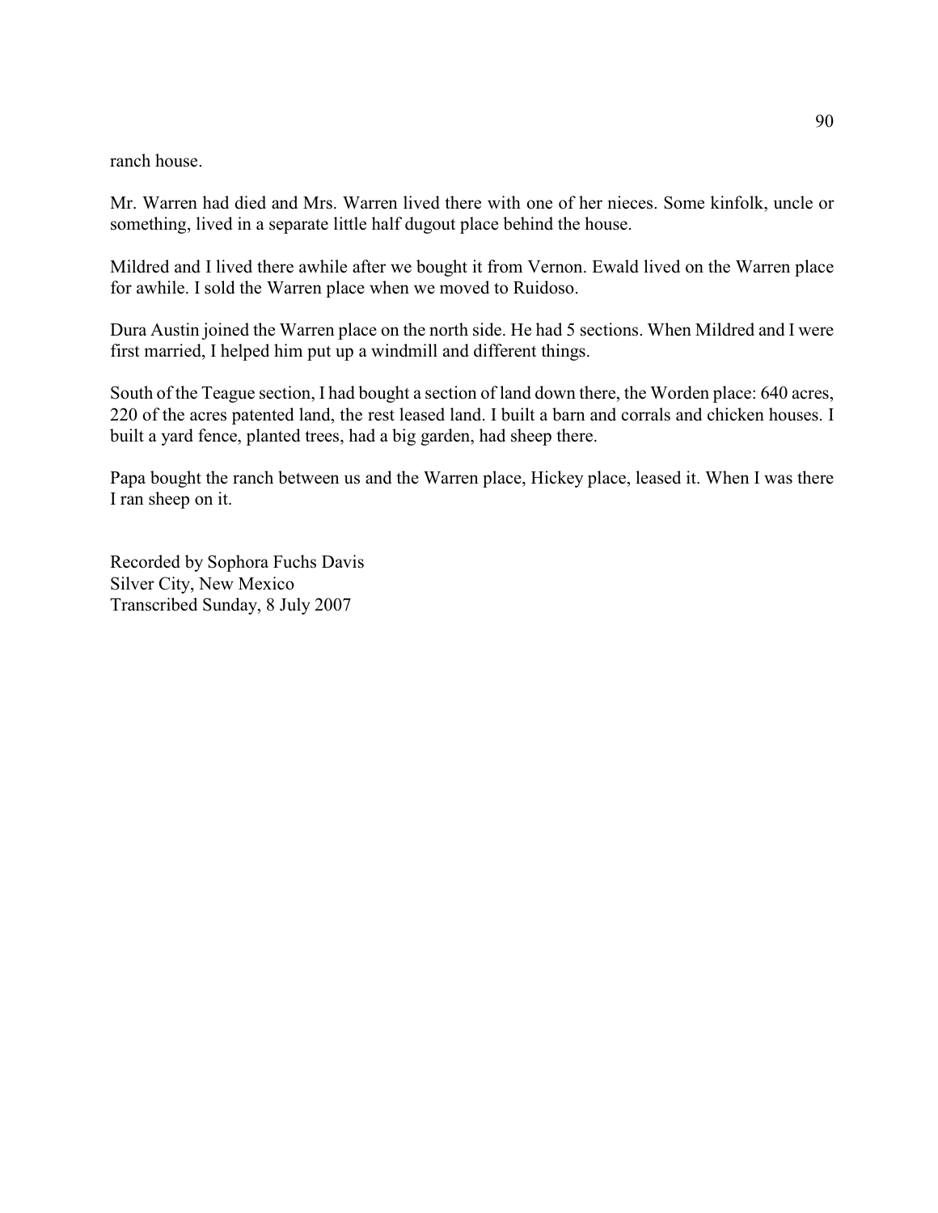ranch house.

Mr. Warren had died and Mrs. Warren lived there with one of her nieces. Some kinfolk, uncle or something, lived in a separate little half dugout place behind the house.

Mildred and I lived there awhile after we bought it from Vernon. Ewald lived on the Warren place for awhile. I sold the Warren place when we moved to Ruidoso.

Dura Austin joined the Warren place on the north side. He had 5 sections. When Mildred and I were first married, I helped him put up a windmill and different things.

South of the Teague section, I had bought a section of land down there, the Worden place: 640 acres, 220 of the acres patented land, the rest leased land. I built a barn and corrals and chicken houses. I built a yard fence, planted trees, had a big garden, had sheep there.

Papa bought the ranch between us and the Warren place, Hickey place, leased it. When I was there I ran sheep on it.

Recorded by Sophora Fuchs Davis
Silver City, New Mexico
Transcribed Sunday, 8 July 2007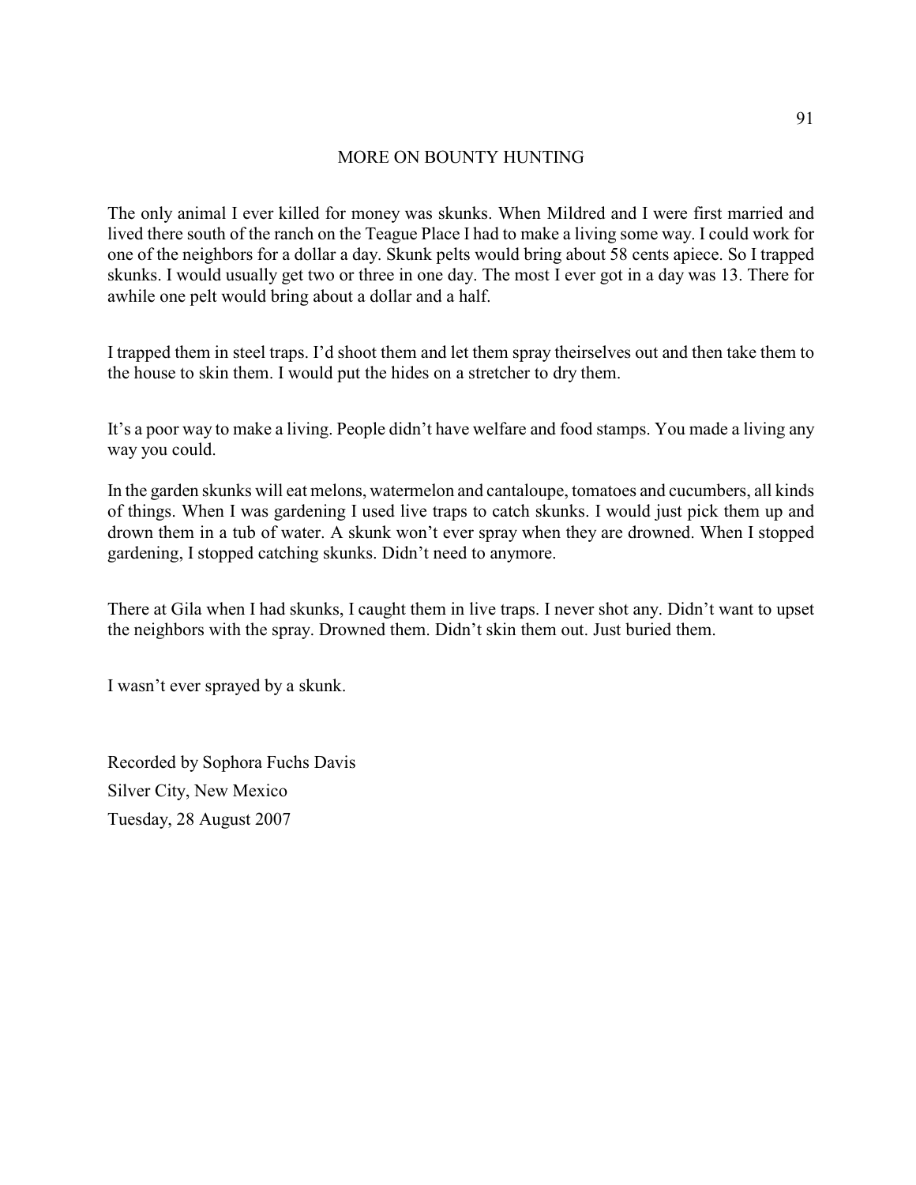## MORE ON BOUNTY HUNTING

The only animal I ever killed for money was skunks. When Mildred and I were first married and lived there south of the ranch on the Teague Place I had to make a living some way. I could work for one of the neighbors for a dollar a day. Skunk pelts would bring about 58 cents apiece. So I trapped skunks. I would usually get two or three in one day. The most I ever got in a day was 13. There for awhile one pelt would bring about a dollar and a half.

I trapped them in steel traps. I'd shoot them and let them spray theirselves out and then take them to the house to skin them. I would put the hides on a stretcher to dry them.

It's a poor way to make a living. People didn't have welfare and food stamps. You made a living any way you could.

In the garden skunks will eat melons, watermelon and cantaloupe, tomatoes and cucumbers, all kinds of things. When I was gardening I used live traps to catch skunks. I would just pick them up and drown them in a tub of water. A skunk won't ever spray when they are drowned. When I stopped gardening, I stopped catching skunks. Didn't need to anymore.

There at Gila when I had skunks, I caught them in live traps. I never shot any. Didn't want to upset the neighbors with the spray. Drowned them. Didn't skin them out. Just buried them.

I wasn't ever sprayed by a skunk.

Recorded by Sophora Fuchs Davis
Silver City, New Mexico
Tuesday, 28 August 2007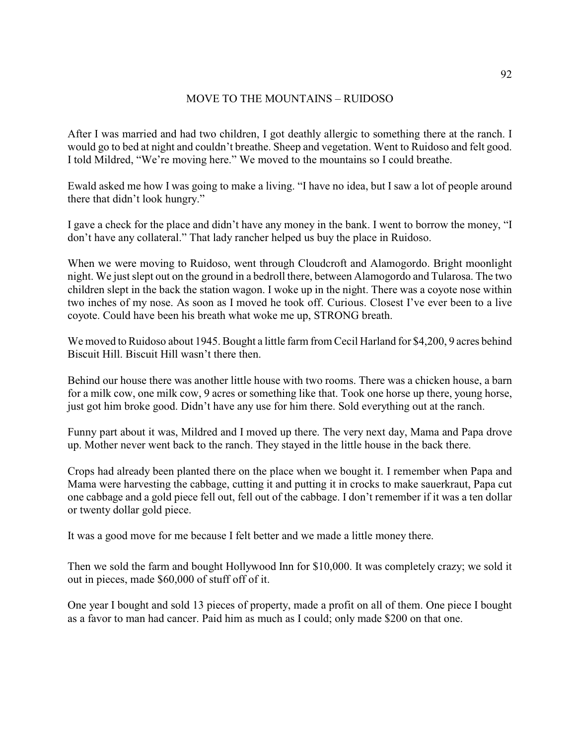## MOVE TO THE MOUNTAINS – RUIDOSO

After I was married and had two children, I got deathly allergic to something there at the ranch. I would go to bed at night and couldn't breathe. Sheep and vegetation. Went to Ruidoso and felt good. I told Mildred, "We're moving here." We moved to the mountains so I could breathe.

Ewald asked me how I was going to make a living. "I have no idea, but I saw a lot of people around there that didn't look hungry."

I gave a check for the place and didn't have any money in the bank. I went to borrow the money, "I don't have any collateral." That lady rancher helped us buy the place in Ruidoso.

When we were moving to Ruidoso, went through Cloudcroft and Alamogordo. Bright moonlight night. We just slept out on the ground in a bedroll there, between Alamogordo and Tularosa. The two children slept in the back the station wagon. I woke up in the night. There was a coyote nose within two inches of my nose. As soon as I moved he took off. Curious. Closest I've ever been to a live coyote. Could have been his breath what woke me up, STRONG breath.

We moved to Ruidoso about 1945. Bought a little farm from Cecil Harland for $4,200, 9 acres behind Biscuit Hill. Biscuit Hill wasn't there then.

Behind our house there was another little house with two rooms. There was a chicken house, a barn for a milk cow, one milk cow, 9 acres or something like that. Took one horse up there, young horse, just got him broke good. Didn't have any use for him there. Sold everything out at the ranch.

Funny part about it was, Mildred and I moved up there. The very next day, Mama and Papa drove up. Mother never went back to the ranch. They stayed in the little house in the back there.

Crops had already been planted there on the place when we bought it. I remember when Papa and Mama were harvesting the cabbage, cutting it and putting it in crocks to make sauerkraut, Papa cut one cabbage and a gold piece fell out, fell out of the cabbage. I don't remember if it was a ten dollar or twenty dollar gold piece.

It was a good move for me because I felt better and we made a little money there.

Then we sold the farm and bought Hollywood Inn for $10,000. It was completely crazy; we sold it out in pieces, made $60,000 of stuff off of it.

One year I bought and sold 13 pieces of property, made a profit on all of them. One piece I bought as a favor to man had cancer. Paid him as much as I could; only made $200 on that one.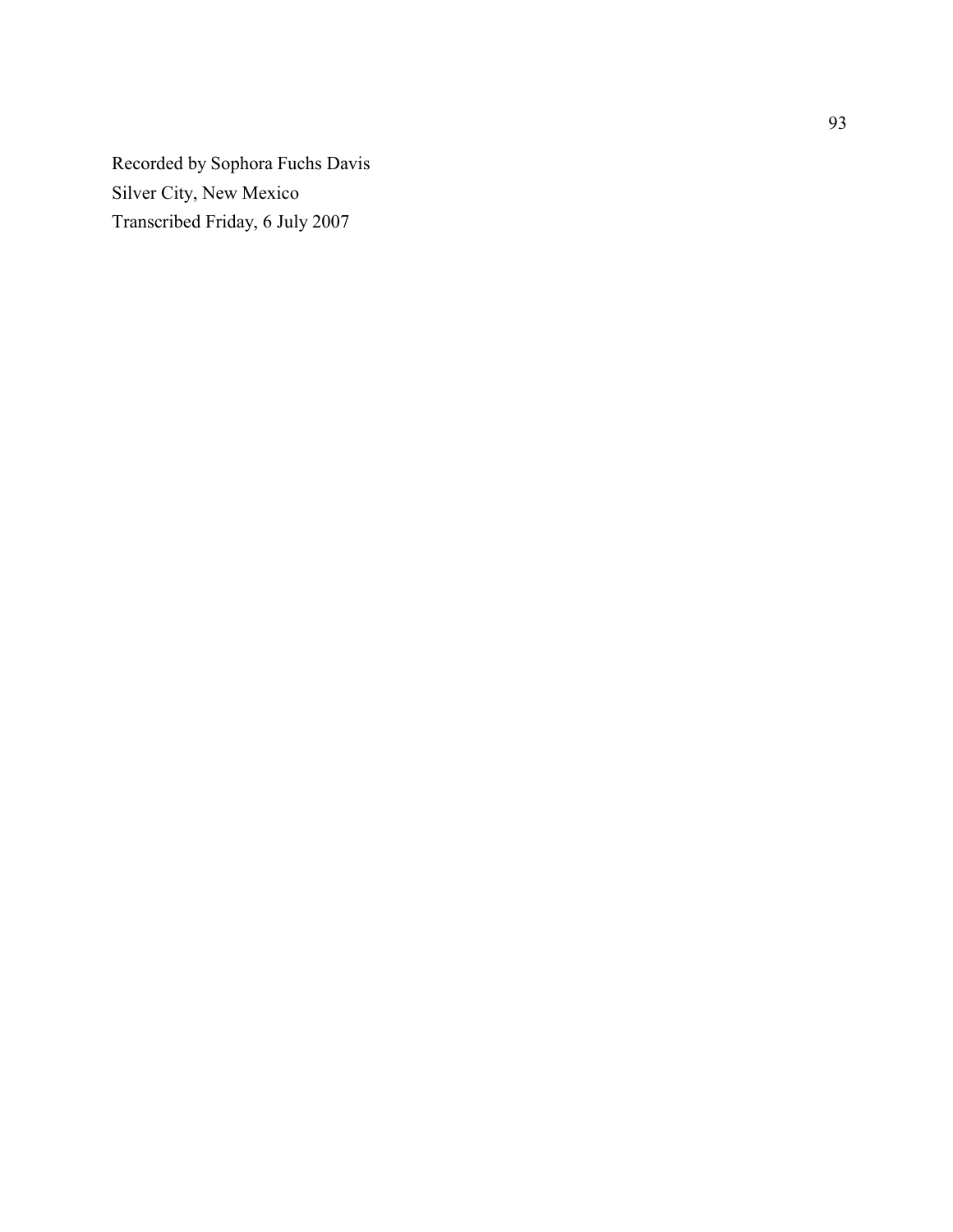Recorded by Sophora Fuchs Davis
Silver City, New Mexico
Transcribed Friday, 6 July 2007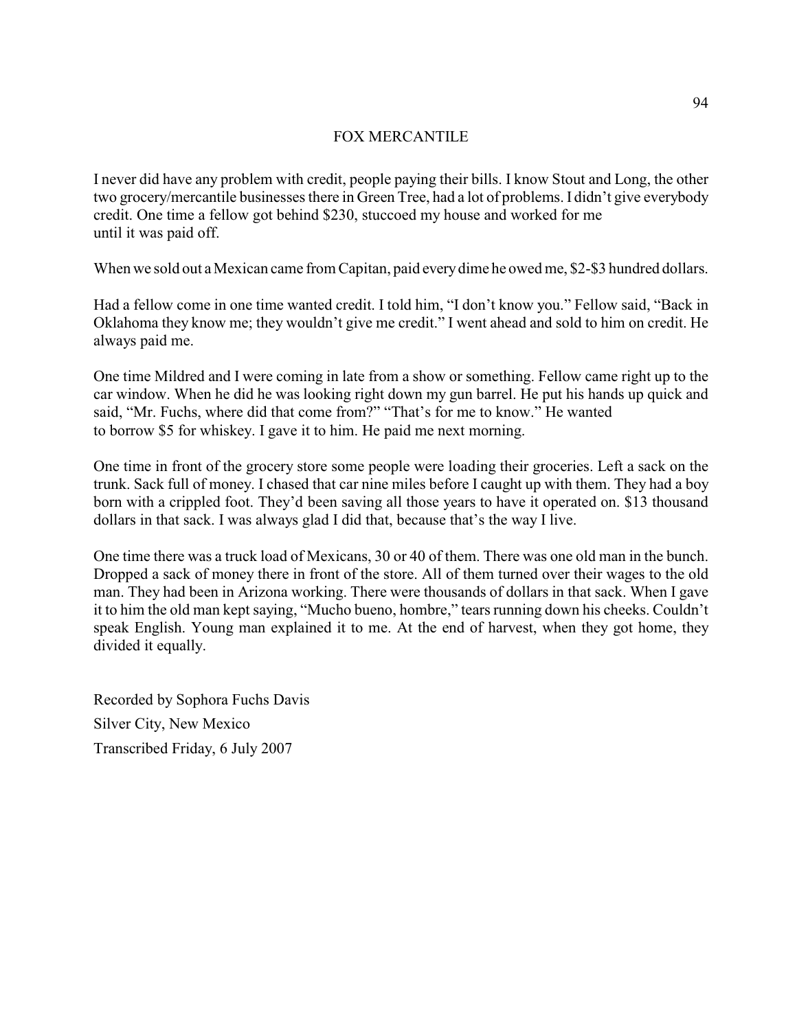# FOX MERCANTILE

I never did have any problem with credit, people paying their bills. I know Stout and Long, the other two grocery/mercantile businesses there in Green Tree, had a lot of problems. I didn't give everybody credit. One time a fellow got behind $230, stuccoed my house and worked for me until it was paid off.

When we sold out a Mexican came from Capitan, paid every dime he owed me, $2-$3 hundred dollars.

Had a fellow come in one time wanted credit. I told him, "I don't know you." Fellow said, "Back in Oklahoma they know me; they wouldn't give me credit." I went ahead and sold to him on credit. He always paid me.

One time Mildred and I were coming in late from a show or something. Fellow came right up to the car window. When he did he was looking right down my gun barrel. He put his hands up quick and said, "Mr. Fuchs, where did that come from?" "That's for me to know." He wanted to borrow $5 for whiskey. I gave it to him. He paid me next morning.

One time in front of the grocery store some people were loading their groceries. Left a sack on the trunk. Sack full of money. I chased that car nine miles before I caught up with them. They had a boy born with a crippled foot. They'd been saving all those years to have it operated on. $13 thousand dollars in that sack. I was always glad I did that, because that's the way I live.

One time there was a truck load of Mexicans, 30 or 40 of them. There was one old man in the bunch. Dropped a sack of money there in front of the store. All of them turned over their wages to the old man. They had been in Arizona working. There were thousands of dollars in that sack. When I gave it to him the old man kept saying, "Mucho bueno, hombre," tears running down his cheeks. Couldn't speak English. Young man explained it to me. At the end of harvest, when they got home, they divided it equally.

Recorded by Sophora Fuchs Davis
Silver City, New Mexico
Transcribed Friday, 6 July 2007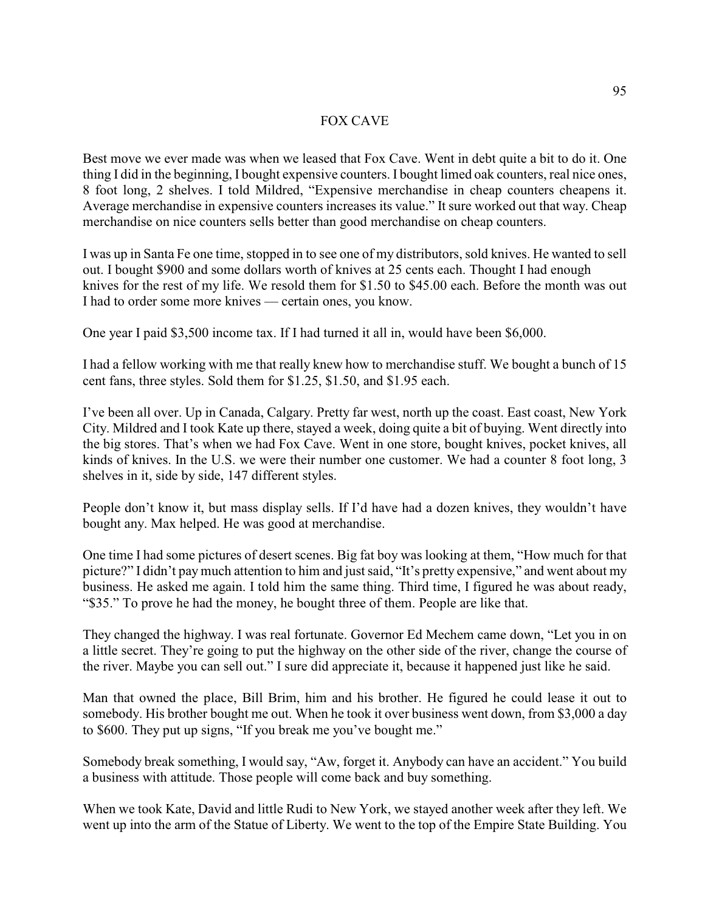# FOX CAVE

Best move we ever made was when we leased that Fox Cave. Went in debt quite a bit to do it. One thing I did in the beginning, I bought expensive counters. I bought limed oak counters, real nice ones, 8 foot long, 2 shelves. I told Mildred, "Expensive merchandise in cheap counters cheapens it. Average merchandise in expensive counters increases its value." It sure worked out that way. Cheap merchandise on nice counters sells better than good merchandise on cheap counters.

I was up in Santa Fe one time, stopped in to see one of my distributors, sold knives. He wanted to sell out. I bought $900 and some dollars worth of knives at 25 cents each. Thought I had enough knives for the rest of my life. We resold them for $1.50 to $45.00 each. Before the month was out I had to order some more knives — certain ones, you know.

One year I paid $3,500 income tax. If I had turned it all in, would have been $6,000.

I had a fellow working with me that really knew how to merchandise stuff. We bought a bunch of 15 cent fans, three styles. Sold them for $1.25, $1.50, and $1.95 each.

I've been all over. Up in Canada, Calgary. Pretty far west, north up the coast. East coast, New York City. Mildred and I took Kate up there, stayed a week, doing quite a bit of buying. Went directly into the big stores. That's when we had Fox Cave. Went in one store, bought knives, pocket knives, all kinds of knives. In the U.S. we were their number one customer. We had a counter 8 foot long, 3 shelves in it, side by side, 147 different styles.

People don't know it, but mass display sells. If I'd have had a dozen knives, they wouldn't have bought any. Max helped. He was good at merchandise.

One time I had some pictures of desert scenes. Big fat boy was looking at them, "How much for that picture?" I didn't pay much attention to him and just said, "It's pretty expensive," and went about my business. He asked me again. I told him the same thing. Third time, I figured he was about ready, "$35." To prove he had the money, he bought three of them. People are like that.

They changed the highway. I was real fortunate. Governor Ed Mechem came down, "Let you in on a little secret. They're going to put the highway on the other side of the river, change the course of the river. Maybe you can sell out." I sure did appreciate it, because it happened just like he said.

Man that owned the place, Bill Brim, him and his brother. He figured he could lease it out to somebody. His brother bought me out. When he took it over business went down, from $3,000 a day to $600. They put up signs, "If you break me you've bought me."

Somebody break something, I would say, "Aw, forget it. Anybody can have an accident." You build a business with attitude. Those people will come back and buy something.

When we took Kate, David and little Rudi to New York, we stayed another week after they left. We went up into the arm of the Statue of Liberty. We went to the top of the Empire State Building. You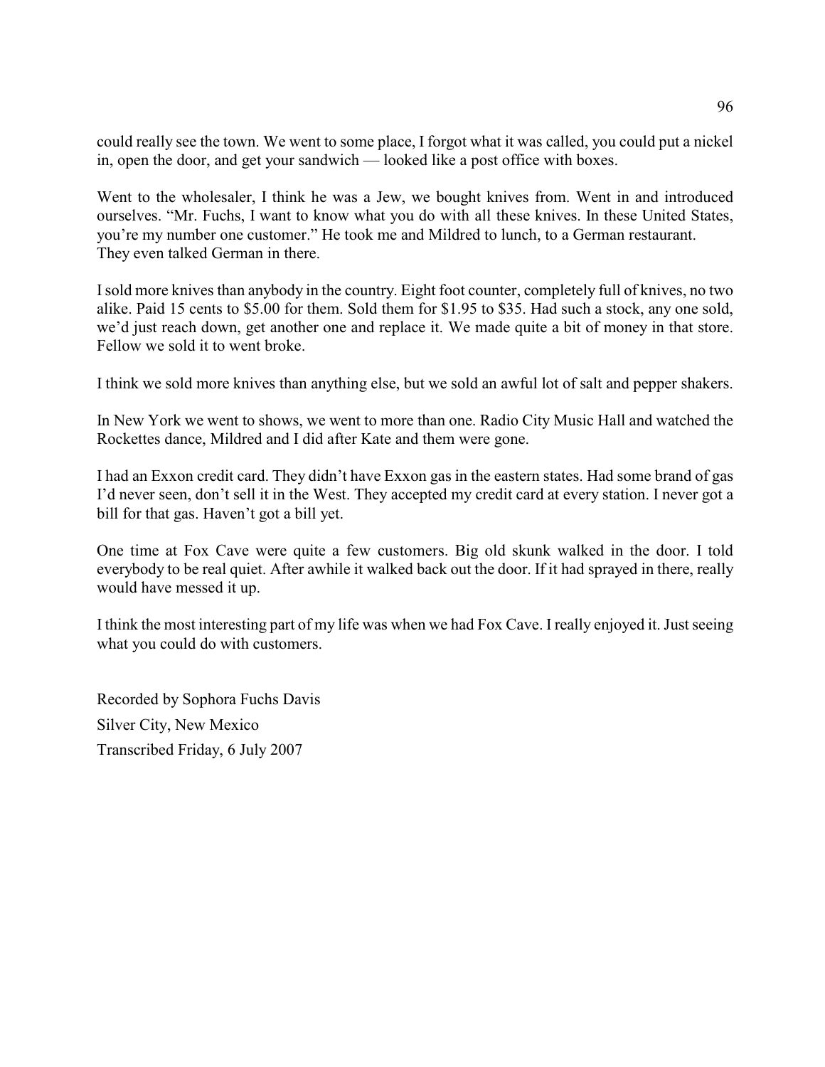could really see the town. We went to some place, I forgot what it was called, you could put a nickel in, open the door, and get your sandwich — looked like a post office with boxes.

Went to the wholesaler, I think he was a Jew, we bought knives from. Went in and introduced ourselves. "Mr. Fuchs, I want to know what you do with all these knives. In these United States, you're my number one customer." He took me and Mildred to lunch, to a German restaurant. They even talked German in there.

I sold more knives than anybody in the country. Eight foot counter, completely full of knives, no two alike. Paid 15 cents to $5.00 for them. Sold them for $1.95 to $35. Had such a stock, any one sold, we'd just reach down, get another one and replace it. We made quite a bit of money in that store. Fellow we sold it to went broke.

I think we sold more knives than anything else, but we sold an awful lot of salt and pepper shakers.

In New York we went to shows, we went to more than one. Radio City Music Hall and watched the Rockettes dance, Mildred and I did after Kate and them were gone.

I had an Exxon credit card. They didn't have Exxon gas in the eastern states. Had some brand of gas I'd never seen, don't sell it in the West. They accepted my credit card at every station. I never got a bill for that gas. Haven't got a bill yet.

One time at Fox Cave were quite a few customers. Big old skunk walked in the door. I told everybody to be real quiet. After awhile it walked back out the door. If it had sprayed in there, really would have messed it up.

I think the most interesting part of my life was when we had Fox Cave. I really enjoyed it. Just seeing what you could do with customers.

Recorded by Sophora Fuchs Davis
Silver City, New Mexico
Transcribed Friday, 6 July 2007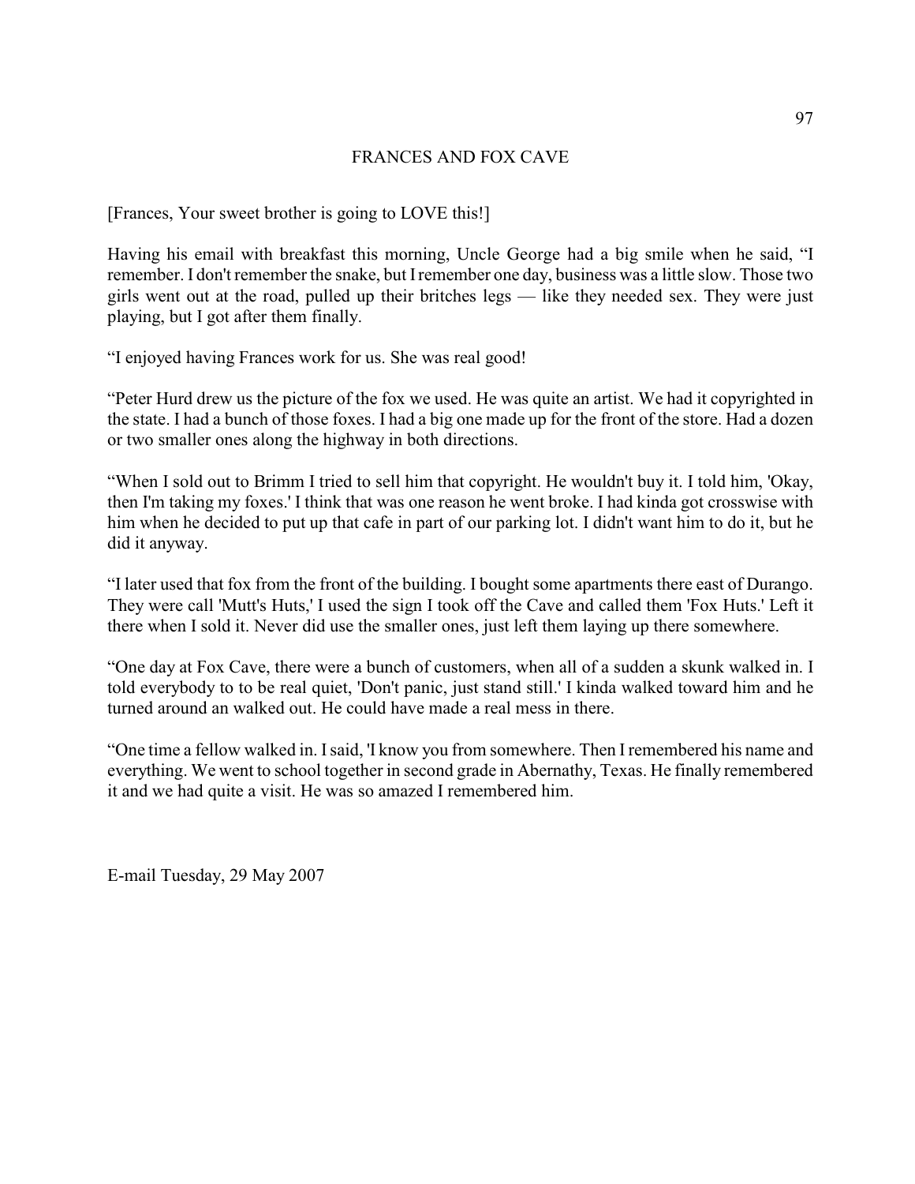# FRANCES AND FOX CAVE

[Frances, Your sweet brother is going to LOVE this!]

Having his email with breakfast this morning, Uncle George had a big smile when he said, "I remember. I don't remember the snake, but I remember one day, business was a little slow. Those two girls went out at the road, pulled up their britches legs — like they needed sex. They were just playing, but I got after them finally.

"I enjoyed having Frances work for us. She was real good!

"Peter Hurd drew us the picture of the fox we used. He was quite an artist. We had it copyrighted in the state. I had a bunch of those foxes. I had a big one made up for the front of the store. Had a dozen or two smaller ones along the highway in both directions.

"When I sold out to Brimm I tried to sell him that copyright. He wouldn't buy it. I told him, 'Okay, then I'm taking my foxes.' I think that was one reason he went broke. I had kinda got crosswise with him when he decided to put up that cafe in part of our parking lot. I didn't want him to do it, but he did it anyway.

"I later used that fox from the front of the building. I bought some apartments there east of Durango. They were call 'Mutt's Huts,' I used the sign I took off the Cave and called them 'Fox Huts.' Left it there when I sold it. Never did use the smaller ones, just left them laying up there somewhere.

"One day at Fox Cave, there were a bunch of customers, when all of a sudden a skunk walked in. I told everybody to to be real quiet, 'Don't panic, just stand still.' I kinda walked toward him and he turned around an walked out. He could have made a real mess in there.

"One time a fellow walked in. I said, 'I know you from somewhere. Then I remembered his name and everything. We went to school together in second grade in Abernathy, Texas. He finally remembered it and we had quite a visit. He was so amazed I remembered him.

E-mail Tuesday, 29 May 2007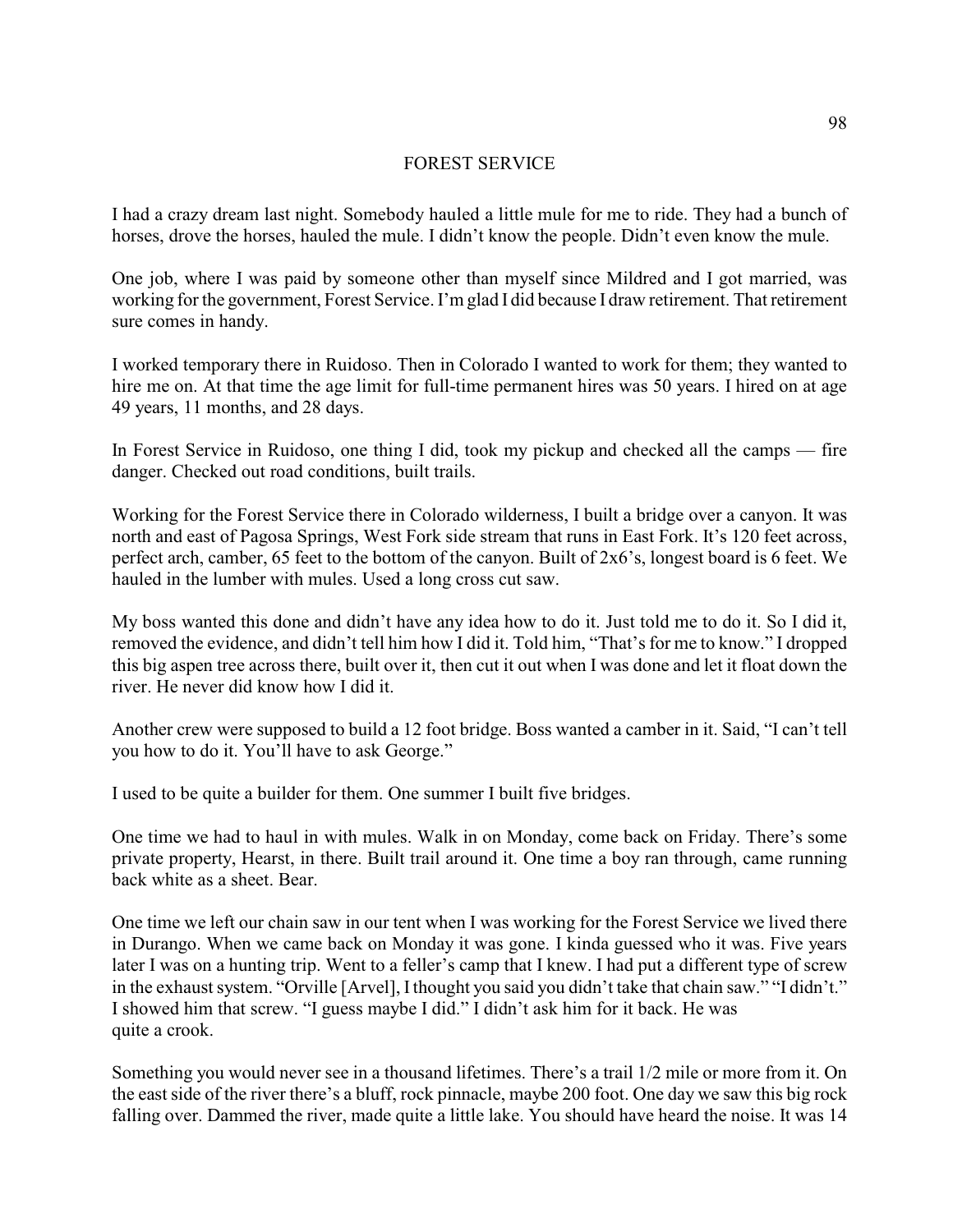# FOREST SERVICE

I had a crazy dream last night. Somebody hauled a little mule for me to ride. They had a bunch of horses, drove the horses, hauled the mule. I didn't know the people. Didn't even know the mule.

One job, where I was paid by someone other than myself since Mildred and I got married, was working for the government, Forest Service. I'm glad I did because I draw retirement. That retirement sure comes in handy.

I worked temporary there in Ruidoso. Then in Colorado I wanted to work for them; they wanted to hire me on. At that time the age limit for full-time permanent hires was 50 years. I hired on at age 49 years, 11 months, and 28 days.

In Forest Service in Ruidoso, one thing I did, took my pickup and checked all the camps — fire danger. Checked out road conditions, built trails.

Working for the Forest Service there in Colorado wilderness, I built a bridge over a canyon. It was north and east of Pagosa Springs, West Fork side stream that runs in East Fork. It's 120 feet across, perfect arch, camber, 65 feet to the bottom of the canyon. Built of 2x6's, longest board is 6 feet. We hauled in the lumber with mules. Used a long cross cut saw.

My boss wanted this done and didn't have any idea how to do it. Just told me to do it. So I did it, removed the evidence, and didn't tell him how I did it. Told him, "That's for me to know." I dropped this big aspen tree across there, built over it, then cut it out when I was done and let it float down the river. He never did know how I did it.

Another crew were supposed to build a 12 foot bridge. Boss wanted a camber in it. Said, "I can't tell you how to do it. You'll have to ask George."

I used to be quite a builder for them. One summer I built five bridges.

One time we had to haul in with mules. Walk in on Monday, come back on Friday. There's some private property, Hearst, in there. Built trail around it. One time a boy ran through, came running back white as a sheet. Bear.

One time we left our chain saw in our tent when I was working for the Forest Service we lived there in Durango. When we came back on Monday it was gone. I kinda guessed who it was. Five years later I was on a hunting trip. Went to a feller's camp that I knew. I had put a different type of screw in the exhaust system. "Orville [Arvel], I thought you said you didn't take that chain saw." "I didn't." I showed him that screw. "I guess maybe I did." I didn't ask him for it back. He was quite a crook.

Something you would never see in a thousand lifetimes. There's a trail 1/2 mile or more from it. On the east side of the river there's a bluff, rock pinnacle, maybe 200 foot. One day we saw this big rock falling over. Dammed the river, made quite a little lake. You should have heard the noise. It was 14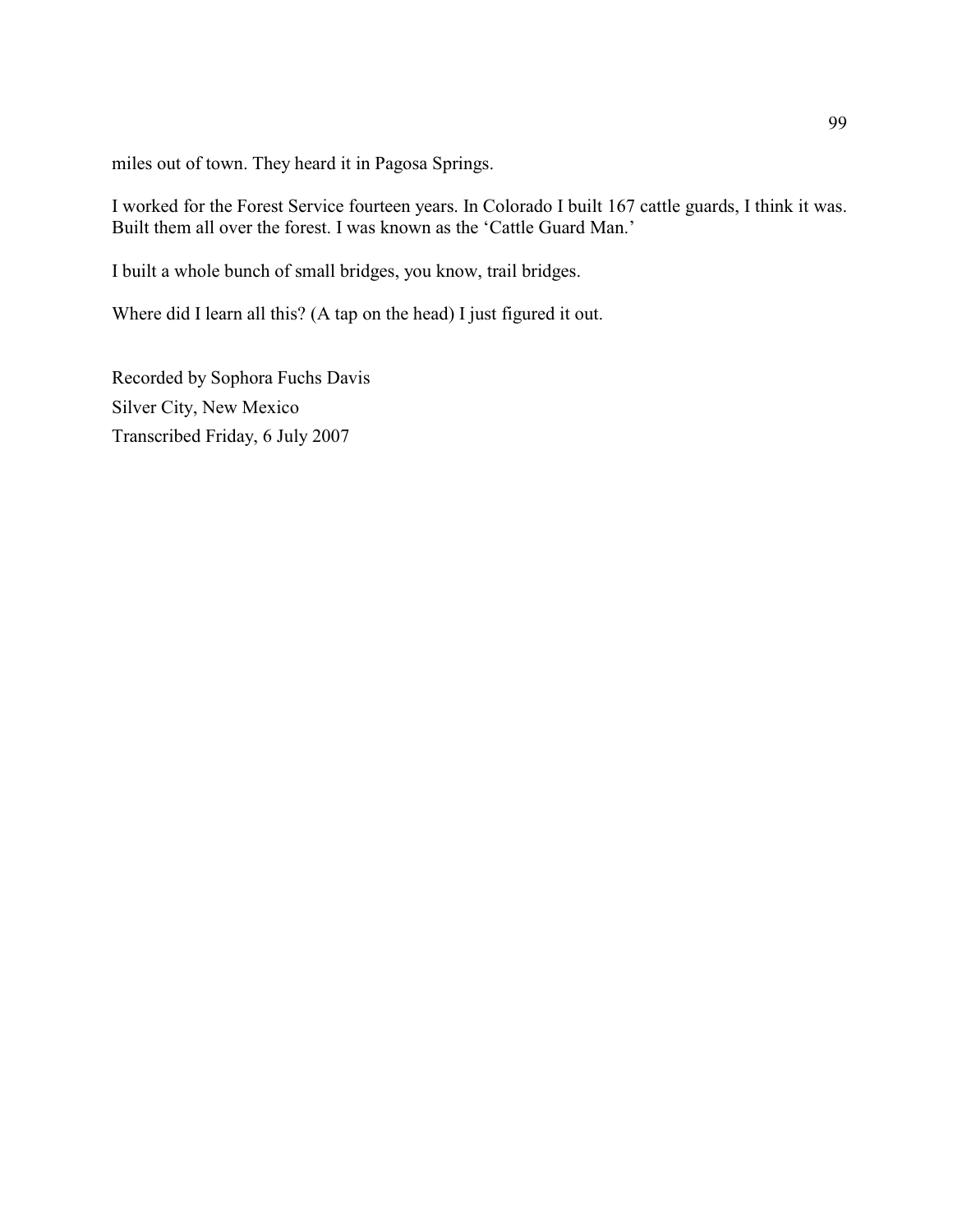miles out of town. They heard it in Pagosa Springs.

I worked for the Forest Service fourteen years. In Colorado I built 167 cattle guards, I think it was. Built them all over the forest. I was known as the 'Cattle Guard Man.'

I built a whole bunch of small bridges, you know, trail bridges.

Where did I learn all this? (A tap on the head) I just figured it out.

Recorded by Sophora Fuchs Davis
Silver City, New Mexico
Transcribed Friday, 6 July 2007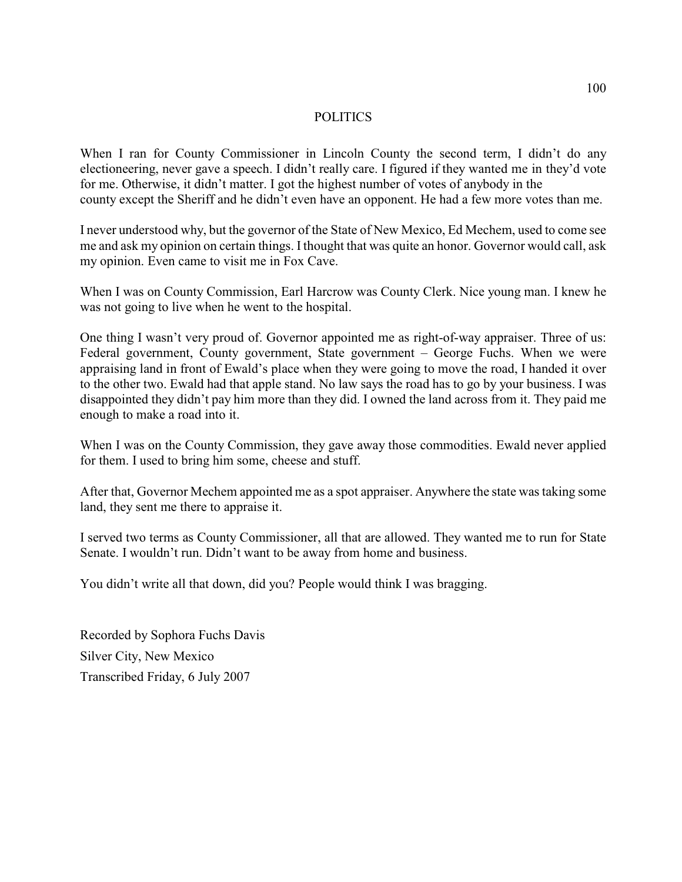## POLITICS

When I ran for County Commissioner in Lincoln County the second term, I didn't do any electioneering, never gave a speech. I didn't really care. I figured if they wanted me in they'd vote for me. Otherwise, it didn't matter. I got the highest number of votes of anybody in the county except the Sheriff and he didn't even have an opponent. He had a few more votes than me.

I never understood why, but the governor of the State of New Mexico, Ed Mechem, used to come see me and ask my opinion on certain things. I thought that was quite an honor. Governor would call, ask my opinion. Even came to visit me in Fox Cave.

When I was on County Commission, Earl Harcrow was County Clerk. Nice young man. I knew he was not going to live when he went to the hospital.

One thing I wasn't very proud of. Governor appointed me as right-of-way appraiser. Three of us: Federal government, County government, State government – George Fuchs. When we were appraising land in front of Ewald's place when they were going to move the road, I handed it over to the other two. Ewald had that apple stand. No law says the road has to go by your business. I was disappointed they didn't pay him more than they did. I owned the land across from it. They paid me enough to make a road into it.

When I was on the County Commission, they gave away those commodities. Ewald never applied for them. I used to bring him some, cheese and stuff.

After that, Governor Mechem appointed me as a spot appraiser. Anywhere the state was taking some land, they sent me there to appraise it.

I served two terms as County Commissioner, all that are allowed. They wanted me to run for State Senate. I wouldn't run. Didn't want to be away from home and business.

You didn't write all that down, did you? People would think I was bragging.

Recorded by Sophora Fuchs Davis  
Silver City, New Mexico  
Transcribed Friday, 6 July 2007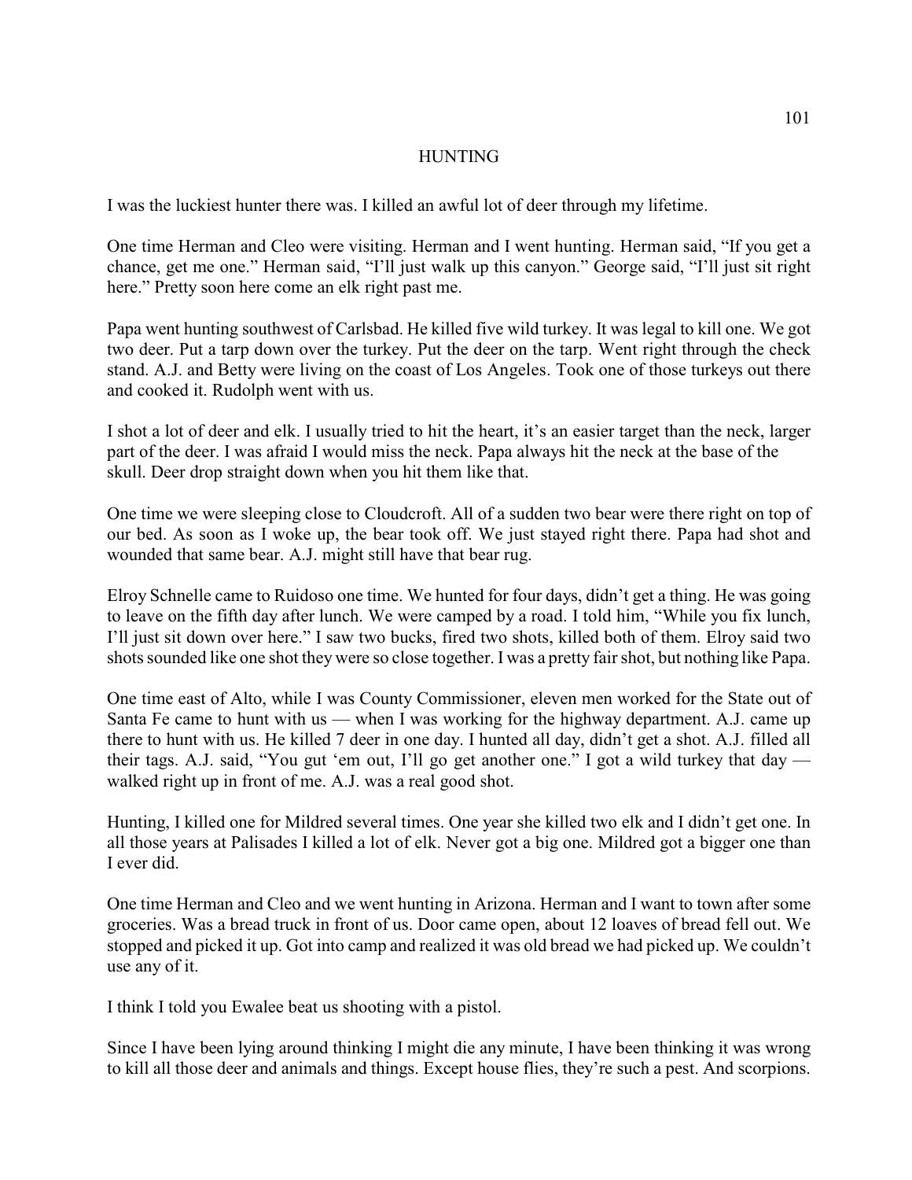# HUNTING

I was the luckiest hunter there was. I killed an awful lot of deer through my lifetime.

One time Herman and Cleo were visiting. Herman and I went hunting. Herman said, "If you get a chance, get me one." Herman said, "I'll just walk up this canyon." George said, "I'll just sit right here." Pretty soon here come an elk right past me.

Papa went hunting southwest of Carlsbad. He killed five wild turkey. It was legal to kill one. We got two deer. Put a tarp down over the turkey. Put the deer on the tarp. Went right through the check stand. A.J. and Betty were living on the coast of Los Angeles. Took one of those turkeys out there and cooked it. Rudolph went with us.

I shot a lot of deer and elk. I usually tried to hit the heart, it's an easier target than the neck, larger part of the deer. I was afraid I would miss the neck. Papa always hit the neck at the base of the skull. Deer drop straight down when you hit them like that.

One time we were sleeping close to Cloudcroft. All of a sudden two bear were there right on top of our bed. As soon as I woke up, the bear took off. We just stayed right there. Papa had shot and wounded that same bear. A.J. might still have that bear rug.

Elroy Schnelle came to Ruidoso one time. We hunted for four days, didn't get a thing. He was going to leave on the fifth day after lunch. We were camped by a road. I told him, "While you fix lunch, I'll just sit down over here." I saw two bucks, fired two shots, killed both of them. Elroy said two shots sounded like one shot they were so close together. I was a pretty fair shot, but nothing like Papa.

One time east of Alto, while I was County Commissioner, eleven men worked for the State out of Santa Fe came to hunt with us — when I was working for the highway department. A.J. came up there to hunt with us. He killed 7 deer in one day. I hunted all day, didn't get a shot. A.J. filled all their tags. A.J. said, "You gut 'em out, I'll go get another one." I got a wild turkey that day — walked right up in front of me. A.J. was a real good shot.

Hunting, I killed one for Mildred several times. One year she killed two elk and I didn't get one. In all those years at Palisades I killed a lot of elk. Never got a big one. Mildred got a bigger one than I ever did.

One time Herman and Cleo and we went hunting in Arizona. Herman and I want to town after some groceries. Was a bread truck in front of us. Door came open, about 12 loaves of bread fell out. We stopped and picked it up. Got into camp and realized it was old bread we had picked up. We couldn't use any of it.

I think I told you Ewalee beat us shooting with a pistol.

Since I have been lying around thinking I might die any minute, I have been thinking it was wrong to kill all those deer and animals and things. Except house flies, they're such a pest. And scorpions.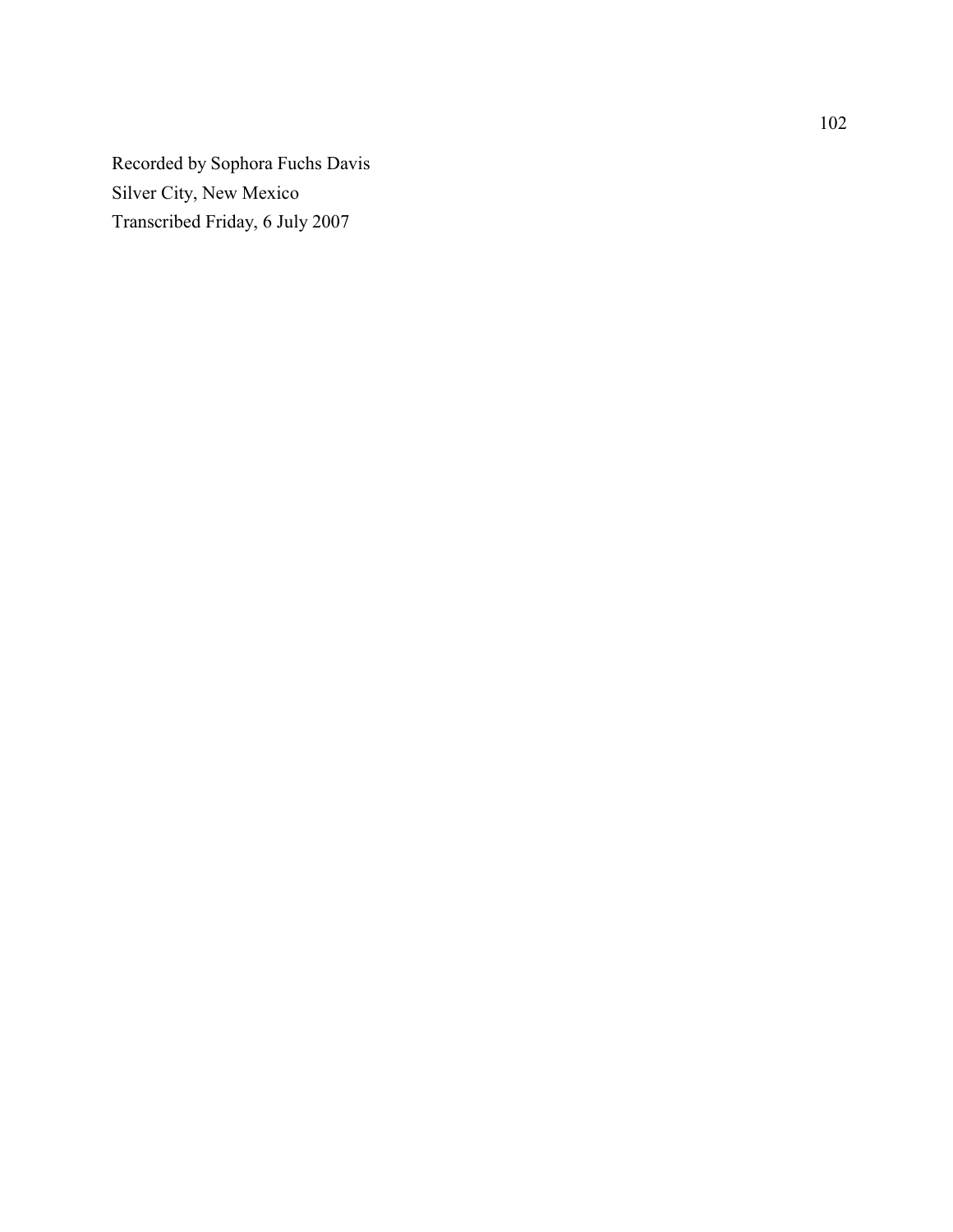Recorded by Sophora Fuchs Davis
Silver City, New Mexico
Transcribed Friday, 6 July 2007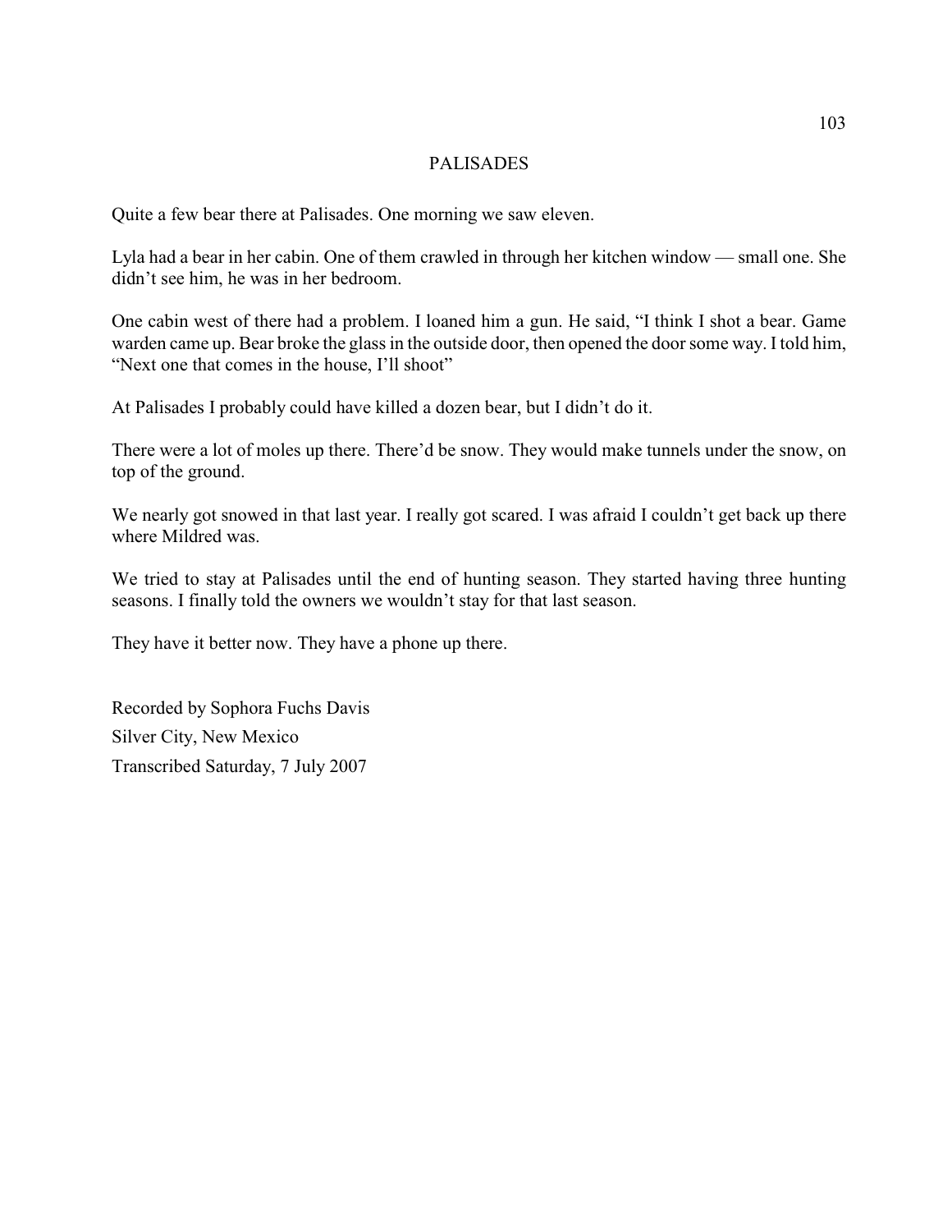# PALISADES

Quite a few bear there at Palisades. One morning we saw eleven.

Lyla had a bear in her cabin. One of them crawled in through her kitchen window — small one. She didn't see him, he was in her bedroom.

One cabin west of there had a problem. I loaned him a gun. He said, "I think I shot a bear. Game warden came up. Bear broke the glass in the outside door, then opened the door some way. I told him, "Next one that comes in the house, I'll shoot"

At Palisades I probably could have killed a dozen bear, but I didn't do it.

There were a lot of moles up there. There'd be snow. They would make tunnels under the snow, on top of the ground.

We nearly got snowed in that last year. I really got scared. I was afraid I couldn't get back up there where Mildred was.

We tried to stay at Palisades until the end of hunting season. They started having three hunting seasons. I finally told the owners we wouldn't stay for that last season.

They have it better now. They have a phone up there.

Recorded by Sophora Fuchs Davis
Silver City, New Mexico
Transcribed Saturday, 7 July 2007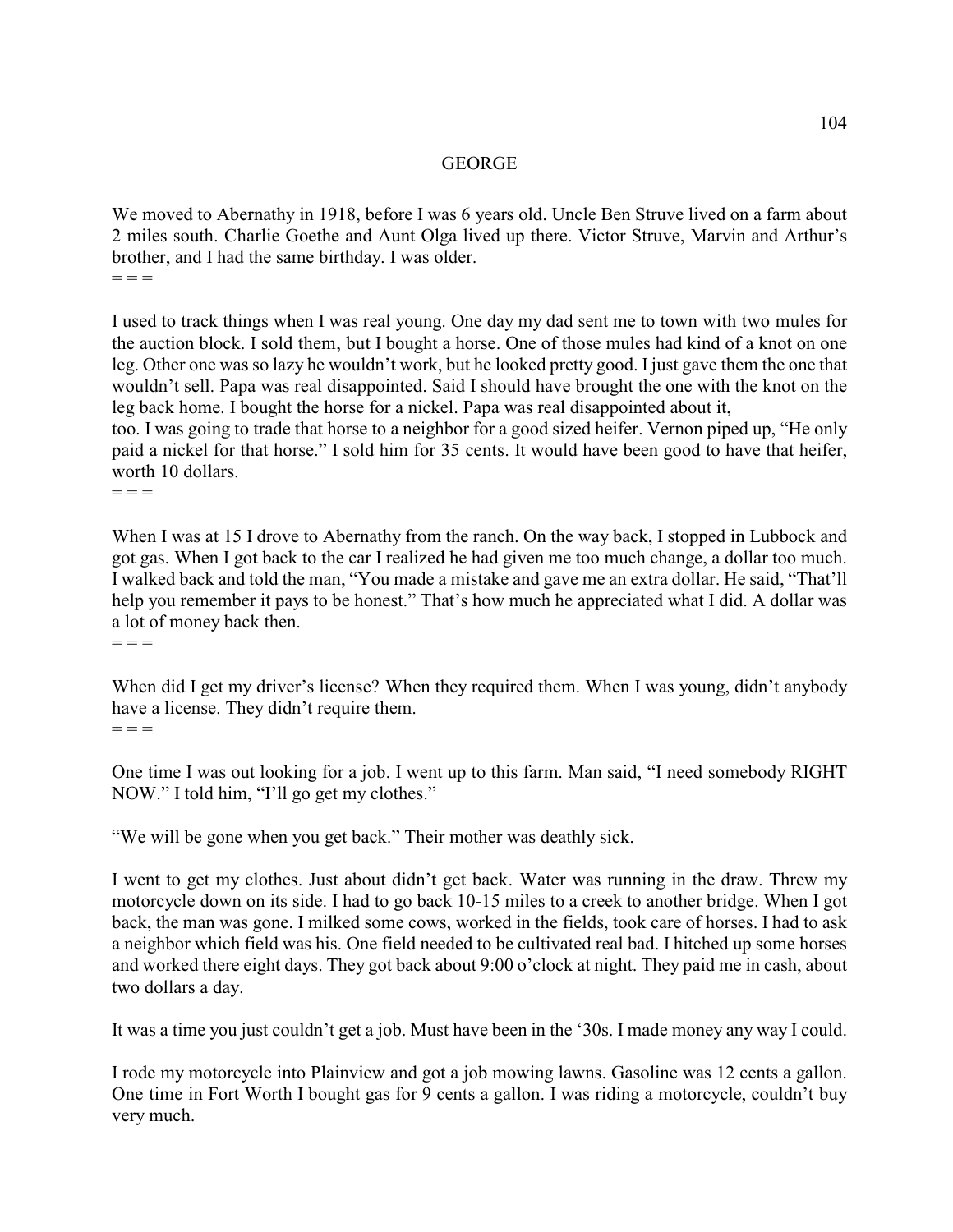# GEORGE

We moved to Abernathy in 1918, before I was 6 years old. Uncle Ben Struve lived on a farm about 2 miles south. Charlie Goethe and Aunt Olga lived up there. Victor Struve, Marvin and Arthur's brother, and I had the same birthday. I was older.

= = =

I used to track things when I was real young. One day my dad sent me to town with two mules for the auction block. I sold them, but I bought a horse. One of those mules had kind of a knot on one leg. Other one was so lazy he wouldn't work, but he looked pretty good. I just gave them the one that wouldn't sell. Papa was real disappointed. Said I should have brought the one with the knot on the leg back home. I bought the horse for a nickel. Papa was real disappointed about it, too. I was going to trade that horse to a neighbor for a good sized heifer. Vernon piped up, "He only paid a nickel for that horse." I sold him for 35 cents. It would have been good to have that heifer, worth 10 dollars.

= = =

When I was at 15 I drove to Abernathy from the ranch. On the way back, I stopped in Lubbock and got gas. When I got back to the car I realized he had given me too much change, a dollar too much. I walked back and told the man, "You made a mistake and gave me an extra dollar. He said, "That'll help you remember it pays to be honest." That's how much he appreciated what I did. A dollar was a lot of money back then.

= = =

When did I get my driver's license? When they required them. When I was young, didn't anybody have a license. They didn't require them.

= = =

One time I was out looking for a job. I went up to this farm. Man said, "I need somebody RIGHT NOW." I told him, "I'll go get my clothes."

"We will be gone when you get back." Their mother was deathly sick.

I went to get my clothes. Just about didn't get back. Water was running in the draw. Threw my motorcycle down on its side. I had to go back 10-15 miles to a creek to another bridge. When I got back, the man was gone. I milked some cows, worked in the fields, took care of horses. I had to ask a neighbor which field was his. One field needed to be cultivated real bad. I hitched up some horses and worked there eight days. They got back about 9:00 o'clock at night. They paid me in cash, about two dollars a day.

It was a time you just couldn't get a job. Must have been in the '30s. I made money any way I could.

I rode my motorcycle into Plainview and got a job mowing lawns. Gasoline was 12 cents a gallon. One time in Fort Worth I bought gas for 9 cents a gallon. I was riding a motorcycle, couldn't buy very much.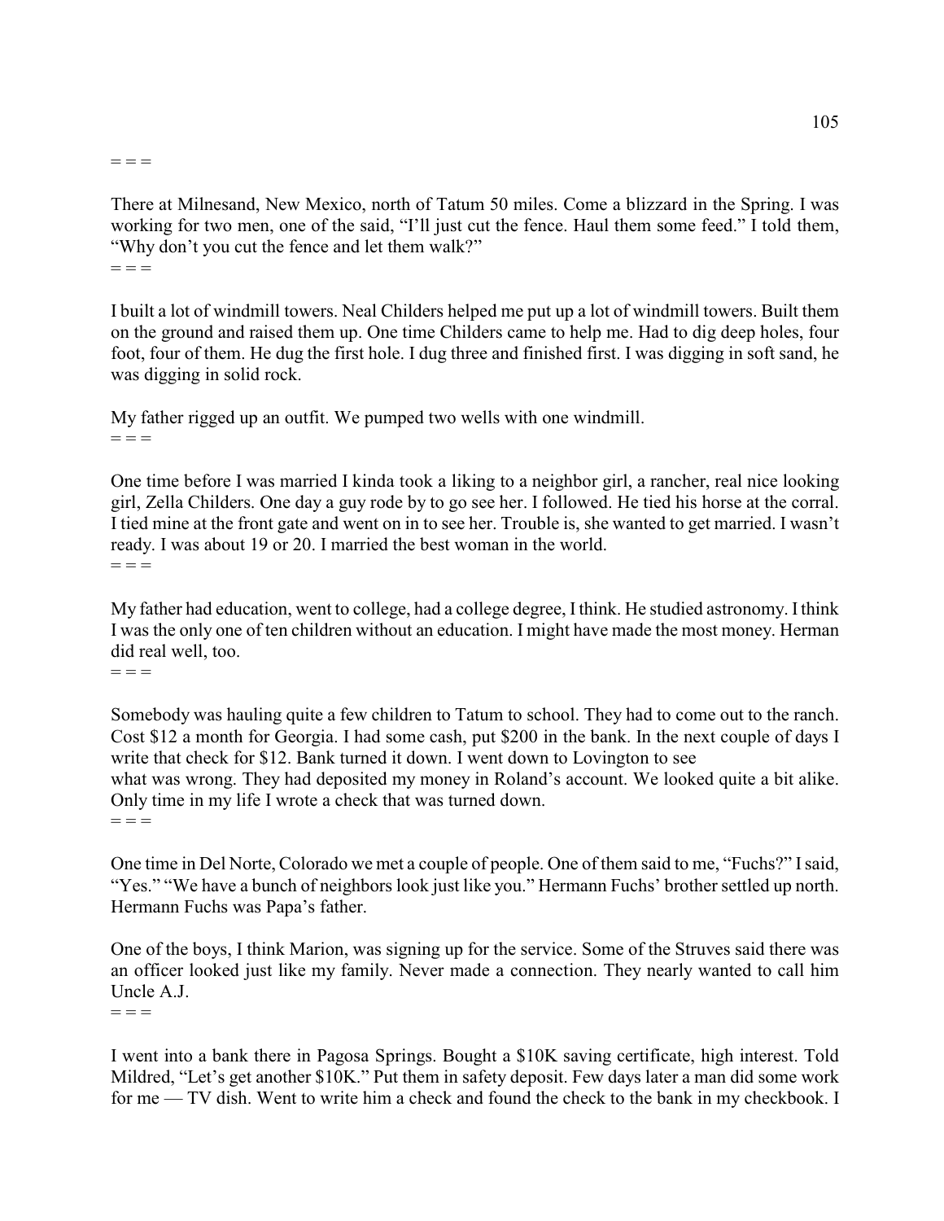= = =

There at Milnesand, New Mexico, north of Tatum 50 miles. Come a blizzard in the Spring. I was working for two men, one of the said, "I'll just cut the fence. Haul them some feed." I told them, "Why don't you cut the fence and let them walk?"

= = =

I built a lot of windmill towers. Neal Childers helped me put up a lot of windmill towers. Built them on the ground and raised them up. One time Childers came to help me. Had to dig deep holes, four foot, four of them. He dug the first hole. I dug three and finished first. I was digging in soft sand, he was digging in solid rock.

My father rigged up an outfit. We pumped two wells with one windmill.

= = =

One time before I was married I kinda took a liking to a neighbor girl, a rancher, real nice looking girl, Zella Childers. One day a guy rode by to go see her. I followed. He tied his horse at the corral. I tied mine at the front gate and went on in to see her. Trouble is, she wanted to get married. I wasn't ready. I was about 19 or 20. I married the best woman in the world.

= = =

My father had education, went to college, had a college degree, I think. He studied astronomy. I think I was the only one of ten children without an education. I might have made the most money. Herman did real well, too.

= = =

Somebody was hauling quite a few children to Tatum to school. They had to come out to the ranch. Cost $12 a month for Georgia. I had some cash, put $200 in the bank. In the next couple of days I write that check for $12. Bank turned it down. I went down to Lovington to see what was wrong. They had deposited my money in Roland's account. We looked quite a bit alike. Only time in my life I wrote a check that was turned down.

= = =

One time in Del Norte, Colorado we met a couple of people. One of them said to me, "Fuchs?" I said, "Yes." "We have a bunch of neighbors look just like you." Hermann Fuchs' brother settled up north. Hermann Fuchs was Papa's father.

One of the boys, I think Marion, was signing up for the service. Some of the Struves said there was an officer looked just like my family. Never made a connection. They nearly wanted to call him Uncle A.J.

= = =

I went into a bank there in Pagosa Springs. Bought a $10K saving certificate, high interest. Told Mildred, "Let's get another $10K." Put them in safety deposit. Few days later a man did some work for me — TV dish. Went to write him a check and found the check to the bank in my checkbook. I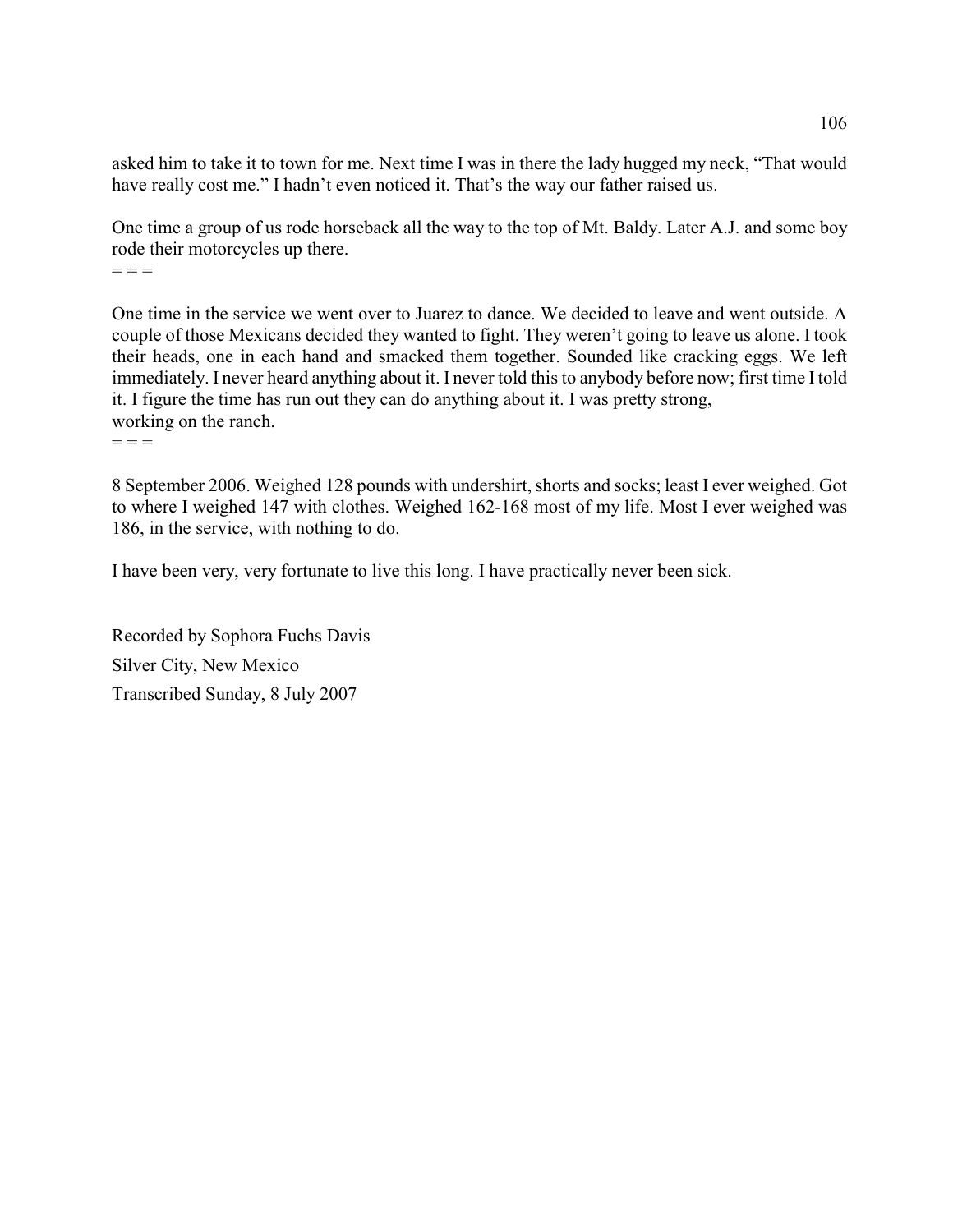asked him to take it to town for me. Next time I was in there the lady hugged my neck, "That would have really cost me." I hadn't even noticed it. That's the way our father raised us.

One time a group of us rode horseback all the way to the top of Mt. Baldy. Later A.J. and some boy rode their motorcycles up there.

= = =

One time in the service we went over to Juarez to dance. We decided to leave and went outside. A couple of those Mexicans decided they wanted to fight. They weren't going to leave us alone. I took their heads, one in each hand and smacked them together. Sounded like cracking eggs. We left immediately. I never heard anything about it. I never told this to anybody before now; first time I told it. I figure the time has run out they can do anything about it. I was pretty strong, working on the ranch.

= = =

8 September 2006. Weighed 128 pounds with undershirt, shorts and socks; least I ever weighed. Got to where I weighed 147 with clothes. Weighed 162-168 most of my life. Most I ever weighed was 186, in the service, with nothing to do.

I have been very, very fortunate to live this long. I have practically never been sick.

Recorded by Sophora Fuchs Davis

Silver City, New Mexico

Transcribed Sunday, 8 July 2007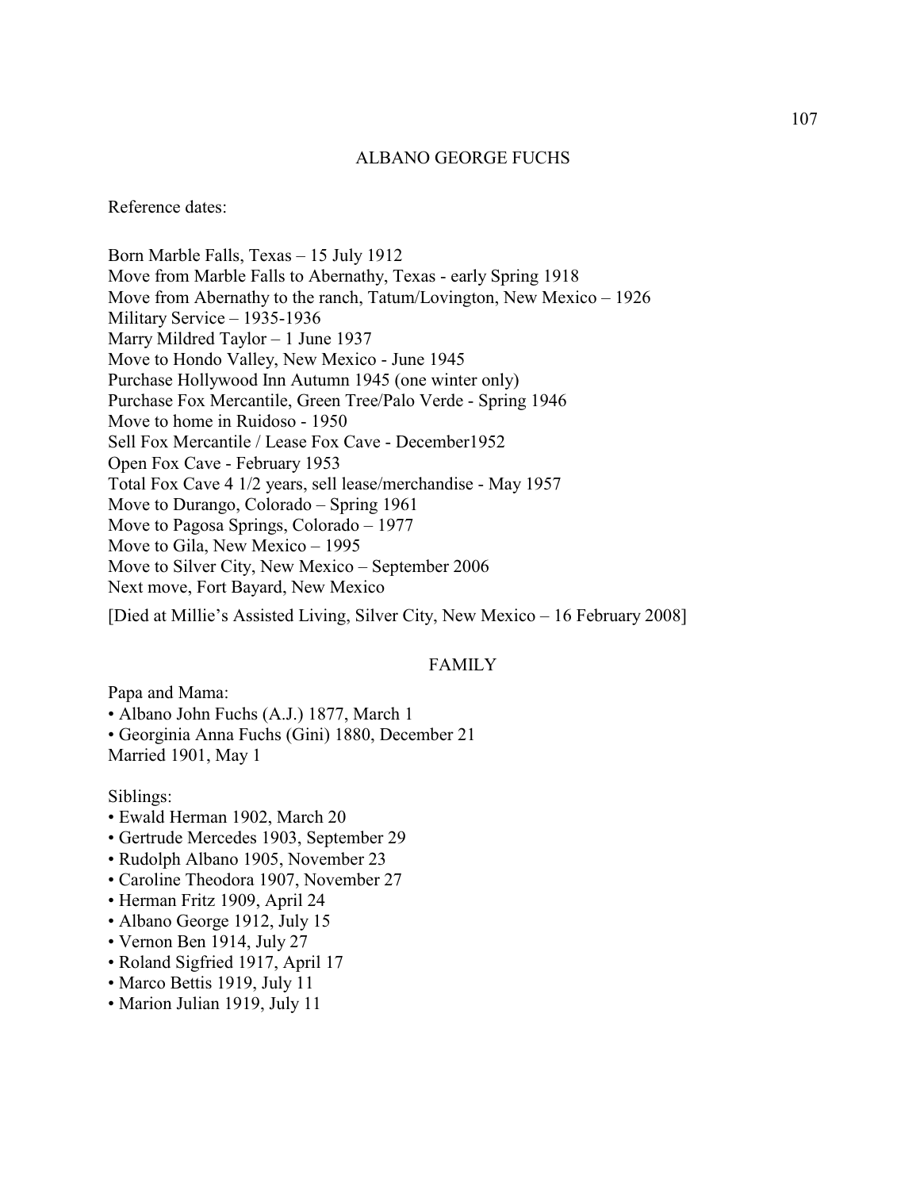# ALBANO GEORGE FUCHS

Reference dates:

Born Marble Falls, Texas – 15 July 1912
Move from Marble Falls to Abernathy, Texas - early Spring 1918
Move from Abernathy to the ranch, Tatum/Lovington, New Mexico – 1926
Military Service – 1935-1936
Marry Mildred Taylor – 1 June 1937
Move to Hondo Valley, New Mexico - June 1945
Purchase Hollywood Inn Autumn 1945 (one winter only)
Purchase Fox Mercantile, Green Tree/Palo Verde - Spring 1946
Move to home in Ruidoso - 1950
Sell Fox Mercantile / Lease Fox Cave - December1952
Open Fox Cave - February 1953
Total Fox Cave 4 1/2 years, sell lease/merchandise - May 1957
Move to Durango, Colorado – Spring 1961
Move to Pagosa Springs, Colorado – 1977
Move to Gila, New Mexico – 1995
Move to Silver City, New Mexico – September 2006
Next move, Fort Bayard, New Mexico

[Died at Millie's Assisted Living, Silver City, New Mexico – 16 February 2008]

## FAMILY

Papa and Mama:

- Albano John Fuchs (A.J.) 1877, March 1
- Georginia Anna Fuchs (Gini) 1880, December 21

Married 1901, May 1

Siblings:

- Ewald Herman 1902, March 20
- Gertrude Mercedes 1903, September 29
- Rudolph Albano 1905, November 23
- Caroline Theodora 1907, November 27
- Herman Fritz 1909, April 24
- Albano George 1912, July 15
- Vernon Ben 1914, July 27
- Roland Sigfried 1917, April 17
- Marco Bettis 1919, July 11
- Marion Julian 1919, July 11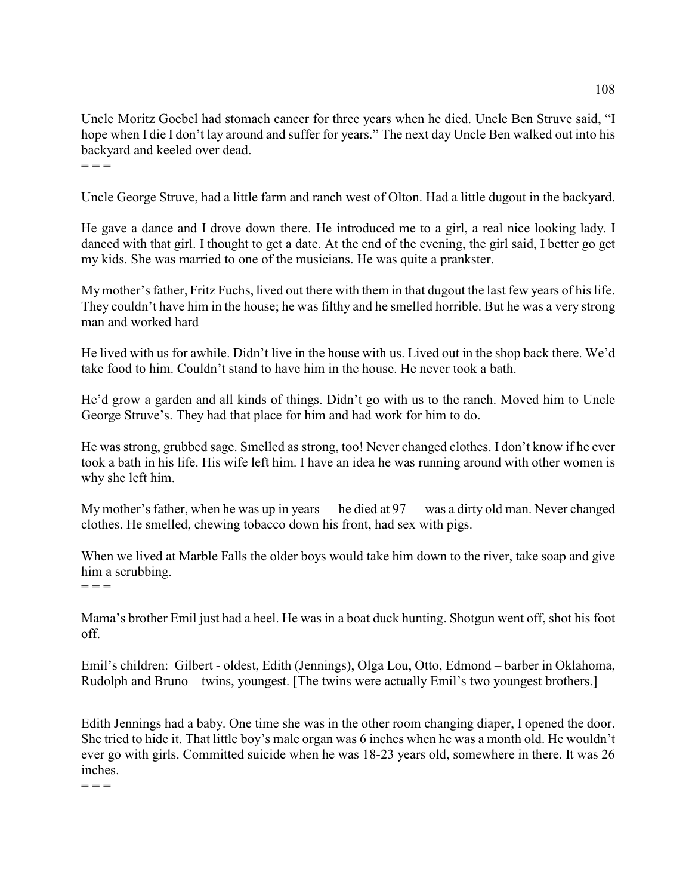Uncle Moritz Goebel had stomach cancer for three years when he died. Uncle Ben Struve said, "I hope when I die I don't lay around and suffer for years." The next day Uncle Ben walked out into his backyard and keeled over dead.

= = =

Uncle George Struve, had a little farm and ranch west of Olton. Had a little dugout in the backyard.

He gave a dance and I drove down there. He introduced me to a girl, a real nice looking lady. I danced with that girl. I thought to get a date. At the end of the evening, the girl said, I better go get my kids. She was married to one of the musicians. He was quite a prankster.

My mother's father, Fritz Fuchs, lived out there with them in that dugout the last few years of his life. They couldn't have him in the house; he was filthy and he smelled horrible. But he was a very strong man and worked hard

He lived with us for awhile. Didn't live in the house with us. Lived out in the shop back there. We'd take food to him. Couldn't stand to have him in the house. He never took a bath.

He'd grow a garden and all kinds of things. Didn't go with us to the ranch. Moved him to Uncle George Struve's. They had that place for him and had work for him to do.

He was strong, grubbed sage. Smelled as strong, too! Never changed clothes. I don't know if he ever took a bath in his life. His wife left him. I have an idea he was running around with other women is why she left him.

My mother's father, when he was up in years — he died at 97 — was a dirty old man. Never changed clothes. He smelled, chewing tobacco down his front, had sex with pigs.

When we lived at Marble Falls the older boys would take him down to the river, take soap and give him a scrubbing.

= = =

Mama's brother Emil just had a heel. He was in a boat duck hunting. Shotgun went off, shot his foot off.

Emil's children: Gilbert - oldest, Edith (Jennings), Olga Lou, Otto, Edmond – barber in Oklahoma, Rudolph and Bruno – twins, youngest. [The twins were actually Emil's two youngest brothers.]

Edith Jennings had a baby. One time she was in the other room changing diaper, I opened the door. She tried to hide it. That little boy's male organ was 6 inches when he was a month old. He wouldn't ever go with girls. Committed suicide when he was 18-23 years old, somewhere in there. It was 26 inches.

= = =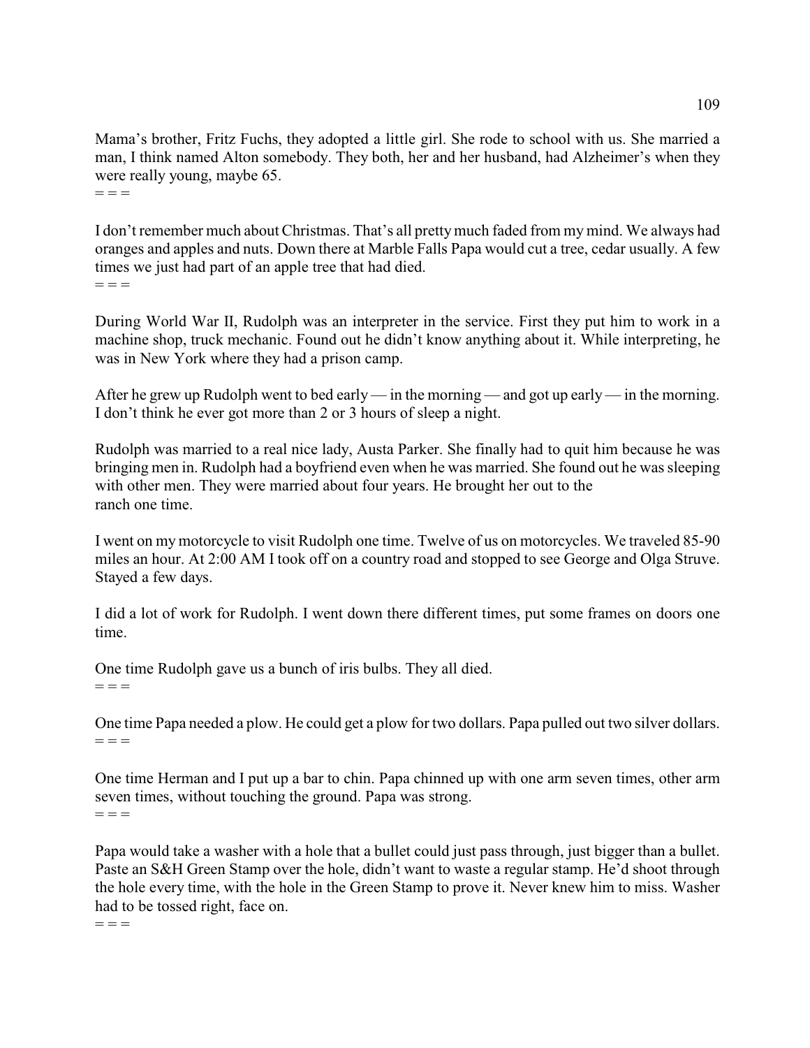Mama's brother, Fritz Fuchs, they adopted a little girl. She rode to school with us. She married a man, I think named Alton somebody. They both, her and her husband, had Alzheimer's when they were really young, maybe 65.
= = =

I don't remember much about Christmas. That's all pretty much faded from my mind. We always had oranges and apples and nuts. Down there at Marble Falls Papa would cut a tree, cedar usually. A few times we just had part of an apple tree that had died.
= = =

During World War II, Rudolph was an interpreter in the service. First they put him to work in a machine shop, truck mechanic. Found out he didn't know anything about it. While interpreting, he was in New York where they had a prison camp.

After he grew up Rudolph went to bed early — in the morning — and got up early — in the morning. I don't think he ever got more than 2 or 3 hours of sleep a night.

Rudolph was married to a real nice lady, Austa Parker. She finally had to quit him because he was bringing men in. Rudolph had a boyfriend even when he was married. She found out he was sleeping with other men. They were married about four years. He brought her out to the ranch one time.

I went on my motorcycle to visit Rudolph one time. Twelve of us on motorcycles. We traveled 85-90 miles an hour. At 2:00 AM I took off on a country road and stopped to see George and Olga Struve. Stayed a few days.

I did a lot of work for Rudolph. I went down there different times, put some frames on doors one time.

One time Rudolph gave us a bunch of iris bulbs. They all died.
= = =

One time Papa needed a plow. He could get a plow for two dollars. Papa pulled out two silver dollars.
= = =

One time Herman and I put up a bar to chin. Papa chinned up with one arm seven times, other arm seven times, without touching the ground. Papa was strong.
= = =

Papa would take a washer with a hole that a bullet could just pass through, just bigger than a bullet. Paste an S&H Green Stamp over the hole, didn't want to waste a regular stamp. He'd shoot through the hole every time, with the hole in the Green Stamp to prove it. Never knew him to miss. Washer had to be tossed right, face on.
= = =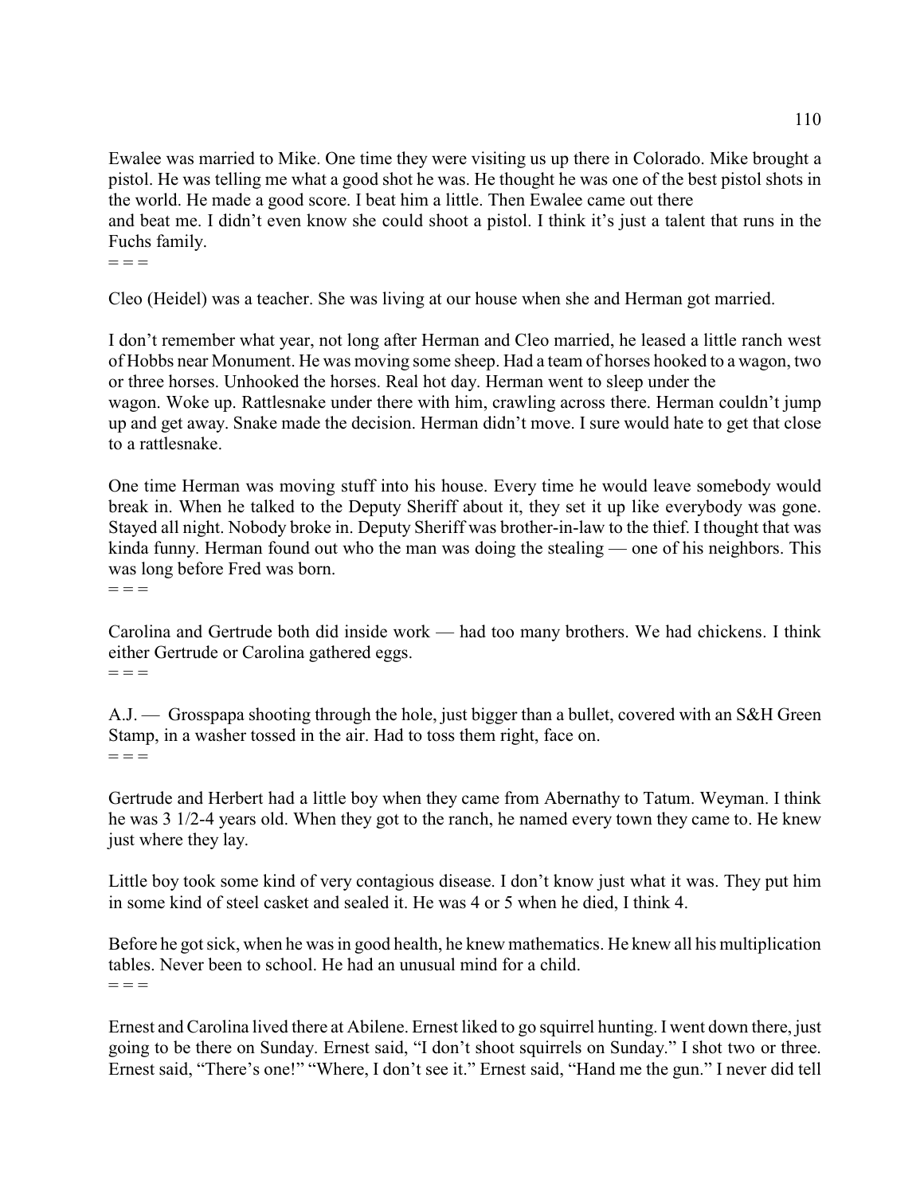Ewalee was married to Mike. One time they were visiting us up there in Colorado. Mike brought a pistol. He was telling me what a good shot he was. He thought he was one of the best pistol shots in the world. He made a good score. I beat him a little. Then Ewalee came out there and beat me. I didn't even know she could shoot a pistol. I think it's just a talent that runs in the Fuchs family.

= = =

Cleo (Heidel) was a teacher. She was living at our house when she and Herman got married.

I don't remember what year, not long after Herman and Cleo married, he leased a little ranch west of Hobbs near Monument. He was moving some sheep. Had a team of horses hooked to a wagon, two or three horses. Unhooked the horses. Real hot day. Herman went to sleep under the wagon. Woke up. Rattlesnake under there with him, crawling across there. Herman couldn't jump up and get away. Snake made the decision. Herman didn't move. I sure would hate to get that close to a rattlesnake.

One time Herman was moving stuff into his house. Every time he would leave somebody would break in. When he talked to the Deputy Sheriff about it, they set it up like everybody was gone. Stayed all night. Nobody broke in. Deputy Sheriff was brother-in-law to the thief. I thought that was kinda funny. Herman found out who the man was doing the stealing — one of his neighbors. This was long before Fred was born.

= = =

Carolina and Gertrude both did inside work — had too many brothers. We had chickens. I think either Gertrude or Carolina gathered eggs.

= = =

A.J. — Grosspapa shooting through the hole, just bigger than a bullet, covered with an S&H Green Stamp, in a washer tossed in the air. Had to toss them right, face on.

= = =

Gertrude and Herbert had a little boy when they came from Abernathy to Tatum. Weyman. I think he was 3 1/2-4 years old. When they got to the ranch, he named every town they came to. He knew just where they lay.

Little boy took some kind of very contagious disease. I don't know just what it was. They put him in some kind of steel casket and sealed it. He was 4 or 5 when he died, I think 4.

Before he got sick, when he was in good health, he knew mathematics. He knew all his multiplication tables. Never been to school. He had an unusual mind for a child.

= = =

Ernest and Carolina lived there at Abilene. Ernest liked to go squirrel hunting. I went down there, just going to be there on Sunday. Ernest said, "I don't shoot squirrels on Sunday." I shot two or three. Ernest said, "There's one!" "Where, I don't see it." Ernest said, "Hand me the gun." I never did tell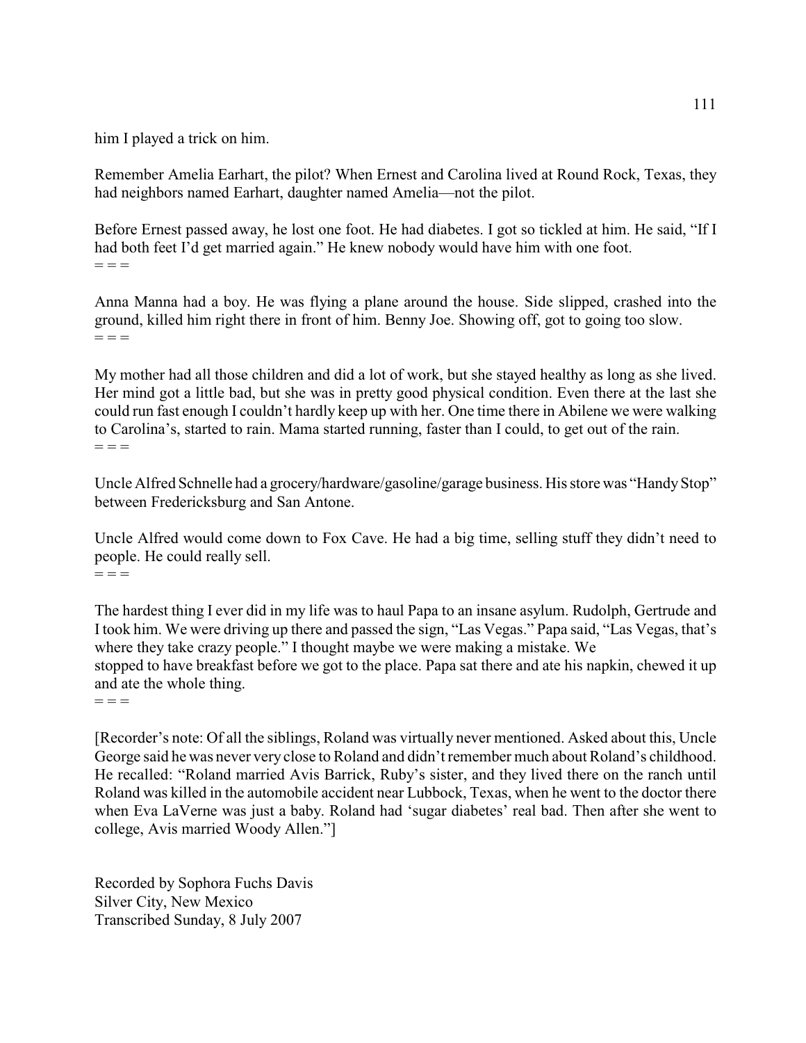him I played a trick on him.

Remember Amelia Earhart, the pilot? When Ernest and Carolina lived at Round Rock, Texas, they had neighbors named Earhart, daughter named Amelia—not the pilot.

Before Ernest passed away, he lost one foot. He had diabetes. I got so tickled at him. He said, "If I had both feet I'd get married again." He knew nobody would have him with one foot.

= = =

Anna Manna had a boy. He was flying a plane around the house. Side slipped, crashed into the ground, killed him right there in front of him. Benny Joe. Showing off, got to going too slow.

= = =

My mother had all those children and did a lot of work, but she stayed healthy as long as she lived. Her mind got a little bad, but she was in pretty good physical condition. Even there at the last she could run fast enough I couldn't hardly keep up with her. One time there in Abilene we were walking to Carolina's, started to rain. Mama started running, faster than I could, to get out of the rain.

= = =

Uncle Alfred Schnelle had a grocery/hardware/gasoline/garage business. His store was "Handy Stop" between Fredericksburg and San Antone.

Uncle Alfred would come down to Fox Cave. He had a big time, selling stuff they didn't need to people. He could really sell.

= = =

The hardest thing I ever did in my life was to haul Papa to an insane asylum. Rudolph, Gertrude and I took him. We were driving up there and passed the sign, "Las Vegas." Papa said, "Las Vegas, that's where they take crazy people." I thought maybe we were making a mistake. We stopped to have breakfast before we got to the place. Papa sat there and ate his napkin, chewed it up and ate the whole thing.

= = =

[Recorder's note: Of all the siblings, Roland was virtually never mentioned. Asked about this, Uncle George said he was never very close to Roland and didn't remember much about Roland's childhood. He recalled: "Roland married Avis Barrick, Ruby's sister, and they lived there on the ranch until Roland was killed in the automobile accident near Lubbock, Texas, when he went to the doctor there when Eva LaVerne was just a baby. Roland had 'sugar diabetes' real bad. Then after she went to college, Avis married Woody Allen."]

Recorded by Sophora Fuchs Davis
Silver City, New Mexico
Transcribed Sunday, 8 July 2007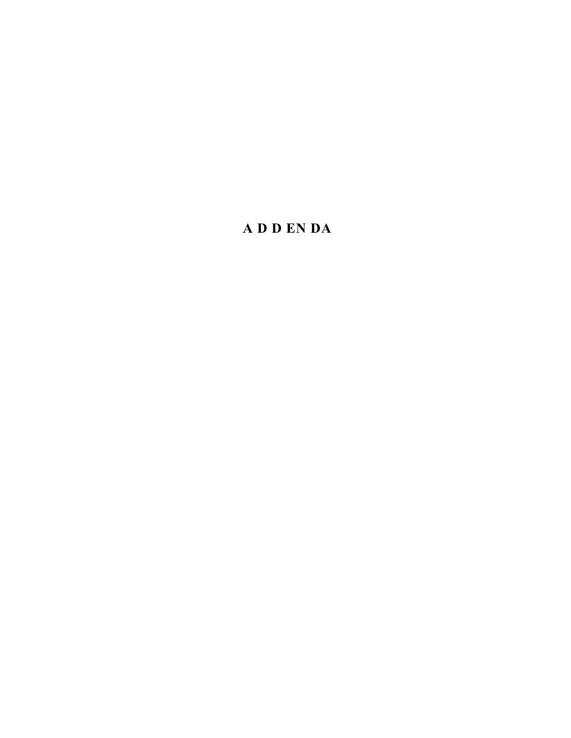# A D D EN DA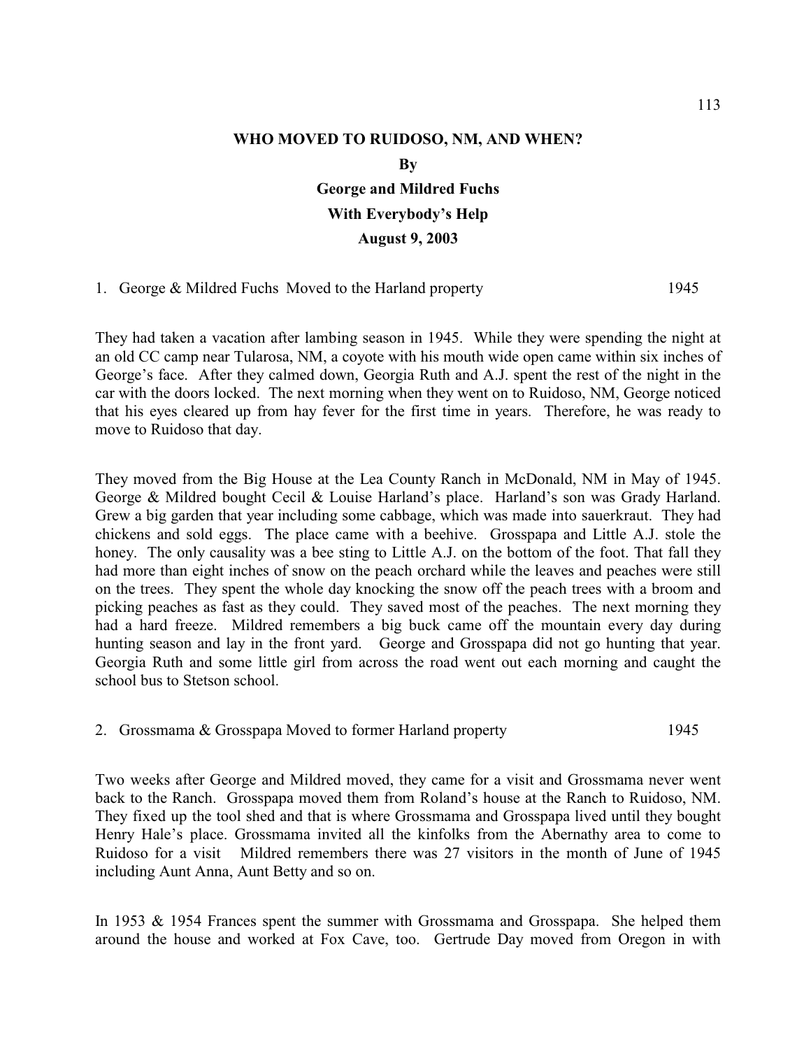# WHO MOVED TO RUIDOSO, NM, AND WHEN?

**By**

**George and Mildred Fuchs**

**With Everybody's Help**

**August 9, 2003**

1. George & Mildred Fuchs Moved to the Harland property 1945

They had taken a vacation after lambing season in 1945. While they were spending the night at an old CC camp near Tularosa, NM, a coyote with his mouth wide open came within six inches of George's face. After they calmed down, Georgia Ruth and A.J. spent the rest of the night in the car with the doors locked. The next morning when they went on to Ruidoso, NM, George noticed that his eyes cleared up from hay fever for the first time in years. Therefore, he was ready to move to Ruidoso that day.

They moved from the Big House at the Lea County Ranch in McDonald, NM in May of 1945. George & Mildred bought Cecil & Louise Harland's place. Harland's son was Grady Harland. Grew a big garden that year including some cabbage, which was made into sauerkraut. They had chickens and sold eggs. The place came with a beehive. Grosspapa and Little A.J. stole the honey. The only causality was a bee sting to Little A.J. on the bottom of the foot. That fall they had more than eight inches of snow on the peach orchard while the leaves and peaches were still on the trees. They spent the whole day knocking the snow off the peach trees with a broom and picking peaches as fast as they could. They saved most of the peaches. The next morning they had a hard freeze. Mildred remembers a big buck came off the mountain every day during hunting season and lay in the front yard. George and Grosspapa did not go hunting that year. Georgia Ruth and some little girl from across the road went out each morning and caught the school bus to Stetson school.

2. Grossmama & Grosspapa Moved to former Harland property 1945

Two weeks after George and Mildred moved, they came for a visit and Grossmama never went back to the Ranch. Grosspapa moved them from Roland's house at the Ranch to Ruidoso, NM. They fixed up the tool shed and that is where Grossmama and Grosspapa lived until they bought Henry Hale's place. Grossmama invited all the kinfolks from the Abernathy area to come to Ruidoso for a visit Mildred remembers there was 27 visitors in the month of June of 1945 including Aunt Anna, Aunt Betty and so on.

In 1953 & 1954 Frances spent the summer with Grossmama and Grosspapa. She helped them around the house and worked at Fox Cave, too. Gertrude Day moved from Oregon in with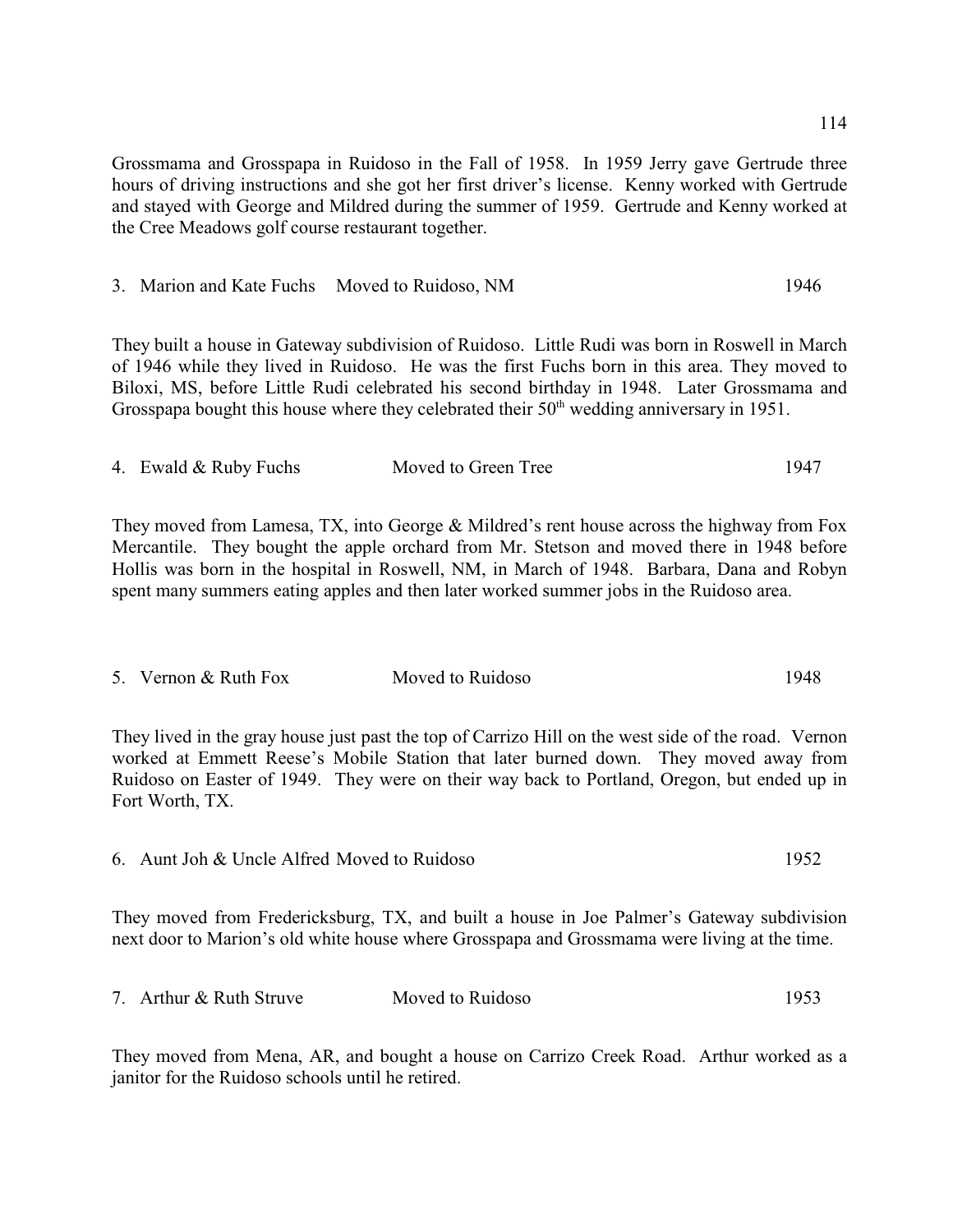Grossmama and Grosspapa in Ruidoso in the Fall of 1958. In 1959 Jerry gave Gertrude three hours of driving instructions and she got her first driver's license. Kenny worked with Gertrude and stayed with George and Mildred during the summer of 1959. Gertrude and Kenny worked at the Cree Meadows golf course restaurant together.

3. Marion and Kate Fuchs     Moved to Ruidoso, NM     1946

They built a house in Gateway subdivision of Ruidoso. Little Rudi was born in Roswell in March of 1946 while they lived in Ruidoso. He was the first Fuchs born in this area. They moved to Biloxi, MS, before Little Rudi celebrated his second birthday in 1948. Later Grossmama and Grosspapa bought this house where they celebrated their 50th wedding anniversary in 1951.

4. Ewald & Ruby Fuchs     Moved to Green Tree     1947

They moved from Lamesa, TX, into George & Mildred's rent house across the highway from Fox Mercantile. They bought the apple orchard from Mr. Stetson and moved there in 1948 before Hollis was born in the hospital in Roswell, NM, in March of 1948. Barbara, Dana and Robyn spent many summers eating apples and then later worked summer jobs in the Ruidoso area.

5. Vernon & Ruth Fox     Moved to Ruidoso     1948

They lived in the gray house just past the top of Carrizo Hill on the west side of the road. Vernon worked at Emmett Reese's Mobile Station that later burned down. They moved away from Ruidoso on Easter of 1949. They were on their way back to Portland, Oregon, but ended up in Fort Worth, TX.

6. Aunt Joh & Uncle Alfred Moved to Ruidoso     1952

They moved from Fredericksburg, TX, and built a house in Joe Palmer's Gateway subdivision next door to Marion's old white house where Grosspapa and Grossmama were living at the time.

7. Arthur & Ruth Struve     Moved to Ruidoso     1953

They moved from Mena, AR, and bought a house on Carrizo Creek Road. Arthur worked as a janitor for the Ruidoso schools until he retired.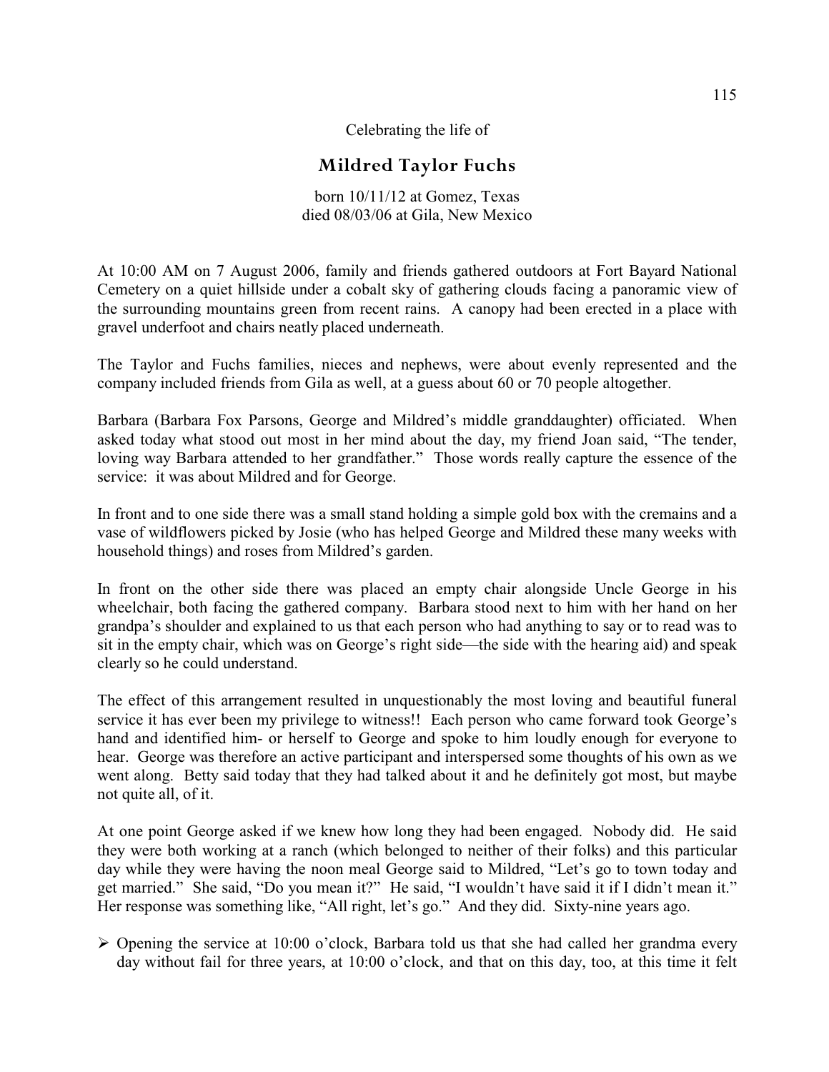Celebrating the life of

# Mildred Taylor Fuchs

born 10/11/12 at Gomez, Texas
died 08/03/06 at Gila, New Mexico

At 10:00 AM on 7 August 2006, family and friends gathered outdoors at Fort Bayard National Cemetery on a quiet hillside under a cobalt sky of gathering clouds facing a panoramic view of the surrounding mountains green from recent rains. A canopy had been erected in a place with gravel underfoot and chairs neatly placed underneath.

The Taylor and Fuchs families, nieces and nephews, were about evenly represented and the company included friends from Gila as well, at a guess about 60 or 70 people altogether.

Barbara (Barbara Fox Parsons, George and Mildred's middle granddaughter) officiated. When asked today what stood out most in her mind about the day, my friend Joan said, "The tender, loving way Barbara attended to her grandfather." Those words really capture the essence of the service: it was about Mildred and for George.

In front and to one side there was a small stand holding a simple gold box with the cremains and a vase of wildflowers picked by Josie (who has helped George and Mildred these many weeks with household things) and roses from Mildred's garden.

In front on the other side there was placed an empty chair alongside Uncle George in his wheelchair, both facing the gathered company. Barbara stood next to him with her hand on her grandpa's shoulder and explained to us that each person who had anything to say or to read was to sit in the empty chair, which was on George's right side—the side with the hearing aid) and speak clearly so he could understand.

The effect of this arrangement resulted in unquestionably the most loving and beautiful funeral service it has ever been my privilege to witness!! Each person who came forward took George's hand and identified him- or herself to George and spoke to him loudly enough for everyone to hear. George was therefore an active participant and interspersed some thoughts of his own as we went along. Betty said today that they had talked about it and he definitely got most, but maybe not quite all, of it.

At one point George asked if we knew how long they had been engaged. Nobody did. He said they were both working at a ranch (which belonged to neither of their folks) and this particular day while they were having the noon meal George said to Mildred, "Let's go to town today and get married." She said, "Do you mean it?" He said, "I wouldn't have said it if I didn't mean it." Her response was something like, "All right, let's go." And they did. Sixty-nine years ago.

- Opening the service at 10:00 o'clock, Barbara told us that she had called her grandma every day without fail for three years, at 10:00 o'clock, and that on this day, too, at this time it felt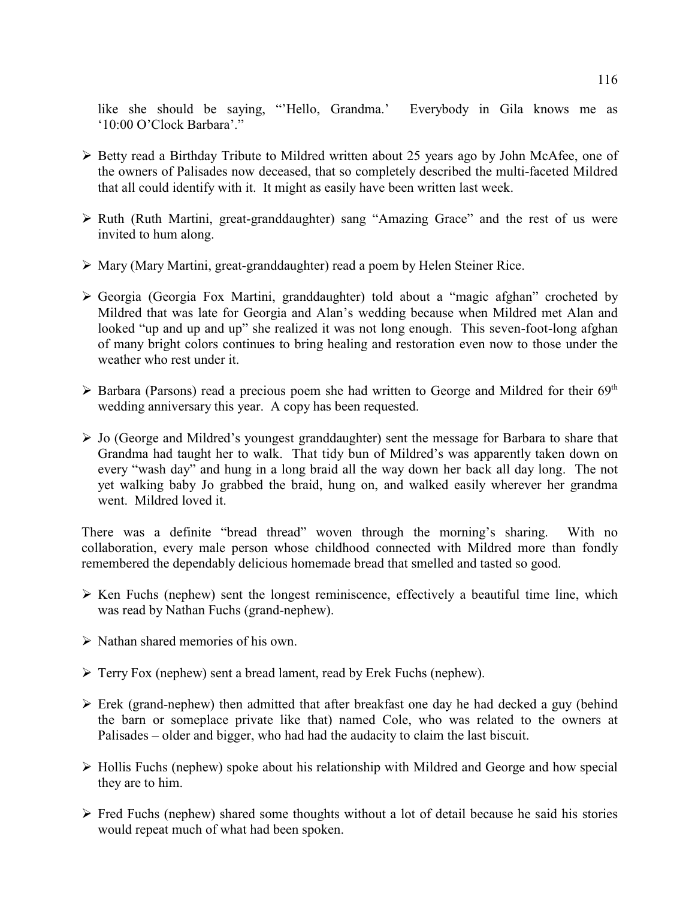like she should be saying, "'Hello, Grandma.' Everybody in Gila knows me as '10:00 O'Clock Barbara'."

- Betty read a Birthday Tribute to Mildred written about 25 years ago by John McAfee, one of the owners of Palisades now deceased, that so completely described the multi-faceted Mildred that all could identify with it. It might as easily have been written last week.

- Ruth (Ruth Martini, great-granddaughter) sang "Amazing Grace" and the rest of us were invited to hum along.

- Mary (Mary Martini, great-granddaughter) read a poem by Helen Steiner Rice.

- Georgia (Georgia Fox Martini, granddaughter) told about a "magic afghan" crocheted by Mildred that was late for Georgia and Alan's wedding because when Mildred met Alan and looked "up and up and up" she realized it was not long enough. This seven-foot-long afghan of many bright colors continues to bring healing and restoration even now to those under the weather who rest under it.

- Barbara (Parsons) read a precious poem she had written to George and Mildred for their 69th wedding anniversary this year. A copy has been requested.

- Jo (George and Mildred's youngest granddaughter) sent the message for Barbara to share that Grandma had taught her to walk. That tidy bun of Mildred's was apparently taken down on every "wash day" and hung in a long braid all the way down her back all day long. The not yet walking baby Jo grabbed the braid, hung on, and walked easily wherever her grandma went. Mildred loved it.

There was a definite "bread thread" woven through the morning's sharing. With no collaboration, every male person whose childhood connected with Mildred more than fondly remembered the dependably delicious homemade bread that smelled and tasted so good.

- Ken Fuchs (nephew) sent the longest reminiscence, effectively a beautiful time line, which was read by Nathan Fuchs (grand-nephew).

- Nathan shared memories of his own.

- Terry Fox (nephew) sent a bread lament, read by Erek Fuchs (nephew).

- Erek (grand-nephew) then admitted that after breakfast one day he had decked a guy (behind the barn or someplace private like that) named Cole, who was related to the owners at Palisades – older and bigger, who had had the audacity to claim the last biscuit.

- Hollis Fuchs (nephew) spoke about his relationship with Mildred and George and how special they are to him.

- Fred Fuchs (nephew) shared some thoughts without a lot of detail because he said his stories would repeat much of what had been spoken.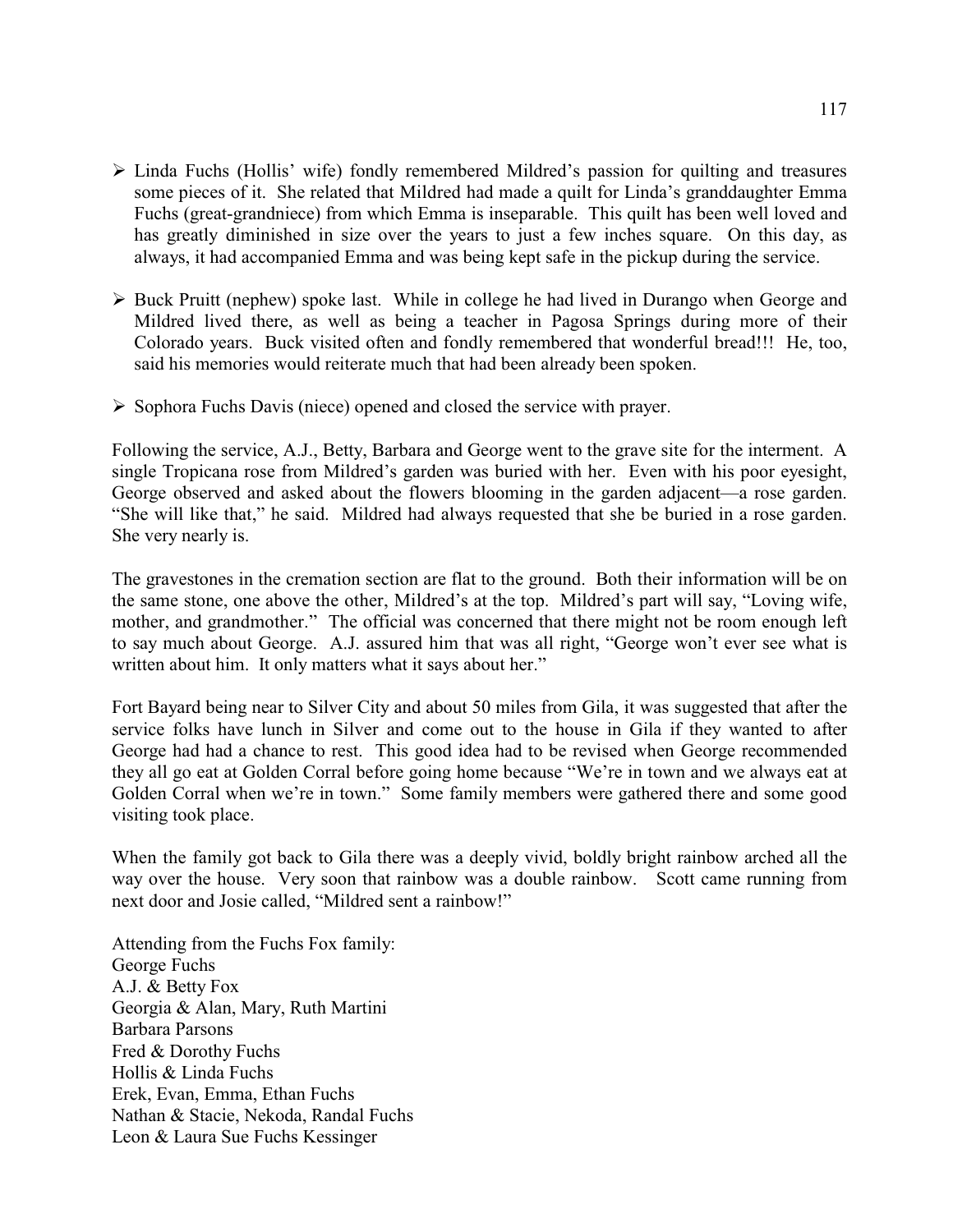- Linda Fuchs (Hollis' wife) fondly remembered Mildred's passion for quilting and treasures some pieces of it. She related that Mildred had made a quilt for Linda's granddaughter Emma Fuchs (great-grandniece) from which Emma is inseparable. This quilt has been well loved and has greatly diminished in size over the years to just a few inches square. On this day, as always, it had accompanied Emma and was being kept safe in the pickup during the service.

- Buck Pruitt (nephew) spoke last. While in college he had lived in Durango when George and Mildred lived there, as well as being a teacher in Pagosa Springs during more of their Colorado years. Buck visited often and fondly remembered that wonderful bread!!! He, too, said his memories would reiterate much that had been already been spoken.

- Sophora Fuchs Davis (niece) opened and closed the service with prayer.

Following the service, A.J., Betty, Barbara and George went to the grave site for the interment. A single Tropicana rose from Mildred's garden was buried with her. Even with his poor eyesight, George observed and asked about the flowers blooming in the garden adjacent—a rose garden. "She will like that," he said. Mildred had always requested that she be buried in a rose garden. She very nearly is.

The gravestones in the cremation section are flat to the ground. Both their information will be on the same stone, one above the other, Mildred's at the top. Mildred's part will say, "Loving wife, mother, and grandmother." The official was concerned that there might not be room enough left to say much about George. A.J. assured him that was all right, "George won't ever see what is written about him. It only matters what it says about her."

Fort Bayard being near to Silver City and about 50 miles from Gila, it was suggested that after the service folks have lunch in Silver and come out to the house in Gila if they wanted to after George had had a chance to rest. This good idea had to be revised when George recommended they all go eat at Golden Corral before going home because "We're in town and we always eat at Golden Corral when we're in town." Some family members were gathered there and some good visiting took place.

When the family got back to Gila there was a deeply vivid, boldly bright rainbow arched all the way over the house. Very soon that rainbow was a double rainbow. Scott came running from next door and Josie called, "Mildred sent a rainbow!"

Attending from the Fuchs Fox family:
George Fuchs
A.J. & Betty Fox
Georgia & Alan, Mary, Ruth Martini
Barbara Parsons
Fred & Dorothy Fuchs
Hollis & Linda Fuchs
Erek, Evan, Emma, Ethan Fuchs
Nathan & Stacie, Nekoda, Randal Fuchs
Leon & Laura Sue Fuchs Kessinger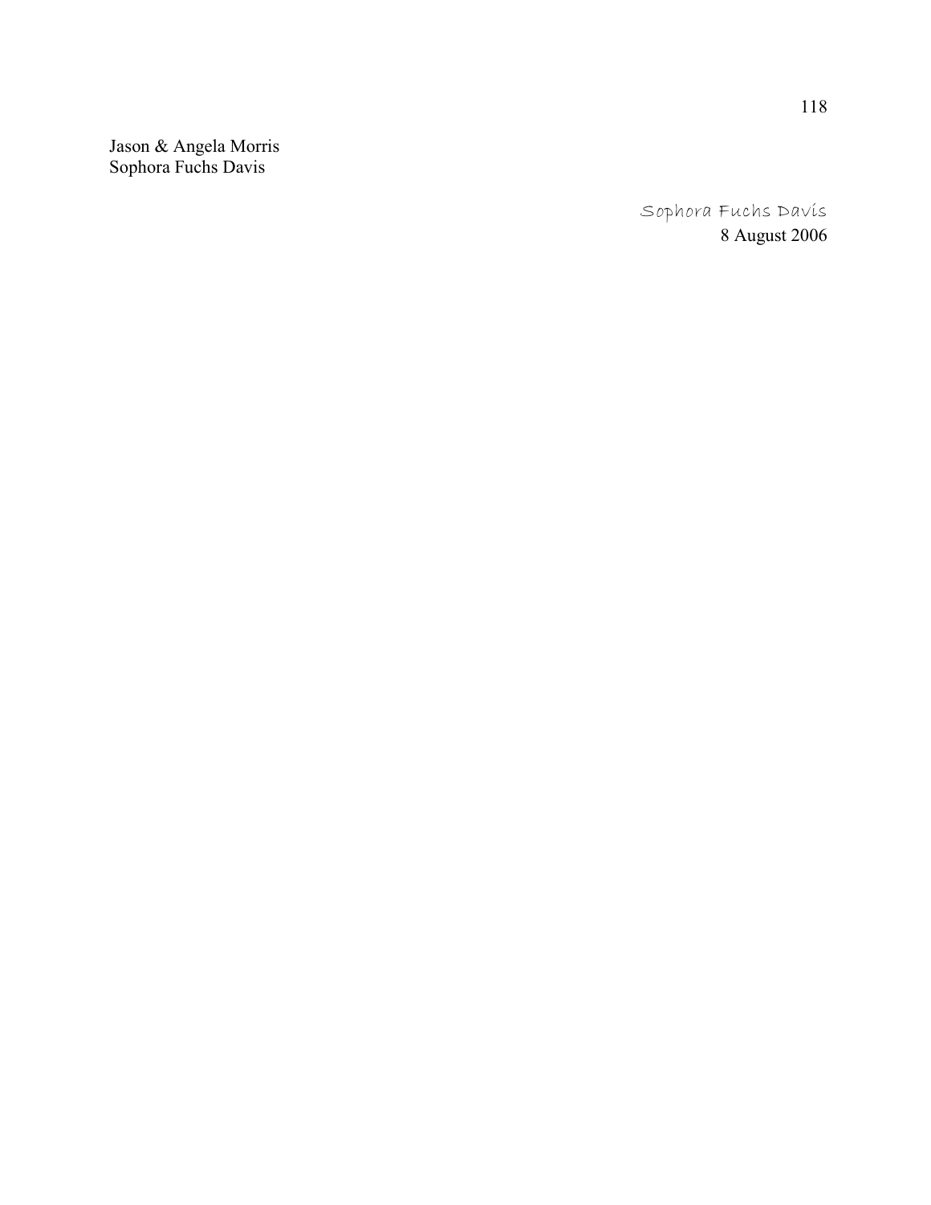Jason & Angela Morris
Sophora Fuchs Davis

Sophora Fuchs Davis
8 August 2006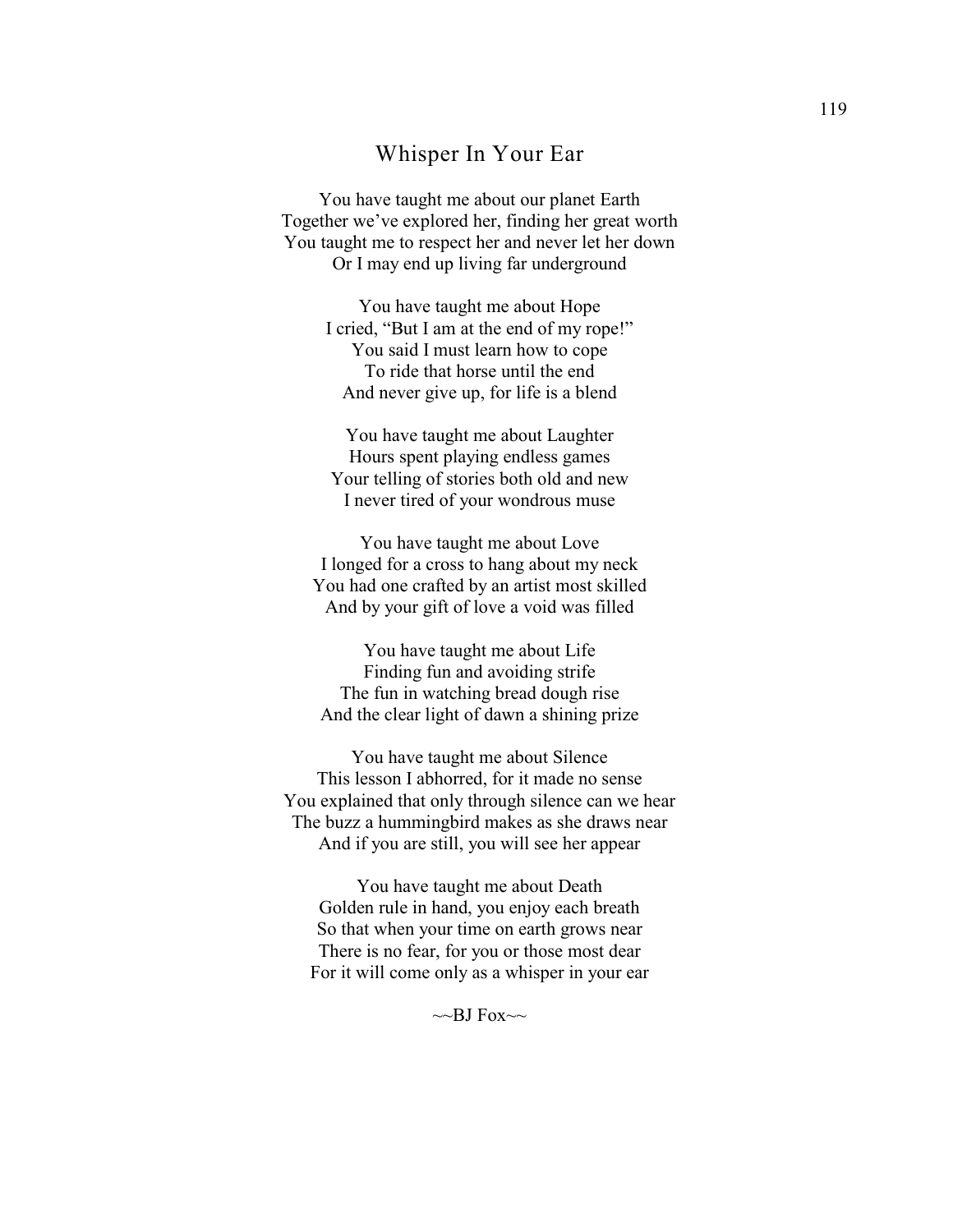# Whisper In Your Ear

You have taught me about our planet Earth  
Together we've explored her, finding her great worth  
You taught me to respect her and never let her down  
Or I may end up living far underground

You have taught me about Hope  
I cried, "But I am at the end of my rope!"  
You said I must learn how to cope  
To ride that horse until the end  
And never give up, for life is a blend

You have taught me about Laughter  
Hours spent playing endless games  
Your telling of stories both old and new  
I never tired of your wondrous muse

You have taught me about Love  
I longed for a cross to hang about my neck  
You had one crafted by an artist most skilled  
And by your gift of love a void was filled

You have taught me about Life  
Finding fun and avoiding strife  
The fun in watching bread dough rise  
And the clear light of dawn a shining prize

You have taught me about Silence  
This lesson I abhorred, for it made no sense  
You explained that only through silence can we hear  
The buzz a hummingbird makes as she draws near  
And if you are still, you will see her appear

You have taught me about Death  
Golden rule in hand, you enjoy each breath  
So that when your time on earth grows near  
There is no fear, for you or those most dear  
For it will come only as a whisper in your ear

~~BJ Fox~~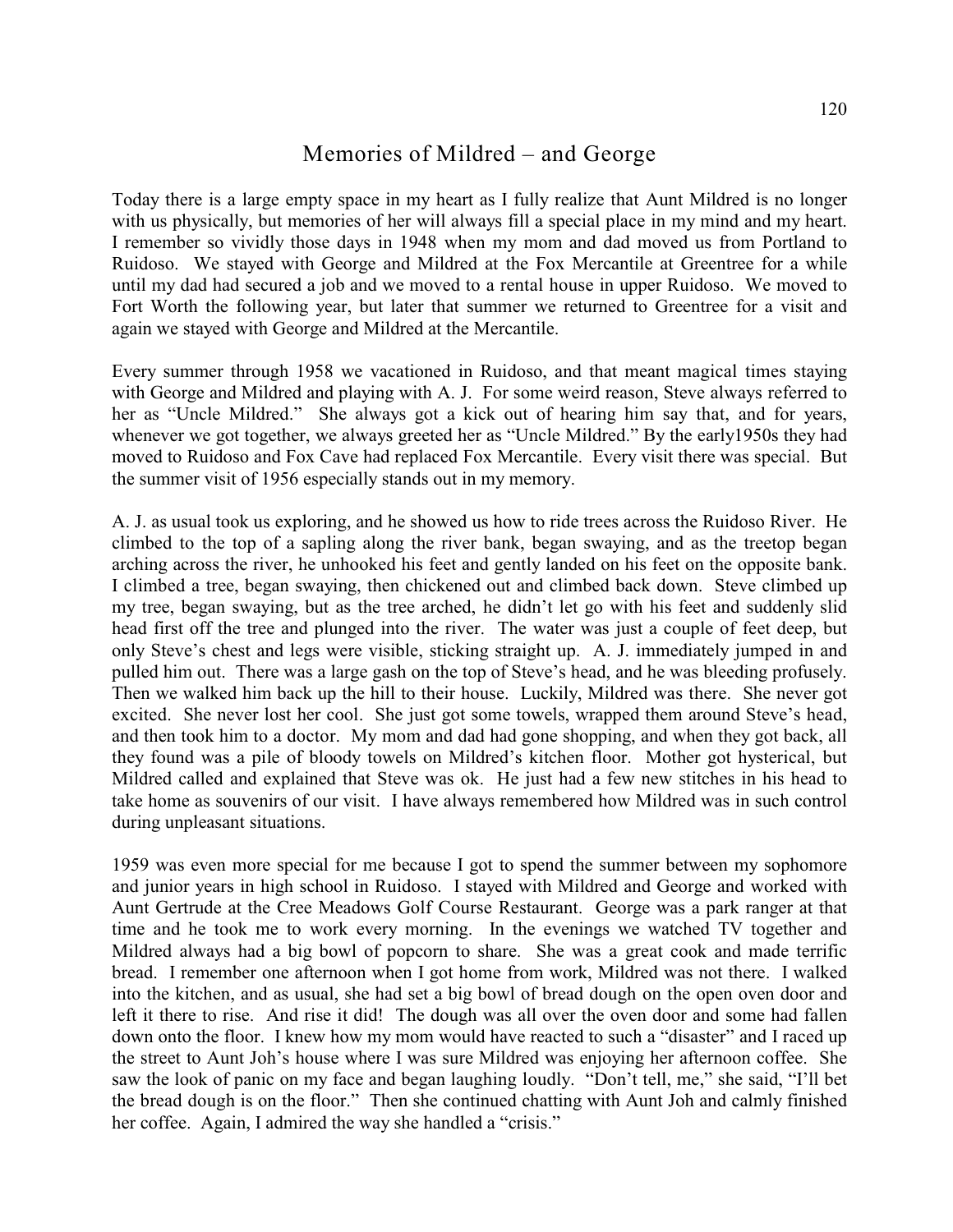# Memories of Mildred – and George

Today there is a large empty space in my heart as I fully realize that Aunt Mildred is no longer with us physically, but memories of her will always fill a special place in my mind and my heart. I remember so vividly those days in 1948 when my mom and dad moved us from Portland to Ruidoso. We stayed with George and Mildred at the Fox Mercantile at Greentree for a while until my dad had secured a job and we moved to a rental house in upper Ruidoso. We moved to Fort Worth the following year, but later that summer we returned to Greentree for a visit and again we stayed with George and Mildred at the Mercantile.

Every summer through 1958 we vacationed in Ruidoso, and that meant magical times staying with George and Mildred and playing with A. J. For some weird reason, Steve always referred to her as "Uncle Mildred." She always got a kick out of hearing him say that, and for years, whenever we got together, we always greeted her as "Uncle Mildred." By the early1950s they had moved to Ruidoso and Fox Cave had replaced Fox Mercantile. Every visit there was special. But the summer visit of 1956 especially stands out in my memory.

A. J. as usual took us exploring, and he showed us how to ride trees across the Ruidoso River. He climbed to the top of a sapling along the river bank, began swaying, and as the treetop began arching across the river, he unhooked his feet and gently landed on his feet on the opposite bank. I climbed a tree, began swaying, then chickened out and climbed back down. Steve climbed up my tree, began swaying, but as the tree arched, he didn't let go with his feet and suddenly slid head first off the tree and plunged into the river. The water was just a couple of feet deep, but only Steve's chest and legs were visible, sticking straight up. A. J. immediately jumped in and pulled him out. There was a large gash on the top of Steve's head, and he was bleeding profusely. Then we walked him back up the hill to their house. Luckily, Mildred was there. She never got excited. She never lost her cool. She just got some towels, wrapped them around Steve's head, and then took him to a doctor. My mom and dad had gone shopping, and when they got back, all they found was a pile of bloody towels on Mildred's kitchen floor. Mother got hysterical, but Mildred called and explained that Steve was ok. He just had a few new stitches in his head to take home as souvenirs of our visit. I have always remembered how Mildred was in such control during unpleasant situations.

1959 was even more special for me because I got to spend the summer between my sophomore and junior years in high school in Ruidoso. I stayed with Mildred and George and worked with Aunt Gertrude at the Cree Meadows Golf Course Restaurant. George was a park ranger at that time and he took me to work every morning. In the evenings we watched TV together and Mildred always had a big bowl of popcorn to share. She was a great cook and made terrific bread. I remember one afternoon when I got home from work, Mildred was not there. I walked into the kitchen, and as usual, she had set a big bowl of bread dough on the open oven door and left it there to rise. And rise it did! The dough was all over the oven door and some had fallen down onto the floor. I knew how my mom would have reacted to such a "disaster" and I raced up the street to Aunt Joh's house where I was sure Mildred was enjoying her afternoon coffee. She saw the look of panic on my face and began laughing loudly. "Don't tell, me," she said, "I'll bet the bread dough is on the floor." Then she continued chatting with Aunt Joh and calmly finished her coffee. Again, I admired the way she handled a "crisis."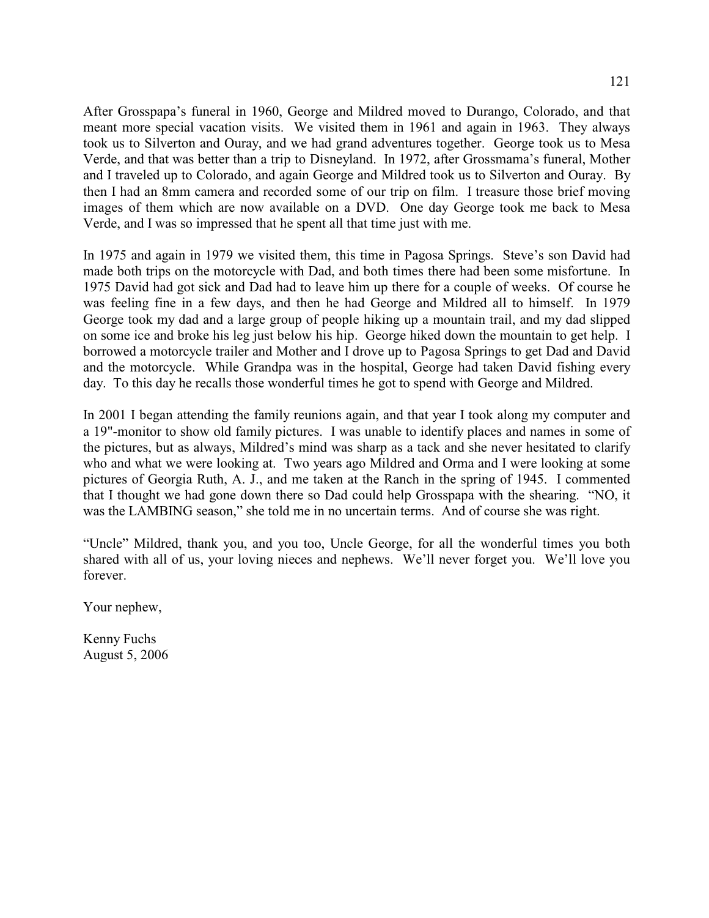After Grosspapa's funeral in 1960, George and Mildred moved to Durango, Colorado, and that meant more special vacation visits. We visited them in 1961 and again in 1963. They always took us to Silverton and Ouray, and we had grand adventures together. George took us to Mesa Verde, and that was better than a trip to Disneyland. In 1972, after Grossmama's funeral, Mother and I traveled up to Colorado, and again George and Mildred took us to Silverton and Ouray. By then I had an 8mm camera and recorded some of our trip on film. I treasure those brief moving images of them which are now available on a DVD. One day George took me back to Mesa Verde, and I was so impressed that he spent all that time just with me.

In 1975 and again in 1979 we visited them, this time in Pagosa Springs. Steve's son David had made both trips on the motorcycle with Dad, and both times there had been some misfortune. In 1975 David had got sick and Dad had to leave him up there for a couple of weeks. Of course he was feeling fine in a few days, and then he had George and Mildred all to himself. In 1979 George took my dad and a large group of people hiking up a mountain trail, and my dad slipped on some ice and broke his leg just below his hip. George hiked down the mountain to get help. I borrowed a motorcycle trailer and Mother and I drove up to Pagosa Springs to get Dad and David and the motorcycle. While Grandpa was in the hospital, George had taken David fishing every day. To this day he recalls those wonderful times he got to spend with George and Mildred.

In 2001 I began attending the family reunions again, and that year I took along my computer and a 19"-monitor to show old family pictures. I was unable to identify places and names in some of the pictures, but as always, Mildred's mind was sharp as a tack and she never hesitated to clarify who and what we were looking at. Two years ago Mildred and Orma and I were looking at some pictures of Georgia Ruth, A. J., and me taken at the Ranch in the spring of 1945. I commented that I thought we had gone down there so Dad could help Grosspapa with the shearing. "NO, it was the LAMBING season," she told me in no uncertain terms. And of course she was right.

"Uncle" Mildred, thank you, and you too, Uncle George, for all the wonderful times you both shared with all of us, your loving nieces and nephews. We'll never forget you. We'll love you forever.

Your nephew,

Kenny Fuchs
August 5, 2006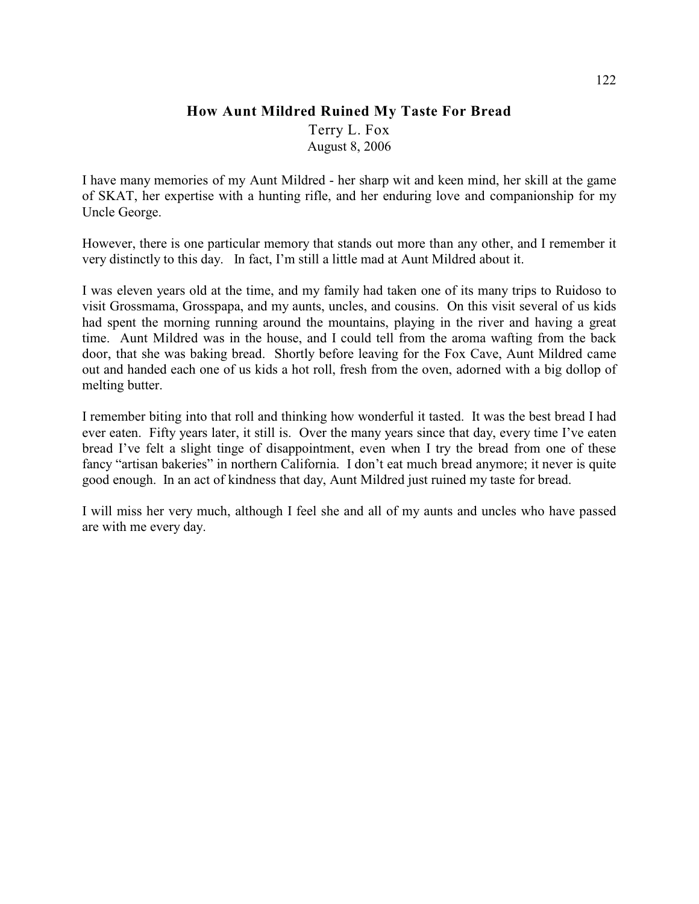## How Aunt Mildred Ruined My Taste For Bread

Terry L. Fox
August 8, 2006

I have many memories of my Aunt Mildred - her sharp wit and keen mind, her skill at the game of SKAT, her expertise with a hunting rifle, and her enduring love and companionship for my Uncle George.

However, there is one particular memory that stands out more than any other, and I remember it very distinctly to this day. In fact, I'm still a little mad at Aunt Mildred about it.

I was eleven years old at the time, and my family had taken one of its many trips to Ruidoso to visit Grossmama, Grosspapa, and my aunts, uncles, and cousins. On this visit several of us kids had spent the morning running around the mountains, playing in the river and having a great time. Aunt Mildred was in the house, and I could tell from the aroma wafting from the back door, that she was baking bread. Shortly before leaving for the Fox Cave, Aunt Mildred came out and handed each one of us kids a hot roll, fresh from the oven, adorned with a big dollop of melting butter.

I remember biting into that roll and thinking how wonderful it tasted. It was the best bread I had ever eaten. Fifty years later, it still is. Over the many years since that day, every time I've eaten bread I've felt a slight tinge of disappointment, even when I try the bread from one of these fancy "artisan bakeries" in northern California. I don't eat much bread anymore; it never is quite good enough. In an act of kindness that day, Aunt Mildred just ruined my taste for bread.

I will miss her very much, although I feel she and all of my aunts and uncles who have passed are with me every day.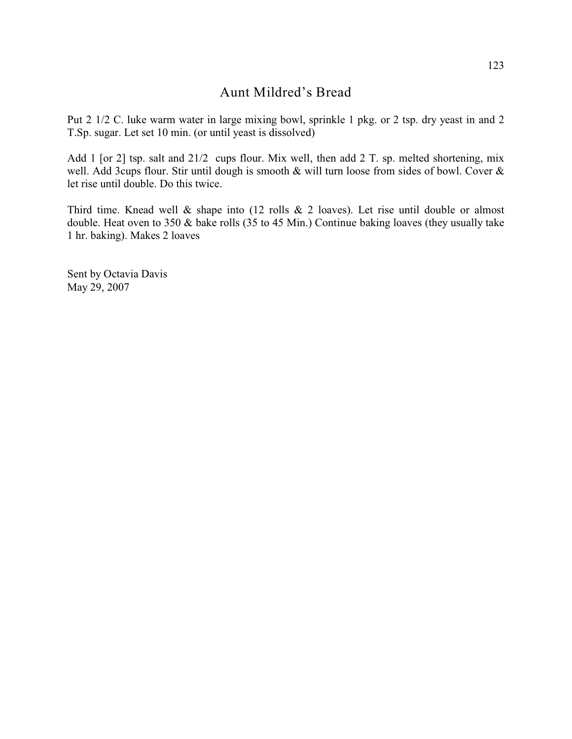# Aunt Mildred's Bread

Put 2 1/2 C. luke warm water in large mixing bowl, sprinkle 1 pkg. or 2 tsp. dry yeast in and 2 T.Sp. sugar. Let set 10 min. (or until yeast is dissolved)

Add 1 [or 2] tsp. salt and 21/2 cups flour. Mix well, then add 2 T. sp. melted shortening, mix well. Add 3cups flour. Stir until dough is smooth & will turn loose from sides of bowl. Cover & let rise until double. Do this twice.

Third time. Knead well & shape into (12 rolls & 2 loaves). Let rise until double or almost double. Heat oven to 350 & bake rolls (35 to 45 Min.) Continue baking loaves (they usually take 1 hr. baking). Makes 2 loaves

Sent by Octavia Davis
May 29, 2007